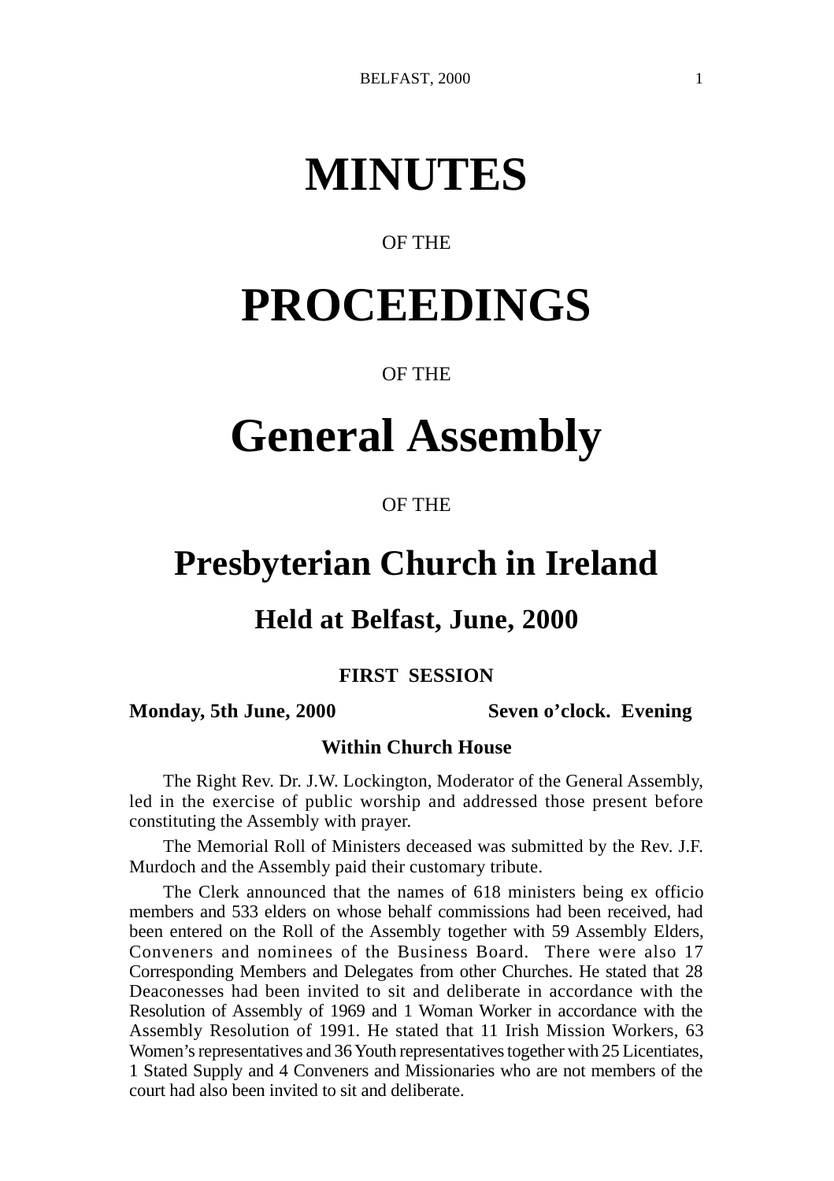# MINUTES

OF THE

# PROCEEDINGS

OF THE

# General Assembly

OF THE

# Presbyterian Church in Ireland

## Held at Belfast, June, 2000

### FIRST SESSION

**Monday, 5th June, 2000** **Seven o'clock. Evening**

**Within Church House**

The Right Rev. Dr. J.W. Lockington, Moderator of the General Assembly, led in the exercise of public worship and addressed those present before constituting the Assembly with prayer.

The Memorial Roll of Ministers deceased was submitted by the Rev. J.F. Murdoch and the Assembly paid their customary tribute.

The Clerk announced that the names of 618 ministers being ex officio members and 533 elders on whose behalf commissions had been received, had been entered on the Roll of the Assembly together with 59 Assembly Elders, Conveners and nominees of the Business Board. There were also 17 Corresponding Members and Delegates from other Churches. He stated that 28 Deaconesses had been invited to sit and deliberate in accordance with the Resolution of Assembly of 1969 and 1 Woman Worker in accordance with the Assembly Resolution of 1991. He stated that 11 Irish Mission Workers, 63 Women's representatives and 36 Youth representatives together with 25 Licentiates, 1 Stated Supply and 4 Conveners and Missionaries who are not members of the court had also been invited to sit and deliberate.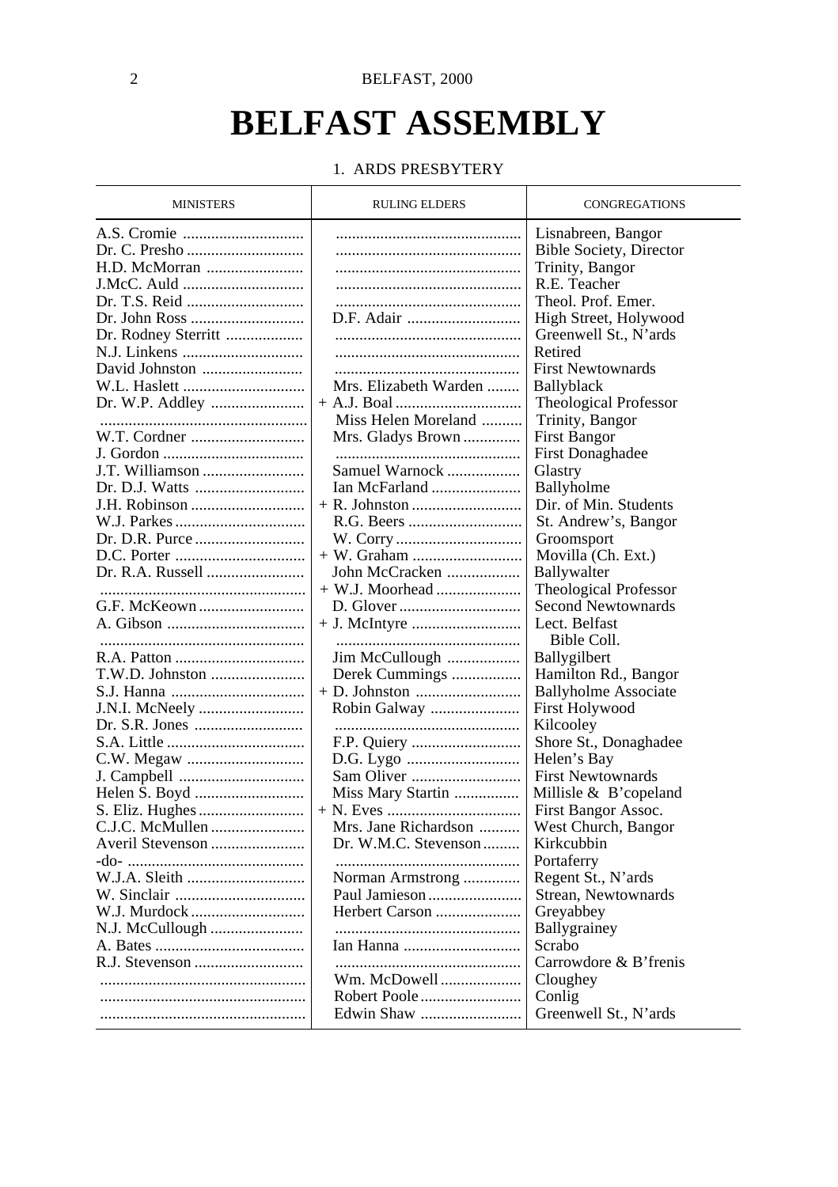# BELFAST ASSEMBLY

## 1. ARDS PRESBYTERY

| MINISTERS | RULING ELDERS | CONGREGATIONS |
|---|---|---|
| A.S. Cromie | | Lisnabreen, Bangor |
| Dr. C. Presho | | Bible Society, Director |
| H.D. McMorran | | Trinity, Bangor |
| J.McC. Auld | | R.E. Teacher |
| Dr. T.S. Reid | | Theol. Prof. Emer. |
| Dr. John Ross | D.F. Adair | High Street, Holywood |
| Dr. Rodney Sterritt | | Greenwell St., N'ards |
| N.J. Linkens | | Retired |
| David Johnston | | First Newtownards |
| W.L. Haslett | Mrs. Elizabeth Warden | Ballyblack |
| Dr. W.P. Addley | + A.J. Boal | Theological Professor |
| | Miss Helen Moreland | Trinity, Bangor |
| W.T. Cordner | Mrs. Gladys Brown | First Bangor |
| J. Gordon | | First Donaghadee |
| J.T. Williamson | Samuel Warnock | Glastry |
| Dr. D.J. Watts | Ian McFarland | Ballyholme |
| J.H. Robinson | + R. Johnston | Dir. of Min. Students |
| W.J. Parkes | R.G. Beers | St. Andrew's, Bangor |
| Dr. D.R. Purce | W. Corry | Groomsport |
| D.C. Porter | + W. Graham | Movilla (Ch. Ext.) |
| Dr. R.A. Russell | John McCracken | Ballywalter |
| | + W.J. Moorhead | Theological Professor |
| G.F. McKeown | D. Glover | Second Newtownards |
| A. Gibson | + J. McIntyre | Lect. Belfast Bible Coll. |
| R.A. Patton | Jim McCullough | Ballygilbert |
| T.W.D. Johnston | Derek Cummings | Hamilton Rd., Bangor |
| S.J. Hanna | + D. Johnston | Ballyholme Associate |
| J.N.I. McNeely | Robin Galway | First Holywood |
| Dr. S.R. Jones | | Kilcooley |
| S.A. Little | F.P. Quiery | Shore St., Donaghadee |
| C.W. Megaw | D.G. Lygo | Helen's Bay |
| J. Campbell | Sam Oliver | First Newtownards |
| Helen S. Boyd | Miss Mary Startin | Millisle & B'copeland |
| S. Eliz. Hughes | + N. Eves | First Bangor Assoc. |
| C.J.C. McMullen | Mrs. Jane Richardson | West Church, Bangor |
| Averil Stevenson | Dr. W.M.C. Stevenson | Kirkcubbin |
| -do- | | Portaferry |
| W.J.A. Sleith | Norman Armstrong | Regent St., N'ards |
| W. Sinclair | Paul Jamieson | Strean, Newtownards |
| W.J. Murdock | Herbert Carson | Greyabbey |
| N.J. McCullough | | Ballygrainey |
| A. Bates | Ian Hanna | Scrabo |
| R.J. Stevenson | | Carrowdore & B'frenis |
| | Wm. McDowell | Cloughey |
| | Robert Poole | Conlig |
| | Edwin Shaw | Greenwell St., N'ards |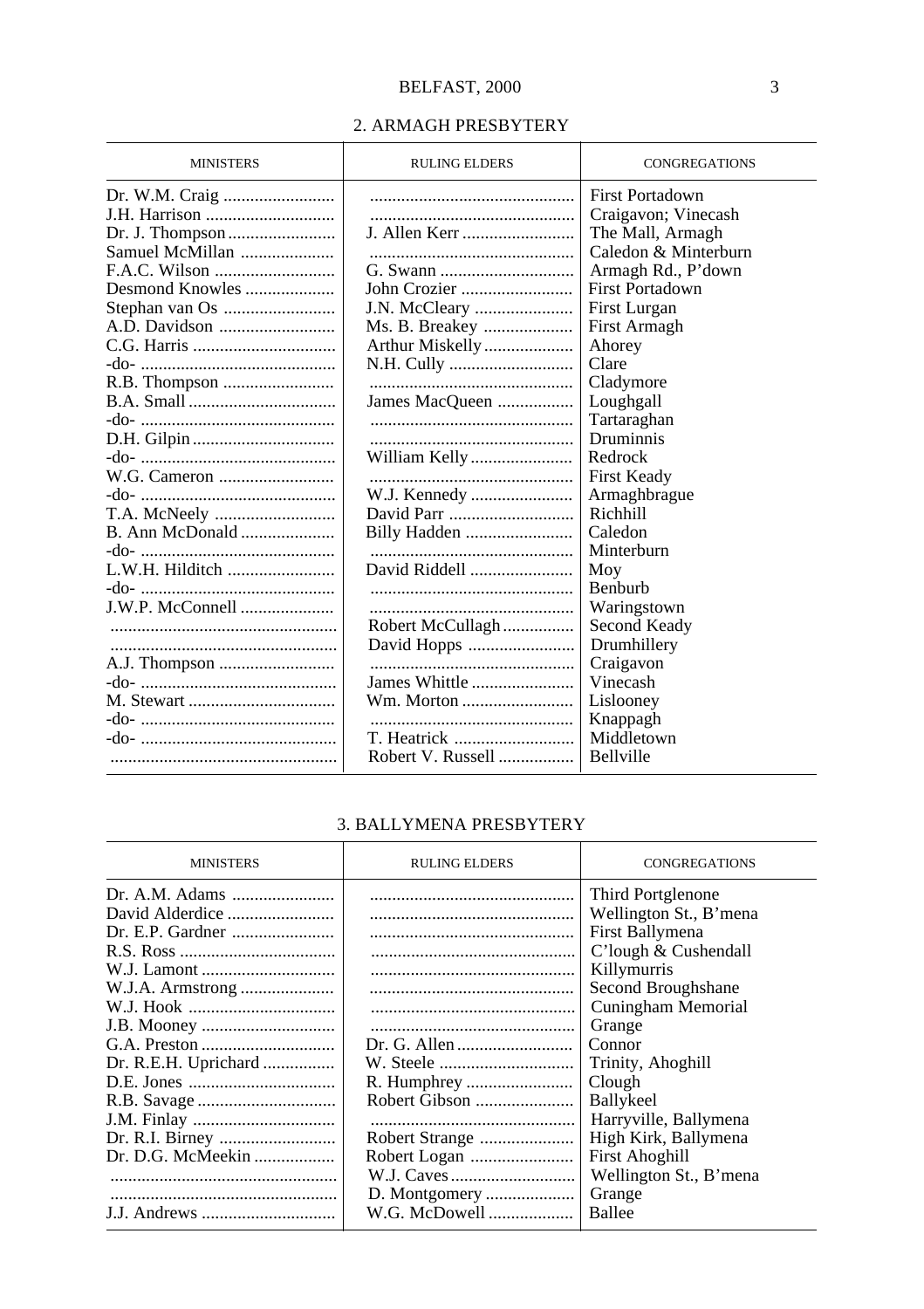## 2. ARMAGH PRESBYTERY

| MINISTERS | RULING ELDERS | CONGREGATIONS |
|---|---|---|
| Dr. W.M. Craig | | First Portadown |
| J.H. Harrison | | Craigavon; Vinecash |
| Dr. J. Thompson | J. Allen Kerr | The Mall, Armagh |
| Samuel McMillan | | Caledon & Minterburn |
| F.A.C. Wilson | G. Swann | Armagh Rd., P'down |
| Desmond Knowles | John Crozier | First Portadown |
| Stephan van Os | J.N. McCleary | First Lurgan |
| A.D. Davidson | Ms. B. Breakey | First Armagh |
| C.G. Harris | Arthur Miskelly | Ahorey |
| -do- | N.H. Cully | Clare |
| R.B. Thompson | | Cladymore |
| B.A. Small | James MacQueen | Loughgall |
| -do- | | Tartaraghan |
| D.H. Gilpin | | Druminnis |
| -do- | William Kelly | Redrock |
| W.G. Cameron | | First Keady |
| -do- | W.J. Kennedy | Armaghbrague |
| T.A. McNeely | David Parr | Richhill |
| B. Ann McDonald | Billy Hadden | Caledon |
| -do- | | Minterburn |
| L.W.H. Hilditch | David Riddell | Moy |
| -do- | | Benburb |
| J.W.P. McConnell | | Waringstown |
| | Robert McCullagh | Second Keady |
| | David Hopps | Drumhillery |
| A.J. Thompson | | Craigavon |
| -do- | James Whittle | Vinecash |
| M. Stewart | Wm. Morton | Lislooney |
| -do- | | Knappagh |
| -do- | T. Heatrick | Middletown |
| | Robert V. Russell | Bellville |

## 3. BALLYMENA PRESBYTERY

| MINISTERS | RULING ELDERS | CONGREGATIONS |
|---|---|---|
| Dr. A.M. Adams | | Third Portglenone |
| David Alderdice | | Wellington St., B'mena |
| Dr. E.P. Gardner | | First Ballymena |
| R.S. Ross | | C'lough & Cushendall |
| W.J. Lamont | | Killymurris |
| W.J.A. Armstrong | | Second Broughshane |
| W.J. Hook | | Cuningham Memorial |
| J.B. Mooney | | Grange |
| G.A. Preston | Dr. G. Allen | Connor |
| Dr. R.E.H. Uprichard | W. Steele | Trinity, Ahoghill |
| D.E. Jones | R. Humphrey | Clough |
| R.B. Savage | Robert Gibson | Ballykeel |
| J.M. Finlay | | Harryville, Ballymena |
| Dr. R.I. Birney | Robert Strange | High Kirk, Ballymena |
| Dr. D.G. McMeekin | Robert Logan | First Ahoghill |
| | W.J. Caves | Wellington St., B'mena |
| | D. Montgomery | Grange |
| J.J. Andrews | W.G. McDowell | Ballee |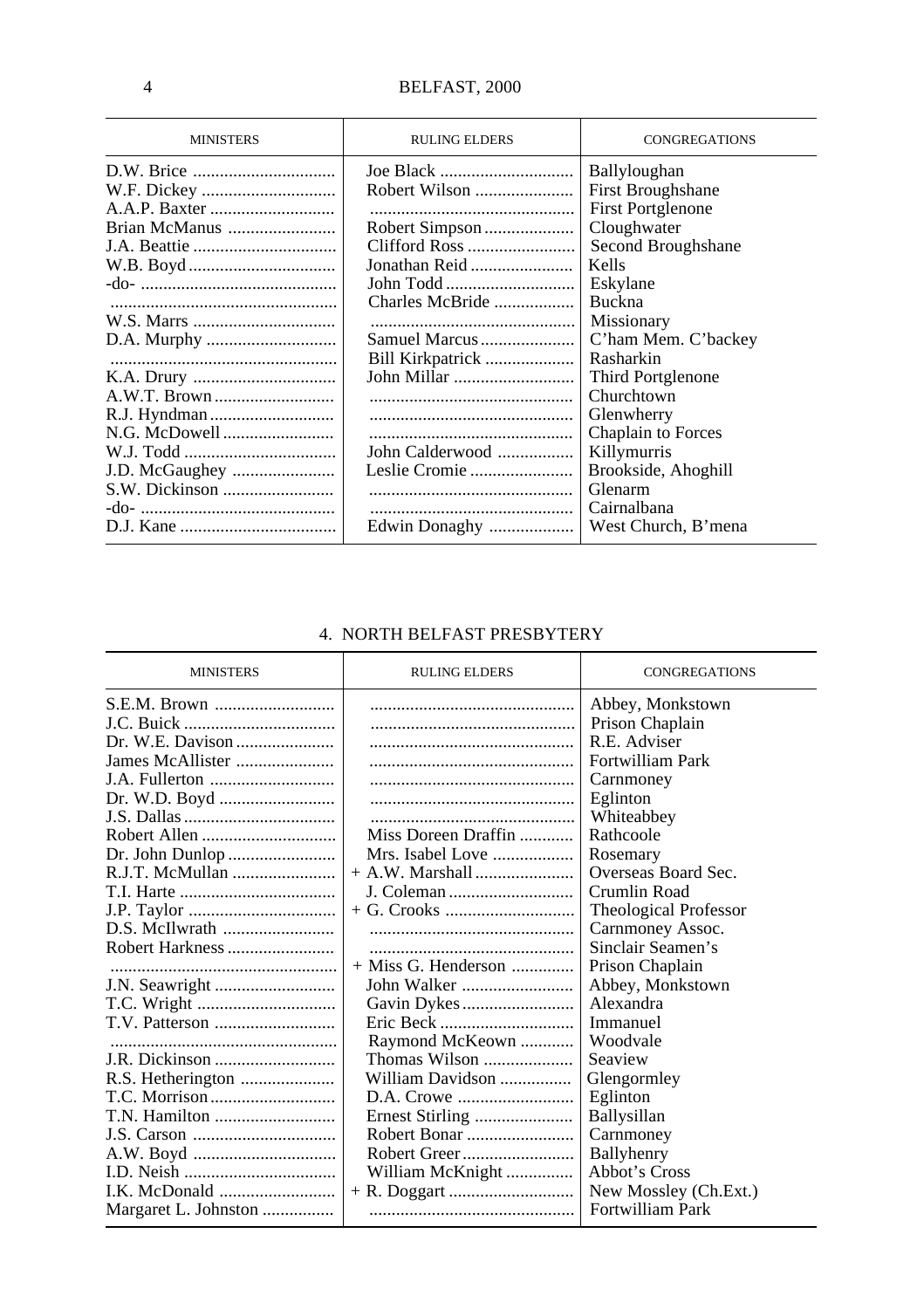| MINISTERS | RULING ELDERS | CONGREGATIONS |
|---|---|---|
| D.W. Brice | Joe Black | Ballyloughan |
| W.F. Dickey | Robert Wilson | First Broughshane |
| A.A.P. Baxter | | First Portglenone |
| Brian McManus | Robert Simpson | Cloughwater |
| J.A. Beattie | Clifford Ross | Second Broughshane |
| W.B. Boyd | Jonathan Reid | Kells |
| -do- | John Todd | Eskylane |
| | Charles McBride | Buckna |
| W.S. Marrs | | Missionary |
| D.A. Murphy | Samuel Marcus | C'ham Mem. C'backey |
| | Bill Kirkpatrick | Rasharkin |
| K.A. Drury | John Millar | Third Portglenone |
| A.W.T. Brown | | Churchtown |
| R.J. Hyndman | | Glenwherry |
| N.G. McDowell | | Chaplain to Forces |
| W.J. Todd | John Calderwood | Killymurris |
| J.D. McGaughey | Leslie Cromie | Brookside, Ahoghill |
| S.W. Dickinson | | Glenarm |
| -do- | | Cairnalbana |
| D.J. Kane | Edwin Donaghy | West Church, B'mena |

## 4. NORTH BELFAST PRESBYTERY

| MINISTERS | RULING ELDERS | CONGREGATIONS |
|---|---|---|
| S.E.M. Brown | | Abbey, Monkstown |
| J.C. Buick | | Prison Chaplain |
| Dr. W.E. Davison | | R.E. Adviser |
| James McAllister | | Fortwilliam Park |
| J.A. Fullerton | | Carnmoney |
| Dr. W.D. Boyd | | Eglinton |
| J.S. Dallas | | Whiteabbey |
| Robert Allen | Miss Doreen Draffin | Rathcoole |
| Dr. John Dunlop | Mrs. Isabel Love | Rosemary |
| R.J.T. McMullan | + A.W. Marshall | Overseas Board Sec. |
| T.I. Harte | J. Coleman | Crumlin Road |
| J.P. Taylor | + G. Crooks | Theological Professor |
| D.S. McIlwrath | | Carnmoney Assoc. |
| Robert Harkness | | Sinclair Seamen's |
| | + Miss G. Henderson | Prison Chaplain |
| J.N. Seawright | John Walker | Abbey, Monkstown |
| T.C. Wright | Gavin Dykes | Alexandra |
| T.V. Patterson | Eric Beck | Immanuel |
| | Raymond McKeown | Woodvale |
| J.R. Dickinson | Thomas Wilson | Seaview |
| R.S. Hetherington | William Davidson | Glengormley |
| T.C. Morrison | D.A. Crowe | Eglinton |
| T.N. Hamilton | Ernest Stirling | Ballysillan |
| J.S. Carson | Robert Bonar | Carnmoney |
| A.W. Boyd | Robert Greer | Ballyhenry |
| I.D. Neish | William McKnight | Abbot's Cross |
| I.K. McDonald | + R. Doggart | New Mossley (Ch.Ext.) |
| Margaret L. Johnston | | Fortwilliam Park |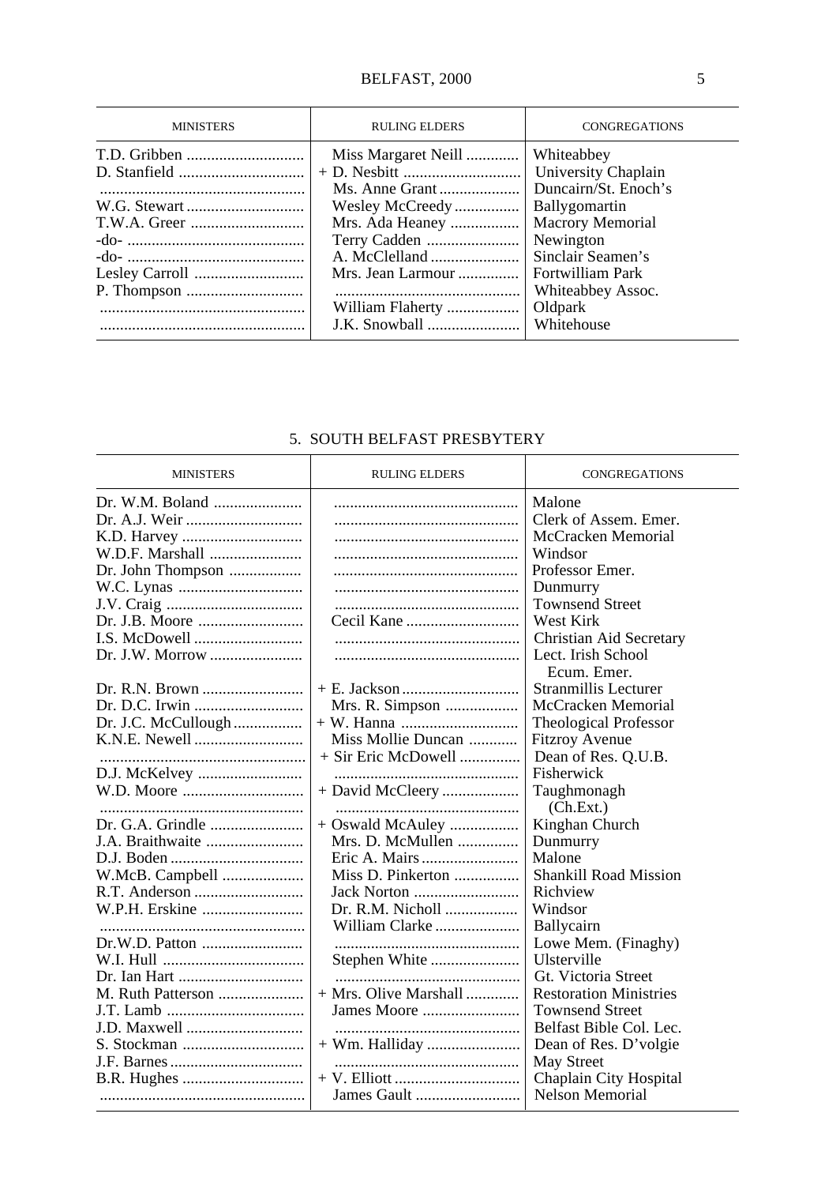| MINISTERS | RULING ELDERS | CONGREGATIONS |
|---|---|---|
| T.D. Gribben | Miss Margaret Neill | Whiteabbey |
| D. Stanfield | + D. Nesbitt | University Chaplain |
| | Ms. Anne Grant | Duncairn/St. Enoch's |
| W.G. Stewart | Wesley McCreedy | Ballygomartin |
| T.W.A. Greer | Mrs. Ada Heaney | Macrory Memorial |
| -do- | Terry Cadden | Newington |
| -do- | A. McClelland | Sinclair Seamen's |
| Lesley Carroll | Mrs. Jean Larmour | Fortwilliam Park |
| P. Thompson | | Whiteabbey Assoc. |
| | William Flaherty | Oldpark |
| | J.K. Snowball | Whitehouse |

## 5. SOUTH BELFAST PRESBYTERY

| MINISTERS | RULING ELDERS | CONGREGATIONS |
|---|---|---|
| Dr. W.M. Boland | | Malone |
| Dr. A.J. Weir | | Clerk of Assem. Emer. |
| K.D. Harvey | | McCracken Memorial |
| W.D.F. Marshall | | Windsor |
| Dr. John Thompson | | Professor Emer. |
| W.C. Lynas | | Dunmurry |
| J.V. Craig | | Townsend Street |
| Dr. J.B. Moore | Cecil Kane | West Kirk |
| I.S. McDowell | | Christian Aid Secretary |
| Dr. J.W. Morrow | | Lect. Irish School Ecum. Emer. |
| Dr. R.N. Brown | + E. Jackson | Stranmillis Lecturer |
| Dr. D.C. Irwin | Mrs. R. Simpson | McCracken Memorial |
| Dr. J.C. McCullough | + W. Hanna | Theological Professor |
| K.N.E. Newell | Miss Mollie Duncan | Fitzroy Avenue |
| | + Sir Eric McDowell | Dean of Res. Q.U.B. |
| D.J. McKelvey | | Fisherwick |
| W.D. Moore | + David McCleery | Taughmonagh |
| | | (Ch.Ext.) |
| Dr. G.A. Grindle | + Oswald McAuley | Kinghan Church |
| J.A. Braithwaite | Mrs. D. McMullen | Dunmurry |
| D.J. Boden | Eric A. Mairs | Malone |
| W.McB. Campbell | Miss D. Pinkerton | Shankill Road Mission |
| R.T. Anderson | Jack Norton | Richview |
| W.P.H. Erskine | Dr. R.M. Nicholl | Windsor |
| | William Clarke | Ballycairn |
| Dr.W.D. Patton | | Lowe Mem. (Finaghy) |
| W.I. Hull | Stephen White | Ulsterville |
| Dr. Ian Hart | | Gt. Victoria Street |
| M. Ruth Patterson | + Mrs. Olive Marshall | Restoration Ministries |
| J.T. Lamb | James Moore | Townsend Street |
| J.D. Maxwell | | Belfast Bible Col. Lec. |
| S. Stockman | + Wm. Halliday | Dean of Res. D'volgie |
| J.F. Barnes | | May Street |
| B.R. Hughes | + V. Elliott | Chaplain City Hospital |
| | James Gault | Nelson Memorial |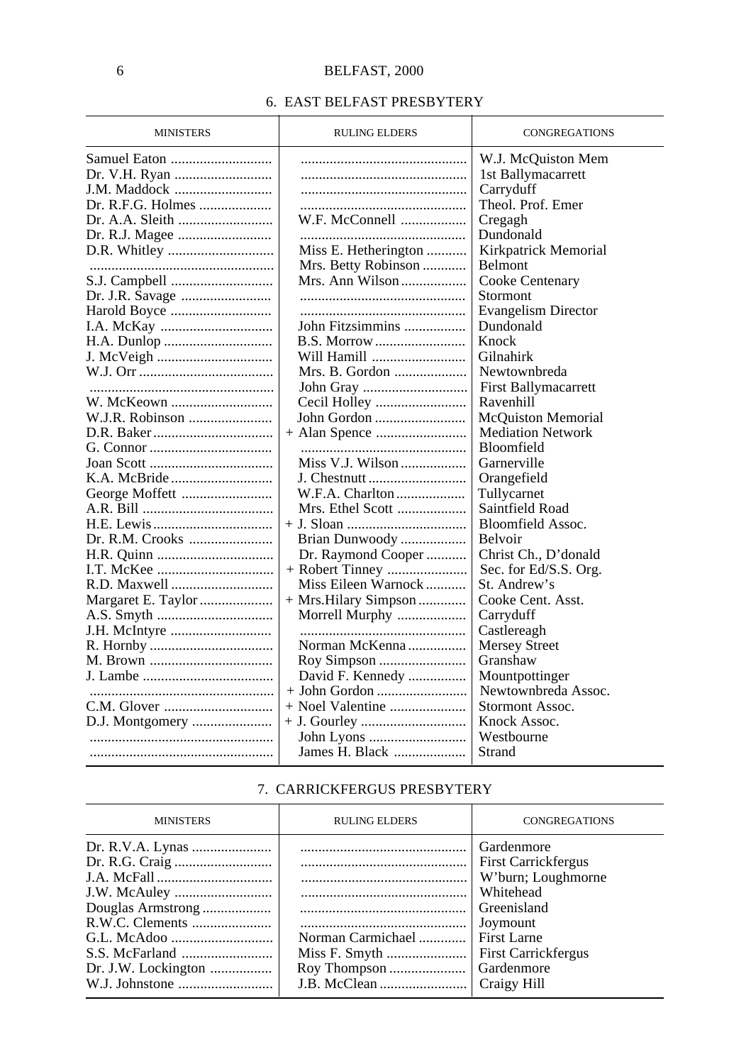## 6. EAST BELFAST PRESBYTERY

| MINISTERS | RULING ELDERS | CONGREGATIONS |
|---|---|---|
| Samuel Eaton | | W.J. McQuiston Mem |
| Dr. V.H. Ryan | | 1st Ballymacarrett |
| J.M. Maddock | | Carryduff |
| Dr. R.F.G. Holmes | | Theol. Prof. Emer |
| Dr. A.A. Sleith | W.F. McConnell | Cregagh |
| Dr. R.J. Magee | | Dundonald |
| D.R. Whitley | Miss E. Hetherington | Kirkpatrick Memorial |
| | Mrs. Betty Robinson | Belmont |
| S.J. Campbell | Mrs. Ann Wilson | Cooke Centenary |
| Dr. J.R. Savage | | Stormont |
| Harold Boyce | | Evangelism Director |
| I.A. McKay | John Fitzsimmins | Dundonald |
| H.A. Dunlop | B.S. Morrow | Knock |
| J. McVeigh | Will Hamill | Gilnahirk |
| W.J. Orr | Mrs. B. Gordon | Newtownbreda |
| | John Gray | First Ballymacarrett |
| W. McKeown | Cecil Holley | Ravenhill |
| W.J.R. Robinson | John Gordon | McQuiston Memorial |
| D.R. Baker | + Alan Spence | Mediation Network |
| G. Connor | | Bloomfield |
| Joan Scott | Miss V.J. Wilson | Garnerville |
| K.A. McBride | J. Chestnutt | Orangefield |
| George Moffett | W.F.A. Charlton | Tullycarnet |
| A.R. Bill | Mrs. Ethel Scott | Saintfield Road |
| H.E. Lewis | + J. Sloan | Bloomfield Assoc. |
| Dr. R.M. Crooks | Brian Dunwoody | Belvoir |
| H.R. Quinn | Dr. Raymond Cooper | Christ Ch., D'donald |
| I.T. McKee | + Robert Tinney | Sec. for Ed/S.S. Org. |
| R.D. Maxwell | Miss Eileen Warnock | St. Andrew's |
| Margaret E. Taylor | + Mrs.Hilary Simpson | Cooke Cent. Asst. |
| A.S. Smyth | Morrell Murphy | Carryduff |
| J.H. McIntyre | | Castlereagh |
| R. Hornby | Norman McKenna | Mersey Street |
| M. Brown | Roy Simpson | Granshaw |
| J. Lambe | David F. Kennedy | Mountpottinger |
| | + John Gordon | Newtownbreda Assoc. |
| C.M. Glover | + Noel Valentine | Stormont Assoc. |
| D.J. Montgomery | + J. Gourley | Knock Assoc. |
| | John Lyons | Westbourne |
| | James H. Black | Strand |

## 7. CARRICKFERGUS PRESBYTERY

| MINISTERS | RULING ELDERS | CONGREGATIONS |
|---|---|---|
| Dr. R.V.A. Lynas | | Gardenmore |
| Dr. R.G. Craig | | First Carrickfergus |
| J.A. McFall | | W'burn; Loughmorne |
| J.W. McAuley | | Whitehead |
| Douglas Armstrong | | Greenisland |
| R.W.C. Clements | | Joymount |
| G.L. McAdoo | Norman Carmichael | First Larne |
| S.S. McFarland | Miss F. Smyth | First Carrickfergus |
| Dr. J.W. Lockington | Roy Thompson | Gardenmore |
| W.J. Johnstone | J.B. McClean | Craigy Hill |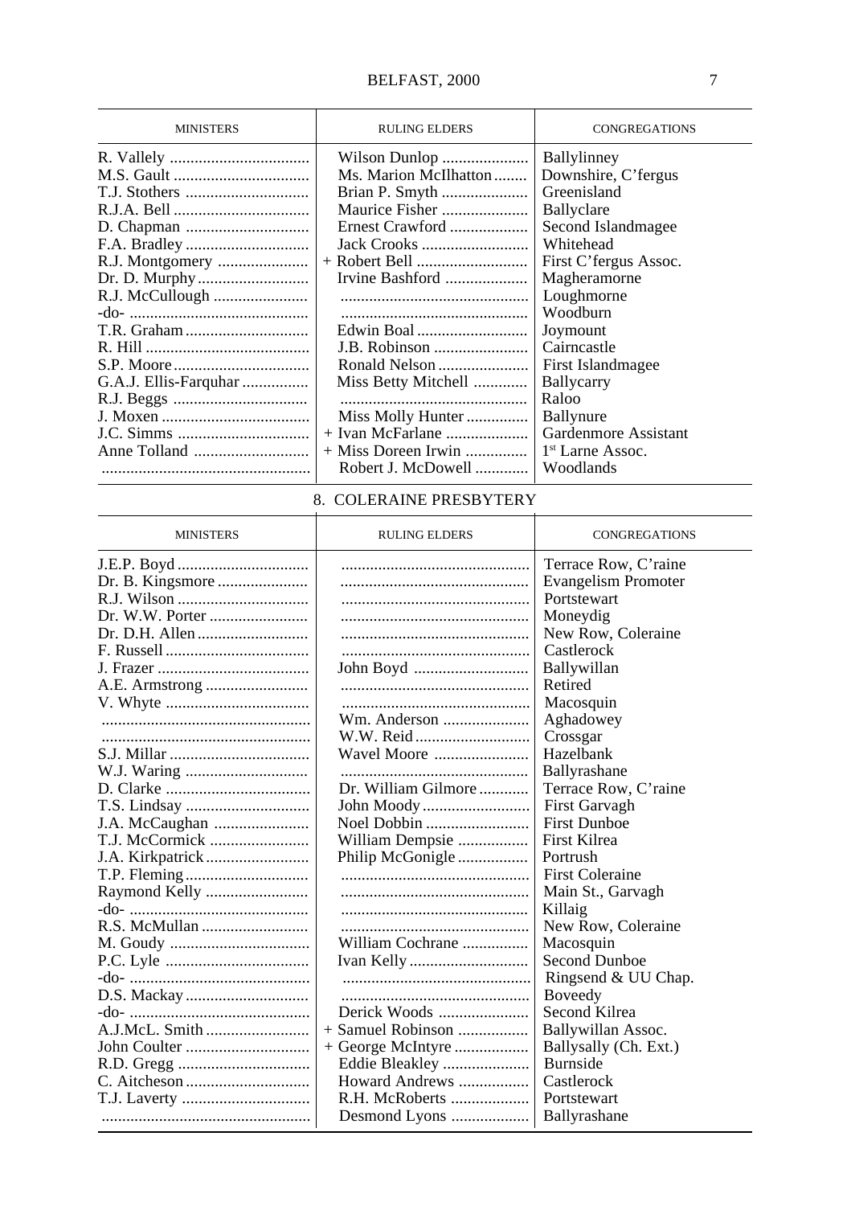| MINISTERS | RULING ELDERS | CONGREGATIONS |
|---|---|---|
| R. Vallely | Wilson Dunlop | Ballylinney |
| M.S. Gault | Ms. Marion McIlhatton | Downshire, C'fergus |
| T.J. Stothers | Brian P. Smyth | Greenisland |
| R.J.A. Bell | Maurice Fisher | Ballyclare |
| D. Chapman | Ernest Crawford | Second Islandmagee |
| F.A. Bradley | Jack Crooks | Whitehead |
| R.J. Montgomery | + Robert Bell | First C'fergus Assoc. |
| Dr. D. Murphy | Irvine Bashford | Magheramorne |
| R.J. McCullough | | Loughmorne |
| -do- | | Woodburn |
| T.R. Graham | Edwin Boal | Joymount |
| R. Hill | J.B. Robinson | Cairncastle |
| S.P. Moore | Ronald Nelson | First Islandmagee |
| G.A.J. Ellis-Farquhar | Miss Betty Mitchell | Ballycarry |
| R.J. Beggs | | Raloo |
| J. Moxen | Miss Molly Hunter | Ballynure |
| J.C. Simms | + Ivan McFarlane | Gardenmore Assistant |
| Anne Tolland | + Miss Doreen Irwin | 1st Larne Assoc. |
| | Robert J. McDowell | Woodlands |

## 8. COLERAINE PRESBYTERY

| MINISTERS | RULING ELDERS | CONGREGATIONS |
|---|---|---|
| J.E.P. Boyd | | Terrace Row, C'raine |
| Dr. B. Kingsmore | | Evangelism Promoter |
| R.J. Wilson | | Portstewart |
| Dr. W.W. Porter | | Moneydig |
| Dr. D.H. Allen | | New Row, Coleraine |
| F. Russell | | Castlerock |
| J. Frazer | John Boyd | Ballywillan |
| A.E. Armstrong | | Retired |
| V. Whyte | | Macosquin |
| | Wm. Anderson | Aghadowey |
| | W.W. Reid | Crossgar |
| S.J. Millar | Wavel Moore | Hazelbank |
| W.J. Waring | | Ballyrashane |
| D. Clarke | Dr. William Gilmore | Terrace Row, C'raine |
| T.S. Lindsay | John Moody | First Garvagh |
| J.A. McCaughan | Noel Dobbin | First Dunboe |
| T.J. McCormick | William Dempsie | First Kilrea |
| J.A. Kirkpatrick | Philip McGonigle | Portrush |
| T.P. Fleming | | First Coleraine |
| Raymond Kelly | | Main St., Garvagh |
| -do- | | Killaig |
| R.S. McMullan | | New Row, Coleraine |
| M. Goudy | William Cochrane | Macosquin |
| P.C. Lyle | Ivan Kelly | Second Dunboe |
| -do- | | Ringsend & UU Chap. |
| D.S. Mackay | | Boveedy |
| -do- | Derick Woods | Second Kilrea |
| A.J.McL. Smith | + Samuel Robinson | Ballywillan Assoc. |
| John Coulter | + George McIntyre | Ballysally (Ch. Ext.) |
| R.D. Gregg | Eddie Bleakley | Burnside |
| C. Aitcheson | Howard Andrews | Castlerock |
| T.J. Laverty | R.H. McRoberts | Portstewart |
| | Desmond Lyons | Ballyrashane |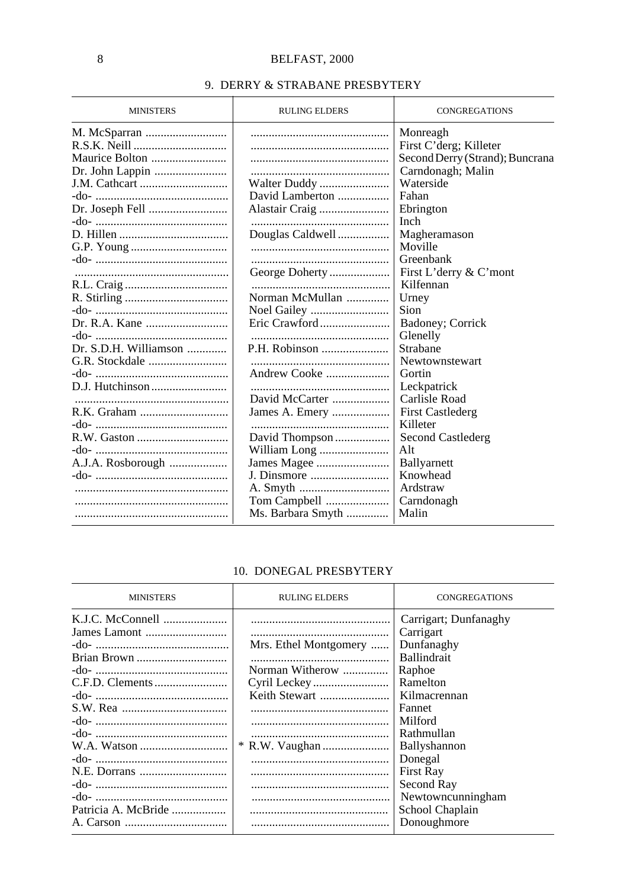## 9. DERRY & STRABANE PRESBYTERY

| MINISTERS | RULING ELDERS | CONGREGATIONS |
|---|---|---|
| M. McSparran | | Monreagh |
| R.S.K. Neill | | First C'derg; Killeter |
| Maurice Bolton | | Second Derry (Strand); Buncrana |
| Dr. John Lappin | | Carndonagh; Malin |
| J.M. Cathcart | Walter Duddy | Waterside |
| -do- | David Lamberton | Fahan |
| Dr. Joseph Fell | Alastair Craig | Ebrington |
| -do- | | Inch |
| D. Hillen | Douglas Caldwell | Magheramason |
| G.P. Young | | Moville |
| -do- | | Greenbank |
| | George Doherty | First L'derry & C'mont |
| R.L. Craig | | Kilfennan |
| R. Stirling | Norman McMullan | Urney |
| -do- | Noel Gailey | Sion |
| Dr. R.A. Kane | Eric Crawford | Badoney; Corrick |
| -do- | | Glenelly |
| Dr. S.D.H. Williamson | P.H. Robinson | Strabane |
| G.R. Stockdale | | Newtownstewart |
| -do- | Andrew Cooke | Gortin |
| D.J. Hutchinson | | Leckpatrick |
| | David McCarter | Carlisle Road |
| R.K. Graham | James A. Emery | First Castlederg |
| -do- | | Killeter |
| R.W. Gaston | David Thompson | Second Castlederg |
| -do- | William Long | Alt |
| A.J.A. Rosborough | James Magee | Ballyarnett |
| -do- | J. Dinsmore | Knowhead |
| | A. Smyth | Ardstraw |
| | Tom Campbell | Carndonagh |
| | Ms. Barbara Smyth | Malin |

## 10. DONEGAL PRESBYTERY

| MINISTERS | RULING ELDERS | CONGREGATIONS |
|---|---|---|
| K.J.C. McConnell | | Carrigart; Dunfanaghy |
| James Lamont | | Carrigart |
| -do- | Mrs. Ethel Montgomery | Dunfanaghy |
| Brian Brown | | Ballindrait |
| -do- | Norman Witherow | Raphoe |
| C.F.D. Clements | Cyril Leckey | Ramelton |
| -do- | Keith Stewart | Kilmacrennan |
| S.W. Rea | | Fannet |
| -do- | | Milford |
| -do- | | Rathmullan |
| W.A. Watson | * R.W. Vaughan | Ballyshannon |
| -do- | | Donegal |
| N.E. Dorrans | | First Ray |
| -do- | | Second Ray |
| -do- | | Newtowncunningham |
| Patricia A. McBride | | School Chaplain |
| A. Carson | | Donoughmore |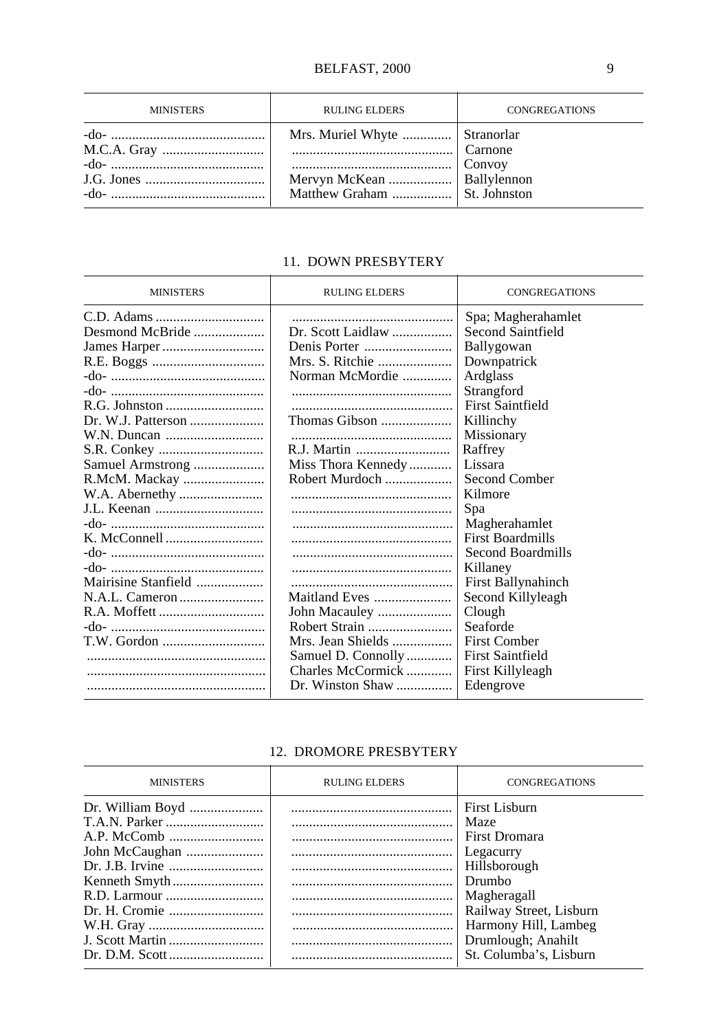| MINISTERS | RULING ELDERS | CONGREGATIONS |
|---|---|---|
| -do- | Mrs. Muriel Whyte | Stranorlar |
| M.C.A. Gray | | Carnone |
| -do- | | Convoy |
| J.G. Jones | Mervyn McKean | Ballylennon |
| -do- | Matthew Graham | St. Johnston |

## 11. DOWN PRESBYTERY

| MINISTERS | RULING ELDERS | CONGREGATIONS |
|---|---|---|
| C.D. Adams | | Spa; Magherahamlet |
| Desmond McBride | Dr. Scott Laidlaw | Second Saintfield |
| James Harper | Denis Porter | Ballygowan |
| R.E. Boggs | Mrs. S. Ritchie | Downpatrick |
| -do- | Norman McMordie | Ardglass |
| -do- | | Strangford |
| R.G. Johnston | | First Saintfield |
| Dr. W.J. Patterson | Thomas Gibson | Killinchy |
| W.N. Duncan | | Missionary |
| S.R. Conkey | R.J. Martin | Raffrey |
| Samuel Armstrong | Miss Thora Kennedy | Lissara |
| R.McM. Mackay | Robert Murdoch | Second Comber |
| W.A. Abernethy | | Kilmore |
| J.L. Keenan | | Spa |
| -do- | | Magherahamlet |
| K. McConnell | | First Boardmills |
| -do- | | Second Boardmills |
| -do- | | Killaney |
| Mairisine Stanfield | | First Ballynahinch |
| N.A.L. Cameron | Maitland Eves | Second Killyleagh |
| R.A. Moffett | John Macauley | Clough |
| -do- | Robert Strain | Seaforde |
| T.W. Gordon | Mrs. Jean Shields | First Comber |
| | Samuel D. Connolly | First Saintfield |
| | Charles McCormick | First Killyleagh |
| | Dr. Winston Shaw | Edengrove |

## 12. DROMORE PRESBYTERY

| MINISTERS | RULING ELDERS | CONGREGATIONS |
|---|---|---|
| Dr. William Boyd | | First Lisburn |
| T.A.N. Parker | | Maze |
| A.P. McComb | | First Dromara |
| John McCaughan | | Legacurry |
| Dr. J.B. Irvine | | Hillsborough |
| Kenneth Smyth | | Drumbo |
| R.D. Larmour | | Magheragall |
| Dr. H. Cromie | | Railway Street, Lisburn |
| W.H. Gray | | Harmony Hill, Lambeg |
| J. Scott Martin | | Drumlough; Anahilt |
| Dr. D.M. Scott | | St. Columba's, Lisburn |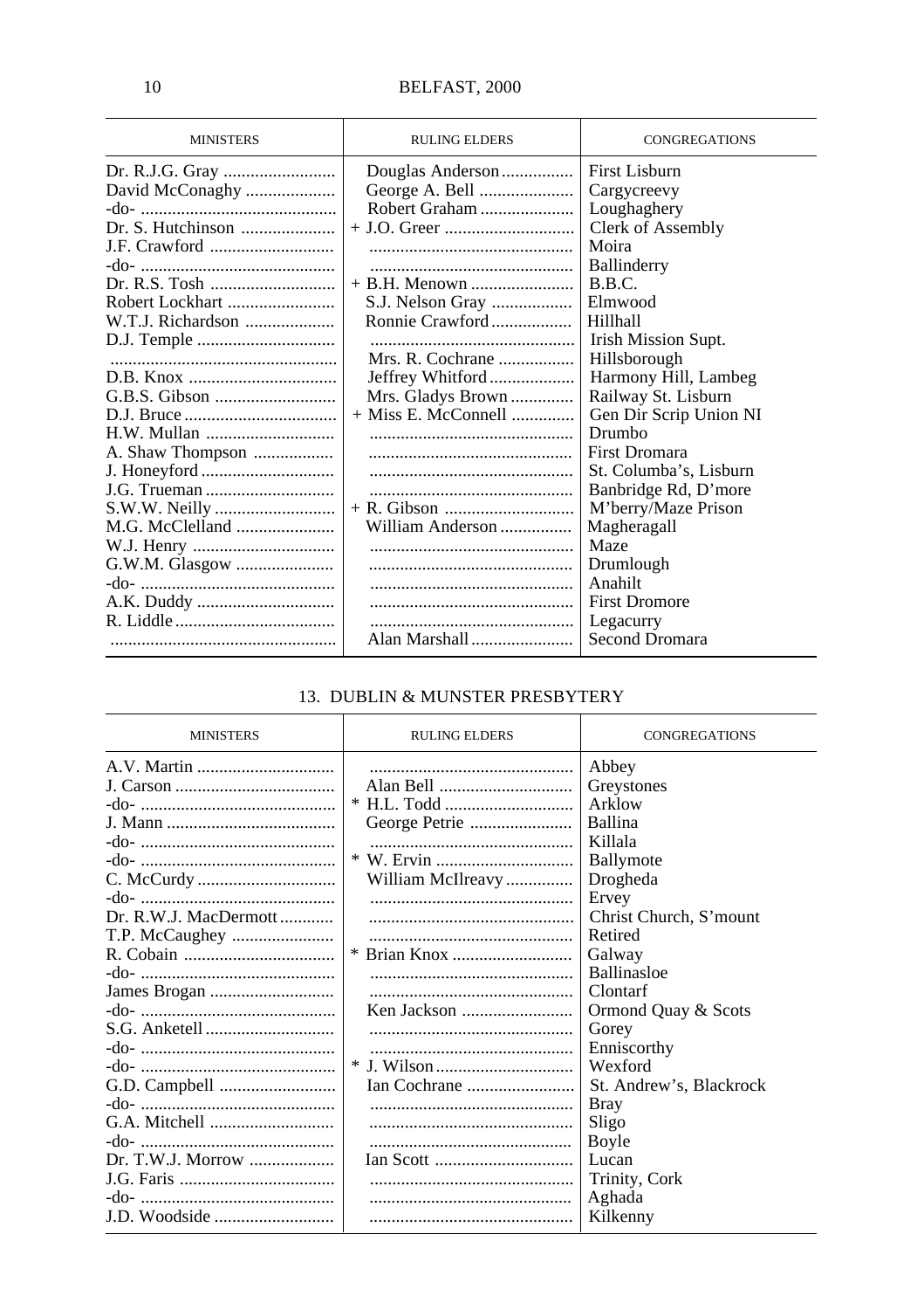| MINISTERS | RULING ELDERS | CONGREGATIONS |
|---|---|---|
| Dr. R.J.G. Gray | Douglas Anderson | First Lisburn |
| David McConaghy | George A. Bell | Cargycreevy |
| -do- | Robert Graham | Loughaghery |
| Dr. S. Hutchinson | + J.O. Greer | Clerk of Assembly |
| J.F. Crawford | | Moira |
| -do- | | Ballinderry |
| Dr. R.S. Tosh | + B.H. Menown | B.B.C. |
| Robert Lockhart | S.J. Nelson Gray | Elmwood |
| W.T.J. Richardson | Ronnie Crawford | Hillhall |
| D.J. Temple | | Irish Mission Supt. |
| | Mrs. R. Cochrane | Hillsborough |
| D.B. Knox | Jeffrey Whitford | Harmony Hill, Lambeg |
| G.B.S. Gibson | Mrs. Gladys Brown | Railway St. Lisburn |
| D.J. Bruce | + Miss E. McConnell | Gen Dir Scrip Union NI |
| H.W. Mullan | | Drumbo |
| A. Shaw Thompson | | First Dromara |
| J. Honeyford | | St. Columba's, Lisburn |
| J.G. Trueman | | Banbridge Rd, D'more |
| S.W.W. Neilly | + R. Gibson | M'berry/Maze Prison |
| M.G. McClelland | William Anderson | Magheragall |
| W.J. Henry | | Maze |
| G.W.M. Glasgow | | Drumlough |
| -do- | | Anahilt |
| A.K. Duddy | | First Dromore |
| R. Liddle | | Legacurry |
| | Alan Marshall | Second Dromara |

## 13. DUBLIN & MUNSTER PRESBYTERY

| MINISTERS | RULING ELDERS | CONGREGATIONS |
|---|---|---|
| A.V. Martin | | Abbey |
| J. Carson | Alan Bell | Greystones |
| -do- | * H.L. Todd | Arklow |
| J. Mann | George Petrie | Ballina |
| -do- | | Killala |
| -do- | * W. Ervin | Ballymote |
| C. McCurdy | William McIlreavy | Drogheda |
| -do- | | Ervey |
| Dr. R.W.J. MacDermott | | Christ Church, S'mount |
| T.P. McCaughey | | Retired |
| R. Cobain | * Brian Knox | Galway |
| -do- | | Ballinasloe |
| James Brogan | | Clontarf |
| -do- | Ken Jackson | Ormond Quay & Scots |
| S.G. Anketell | | Gorey |
| -do- | | Enniscorthy |
| -do- | * J. Wilson | Wexford |
| G.D. Campbell | Ian Cochrane | St. Andrew's, Blackrock |
| -do- | | Bray |
| G.A. Mitchell | | Sligo |
| -do- | | Boyle |
| Dr. T.W.J. Morrow | Ian Scott | Lucan |
| J.G. Faris | | Trinity, Cork |
| -do- | | Aghada |
| J.D. Woodside | | Kilkenny |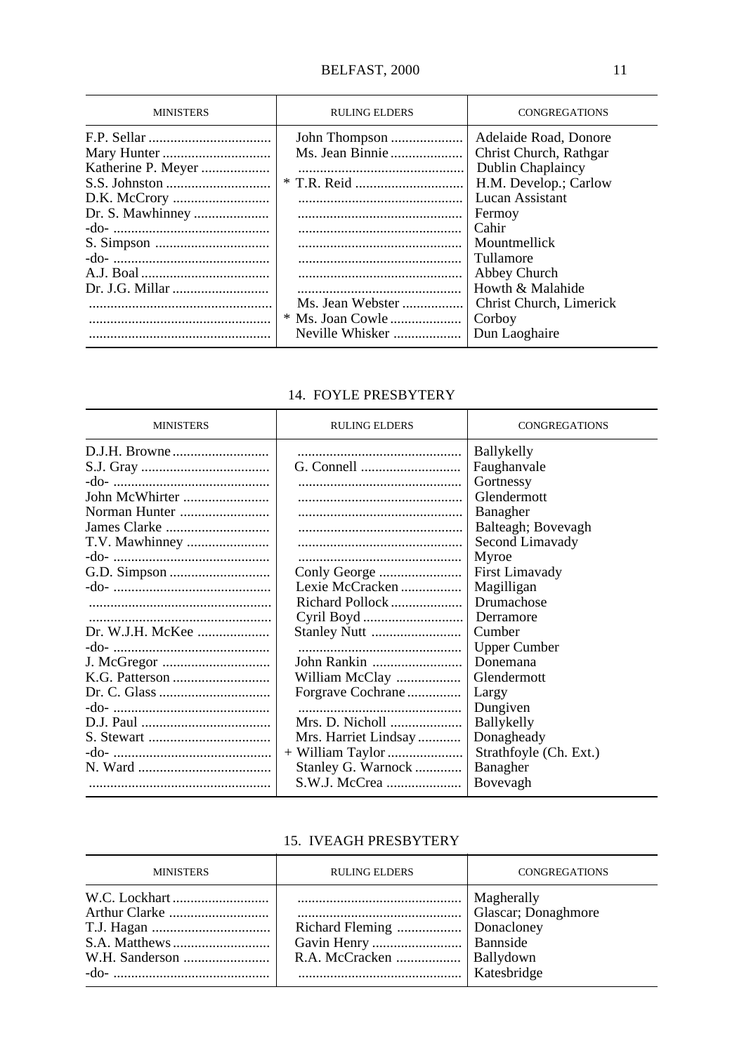| MINISTERS | RULING ELDERS | CONGREGATIONS |
|---|---|---|
| F.P. Sellar | John Thompson | Adelaide Road, Donore |
| Mary Hunter | Ms. Jean Binnie | Christ Church, Rathgar |
| Katherine P. Meyer | | Dublin Chaplaincy |
| S.S. Johnston | * T.R. Reid | H.M. Develop.; Carlow |
| D.K. McCrory | | Lucan Assistant |
| Dr. S. Mawhinney | | Fermoy |
| -do- | | Cahir |
| S. Simpson | | Mountmellick |
| -do- | | Tullamore |
| A.J. Boal | | Abbey Church |
| Dr. J.G. Millar | | Howth & Malahide |
| | Ms. Jean Webster | Christ Church, Limerick |
| | * Ms. Joan Cowle | Corboy |
| | Neville Whisker | Dun Laoghaire |

## 14. FOYLE PRESBYTERY

| MINISTERS | RULING ELDERS | CONGREGATIONS |
|---|---|---|
| D.J.H. Browne | | Ballykelly |
| S.J. Gray | G. Connell | Faughanvale |
| -do- | | Gortnessy |
| John McWhirter | | Glendermott |
| Norman Hunter | | Banagher |
| James Clarke | | Balteagh; Bovevagh |
| T.V. Mawhinney | | Second Limavady |
| -do- | | Myroe |
| G.D. Simpson | Conly George | First Limavady |
| -do- | Lexie McCracken | Magilligan |
| | Richard Pollock | Drumachose |
| | Cyril Boyd | Derramore |
| Dr. W.J.H. McKee | Stanley Nutt | Cumber |
| -do- | | Upper Cumber |
| J. McGregor | John Rankin | Donemana |
| K.G. Patterson | William McClay | Glendermott |
| Dr. C. Glass | Forgrave Cochrane | Largy |
| -do- | | Dungiven |
| D.J. Paul | Mrs. D. Nicholl | Ballykelly |
| S. Stewart | Mrs. Harriet Lindsay | Donagheady |
| -do- | + William Taylor | Strathfoyle (Ch. Ext.) |
| N. Ward | Stanley G. Warnock | Banagher |
| | S.W.J. McCrea | Bovevagh |

## 15. IVEAGH PRESBYTERY

| MINISTERS | RULING ELDERS | CONGREGATIONS |
|---|---|---|
| W.C. Lockhart | | Magherally |
| Arthur Clarke | | Glascar; Donaghmore |
| T.J. Hagan | Richard Fleming | Donacloney |
| S.A. Matthews | Gavin Henry | Bannside |
| W.H. Sanderson | R.A. McCracken | Ballydown |
| -do- | | Katesbridge |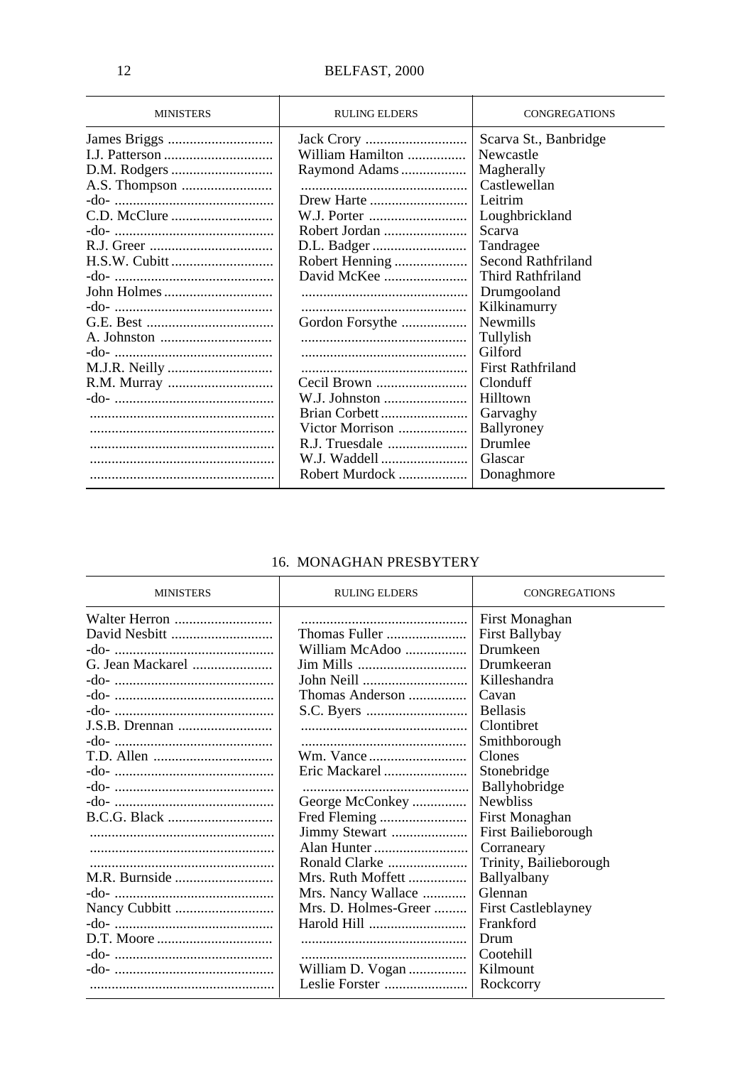| MINISTERS | RULING ELDERS | CONGREGATIONS |
|---|---|---|
| James Briggs | Jack Crory | Scarva St., Banbridge |
| I.J. Patterson | William Hamilton | Newcastle |
| D.M. Rodgers | Raymond Adams | Magherally |
| A.S. Thompson | | Castlewellan |
| -do- | Drew Harte | Leitrim |
| C.D. McClure | W.J. Porter | Loughbrickland |
| -do- | Robert Jordan | Scarva |
| R.J. Greer | D.L. Badger | Tandragee |
| H.S.W. Cubitt | Robert Henning | Second Rathfriland |
| -do- | David McKee | Third Rathfriland |
| John Holmes | | Drumgooland |
| -do- | | Kilkinamurry |
| G.E. Best | Gordon Forsythe | Newmills |
| A. Johnston | | Tullylish |
| -do- | | Gilford |
| M.J.R. Neilly | | First Rathfriland |
| R.M. Murray | Cecil Brown | Clonduff |
| -do- | W.J. Johnston | Hilltown |
| | Brian Corbett | Garvaghy |
| | Victor Morrison | Ballyroney |
| | R.J. Truesdale | Drumlee |
| | W.J. Waddell | Glascar |
| | Robert Murdock | Donaghmore |

## 16. MONAGHAN PRESBYTERY

| MINISTERS | RULING ELDERS | CONGREGATIONS |
|---|---|---|
| Walter Herron | | First Monaghan |
| David Nesbitt | Thomas Fuller | First Ballybay |
| -do- | William McAdoo | Drumkeen |
| G. Jean Mackarel | Jim Mills | Drumkeeran |
| -do- | John Neill | Killeshandra |
| -do- | Thomas Anderson | Cavan |
| -do- | S.C. Byers | Bellasis |
| J.S.B. Drennan | | Clontibret |
| -do- | | Smithborough |
| T.D. Allen | Wm. Vance | Clones |
| -do- | Eric Mackarel | Stonebridge |
| -do- | | Ballyhobridge |
| -do- | George McConkey | Newbliss |
| B.C.G. Black | Fred Fleming | First Monaghan |
| | Jimmy Stewart | First Bailieborough |
| | Alan Hunter | Corraneary |
| | Ronald Clarke | Trinity, Bailieborough |
| M.R. Burnside | Mrs. Ruth Moffett | Ballyalbany |
| -do- | Mrs. Nancy Wallace | Glennan |
| Nancy Cubbitt | Mrs. D. Holmes-Greer | First Castleblayney |
| -do- | Harold Hill | Frankford |
| D.T. Moore | | Drum |
| -do- | | Cootehill |
| -do- | William D. Vogan | Kilmount |
| | Leslie Forster | Rockcorry |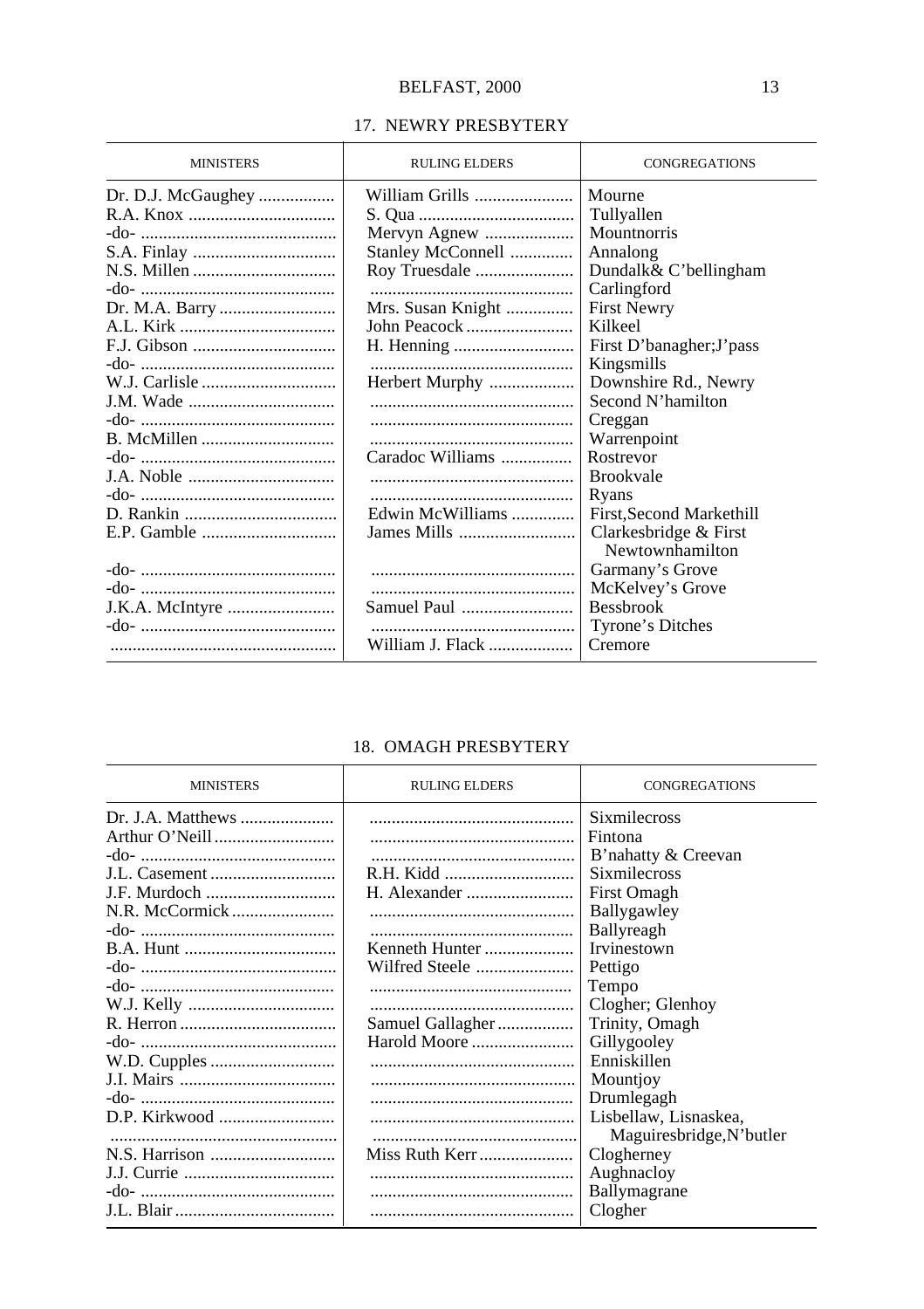## 17. NEWRY PRESBYTERY

| MINISTERS | RULING ELDERS | CONGREGATIONS |
|---|---|---|
| Dr. D.J. McGaughey | William Grills | Mourne |
| R.A. Knox | S. Qua | Tullyallen |
| -do- | Mervyn Agnew | Mountnorris |
| S.A. Finlay | Stanley McConnell | Annalong |
| N.S. Millen | Roy Truesdale | Dundalk& C'bellingham |
| -do- | | Carlingford |
| Dr. M.A. Barry | Mrs. Susan Knight | First Newry |
| A.L. Kirk | John Peacock | Kilkeel |
| F.J. Gibson | H. Henning | First D'banagher;J'pass |
| -do- | | Kingsmills |
| W.J. Carlisle | Herbert Murphy | Downshire Rd., Newry |
| J.M. Wade | | Second N'hamilton |
| -do- | | Creggan |
| B. McMillen | | Warrenpoint |
| -do- | Caradoc Williams | Rostrevor |
| J.A. Noble | | Brookvale |
| -do- | | Ryans |
| D. Rankin | Edwin McWilliams | First,Second Markethill |
| E.P. Gamble | James Mills | Clarkesbridge & First Newtownhamilton |
| -do- | | Garmany's Grove |
| -do- | | McKelvey's Grove |
| J.K.A. McIntyre | Samuel Paul | Bessbrook |
| -do- | | Tyrone's Ditches |
| | William J. Flack | Cremore |

## 18. OMAGH PRESBYTERY

| MINISTERS | RULING ELDERS | CONGREGATIONS |
|---|---|---|
| Dr. J.A. Matthews | | Sixmilecross |
| Arthur O'Neill | | Fintona |
| -do- | | B'nahatty & Creevan |
| J.L. Casement | R.H. Kidd | Sixmilecross |
| J.F. Murdoch | H. Alexander | First Omagh |
| N.R. McCormick | | Ballygawley |
| -do- | | Ballyreagh |
| B.A. Hunt | Kenneth Hunter | Irvinestown |
| -do- | Wilfred Steele | Pettigo |
| -do- | | Tempo |
| W.J. Kelly | | Clogher; Glenhoy |
| R. Herron | Samuel Gallagher | Trinity, Omagh |
| -do- | Harold Moore | Gillygooley |
| W.D. Cupples | | Enniskillen |
| J.I. Mairs | | Mountjoy |
| -do- | | Drumlegagh |
| D.P. Kirkwood | | Lisbellaw, Lisnaskea, Maguiresbridge,N'butler |
| N.S. Harrison | Miss Ruth Kerr | Clogherney |
| J.J. Currie | | Aughnacloy |
| -do- | | Ballymagrane |
| J.L. Blair | | Clogher |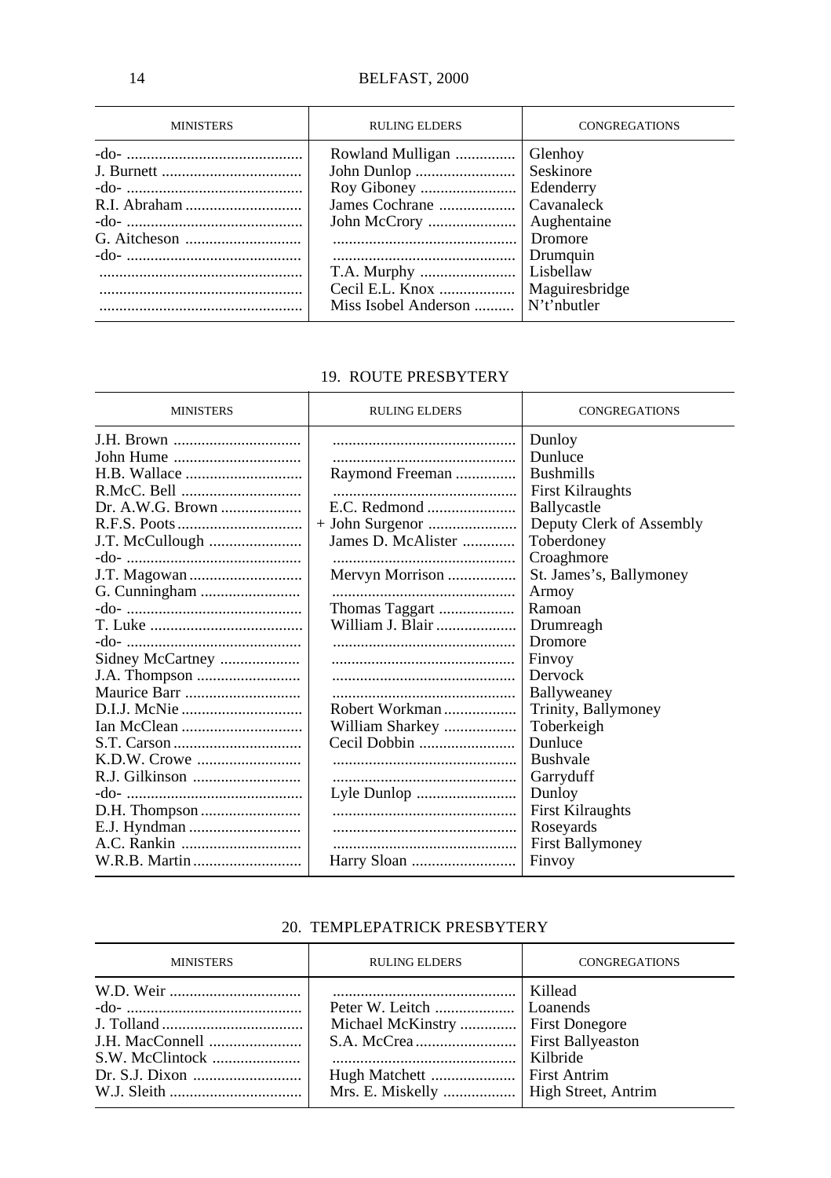| MINISTERS | RULING ELDERS | CONGREGATIONS |
|---|---|---|
| -do- | Rowland Mulligan | Glenhoy |
| J. Burnett | John Dunlop | Seskinore |
| -do- | Roy Giboney | Edenderry |
| R.I. Abraham | James Cochrane | Cavanaleck |
| -do- | John McCrory | Aughentaine |
| G. Aitcheson | | Dromore |
| -do- | | Drumquin |
| | T.A. Murphy | Lisbellaw |
| | Cecil E.L. Knox | Maguiresbridge |
| | Miss Isobel Anderson | N't'nbutler |

## 19. ROUTE PRESBYTERY

| MINISTERS | RULING ELDERS | CONGREGATIONS |
|---|---|---|
| J.H. Brown | | Dunloy |
| John Hume | | Dunluce |
| H.B. Wallace | Raymond Freeman | Bushmills |
| R.McC. Bell | | First Kilraughts |
| Dr. A.W.G. Brown | E.C. Redmond | Ballycastle |
| R.F.S. Poots | + John Surgenor | Deputy Clerk of Assembly |
| J.T. McCullough | James D. McAlister | Toberdoney |
| -do- | | Croaghmore |
| J.T. Magowan | Mervyn Morrison | St. James's, Ballymoney |
| G. Cunningham | | Armoy |
| -do- | Thomas Taggart | Ramoan |
| T. Luke | William J. Blair | Drumreagh |
| -do- | | Dromore |
| Sidney McCartney | | Finvoy |
| J.A. Thompson | | Dervock |
| Maurice Barr | | Ballyweaney |
| D.I.J. McNie | Robert Workman | Trinity, Ballymoney |
| Ian McClean | William Sharkey | Toberkeigh |
| S.T. Carson | Cecil Dobbin | Dunluce |
| K.D.W. Crowe | | Bushvale |
| R.J. Gilkinson | | Garryduff |
| -do- | Lyle Dunlop | Dunloy |
| D.H. Thompson | | First Kilraughts |
| E.J. Hyndman | | Roseyards |
| A.C. Rankin | | First Ballymoney |
| W.R.B. Martin | Harry Sloan | Finvoy |

## 20. TEMPLEPATRICK PRESBYTERY

| MINISTERS | RULING ELDERS | CONGREGATIONS |
|---|---|---|
| W.D. Weir | | Killead |
| -do- | Peter W. Leitch | Loanends |
| J. Tolland | Michael McKinstry | First Donegore |
| J.H. MacConnell | S.A. McCrea | First Ballyeaston |
| S.W. McClintock | | Kilbride |
| Dr. S.J. Dixon | Hugh Matchett | First Antrim |
| W.J. Sleith | Mrs. E. Miskelly | High Street, Antrim |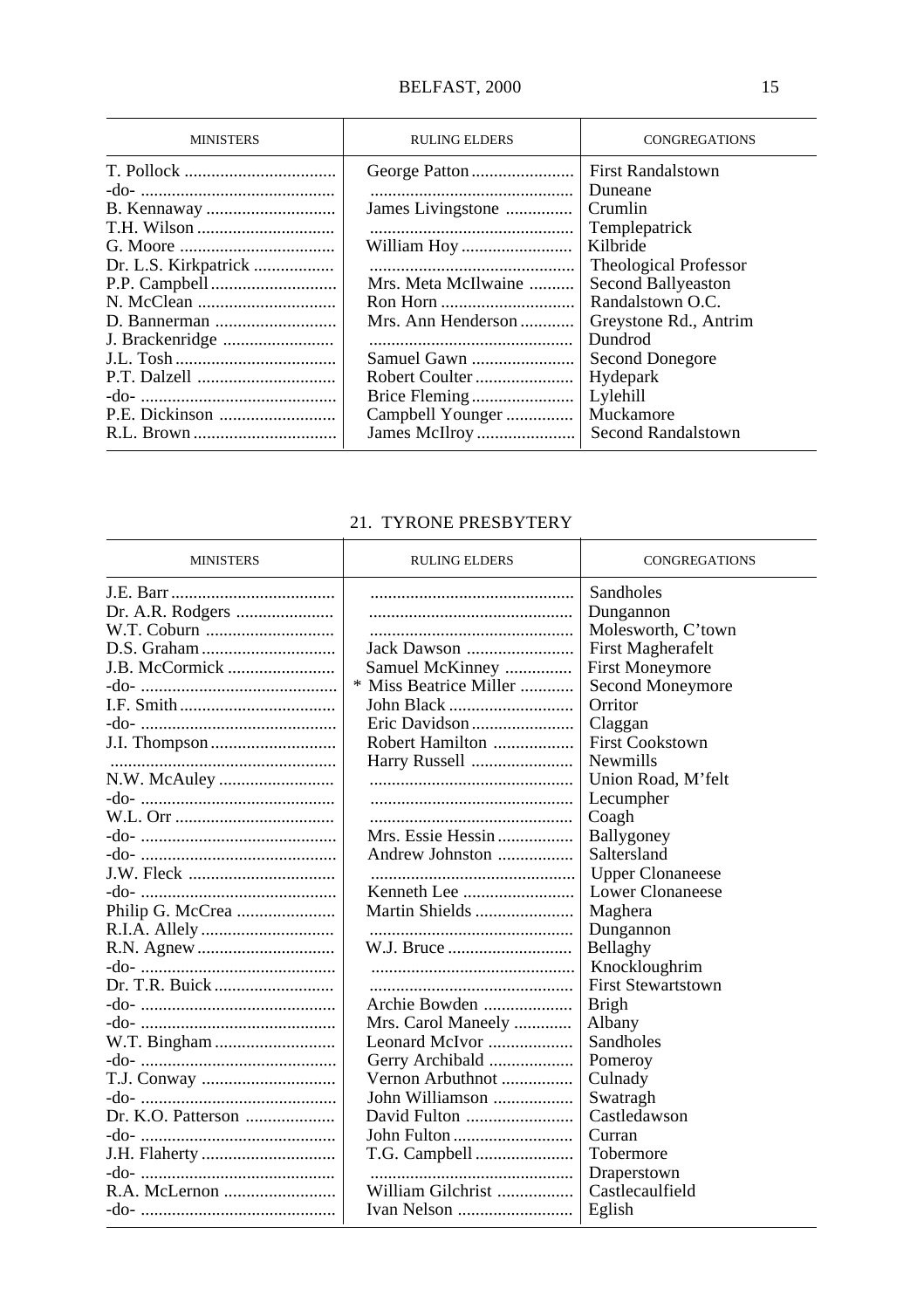| MINISTERS | RULING ELDERS | CONGREGATIONS |
|---|---|---|
| T. Pollock | George Patton | First Randalstown |
| -do- | | Duneane |
| B. Kennaway | James Livingstone | Crumlin |
| T.H. Wilson | | Templepatrick |
| G. Moore | William Hoy | Kilbride |
| Dr. L.S. Kirkpatrick | | Theological Professor |
| P.P. Campbell | Mrs. Meta McIlwaine | Second Ballyeaston |
| N. McClean | Ron Horn | Randalstown O.C. |
| D. Bannerman | Mrs. Ann Henderson | Greystone Rd., Antrim |
| J. Brackenridge | | Dundrod |
| J.L. Tosh | Samuel Gawn | Second Donegore |
| P.T. Dalzell | Robert Coulter | Hydepark |
| -do- | Brice Fleming | Lylehill |
| P.E. Dickinson | Campbell Younger | Muckamore |
| R.L. Brown | James McIlroy | Second Randalstown |

## 21. TYRONE PRESBYTERY

| MINISTERS | RULING ELDERS | CONGREGATIONS |
|---|---|---|
| J.E. Barr | | Sandholes |
| Dr. A.R. Rodgers | | Dungannon |
| W.T. Coburn | | Molesworth, C'town |
| D.S. Graham | Jack Dawson | First Magherafelt |
| J.B. McCormick | Samuel McKinney | First Moneymore |
| -do- | * Miss Beatrice Miller | Second Moneymore |
| I.F. Smith | John Black | Orritor |
| -do- | Eric Davidson | Claggan |
| J.I. Thompson | Robert Hamilton | First Cookstown |
| | Harry Russell | Newmills |
| N.W. McAuley | | Union Road, M'felt |
| -do- | | Lecumpher |
| W.L. Orr | | Coagh |
| -do- | Mrs. Essie Hessin | Ballygoney |
| -do- | Andrew Johnston | Saltersland |
| J.W. Fleck | | Upper Clonaneese |
| -do- | Kenneth Lee | Lower Clonaneese |
| Philip G. McCrea | Martin Shields | Maghera |
| R.I.A. Allely | | Dungannon |
| R.N. Agnew | W.J. Bruce | Bellaghy |
| -do- | | Knockloughrim |
| Dr. T.R. Buick | | First Stewartstown |
| -do- | Archie Bowden | Brigh |
| -do- | Mrs. Carol Maneely | Albany |
| W.T. Bingham | Leonard McIvor | Sandholes |
| -do- | Gerry Archibald | Pomeroy |
| T.J. Conway | Vernon Arbuthnot | Culnady |
| -do- | John Williamson | Swatragh |
| Dr. K.O. Patterson | David Fulton | Castledawson |
| -do- | John Fulton | Curran |
| J.H. Flaherty | T.G. Campbell | Tobermore |
| -do- | | Draperstown |
| R.A. McLernon | William Gilchrist | Castlecaulfield |
| -do- | Ivan Nelson | Eglish |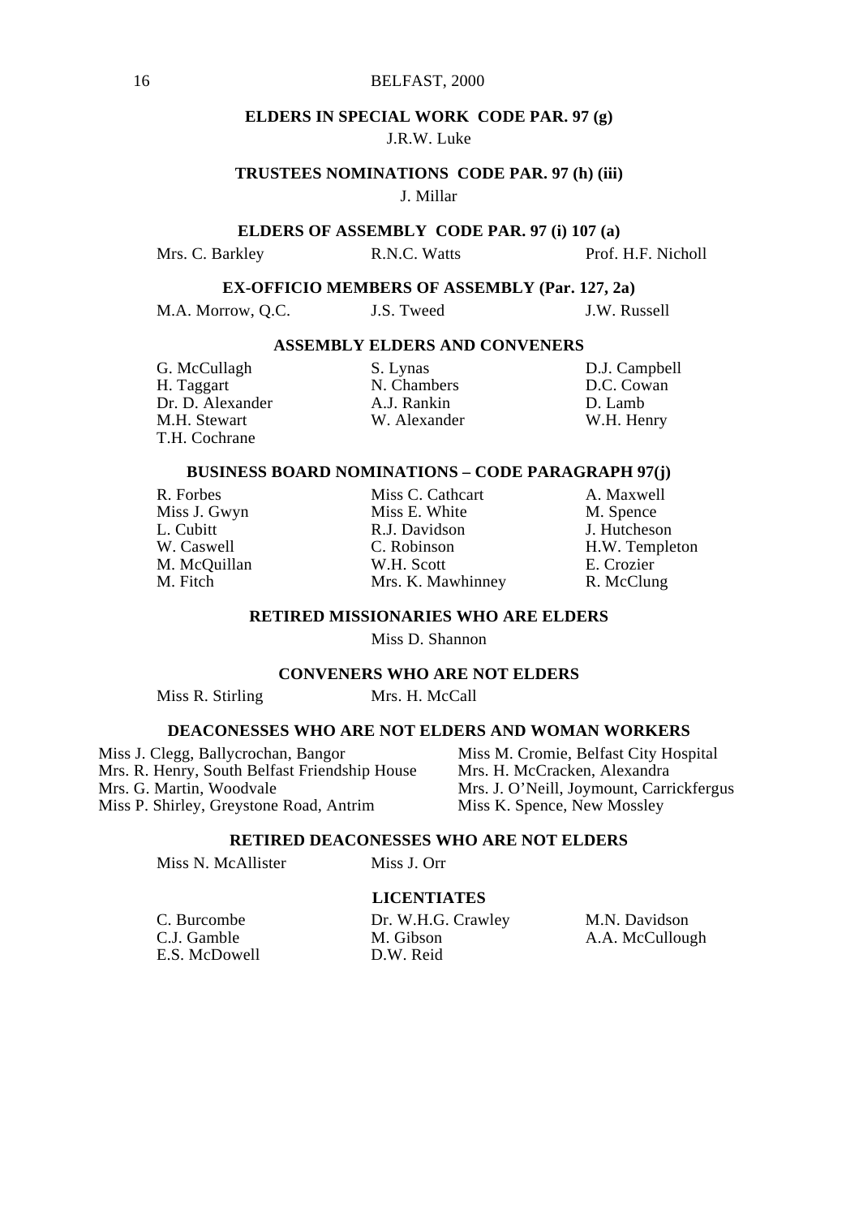## ELDERS IN SPECIAL WORK CODE PAR. 97 (g)

J.R.W. Luke

## TRUSTEES NOMINATIONS CODE PAR. 97 (h) (iii)

J. Millar

## ELDERS OF ASSEMBLY CODE PAR. 97 (i) 107 (a)

| | | |
|---|---|---|
| Mrs. C. Barkley | R.N.C. Watts | Prof. H.F. Nicholl |

## EX-OFFICIO MEMBERS OF ASSEMBLY (Par. 127, 2a)

| | | |
|---|---|---|
| M.A. Morrow, Q.C. | J.S. Tweed | J.W. Russell |

## ASSEMBLY ELDERS AND CONVENERS

| | | |
|---|---|---|
| G. McCullagh | S. Lynas | D.J. Campbell |
| H. Taggart | N. Chambers | D.C. Cowan |
| Dr. D. Alexander | A.J. Rankin | D. Lamb |
| M.H. Stewart | W. Alexander | W.H. Henry |
| T.H. Cochrane | | |

## BUSINESS BOARD NOMINATIONS – CODE PARAGRAPH 97(j)

| | | |
|---|---|---|
| R. Forbes | Miss C. Cathcart | A. Maxwell |
| Miss J. Gwyn | Miss E. White | M. Spence |
| L. Cubitt | R.J. Davidson | J. Hutcheson |
| W. Caswell | C. Robinson | H.W. Templeton |
| M. McQuillan | W.H. Scott | E. Crozier |
| M. Fitch | Mrs. K. Mawhinney | R. McClung |

## RETIRED MISSIONARIES WHO ARE ELDERS

Miss D. Shannon

## CONVENERS WHO ARE NOT ELDERS

| | |
|---|---|
| Miss R. Stirling | Mrs. H. McCall |

## DEACONESSES WHO ARE NOT ELDERS AND WOMAN WORKERS

| | |
|---|---|
| Miss J. Clegg, Ballycrochan, Bangor | Miss M. Cromie, Belfast City Hospital |
| Mrs. R. Henry, South Belfast Friendship House | Mrs. H. McCracken, Alexandra |
| Mrs. G. Martin, Woodvale | Mrs. J. O'Neill, Joymount, Carrickfergus |
| Miss P. Shirley, Greystone Road, Antrim | Miss K. Spence, New Mossley |

## RETIRED DEACONESSES WHO ARE NOT ELDERS

| | |
|---|---|
| Miss N. McAllister | Miss J. Orr |

## LICENTIATES

| | | |
|---|---|---|
| C. Burcombe | Dr. W.H.G. Crawley | M.N. Davidson |
| C.J. Gamble | M. Gibson | A.A. McCullough |
| E.S. McDowell | D.W. Reid | |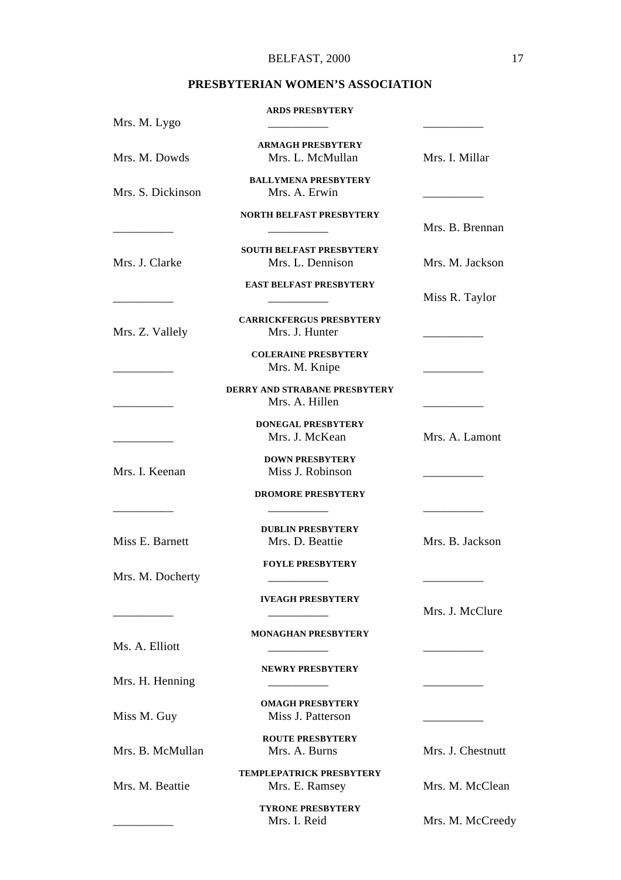## PRESBYTERIAN WOMEN'S ASSOCIATION

| | | |
|---|---|---|
| | **ARDS PRESBYTERY** | |
| Mrs. M. Lygo | __________ | __________ |
| | **ARMAGH PRESBYTERY** | |
| Mrs. M. Dowds | Mrs. L. McMullan | Mrs. I. Millar |
| | **BALLYMENA PRESBYTERY** | |
| Mrs. S. Dickinson | Mrs. A. Erwin | __________ |
| | **NORTH BELFAST PRESBYTERY** | |
| __________ | __________ | Mrs. B. Brennan |
| | **SOUTH BELFAST PRESBYTERY** | |
| Mrs. J. Clarke | Mrs. L. Dennison | Mrs. M. Jackson |
| | **EAST BELFAST PRESBYTERY** | |
| __________ | __________ | Miss R. Taylor |
| | **CARRICKFERGUS PRESBYTERY** | |
| Mrs. Z. Vallely | Mrs. J. Hunter | __________ |
| | **COLERAINE PRESBYTERY** | |
| __________ | Mrs. M. Knipe | __________ |
| | **DERRY AND STRABANE PRESBYTERY** | |
| __________ | Mrs. A. Hillen | __________ |
| | **DONEGAL PRESBYTERY** | |
| __________ | Mrs. J. McKean | Mrs. A. Lamont |
| | **DOWN PRESBYTERY** | |
| Mrs. I. Keenan | Miss J. Robinson | __________ |
| | **DROMORE PRESBYTERY** | |
| __________ | __________ | __________ |
| | **DUBLIN PRESBYTERY** | |
| Miss E. Barnett | Mrs. D. Beattie | Mrs. B. Jackson |
| | **FOYLE PRESBYTERY** | |
| Mrs. M. Docherty | __________ | __________ |
| | **IVEAGH PRESBYTERY** | |
| __________ | __________ | Mrs. J. McClure |
| | **MONAGHAN PRESBYTERY** | |
| Ms. A. Elliott | __________ | __________ |
| | **NEWRY PRESBYTERY** | |
| Mrs. H. Henning | __________ | __________ |
| | **OMAGH PRESBYTERY** | |
| Miss M. Guy | Miss J. Patterson | __________ |
| | **ROUTE PRESBYTERY** | |
| Mrs. B. McMullan | Mrs. A. Burns | Mrs. J. Chestnutt |
| | **TEMPLEPATRICK PRESBYTERY** | |
| Mrs. M. Beattie | Mrs. E. Ramsey | Mrs. M. McClean |
| | **TYRONE PRESBYTERY** | |
| __________ | Mrs. I. Reid | Mrs. M. McCreedy |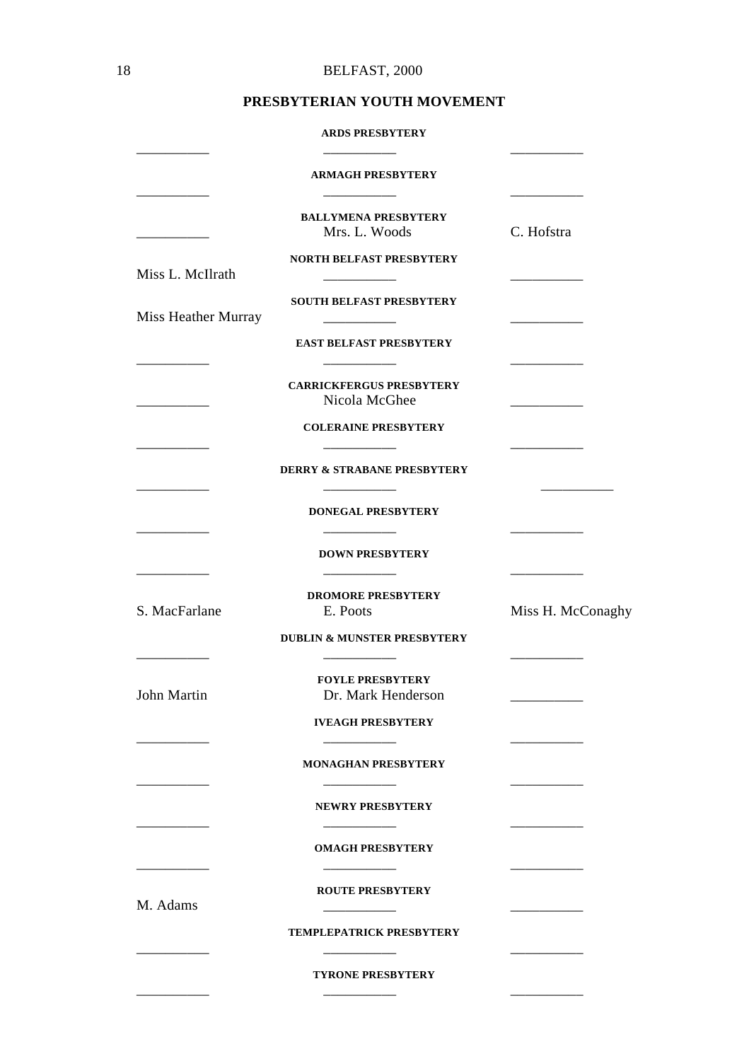## PRESBYTERIAN YOUTH MOVEMENT

| | | |
|---|---|---|
| | **ARDS PRESBYTERY** | |
| __________ | __________ | __________ |
| | **ARMAGH PRESBYTERY** | |
| __________ | __________ | __________ |
| | **BALLYMENA PRESBYTERY** | |
| __________ | Mrs. L. Woods | C. Hofstra |
| | **NORTH BELFAST PRESBYTERY** | |
| Miss L. McIlrath | __________ | __________ |
| | **SOUTH BELFAST PRESBYTERY** | |
| Miss Heather Murray | __________ | __________ |
| | **EAST BELFAST PRESBYTERY** | |
| __________ | __________ | __________ |
| | **CARRICKFERGUS PRESBYTERY** | |
| __________ | Nicola McGhee | __________ |
| | **COLERAINE PRESBYTERY** | |
| __________ | __________ | __________ |
| | **DERRY & STRABANE PRESBYTERY** | |
| __________ | __________ | __________ |
| | **DONEGAL PRESBYTERY** | |
| __________ | __________ | __________ |
| | **DOWN PRESBYTERY** | |
| __________ | __________ | __________ |
| | **DROMORE PRESBYTERY** | |
| S. MacFarlane | E. Poots | Miss H. McConaghy |
| | **DUBLIN & MUNSTER PRESBYTERY** | |
| __________ | __________ | __________ |
| | **FOYLE PRESBYTERY** | |
| John Martin | Dr. Mark Henderson | __________ |
| | **IVEAGH PRESBYTERY** | |
| __________ | __________ | __________ |
| | **MONAGHAN PRESBYTERY** | |
| __________ | __________ | __________ |
| | **NEWRY PRESBYTERY** | |
| __________ | __________ | __________ |
| | **OMAGH PRESBYTERY** | |
| __________ | __________ | __________ |
| | **ROUTE PRESBYTERY** | |
| M. Adams | __________ | __________ |
| | **TEMPLEPATRICK PRESBYTERY** | |
| __________ | __________ | __________ |
| | **TYRONE PRESBYTERY** | |
| __________ | __________ | __________ |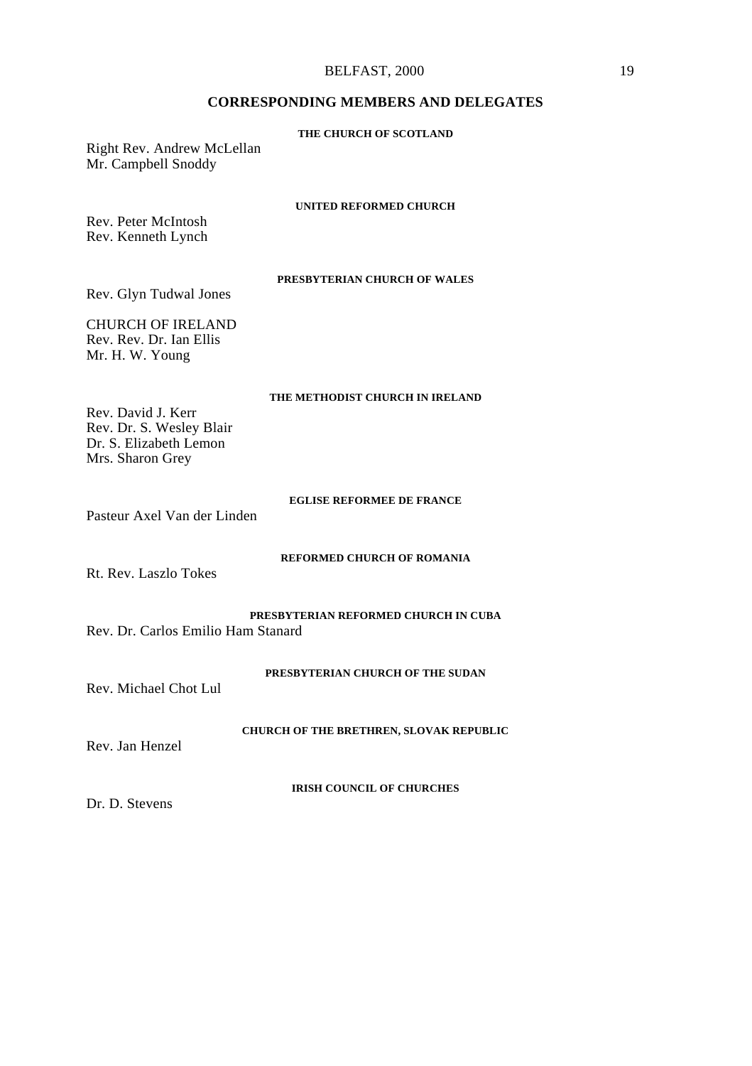## CORRESPONDING MEMBERS AND DELEGATES

**THE CHURCH OF SCOTLAND**

Right Rev. Andrew McLellan
Mr. Campbell Snoddy

**UNITED REFORMED CHURCH**

Rev. Peter McIntosh
Rev. Kenneth Lynch

**PRESBYTERIAN CHURCH OF WALES**

Rev. Glyn Tudwal Jones

CHURCH OF IRELAND
Rev. Rev. Dr. Ian Ellis
Mr. H. W. Young

**THE METHODIST CHURCH IN IRELAND**

Rev. David J. Kerr
Rev. Dr. S. Wesley Blair
Dr. S. Elizabeth Lemon
Mrs. Sharon Grey

**EGLISE REFORMEE DE FRANCE**

Pasteur Axel Van der Linden

**REFORMED CHURCH OF ROMANIA**

Rt. Rev. Laszlo Tokes

**PRESBYTERIAN REFORMED CHURCH IN CUBA**

Rev. Dr. Carlos Emilio Ham Stanard

**PRESBYTERIAN CHURCH OF THE SUDAN**

Rev. Michael Chot Lul

**CHURCH OF THE BRETHREN, SLOVAK REPUBLIC**

Rev. Jan Henzel

**IRISH COUNCIL OF CHURCHES**

Dr. D. Stevens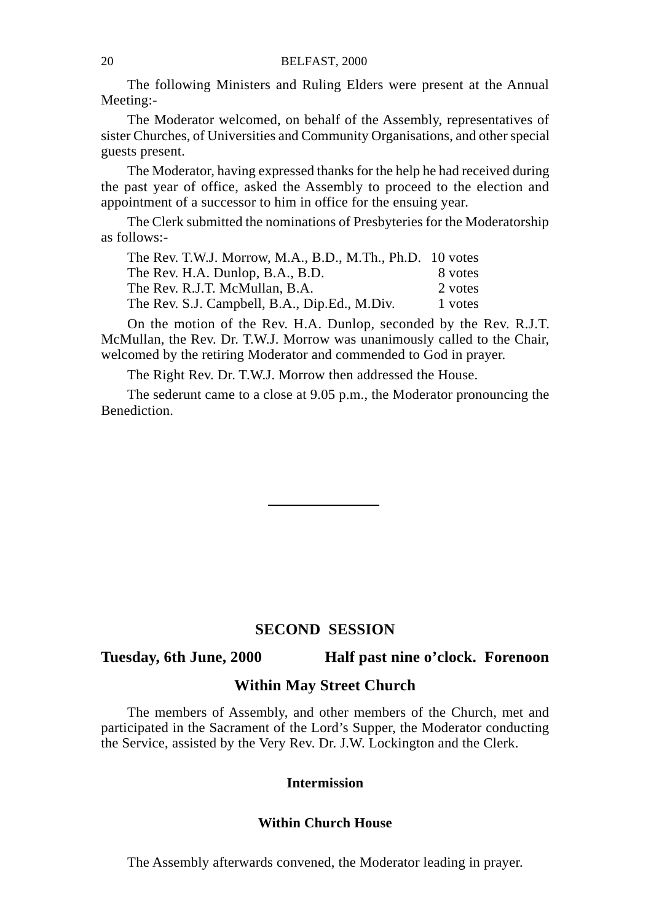The following Ministers and Ruling Elders were present at the Annual Meeting:-

The Moderator welcomed, on behalf of the Assembly, representatives of sister Churches, of Universities and Community Organisations, and other special guests present.

The Moderator, having expressed thanks for the help he had received during the past year of office, asked the Assembly to proceed to the election and appointment of a successor to him in office for the ensuing year.

The Clerk submitted the nominations of Presbyteries for the Moderatorship as follows:-

| | |
|---|---|
| The Rev. T.W.J. Morrow, M.A., B.D., M.Th., Ph.D. | 10 votes |
| The Rev. H.A. Dunlop, B.A., B.D. | 8 votes |
| The Rev. R.J.T. McMullan, B.A. | 2 votes |
| The Rev. S.J. Campbell, B.A., Dip.Ed., M.Div. | 1 votes |

On the motion of the Rev. H.A. Dunlop, seconded by the Rev. R.J.T. McMullan, the Rev. Dr. T.W.J. Morrow was unanimously called to the Chair, welcomed by the retiring Moderator and commended to God in prayer.

The Right Rev. Dr. T.W.J. Morrow then addressed the House.

The sederunt came to a close at 9.05 p.m., the Moderator pronouncing the Benediction.

---

## SECOND SESSION

**Tuesday, 6th June, 2000 — Half past nine o'clock. Forenoon**

### Within May Street Church

The members of Assembly, and other members of the Church, met and participated in the Sacrament of the Lord's Supper, the Moderator conducting the Service, assisted by the Very Rev. Dr. J.W. Lockington and the Clerk.

**Intermission**

**Within Church House**

The Assembly afterwards convened, the Moderator leading in prayer.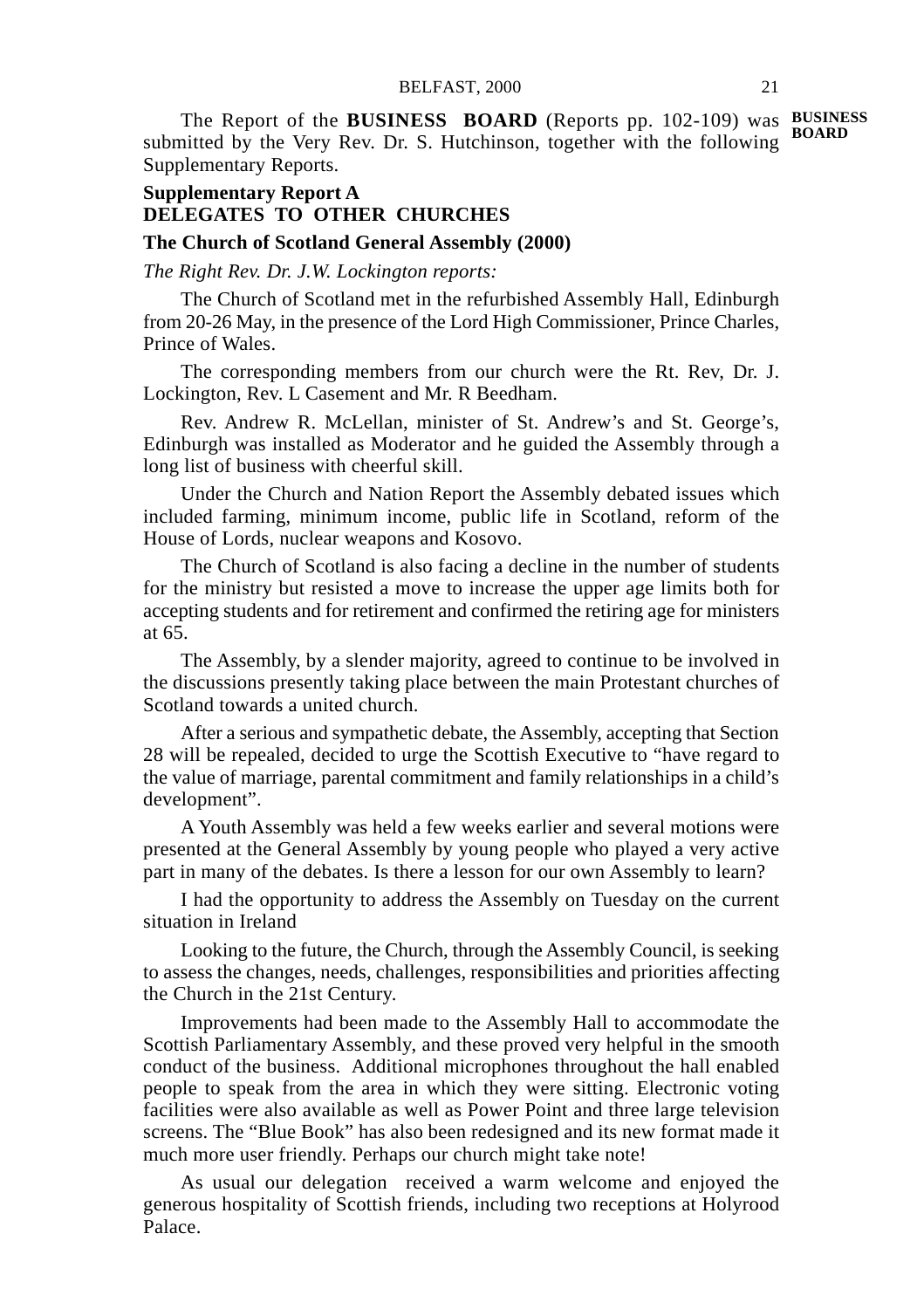The Report of the **BUSINESS BOARD** (Reports pp. 102-109) was submitted by the Very Rev. Dr. S. Hutchinson, together with the following Supplementary Reports.

**BUSINESS BOARD**

**Supplementary Report A**
**DELEGATES TO OTHER CHURCHES**

**The Church of Scotland General Assembly (2000)**

*The Right Rev. Dr. J.W. Lockington reports:*

The Church of Scotland met in the refurbished Assembly Hall, Edinburgh from 20-26 May, in the presence of the Lord High Commissioner, Prince Charles, Prince of Wales.

The corresponding members from our church were the Rt. Rev, Dr. J. Lockington, Rev. L Casement and Mr. R Beedham.

Rev. Andrew R. McLellan, minister of St. Andrew's and St. George's, Edinburgh was installed as Moderator and he guided the Assembly through a long list of business with cheerful skill.

Under the Church and Nation Report the Assembly debated issues which included farming, minimum income, public life in Scotland, reform of the House of Lords, nuclear weapons and Kosovo.

The Church of Scotland is also facing a decline in the number of students for the ministry but resisted a move to increase the upper age limits both for accepting students and for retirement and confirmed the retiring age for ministers at 65.

The Assembly, by a slender majority, agreed to continue to be involved in the discussions presently taking place between the main Protestant churches of Scotland towards a united church.

After a serious and sympathetic debate, the Assembly, accepting that Section 28 will be repealed, decided to urge the Scottish Executive to "have regard to the value of marriage, parental commitment and family relationships in a child's development".

A Youth Assembly was held a few weeks earlier and several motions were presented at the General Assembly by young people who played a very active part in many of the debates. Is there a lesson for our own Assembly to learn?

I had the opportunity to address the Assembly on Tuesday on the current situation in Ireland

Looking to the future, the Church, through the Assembly Council, is seeking to assess the changes, needs, challenges, responsibilities and priorities affecting the Church in the 21st Century.

Improvements had been made to the Assembly Hall to accommodate the Scottish Parliamentary Assembly, and these proved very helpful in the smooth conduct of the business. Additional microphones throughout the hall enabled people to speak from the area in which they were sitting. Electronic voting facilities were also available as well as Power Point and three large television screens. The "Blue Book" has also been redesigned and its new format made it much more user friendly. Perhaps our church might take note!

As usual our delegation received a warm welcome and enjoyed the generous hospitality of Scottish friends, including two receptions at Holyrood Palace.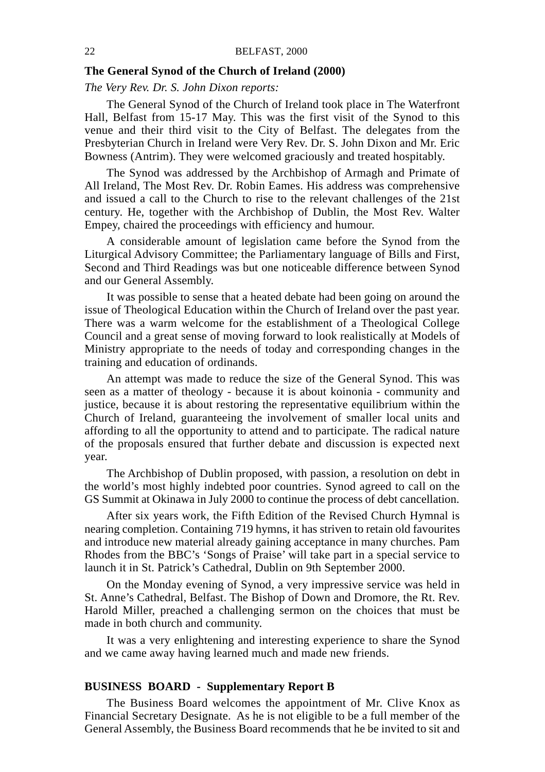**The General Synod of the Church of Ireland (2000)**

*The Very Rev. Dr. S. John Dixon reports:*

The General Synod of the Church of Ireland took place in The Waterfront Hall, Belfast from 15-17 May. This was the first visit of the Synod to this venue and their third visit to the City of Belfast. The delegates from the Presbyterian Church in Ireland were Very Rev. Dr. S. John Dixon and Mr. Eric Bowness (Antrim). They were welcomed graciously and treated hospitably.

The Synod was addressed by the Archbishop of Armagh and Primate of All Ireland, The Most Rev. Dr. Robin Eames. His address was comprehensive and issued a call to the Church to rise to the relevant challenges of the 21st century. He, together with the Archbishop of Dublin, the Most Rev. Walter Empey, chaired the proceedings with efficiency and humour.

A considerable amount of legislation came before the Synod from the Liturgical Advisory Committee; the Parliamentary language of Bills and First, Second and Third Readings was but one noticeable difference between Synod and our General Assembly.

It was possible to sense that a heated debate had been going on around the issue of Theological Education within the Church of Ireland over the past year. There was a warm welcome for the establishment of a Theological College Council and a great sense of moving forward to look realistically at Models of Ministry appropriate to the needs of today and corresponding changes in the training and education of ordinands.

An attempt was made to reduce the size of the General Synod. This was seen as a matter of theology - because it is about koinonia - community and justice, because it is about restoring the representative equilibrium within the Church of Ireland, guaranteeing the involvement of smaller local units and affording to all the opportunity to attend and to participate. The radical nature of the proposals ensured that further debate and discussion is expected next year.

The Archbishop of Dublin proposed, with passion, a resolution on debt in the world's most highly indebted poor countries. Synod agreed to call on the GS Summit at Okinawa in July 2000 to continue the process of debt cancellation.

After six years work, the Fifth Edition of the Revised Church Hymnal is nearing completion. Containing 719 hymns, it has striven to retain old favourites and introduce new material already gaining acceptance in many churches. Pam Rhodes from the BBC's 'Songs of Praise' will take part in a special service to launch it in St. Patrick's Cathedral, Dublin on 9th September 2000.

On the Monday evening of Synod, a very impressive service was held in St. Anne's Cathedral, Belfast. The Bishop of Down and Dromore, the Rt. Rev. Harold Miller, preached a challenging sermon on the choices that must be made in both church and community.

It was a very enlightening and interesting experience to share the Synod and we came away having learned much and made new friends.

**BUSINESS BOARD - Supplementary Report B**

The Business Board welcomes the appointment of Mr. Clive Knox as Financial Secretary Designate. As he is not eligible to be a full member of the General Assembly, the Business Board recommends that he be invited to sit and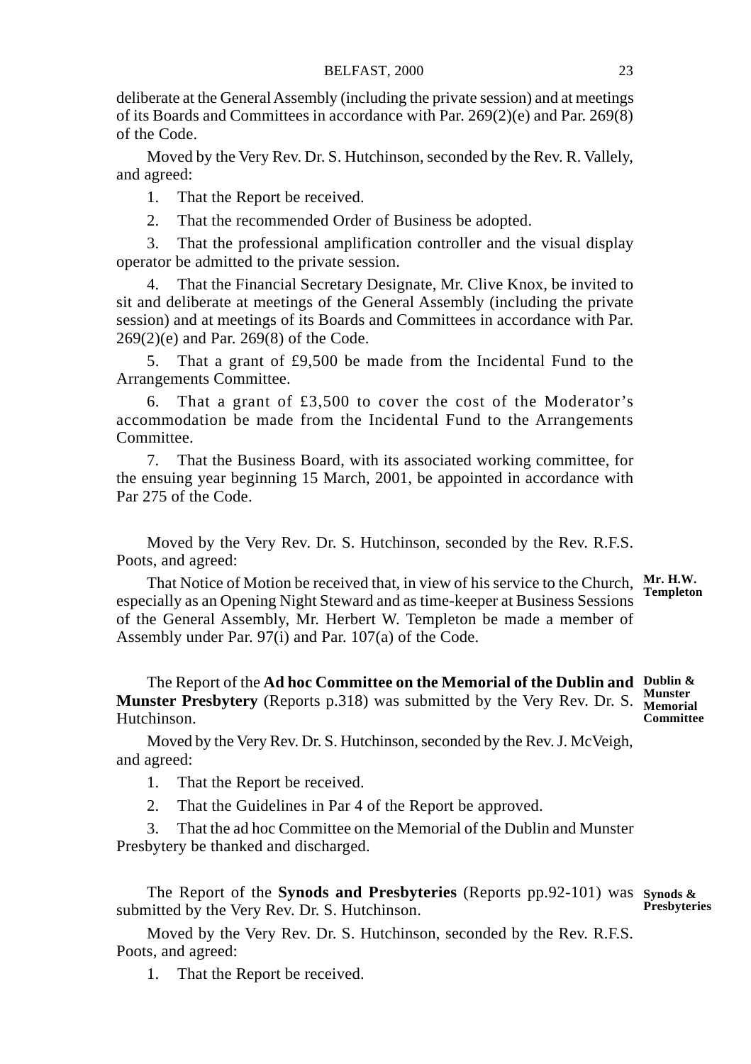deliberate at the General Assembly (including the private session) and at meetings of its Boards and Committees in accordance with Par. 269(2)(e) and Par. 269(8) of the Code.

Moved by the Very Rev. Dr. S. Hutchinson, seconded by the Rev. R. Vallely, and agreed:

1. That the Report be received.

2. That the recommended Order of Business be adopted.

3. That the professional amplification controller and the visual display operator be admitted to the private session.

4. That the Financial Secretary Designate, Mr. Clive Knox, be invited to sit and deliberate at meetings of the General Assembly (including the private session) and at meetings of its Boards and Committees in accordance with Par. 269(2)(e) and Par. 269(8) of the Code.

5. That a grant of £9,500 be made from the Incidental Fund to the Arrangements Committee.

6. That a grant of £3,500 to cover the cost of the Moderator's accommodation be made from the Incidental Fund to the Arrangements Committee.

7. That the Business Board, with its associated working committee, for the ensuing year beginning 15 March, 2001, be appointed in accordance with Par 275 of the Code.

Moved by the Very Rev. Dr. S. Hutchinson, seconded by the Rev. R.F.S. Poots, and agreed:

**Mr. H.W. Templeton**

That Notice of Motion be received that, in view of his service to the Church, especially as an Opening Night Steward and as time-keeper at Business Sessions of the General Assembly, Mr. Herbert W. Templeton be made a member of Assembly under Par. 97(i) and Par. 107(a) of the Code.

**Dublin & Munster Memorial Committee**

The Report of the **Ad hoc Committee on the Memorial of the Dublin and Munster Presbytery** (Reports p.318) was submitted by the Very Rev. Dr. S. Hutchinson.

Moved by the Very Rev. Dr. S. Hutchinson, seconded by the Rev. J. McVeigh, and agreed:

1. That the Report be received.

2. That the Guidelines in Par 4 of the Report be approved.

3. That the ad hoc Committee on the Memorial of the Dublin and Munster Presbytery be thanked and discharged.

**Synods & Presbyteries**

The Report of the **Synods and Presbyteries** (Reports pp.92-101) was submitted by the Very Rev. Dr. S. Hutchinson.

Moved by the Very Rev. Dr. S. Hutchinson, seconded by the Rev. R.F.S. Poots, and agreed:

1. That the Report be received.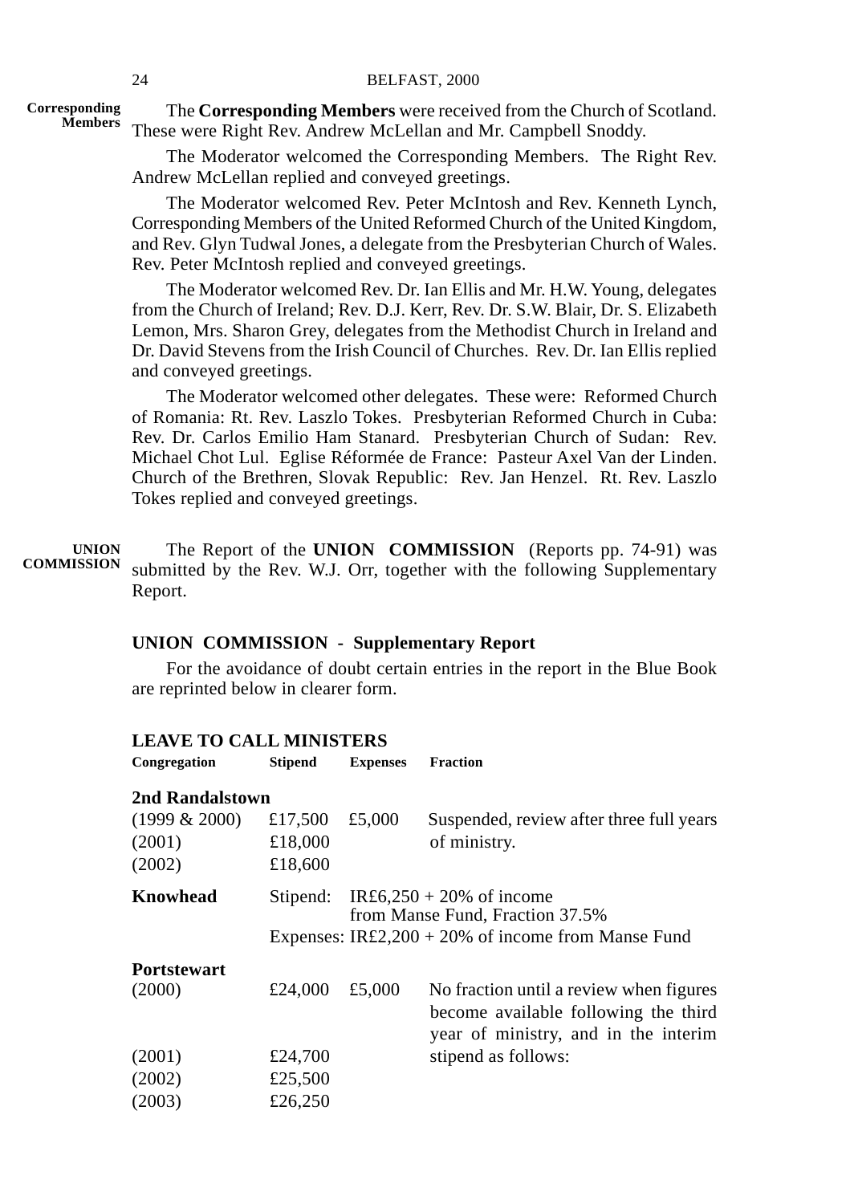**Corresponding Members**

The **Corresponding Members** were received from the Church of Scotland. These were Right Rev. Andrew McLellan and Mr. Campbell Snoddy.

The Moderator welcomed the Corresponding Members. The Right Rev. Andrew McLellan replied and conveyed greetings.

The Moderator welcomed Rev. Peter McIntosh and Rev. Kenneth Lynch, Corresponding Members of the United Reformed Church of the United Kingdom, and Rev. Glyn Tudwal Jones, a delegate from the Presbyterian Church of Wales. Rev. Peter McIntosh replied and conveyed greetings.

The Moderator welcomed Rev. Dr. Ian Ellis and Mr. H.W. Young, delegates from the Church of Ireland; Rev. D.J. Kerr, Rev. Dr. S.W. Blair, Dr. S. Elizabeth Lemon, Mrs. Sharon Grey, delegates from the Methodist Church in Ireland and Dr. David Stevens from the Irish Council of Churches. Rev. Dr. Ian Ellis replied and conveyed greetings.

The Moderator welcomed other delegates. These were: Reformed Church of Romania: Rt. Rev. Laszlo Tokes. Presbyterian Reformed Church in Cuba: Rev. Dr. Carlos Emilio Ham Stanard. Presbyterian Church of Sudan: Rev. Michael Chot Lul. Eglise Réformée de France: Pasteur Axel Van der Linden. Church of the Brethren, Slovak Republic: Rev. Jan Henzel. Rt. Rev. Laszlo Tokes replied and conveyed greetings.

**UNION COMMISSION**

The Report of the **UNION COMMISSION** (Reports pp. 74-91) was submitted by the Rev. W.J. Orr, together with the following Supplementary Report.

### UNION COMMISSION - Supplementary Report

For the avoidance of doubt certain entries in the report in the Blue Book are reprinted below in clearer form.

### LEAVE TO CALL MINISTERS

| Congregation | Stipend | Expenses | Fraction |
|---|---|---|---|
| **2nd Randalstown** | | | |
| (1999 & 2000) | £17,500 | £5,000 | Suspended, review after three full years |
| (2001) | £18,000 | | of ministry. |
| (2002) | £18,600 | | |
| **Knowhead** | Stipend: | IR£6,250 + 20% of income from Manse Fund, Fraction 37.5% | |
| | Expenses: | IR£2,200 + 20% of income from Manse Fund | |
| **Portstewart** | | | |
| (2000) | £24,000 | £5,000 | No fraction until a review when figures become available following the third year of ministry, and in the interim |
| (2001) | £24,700 | | stipend as follows: |
| (2002) | £25,500 | | |
| (2003) | £26,250 | | |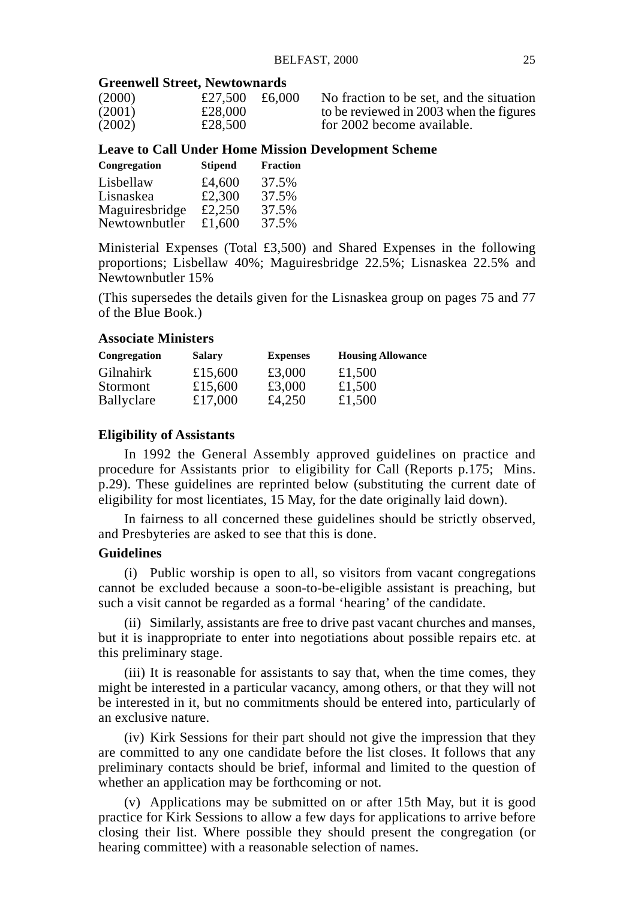### Greenwell Street, Newtownards

| | | | |
|---|---|---|---|
| (2000) | £27,500 | £6,000 | No fraction to be set, and the situation to be reviewed in 2003 when the figures for 2002 become available. |
| (2001) | £28,000 | | |
| (2002) | £28,500 | | |

### Leave to Call Under Home Mission Development Scheme

| Congregation | Stipend | Fraction |
|---|---|---|
| Lisbellaw | £4,600 | 37.5% |
| Lisnaskea | £2,300 | 37.5% |
| Maguiresbridge | £2,250 | 37.5% |
| Newtownbutler | £1,600 | 37.5% |

Ministerial Expenses (Total £3,500) and Shared Expenses in the following proportions; Lisbellaw 40%; Maguiresbridge 22.5%; Lisnaskea 22.5% and Newtownbutler 15%

(This supersedes the details given for the Lisnaskea group on pages 75 and 77 of the Blue Book.)

### Associate Ministers

| Congregation | Salary | Expenses | Housing Allowance |
|---|---|---|---|
| Gilnahirk | £15,600 | £3,000 | £1,500 |
| Stormont | £15,600 | £3,000 | £1,500 |
| Ballyclare | £17,000 | £4,250 | £1,500 |

### Eligibility of Assistants

In 1992 the General Assembly approved guidelines on practice and procedure for Assistants prior to eligibility for Call (Reports p.175; Mins. p.29). These guidelines are reprinted below (substituting the current date of eligibility for most licentiates, 15 May, for the date originally laid down).

In fairness to all concerned these guidelines should be strictly observed, and Presbyteries are asked to see that this is done.

### Guidelines

(i) Public worship is open to all, so visitors from vacant congregations cannot be excluded because a soon-to-be-eligible assistant is preaching, but such a visit cannot be regarded as a formal 'hearing' of the candidate.

(ii) Similarly, assistants are free to drive past vacant churches and manses, but it is inappropriate to enter into negotiations about possible repairs etc. at this preliminary stage.

(iii) It is reasonable for assistants to say that, when the time comes, they might be interested in a particular vacancy, among others, or that they will not be interested in it, but no commitments should be entered into, particularly of an exclusive nature.

(iv) Kirk Sessions for their part should not give the impression that they are committed to any one candidate before the list closes. It follows that any preliminary contacts should be brief, informal and limited to the question of whether an application may be forthcoming or not.

(v) Applications may be submitted on or after 15th May, but it is good practice for Kirk Sessions to allow a few days for applications to arrive before closing their list. Where possible they should present the congregation (or hearing committee) with a reasonable selection of names.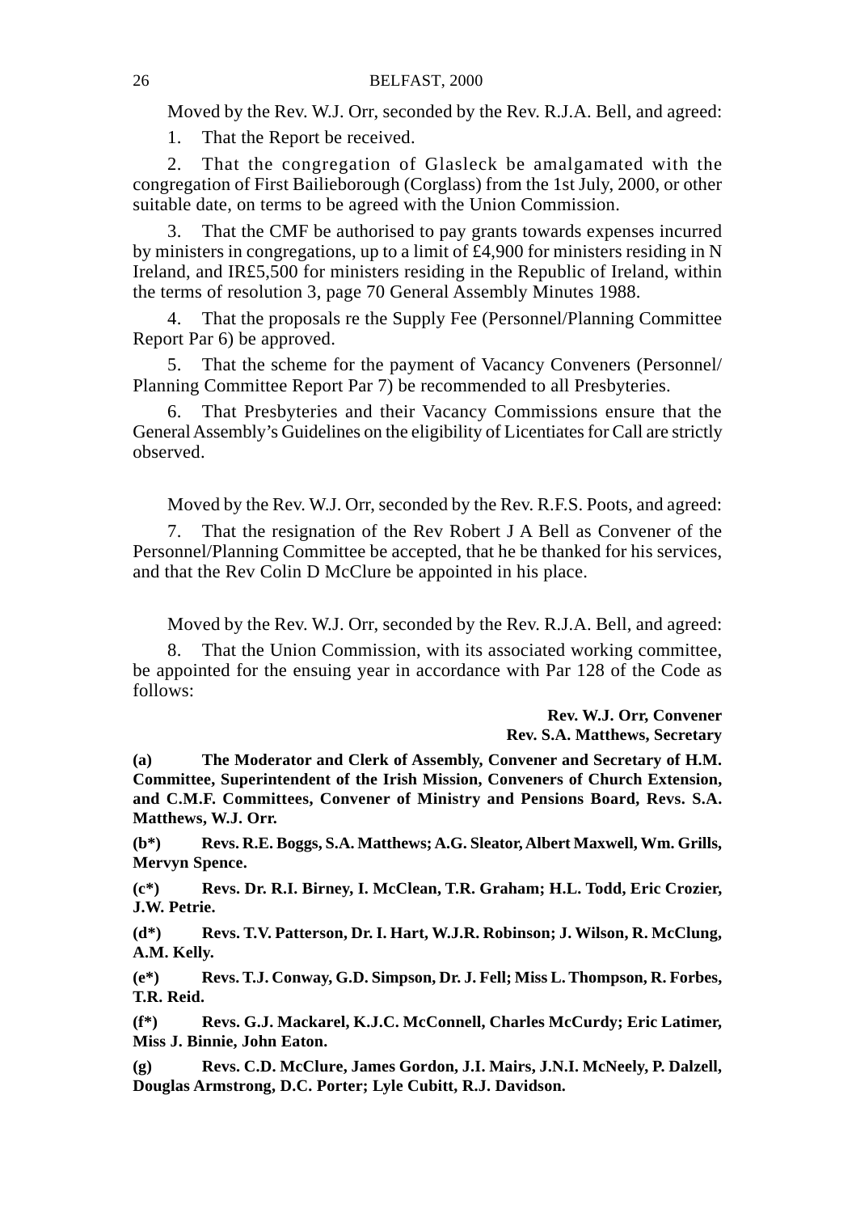Moved by the Rev. W.J. Orr, seconded by the Rev. R.J.A. Bell, and agreed:

1. That the Report be received.

2. That the congregation of Glasleck be amalgamated with the congregation of First Bailieborough (Corglass) from the 1st July, 2000, or other suitable date, on terms to be agreed with the Union Commission.

3. That the CMF be authorised to pay grants towards expenses incurred by ministers in congregations, up to a limit of £4,900 for ministers residing in N Ireland, and IR£5,500 for ministers residing in the Republic of Ireland, within the terms of resolution 3, page 70 General Assembly Minutes 1988.

4. That the proposals re the Supply Fee (Personnel/Planning Committee Report Par 6) be approved.

5. That the scheme for the payment of Vacancy Conveners (Personnel/ Planning Committee Report Par 7) be recommended to all Presbyteries.

6. That Presbyteries and their Vacancy Commissions ensure that the General Assembly's Guidelines on the eligibility of Licentiates for Call are strictly observed.

Moved by the Rev. W.J. Orr, seconded by the Rev. R.F.S. Poots, and agreed:

7. That the resignation of the Rev Robert J A Bell as Convener of the Personnel/Planning Committee be accepted, that he be thanked for his services, and that the Rev Colin D McClure be appointed in his place.

Moved by the Rev. W.J. Orr, seconded by the Rev. R.J.A. Bell, and agreed:

8. That the Union Commission, with its associated working committee, be appointed for the ensuing year in accordance with Par 128 of the Code as follows:

**Rev. W.J. Orr, Convener**
**Rev. S.A. Matthews, Secretary**

**(a) The Moderator and Clerk of Assembly, Convener and Secretary of H.M. Committee, Superintendent of the Irish Mission, Conveners of Church Extension, and C.M.F. Committees, Convener of Ministry and Pensions Board, Revs. S.A. Matthews, W.J. Orr.**

**(b*) Revs. R.E. Boggs, S.A. Matthews; A.G. Sleator, Albert Maxwell, Wm. Grills, Mervyn Spence.**

**(c*) Revs. Dr. R.I. Birney, I. McClean, T.R. Graham; H.L. Todd, Eric Crozier, J.W. Petrie.**

**(d*) Revs. T.V. Patterson, Dr. I. Hart, W.J.R. Robinson; J. Wilson, R. McClung, A.M. Kelly.**

**(e*) Revs. T.J. Conway, G.D. Simpson, Dr. J. Fell; Miss L. Thompson, R. Forbes, T.R. Reid.**

**(f*) Revs. G.J. Mackarel, K.J.C. McConnell, Charles McCurdy; Eric Latimer, Miss J. Binnie, John Eaton.**

**(g) Revs. C.D. McClure, James Gordon, J.I. Mairs, J.N.I. McNeely, P. Dalzell, Douglas Armstrong, D.C. Porter; Lyle Cubitt, R.J. Davidson.**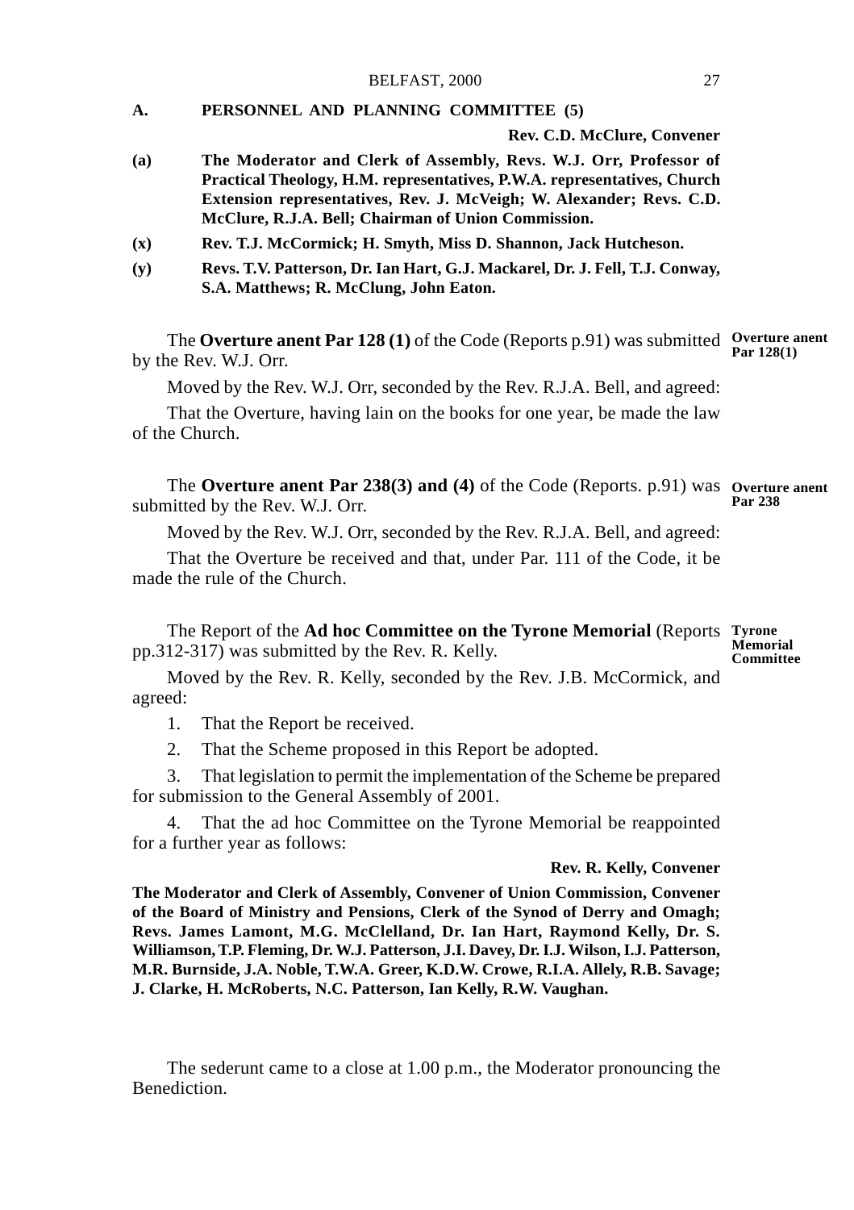**A. PERSONNEL AND PLANNING COMMITTEE (5)**

**Rev. C.D. McClure, Convener**

**(a)** **The Moderator and Clerk of Assembly, Revs. W.J. Orr, Professor of Practical Theology, H.M. representatives, P.W.A. representatives, Church Extension representatives, Rev. J. McVeigh; W. Alexander; Revs. C.D. McClure, R.J.A. Bell; Chairman of Union Commission.**

**(x)** **Rev. T.J. McCormick; H. Smyth, Miss D. Shannon, Jack Hutcheson.**

**(y)** **Revs. T.V. Patterson, Dr. Ian Hart, G.J. Mackarel, Dr. J. Fell, T.J. Conway, S.A. Matthews; R. McClung, John Eaton.**

**Overture anent Par 128(1)**

The **Overture anent Par 128 (1)** of the Code (Reports p.91) was submitted by the Rev. W.J. Orr.

Moved by the Rev. W.J. Orr, seconded by the Rev. R.J.A. Bell, and agreed:

That the Overture, having lain on the books for one year, be made the law of the Church.

**Overture anent Par 238**

The **Overture anent Par 238(3) and (4)** of the Code (Reports. p.91) was submitted by the Rev. W.J. Orr.

Moved by the Rev. W.J. Orr, seconded by the Rev. R.J.A. Bell, and agreed:

That the Overture be received and that, under Par. 111 of the Code, it be made the rule of the Church.

**Tyrone Memorial Committee**

The Report of the **Ad hoc Committee on the Tyrone Memorial** (Reports pp.312-317) was submitted by the Rev. R. Kelly.

Moved by the Rev. R. Kelly, seconded by the Rev. J.B. McCormick, and agreed:

1. That the Report be received.
2. That the Scheme proposed in this Report be adopted.
3. That legislation to permit the implementation of the Scheme be prepared for submission to the General Assembly of 2001.
4. That the ad hoc Committee on the Tyrone Memorial be reappointed for a further year as follows:

**Rev. R. Kelly, Convener**

**The Moderator and Clerk of Assembly, Convener of Union Commission, Convener of the Board of Ministry and Pensions, Clerk of the Synod of Derry and Omagh; Revs. James Lamont, M.G. McClelland, Dr. Ian Hart, Raymond Kelly, Dr. S. Williamson, T.P. Fleming, Dr. W.J. Patterson, J.I. Davey, Dr. I.J. Wilson, I.J. Patterson, M.R. Burnside, J.A. Noble, T.W.A. Greer, K.D.W. Crowe, R.I.A. Allely, R.B. Savage; J. Clarke, H. McRoberts, N.C. Patterson, Ian Kelly, R.W. Vaughan.**

The sederunt came to a close at 1.00 p.m., the Moderator pronouncing the Benediction.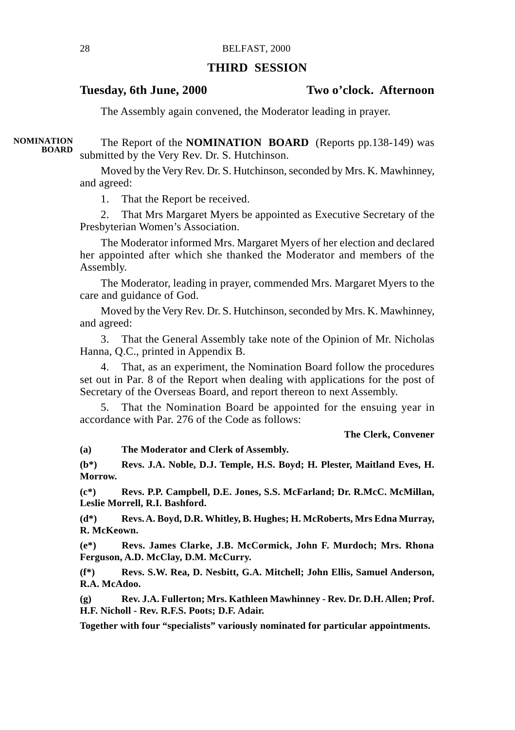## THIRD SESSION

**Tuesday, 6th June, 2000** **Two o'clock. Afternoon**

The Assembly again convened, the Moderator leading in prayer.

**NOMINATION BOARD**

The Report of the **NOMINATION BOARD** (Reports pp.138-149) was submitted by the Very Rev. Dr. S. Hutchinson.

Moved by the Very Rev. Dr. S. Hutchinson, seconded by Mrs. K. Mawhinney, and agreed:

1. That the Report be received.

2. That Mrs Margaret Myers be appointed as Executive Secretary of the Presbyterian Women's Association.

The Moderator informed Mrs. Margaret Myers of her election and declared her appointed after which she thanked the Moderator and members of the Assembly.

The Moderator, leading in prayer, commended Mrs. Margaret Myers to the care and guidance of God.

Moved by the Very Rev. Dr. S. Hutchinson, seconded by Mrs. K. Mawhinney, and agreed:

3. That the General Assembly take note of the Opinion of Mr. Nicholas Hanna, Q.C., printed in Appendix B.

4. That, as an experiment, the Nomination Board follow the procedures set out in Par. 8 of the Report when dealing with applications for the post of Secretary of the Overseas Board, and report thereon to next Assembly.

5. That the Nomination Board be appointed for the ensuing year in accordance with Par. 276 of the Code as follows:

**The Clerk, Convener**

**(a) The Moderator and Clerk of Assembly.**

**(b*) Revs. J.A. Noble, D.J. Temple, H.S. Boyd; H. Plester, Maitland Eves, H. Morrow.**

**(c*) Revs. P.P. Campbell, D.E. Jones, S.S. McFarland; Dr. R.McC. McMillan, Leslie Morrell, R.I. Bashford.**

**(d*) Revs. A. Boyd, D.R. Whitley, B. Hughes; H. McRoberts, Mrs Edna Murray, R. McKeown.**

**(e*) Revs. James Clarke, J.B. McCormick, John F. Murdoch; Mrs. Rhona Ferguson, A.D. McClay, D.M. McCurry.**

**(f*) Revs. S.W. Rea, D. Nesbitt, G.A. Mitchell; John Ellis, Samuel Anderson, R.A. McAdoo.**

**(g) Rev. J.A. Fullerton; Mrs. Kathleen Mawhinney - Rev. Dr. D.H. Allen; Prof. H.F. Nicholl - Rev. R.F.S. Poots; D.F. Adair.**

**Together with four "specialists" variously nominated for particular appointments.**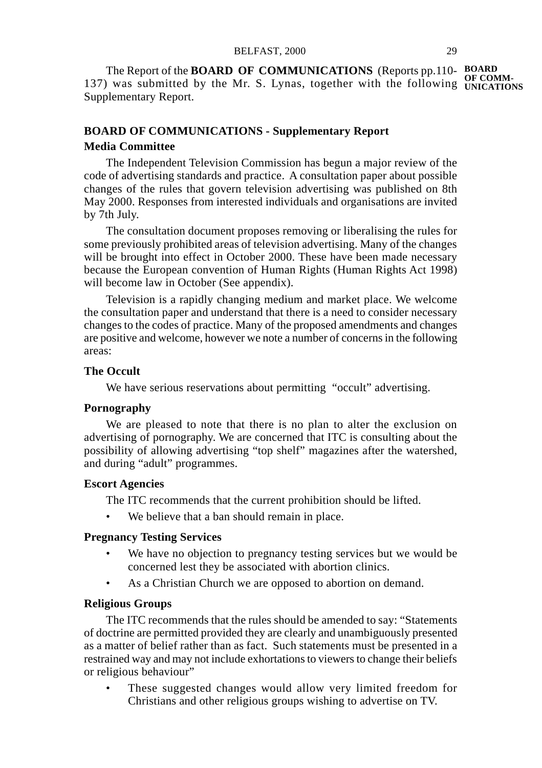The Report of the **BOARD OF COMMUNICATIONS** (Reports pp.110-137) was submitted by the Mr. S. Lynas, together with the following Supplementary Report.

**BOARD OF COMMUNICATIONS**

## BOARD OF COMMUNICATIONS - Supplementary Report

### Media Committee

The Independent Television Commission has begun a major review of the code of advertising standards and practice. A consultation paper about possible changes of the rules that govern television advertising was published on 8th May 2000. Responses from interested individuals and organisations are invited by 7th July.

The consultation document proposes removing or liberalising the rules for some previously prohibited areas of television advertising. Many of the changes will be brought into effect in October 2000. These have been made necessary because the European convention of Human Rights (Human Rights Act 1998) will become law in October (See appendix).

Television is a rapidly changing medium and market place. We welcome the consultation paper and understand that there is a need to consider necessary changes to the codes of practice. Many of the proposed amendments and changes are positive and welcome, however we note a number of concerns in the following areas:

### The Occult

We have serious reservations about permitting "occult" advertising.

### Pornography

We are pleased to note that there is no plan to alter the exclusion on advertising of pornography. We are concerned that ITC is consulting about the possibility of allowing advertising "top shelf" magazines after the watershed, and during "adult" programmes.

### Escort Agencies

The ITC recommends that the current prohibition should be lifted.

- We believe that a ban should remain in place.

### Pregnancy Testing Services

- We have no objection to pregnancy testing services but we would be concerned lest they be associated with abortion clinics.
- As a Christian Church we are opposed to abortion on demand.

### Religious Groups

The ITC recommends that the rules should be amended to say: "Statements of doctrine are permitted provided they are clearly and unambiguously presented as a matter of belief rather than as fact. Such statements must be presented in a restrained way and may not include exhortations to viewers to change their beliefs or religious behaviour"

- These suggested changes would allow very limited freedom for Christians and other religious groups wishing to advertise on TV.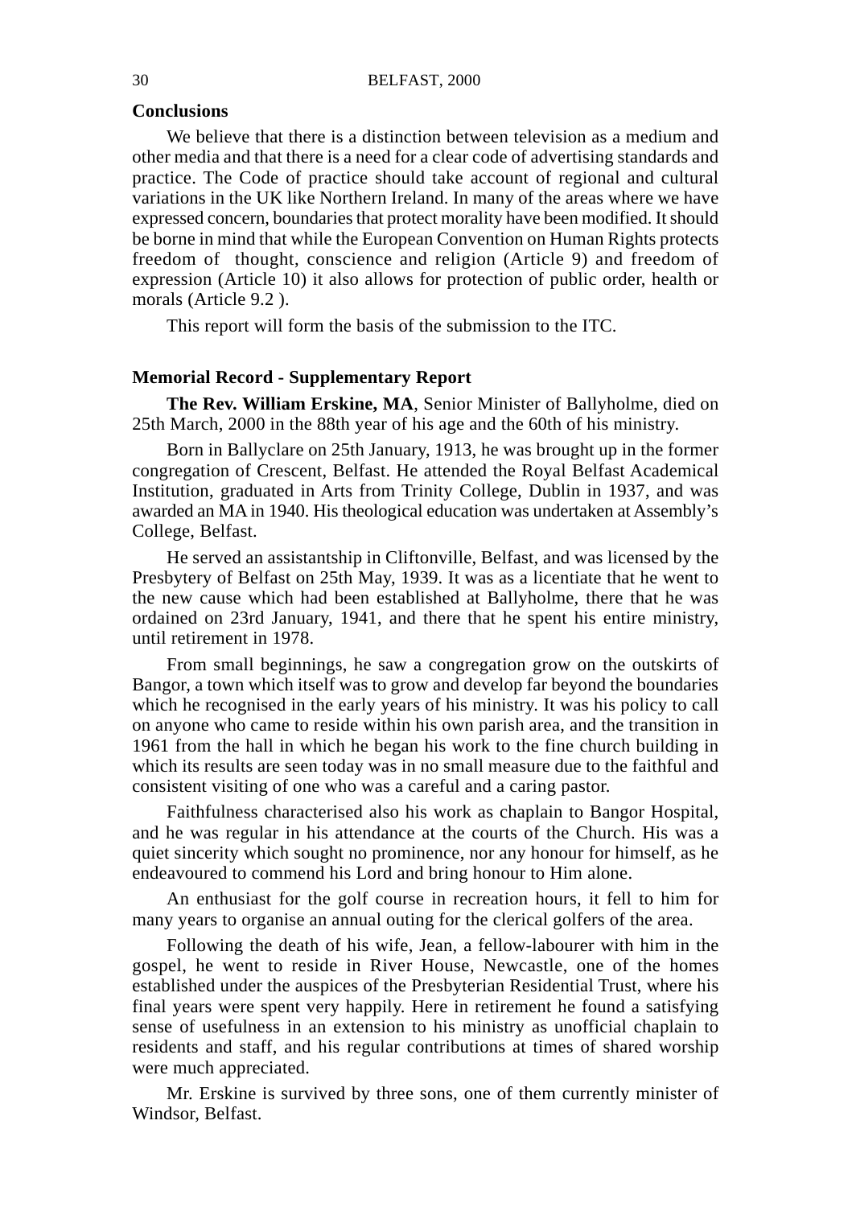### Conclusions

We believe that there is a distinction between television as a medium and other media and that there is a need for a clear code of advertising standards and practice. The Code of practice should take account of regional and cultural variations in the UK like Northern Ireland. In many of the areas where we have expressed concern, boundaries that protect morality have been modified. It should be borne in mind that while the European Convention on Human Rights protects freedom of thought, conscience and religion (Article 9) and freedom of expression (Article 10) it also allows for protection of public order, health or morals (Article 9.2 ).

This report will form the basis of the submission to the ITC.

### Memorial Record - Supplementary Report

**The Rev. William Erskine, MA**, Senior Minister of Ballyholme, died on 25th March, 2000 in the 88th year of his age and the 60th of his ministry.

Born in Ballyclare on 25th January, 1913, he was brought up in the former congregation of Crescent, Belfast. He attended the Royal Belfast Academical Institution, graduated in Arts from Trinity College, Dublin in 1937, and was awarded an MA in 1940. His theological education was undertaken at Assembly's College, Belfast.

He served an assistantship in Cliftonville, Belfast, and was licensed by the Presbytery of Belfast on 25th May, 1939. It was as a licentiate that he went to the new cause which had been established at Ballyholme, there that he was ordained on 23rd January, 1941, and there that he spent his entire ministry, until retirement in 1978.

From small beginnings, he saw a congregation grow on the outskirts of Bangor, a town which itself was to grow and develop far beyond the boundaries which he recognised in the early years of his ministry. It was his policy to call on anyone who came to reside within his own parish area, and the transition in 1961 from the hall in which he began his work to the fine church building in which its results are seen today was in no small measure due to the faithful and consistent visiting of one who was a careful and a caring pastor.

Faithfulness characterised also his work as chaplain to Bangor Hospital, and he was regular in his attendance at the courts of the Church. His was a quiet sincerity which sought no prominence, nor any honour for himself, as he endeavoured to commend his Lord and bring honour to Him alone.

An enthusiast for the golf course in recreation hours, it fell to him for many years to organise an annual outing for the clerical golfers of the area.

Following the death of his wife, Jean, a fellow-labourer with him in the gospel, he went to reside in River House, Newcastle, one of the homes established under the auspices of the Presbyterian Residential Trust, where his final years were spent very happily. Here in retirement he found a satisfying sense of usefulness in an extension to his ministry as unofficial chaplain to residents and staff, and his regular contributions at times of shared worship were much appreciated.

Mr. Erskine is survived by three sons, one of them currently minister of Windsor, Belfast.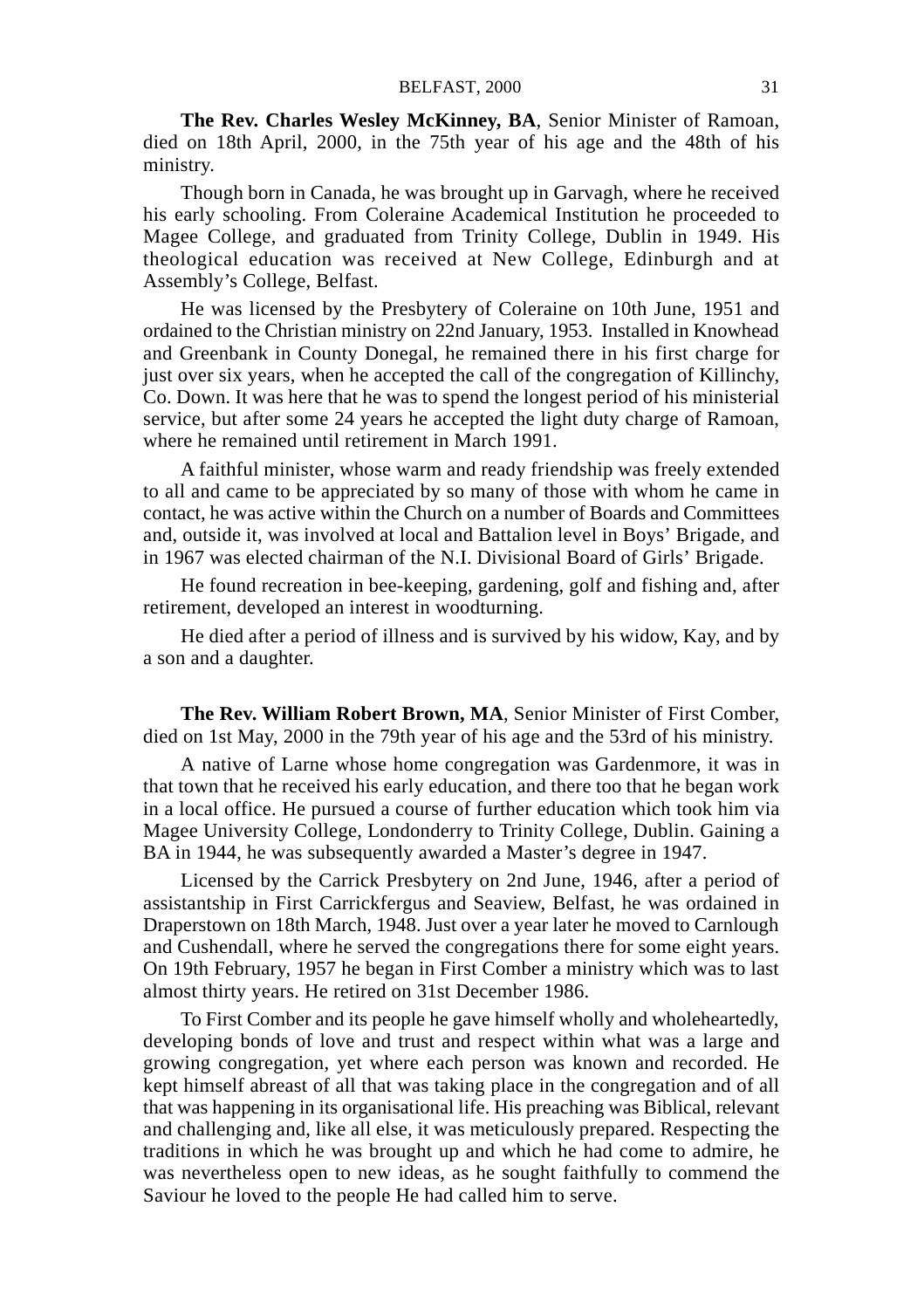**The Rev. Charles Wesley McKinney, BA**, Senior Minister of Ramoan, died on 18th April, 2000, in the 75th year of his age and the 48th of his ministry.

Though born in Canada, he was brought up in Garvagh, where he received his early schooling. From Coleraine Academical Institution he proceeded to Magee College, and graduated from Trinity College, Dublin in 1949. His theological education was received at New College, Edinburgh and at Assembly's College, Belfast.

He was licensed by the Presbytery of Coleraine on 10th June, 1951 and ordained to the Christian ministry on 22nd January, 1953. Installed in Knowhead and Greenbank in County Donegal, he remained there in his first charge for just over six years, when he accepted the call of the congregation of Killinchy, Co. Down. It was here that he was to spend the longest period of his ministerial service, but after some 24 years he accepted the light duty charge of Ramoan, where he remained until retirement in March 1991.

A faithful minister, whose warm and ready friendship was freely extended to all and came to be appreciated by so many of those with whom he came in contact, he was active within the Church on a number of Boards and Committees and, outside it, was involved at local and Battalion level in Boys' Brigade, and in 1967 was elected chairman of the N.I. Divisional Board of Girls' Brigade.

He found recreation in bee-keeping, gardening, golf and fishing and, after retirement, developed an interest in woodturning.

He died after a period of illness and is survived by his widow, Kay, and by a son and a daughter.

**The Rev. William Robert Brown, MA**, Senior Minister of First Comber, died on 1st May, 2000 in the 79th year of his age and the 53rd of his ministry.

A native of Larne whose home congregation was Gardenmore, it was in that town that he received his early education, and there too that he began work in a local office. He pursued a course of further education which took him via Magee University College, Londonderry to Trinity College, Dublin. Gaining a BA in 1944, he was subsequently awarded a Master's degree in 1947.

Licensed by the Carrick Presbytery on 2nd June, 1946, after a period of assistantship in First Carrickfergus and Seaview, Belfast, he was ordained in Draperstown on 18th March, 1948. Just over a year later he moved to Carnlough and Cushendall, where he served the congregations there for some eight years. On 19th February, 1957 he began in First Comber a ministry which was to last almost thirty years. He retired on 31st December 1986.

To First Comber and its people he gave himself wholly and wholeheartedly, developing bonds of love and trust and respect within what was a large and growing congregation, yet where each person was known and recorded. He kept himself abreast of all that was taking place in the congregation and of all that was happening in its organisational life. His preaching was Biblical, relevant and challenging and, like all else, it was meticulously prepared. Respecting the traditions in which he was brought up and which he had come to admire, he was nevertheless open to new ideas, as he sought faithfully to commend the Saviour he loved to the people He had called him to serve.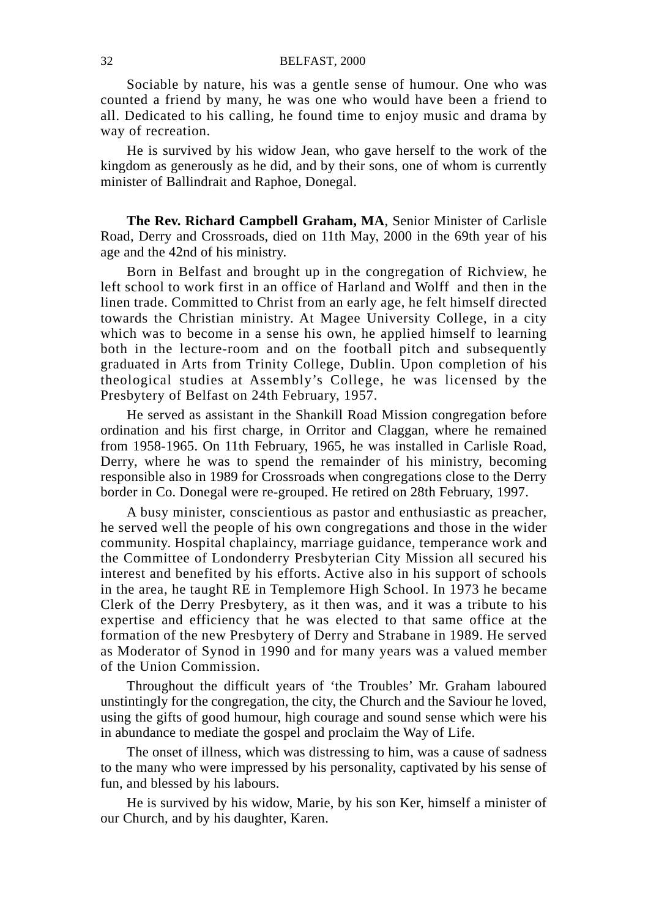Sociable by nature, his was a gentle sense of humour. One who was counted a friend by many, he was one who would have been a friend to all. Dedicated to his calling, he found time to enjoy music and drama by way of recreation.

He is survived by his widow Jean, who gave herself to the work of the kingdom as generously as he did, and by their sons, one of whom is currently minister of Ballindrait and Raphoe, Donegal.

**The Rev. Richard Campbell Graham, MA**, Senior Minister of Carlisle Road, Derry and Crossroads, died on 11th May, 2000 in the 69th year of his age and the 42nd of his ministry.

Born in Belfast and brought up in the congregation of Richview, he left school to work first in an office of Harland and Wolff and then in the linen trade. Committed to Christ from an early age, he felt himself directed towards the Christian ministry. At Magee University College, in a city which was to become in a sense his own, he applied himself to learning both in the lecture-room and on the football pitch and subsequently graduated in Arts from Trinity College, Dublin. Upon completion of his theological studies at Assembly's College, he was licensed by the Presbytery of Belfast on 24th February, 1957.

He served as assistant in the Shankill Road Mission congregation before ordination and his first charge, in Orritor and Claggan, where he remained from 1958-1965. On 11th February, 1965, he was installed in Carlisle Road, Derry, where he was to spend the remainder of his ministry, becoming responsible also in 1989 for Crossroads when congregations close to the Derry border in Co. Donegal were re-grouped. He retired on 28th February, 1997.

A busy minister, conscientious as pastor and enthusiastic as preacher, he served well the people of his own congregations and those in the wider community. Hospital chaplaincy, marriage guidance, temperance work and the Committee of Londonderry Presbyterian City Mission all secured his interest and benefited by his efforts. Active also in his support of schools in the area, he taught RE in Templemore High School. In 1973 he became Clerk of the Derry Presbytery, as it then was, and it was a tribute to his expertise and efficiency that he was elected to that same office at the formation of the new Presbytery of Derry and Strabane in 1989. He served as Moderator of Synod in 1990 and for many years was a valued member of the Union Commission.

Throughout the difficult years of 'the Troubles' Mr. Graham laboured unstintingly for the congregation, the city, the Church and the Saviour he loved, using the gifts of good humour, high courage and sound sense which were his in abundance to mediate the gospel and proclaim the Way of Life.

The onset of illness, which was distressing to him, was a cause of sadness to the many who were impressed by his personality, captivated by his sense of fun, and blessed by his labours.

He is survived by his widow, Marie, by his son Ker, himself a minister of our Church, and by his daughter, Karen.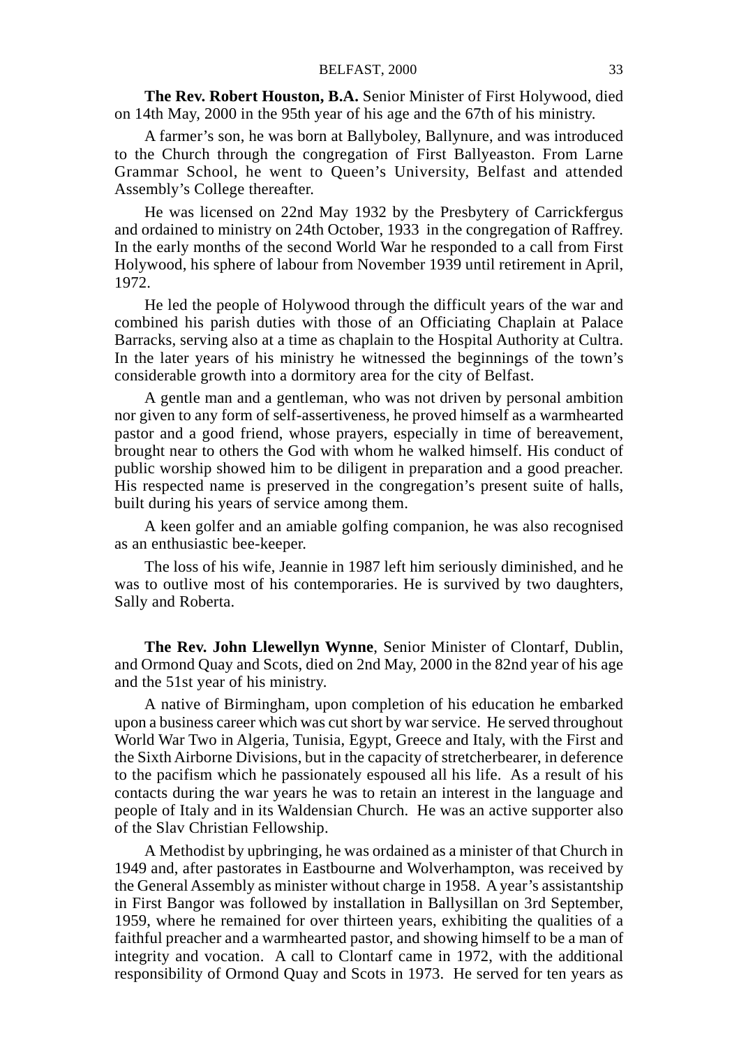**The Rev. Robert Houston, B.A.** Senior Minister of First Holywood, died on 14th May, 2000 in the 95th year of his age and the 67th of his ministry.

A farmer's son, he was born at Ballyboley, Ballynure, and was introduced to the Church through the congregation of First Ballyeaston. From Larne Grammar School, he went to Queen's University, Belfast and attended Assembly's College thereafter.

He was licensed on 22nd May 1932 by the Presbytery of Carrickfergus and ordained to ministry on 24th October, 1933 in the congregation of Raffrey. In the early months of the second World War he responded to a call from First Holywood, his sphere of labour from November 1939 until retirement in April, 1972.

He led the people of Holywood through the difficult years of the war and combined his parish duties with those of an Officiating Chaplain at Palace Barracks, serving also at a time as chaplain to the Hospital Authority at Cultra. In the later years of his ministry he witnessed the beginnings of the town's considerable growth into a dormitory area for the city of Belfast.

A gentle man and a gentleman, who was not driven by personal ambition nor given to any form of self-assertiveness, he proved himself as a warmhearted pastor and a good friend, whose prayers, especially in time of bereavement, brought near to others the God with whom he walked himself. His conduct of public worship showed him to be diligent in preparation and a good preacher. His respected name is preserved in the congregation's present suite of halls, built during his years of service among them.

A keen golfer and an amiable golfing companion, he was also recognised as an enthusiastic bee-keeper.

The loss of his wife, Jeannie in 1987 left him seriously diminished, and he was to outlive most of his contemporaries. He is survived by two daughters, Sally and Roberta.

**The Rev. John Llewellyn Wynne**, Senior Minister of Clontarf, Dublin, and Ormond Quay and Scots, died on 2nd May, 2000 in the 82nd year of his age and the 51st year of his ministry.

A native of Birmingham, upon completion of his education he embarked upon a business career which was cut short by war service. He served throughout World War Two in Algeria, Tunisia, Egypt, Greece and Italy, with the First and the Sixth Airborne Divisions, but in the capacity of stretcherbearer, in deference to the pacifism which he passionately espoused all his life. As a result of his contacts during the war years he was to retain an interest in the language and people of Italy and in its Waldensian Church. He was an active supporter also of the Slav Christian Fellowship.

A Methodist by upbringing, he was ordained as a minister of that Church in 1949 and, after pastorates in Eastbourne and Wolverhampton, was received by the General Assembly as minister without charge in 1958. A year's assistantship in First Bangor was followed by installation in Ballysillan on 3rd September, 1959, where he remained for over thirteen years, exhibiting the qualities of a faithful preacher and a warmhearted pastor, and showing himself to be a man of integrity and vocation. A call to Clontarf came in 1972, with the additional responsibility of Ormond Quay and Scots in 1973. He served for ten years as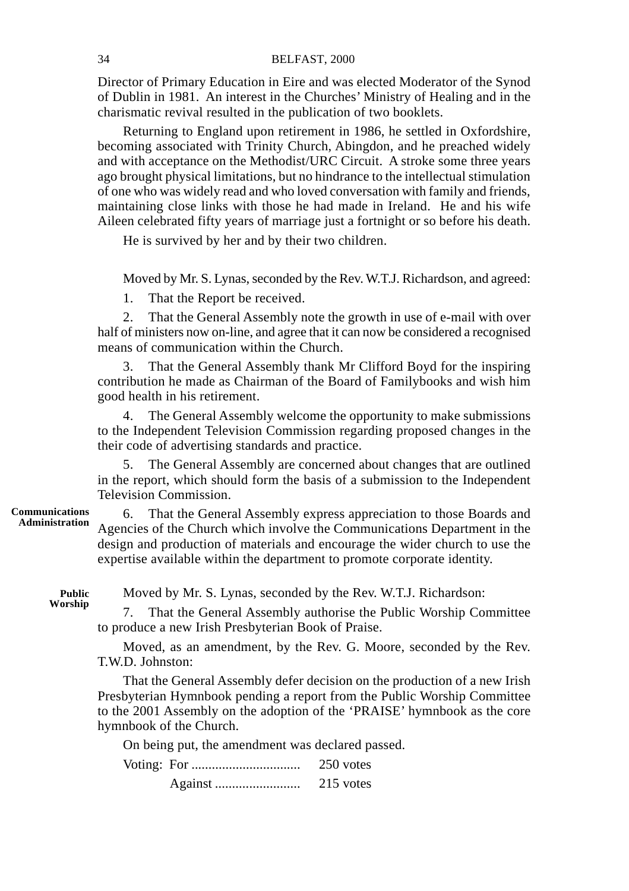Director of Primary Education in Eire and was elected Moderator of the Synod of Dublin in 1981. An interest in the Churches' Ministry of Healing and in the charismatic revival resulted in the publication of two booklets.

Returning to England upon retirement in 1986, he settled in Oxfordshire, becoming associated with Trinity Church, Abingdon, and he preached widely and with acceptance on the Methodist/URC Circuit. A stroke some three years ago brought physical limitations, but no hindrance to the intellectual stimulation of one who was widely read and who loved conversation with family and friends, maintaining close links with those he had made in Ireland. He and his wife Aileen celebrated fifty years of marriage just a fortnight or so before his death.

He is survived by her and by their two children.

Moved by Mr. S. Lynas, seconded by the Rev. W.T.J. Richardson, and agreed:

1. That the Report be received.

2. That the General Assembly note the growth in use of e-mail with over half of ministers now on-line, and agree that it can now be considered a recognised means of communication within the Church.

3. That the General Assembly thank Mr Clifford Boyd for the inspiring contribution he made as Chairman of the Board of Familybooks and wish him good health in his retirement.

4. The General Assembly welcome the opportunity to make submissions to the Independent Television Commission regarding proposed changes in the their code of advertising standards and practice.

5. The General Assembly are concerned about changes that are outlined in the report, which should form the basis of a submission to the Independent Television Commission.

**Communications Administration**

6. That the General Assembly express appreciation to those Boards and Agencies of the Church which involve the Communications Department in the design and production of materials and encourage the wider church to use the expertise available within the department to promote corporate identity.

**Public Worship**

Moved by Mr. S. Lynas, seconded by the Rev. W.T.J. Richardson:

7. That the General Assembly authorise the Public Worship Committee to produce a new Irish Presbyterian Book of Praise.

Moved, as an amendment, by the Rev. G. Moore, seconded by the Rev. T.W.D. Johnston:

That the General Assembly defer decision on the production of a new Irish Presbyterian Hymnbook pending a report from the Public Worship Committee to the 2001 Assembly on the adoption of the 'PRAISE' hymnbook as the core hymnbook of the Church.

On being put, the amendment was declared passed.

Voting: For ................................ 250 votes

Against ......................... 215 votes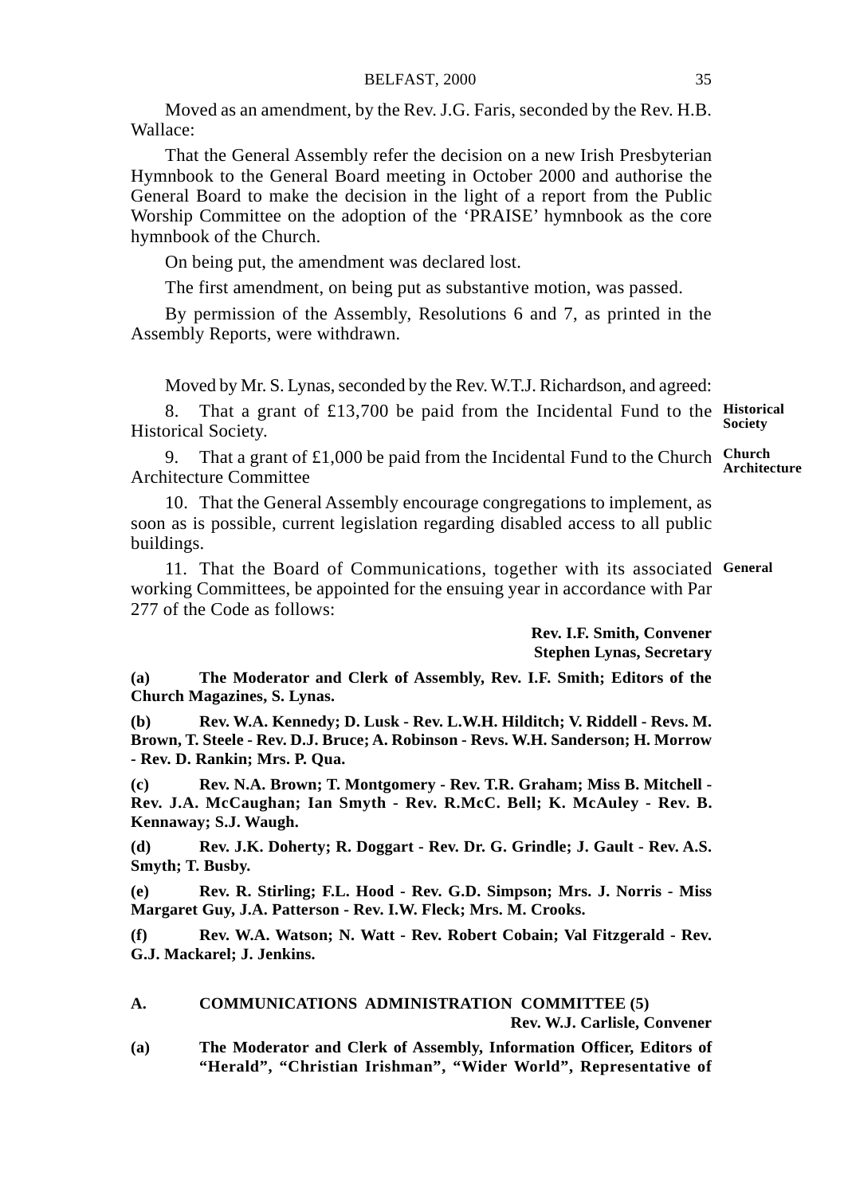Moved as an amendment, by the Rev. J.G. Faris, seconded by the Rev. H.B. Wallace:

That the General Assembly refer the decision on a new Irish Presbyterian Hymnbook to the General Board meeting in October 2000 and authorise the General Board to make the decision in the light of a report from the Public Worship Committee on the adoption of the 'PRAISE' hymnbook as the core hymnbook of the Church.

On being put, the amendment was declared lost.

The first amendment, on being put as substantive motion, was passed.

By permission of the Assembly, Resolutions 6 and 7, as printed in the Assembly Reports, were withdrawn.

Moved by Mr. S. Lynas, seconded by the Rev. W.T.J. Richardson, and agreed:

**Historical Society**

8. That a grant of £13,700 be paid from the Incidental Fund to the Historical Society.

**Church Architecture**

9. That a grant of £1,000 be paid from the Incidental Fund to the Church Architecture Committee

10. That the General Assembly encourage congregations to implement, as soon as is possible, current legislation regarding disabled access to all public buildings.

**General**

11. That the Board of Communications, together with its associated working Committees, be appointed for the ensuing year in accordance with Par 277 of the Code as follows:

**Rev. I.F. Smith, Convener**
**Stephen Lynas, Secretary**

**(a) The Moderator and Clerk of Assembly, Rev. I.F. Smith; Editors of the Church Magazines, S. Lynas.**

**(b) Rev. W.A. Kennedy; D. Lusk - Rev. L.W.H. Hilditch; V. Riddell - Revs. M. Brown, T. Steele - Rev. D.J. Bruce; A. Robinson - Revs. W.H. Sanderson; H. Morrow - Rev. D. Rankin; Mrs. P. Qua.**

**(c) Rev. N.A. Brown; T. Montgomery - Rev. T.R. Graham; Miss B. Mitchell - Rev. J.A. McCaughan; Ian Smyth - Rev. R.McC. Bell; K. McAuley - Rev. B. Kennaway; S.J. Waugh.**

**(d) Rev. J.K. Doherty; R. Doggart - Rev. Dr. G. Grindle; J. Gault - Rev. A.S. Smyth; T. Busby.**

**(e) Rev. R. Stirling; F.L. Hood - Rev. G.D. Simpson; Mrs. J. Norris - Miss Margaret Guy, J.A. Patterson - Rev. I.W. Fleck; Mrs. M. Crooks.**

**(f) Rev. W.A. Watson; N. Watt - Rev. Robert Cobain; Val Fitzgerald - Rev. G.J. Mackarel; J. Jenkins.**

**A. COMMUNICATIONS ADMINISTRATION COMMITTEE (5)**

**Rev. W.J. Carlisle, Convener**

**(a) The Moderator and Clerk of Assembly, Information Officer, Editors of "Herald", "Christian Irishman", "Wider World", Representative of**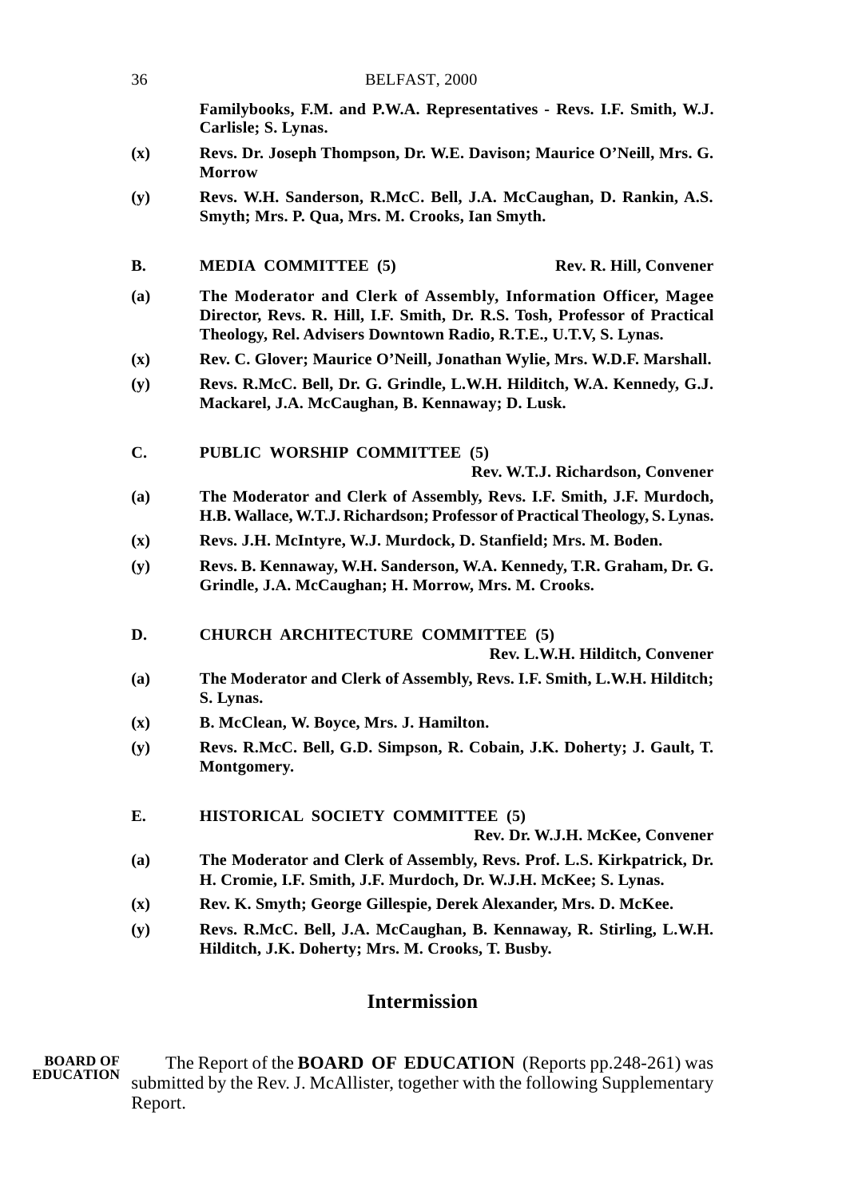**Familybooks, F.M. and P.W.A. Representatives - Revs. I.F. Smith, W.J. Carlisle; S. Lynas.**

**(x) Revs. Dr. Joseph Thompson, Dr. W.E. Davison; Maurice O'Neill, Mrs. G. Morrow**

**(y) Revs. W.H. Sanderson, R.McC. Bell, J.A. McCaughan, D. Rankin, A.S. Smyth; Mrs. P. Qua, Mrs. M. Crooks, Ian Smyth.**

**B. MEDIA COMMITTEE (5) Rev. R. Hill, Convener**

**(a) The Moderator and Clerk of Assembly, Information Officer, Magee Director, Revs. R. Hill, I.F. Smith, Dr. R.S. Tosh, Professor of Practical Theology, Rel. Advisers Downtown Radio, R.T.E., U.T.V, S. Lynas.**

**(x) Rev. C. Glover; Maurice O'Neill, Jonathan Wylie, Mrs. W.D.F. Marshall.**

**(y) Revs. R.McC. Bell, Dr. G. Grindle, L.W.H. Hilditch, W.A. Kennedy, G.J. Mackarel, J.A. McCaughan, B. Kennaway; D. Lusk.**

**C. PUBLIC WORSHIP COMMITTEE (5) Rev. W.T.J. Richardson, Convener**

**(a) The Moderator and Clerk of Assembly, Revs. I.F. Smith, J.F. Murdoch, H.B. Wallace, W.T.J. Richardson; Professor of Practical Theology, S. Lynas.**

**(x) Revs. J.H. McIntyre, W.J. Murdock, D. Stanfield; Mrs. M. Boden.**

**(y) Revs. B. Kennaway, W.H. Sanderson, W.A. Kennedy, T.R. Graham, Dr. G. Grindle, J.A. McCaughan; H. Morrow, Mrs. M. Crooks.**

**D. CHURCH ARCHITECTURE COMMITTEE (5) Rev. L.W.H. Hilditch, Convener**

**(a) The Moderator and Clerk of Assembly, Revs. I.F. Smith, L.W.H. Hilditch; S. Lynas.**

**(x) B. McClean, W. Boyce, Mrs. J. Hamilton.**

**(y) Revs. R.McC. Bell, G.D. Simpson, R. Cobain, J.K. Doherty; J. Gault, T. Montgomery.**

**E. HISTORICAL SOCIETY COMMITTEE (5) Rev. Dr. W.J.H. McKee, Convener**

**(a) The Moderator and Clerk of Assembly, Revs. Prof. L.S. Kirkpatrick, Dr. H. Cromie, I.F. Smith, J.F. Murdoch, Dr. W.J.H. McKee; S. Lynas.**

**(x) Rev. K. Smyth; George Gillespie, Derek Alexander, Mrs. D. McKee.**

**(y) Revs. R.McC. Bell, J.A. McCaughan, B. Kennaway, R. Stirling, L.W.H. Hilditch, J.K. Doherty; Mrs. M. Crooks, T. Busby.**

## Intermission

**BOARD OF EDUCATION**

The Report of the **BOARD OF EDUCATION** (Reports pp.248-261) was submitted by the Rev. J. McAllister, together with the following Supplementary Report.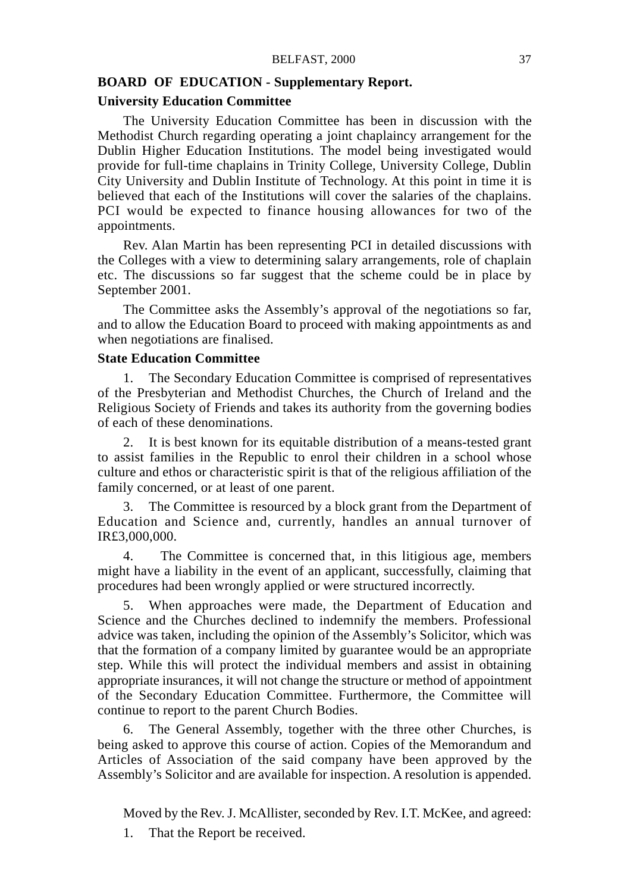## BOARD OF EDUCATION - Supplementary Report.

### University Education Committee

The University Education Committee has been in discussion with the Methodist Church regarding operating a joint chaplaincy arrangement for the Dublin Higher Education Institutions. The model being investigated would provide for full-time chaplains in Trinity College, University College, Dublin City University and Dublin Institute of Technology. At this point in time it is believed that each of the Institutions will cover the salaries of the chaplains. PCI would be expected to finance housing allowances for two of the appointments.

Rev. Alan Martin has been representing PCI in detailed discussions with the Colleges with a view to determining salary arrangements, role of chaplain etc. The discussions so far suggest that the scheme could be in place by September 2001.

The Committee asks the Assembly's approval of the negotiations so far, and to allow the Education Board to proceed with making appointments as and when negotiations are finalised.

### State Education Committee

1. The Secondary Education Committee is comprised of representatives of the Presbyterian and Methodist Churches, the Church of Ireland and the Religious Society of Friends and takes its authority from the governing bodies of each of these denominations.

2. It is best known for its equitable distribution of a means-tested grant to assist families in the Republic to enrol their children in a school whose culture and ethos or characteristic spirit is that of the religious affiliation of the family concerned, or at least of one parent.

3. The Committee is resourced by a block grant from the Department of Education and Science and, currently, handles an annual turnover of IR£3,000,000.

4. The Committee is concerned that, in this litigious age, members might have a liability in the event of an applicant, successfully, claiming that procedures had been wrongly applied or were structured incorrectly.

5. When approaches were made, the Department of Education and Science and the Churches declined to indemnify the members. Professional advice was taken, including the opinion of the Assembly's Solicitor, which was that the formation of a company limited by guarantee would be an appropriate step. While this will protect the individual members and assist in obtaining appropriate insurances, it will not change the structure or method of appointment of the Secondary Education Committee. Furthermore, the Committee will continue to report to the parent Church Bodies.

6. The General Assembly, together with the three other Churches, is being asked to approve this course of action. Copies of the Memorandum and Articles of Association of the said company have been approved by the Assembly's Solicitor and are available for inspection. A resolution is appended.

Moved by the Rev. J. McAllister, seconded by Rev. I.T. McKee, and agreed:

1. That the Report be received.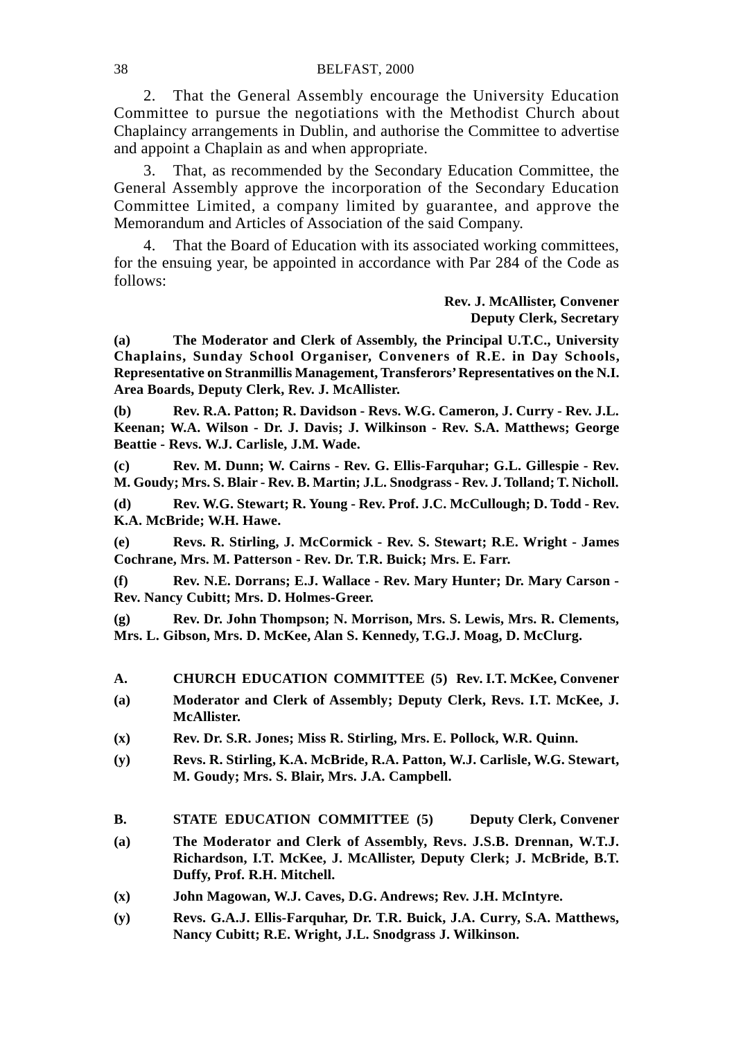2. That the General Assembly encourage the University Education Committee to pursue the negotiations with the Methodist Church about Chaplaincy arrangements in Dublin, and authorise the Committee to advertise and appoint a Chaplain as and when appropriate.

3. That, as recommended by the Secondary Education Committee, the General Assembly approve the incorporation of the Secondary Education Committee Limited, a company limited by guarantee, and approve the Memorandum and Articles of Association of the said Company.

4. That the Board of Education with its associated working committees, for the ensuing year, be appointed in accordance with Par 284 of the Code as follows:

**Rev. J. McAllister, Convener**
**Deputy Clerk, Secretary**

**(a) The Moderator and Clerk of Assembly, the Principal U.T.C., University Chaplains, Sunday School Organiser, Conveners of R.E. in Day Schools, Representative on Stranmillis Management, Transferors' Representatives on the N.I. Area Boards, Deputy Clerk, Rev. J. McAllister.**

**(b) Rev. R.A. Patton; R. Davidson - Revs. W.G. Cameron, J. Curry - Rev. J.L. Keenan; W.A. Wilson - Dr. J. Davis; J. Wilkinson - Rev. S.A. Matthews; George Beattie - Revs. W.J. Carlisle, J.M. Wade.**

**(c) Rev. M. Dunn; W. Cairns - Rev. G. Ellis-Farquhar; G.L. Gillespie - Rev. M. Goudy; Mrs. S. Blair - Rev. B. Martin; J.L. Snodgrass - Rev. J. Tolland; T. Nicholl.**

**(d) Rev. W.G. Stewart; R. Young - Rev. Prof. J.C. McCullough; D. Todd - Rev. K.A. McBride; W.H. Hawe.**

**(e) Revs. R. Stirling, J. McCormick - Rev. S. Stewart; R.E. Wright - James Cochrane, Mrs. M. Patterson - Rev. Dr. T.R. Buick; Mrs. E. Farr.**

**(f) Rev. N.E. Dorrans; E.J. Wallace - Rev. Mary Hunter; Dr. Mary Carson - Rev. Nancy Cubitt; Mrs. D. Holmes-Greer.**

**(g) Rev. Dr. John Thompson; N. Morrison, Mrs. S. Lewis, Mrs. R. Clements, Mrs. L. Gibson, Mrs. D. McKee, Alan S. Kennedy, T.G.J. Moag, D. McClurg.**

**A. CHURCH EDUCATION COMMITTEE (5) Rev. I.T. McKee, Convener**

**(a) Moderator and Clerk of Assembly; Deputy Clerk, Revs. I.T. McKee, J. McAllister.**

**(x) Rev. Dr. S.R. Jones; Miss R. Stirling, Mrs. E. Pollock, W.R. Quinn.**

**(y) Revs. R. Stirling, K.A. McBride, R.A. Patton, W.J. Carlisle, W.G. Stewart, M. Goudy; Mrs. S. Blair, Mrs. J.A. Campbell.**

**B. STATE EDUCATION COMMITTEE (5) Deputy Clerk, Convener**

**(a) The Moderator and Clerk of Assembly, Revs. J.S.B. Drennan, W.T.J. Richardson, I.T. McKee, J. McAllister, Deputy Clerk; J. McBride, B.T. Duffy, Prof. R.H. Mitchell.**

**(x) John Magowan, W.J. Caves, D.G. Andrews; Rev. J.H. McIntyre.**

**(y) Revs. G.A.J. Ellis-Farquhar, Dr. T.R. Buick, J.A. Curry, S.A. Matthews, Nancy Cubitt; R.E. Wright, J.L. Snodgrass J. Wilkinson.**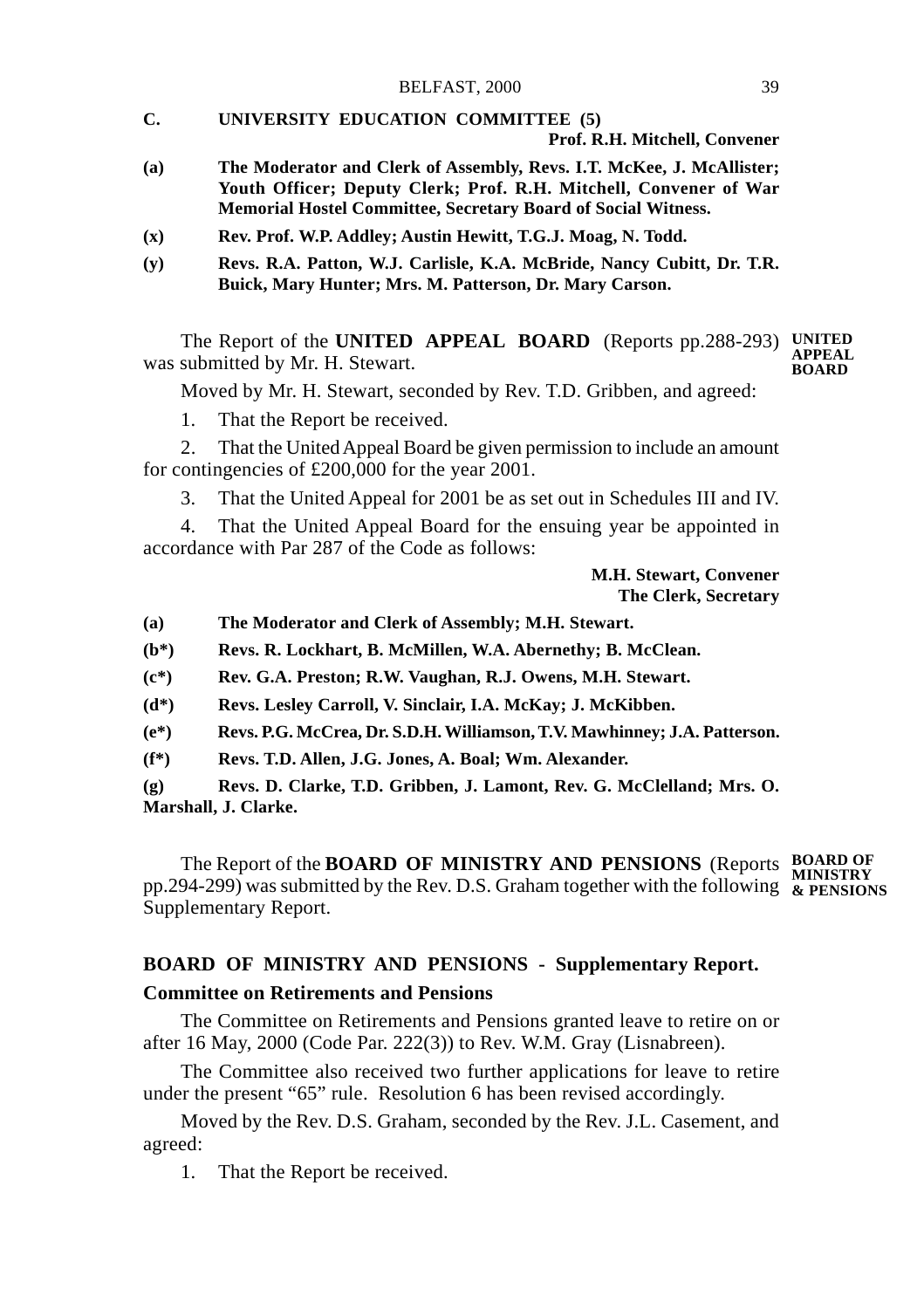**C. UNIVERSITY EDUCATION COMMITTEE (5)**

**Prof. R.H. Mitchell, Convener**

**(a)** **The Moderator and Clerk of Assembly, Revs. I.T. McKee, J. McAllister; Youth Officer; Deputy Clerk; Prof. R.H. Mitchell, Convener of War Memorial Hostel Committee, Secretary Board of Social Witness.**

**(x)** **Rev. Prof. W.P. Addley; Austin Hewitt, T.G.J. Moag, N. Todd.**

**(y)** **Revs. R.A. Patton, W.J. Carlisle, K.A. McBride, Nancy Cubitt, Dr. T.R. Buick, Mary Hunter; Mrs. M. Patterson, Dr. Mary Carson.**

**UNITED APPEAL BOARD**

The Report of the **UNITED APPEAL BOARD** (Reports pp.288-293) was submitted by Mr. H. Stewart.

Moved by Mr. H. Stewart, seconded by Rev. T.D. Gribben, and agreed:

1. That the Report be received.

2. That the United Appeal Board be given permission to include an amount for contingencies of £200,000 for the year 2001.

3. That the United Appeal for 2001 be as set out in Schedules III and IV.

4. That the United Appeal Board for the ensuing year be appointed in accordance with Par 287 of the Code as follows:

**M.H. Stewart, Convener**
**The Clerk, Secretary**

**(a)** **The Moderator and Clerk of Assembly; M.H. Stewart.**

**(b\*)** **Revs. R. Lockhart, B. McMillen, W.A. Abernethy; B. McClean.**

**(c\*)** **Rev. G.A. Preston; R.W. Vaughan, R.J. Owens, M.H. Stewart.**

**(d\*)** **Revs. Lesley Carroll, V. Sinclair, I.A. McKay; J. McKibben.**

**(e\*)** **Revs. P.G. McCrea, Dr. S.D.H. Williamson, T.V. Mawhinney; J.A. Patterson.**

**(f\*)** **Revs. T.D. Allen, J.G. Jones, A. Boal; Wm. Alexander.**

**(g)** **Revs. D. Clarke, T.D. Gribben, J. Lamont, Rev. G. McClelland; Mrs. O. Marshall, J. Clarke.**

**BOARD OF MINISTRY & PENSIONS**

The Report of the **BOARD OF MINISTRY AND PENSIONS** (Reports pp.294-299) was submitted by the Rev. D.S. Graham together with the following Supplementary Report.

## BOARD OF MINISTRY AND PENSIONS - Supplementary Report.

### Committee on Retirements and Pensions

The Committee on Retirements and Pensions granted leave to retire on or after 16 May, 2000 (Code Par. 222(3)) to Rev. W.M. Gray (Lisnabreen).

The Committee also received two further applications for leave to retire under the present "65" rule. Resolution 6 has been revised accordingly.

Moved by the Rev. D.S. Graham, seconded by the Rev. J.L. Casement, and agreed:

1. That the Report be received.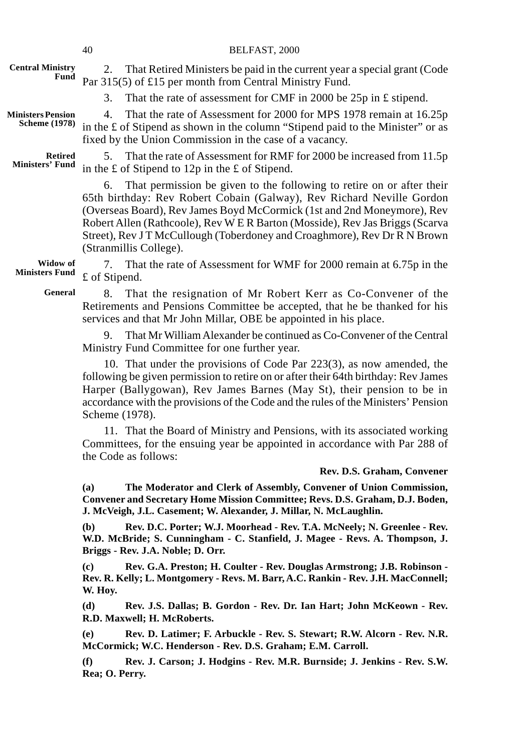**Central Ministry Fund**

2. That Retired Ministers be paid in the current year a special grant (Code Par 315(5) of £15 per month from Central Ministry Fund.

3. That the rate of assessment for CMF in 2000 be 25p in £ stipend.

**Ministers Pension Scheme (1978)**

4. That the rate of Assessment for 2000 for MPS 1978 remain at 16.25p in the £ of Stipend as shown in the column "Stipend paid to the Minister" or as fixed by the Union Commission in the case of a vacancy.

**Retired Ministers' Fund**

5. That the rate of Assessment for RMF for 2000 be increased from 11.5p in the £ of Stipend to 12p in the £ of Stipend.

6. That permission be given to the following to retire on or after their 65th birthday: Rev Robert Cobain (Galway), Rev Richard Neville Gordon (Overseas Board), Rev James Boyd McCormick (1st and 2nd Moneymore), Rev Robert Allen (Rathcoole), Rev W E R Barton (Mosside), Rev Jas Briggs (Scarva Street), Rev J T McCullough (Toberdoney and Croaghmore), Rev Dr R N Brown (Stranmillis College).

**Widow of Ministers Fund**

7. That the rate of Assessment for WMF for 2000 remain at 6.75p in the £ of Stipend.

**General**

8. That the resignation of Mr Robert Kerr as Co-Convener of the Retirements and Pensions Committee be accepted, that he be thanked for his services and that Mr John Millar, OBE be appointed in his place.

9. That Mr William Alexander be continued as Co-Convener of the Central Ministry Fund Committee for one further year.

10. That under the provisions of Code Par 223(3), as now amended, the following be given permission to retire on or after their 64th birthday: Rev James Harper (Ballygowan), Rev James Barnes (May St), their pension to be in accordance with the provisions of the Code and the rules of the Ministers' Pension Scheme (1978).

11. That the Board of Ministry and Pensions, with its associated working Committees, for the ensuing year be appointed in accordance with Par 288 of the Code as follows:

**Rev. D.S. Graham, Convener**

**(a) The Moderator and Clerk of Assembly, Convener of Union Commission, Convener and Secretary Home Mission Committee; Revs. D.S. Graham, D.J. Boden, J. McVeigh, J.L. Casement; W. Alexander, J. Millar, N. McLaughlin.**

**(b) Rev. D.C. Porter; W.J. Moorhead - Rev. T.A. McNeely; N. Greenlee - Rev. W.D. McBride; S. Cunningham - C. Stanfield, J. Magee - Revs. A. Thompson, J. Briggs - Rev. J.A. Noble; D. Orr.**

**(c) Rev. G.A. Preston; H. Coulter - Rev. Douglas Armstrong; J.B. Robinson - Rev. R. Kelly; L. Montgomery - Revs. M. Barr, A.C. Rankin - Rev. J.H. MacConnell; W. Hoy.**

**(d) Rev. J.S. Dallas; B. Gordon - Rev. Dr. Ian Hart; John McKeown - Rev. R.D. Maxwell; H. McRoberts.**

**(e) Rev. D. Latimer; F. Arbuckle - Rev. S. Stewart; R.W. Alcorn - Rev. N.R. McCormick; W.C. Henderson - Rev. D.S. Graham; E.M. Carroll.**

**(f) Rev. J. Carson; J. Hodgins - Rev. M.R. Burnside; J. Jenkins - Rev. S.W. Rea; O. Perry.**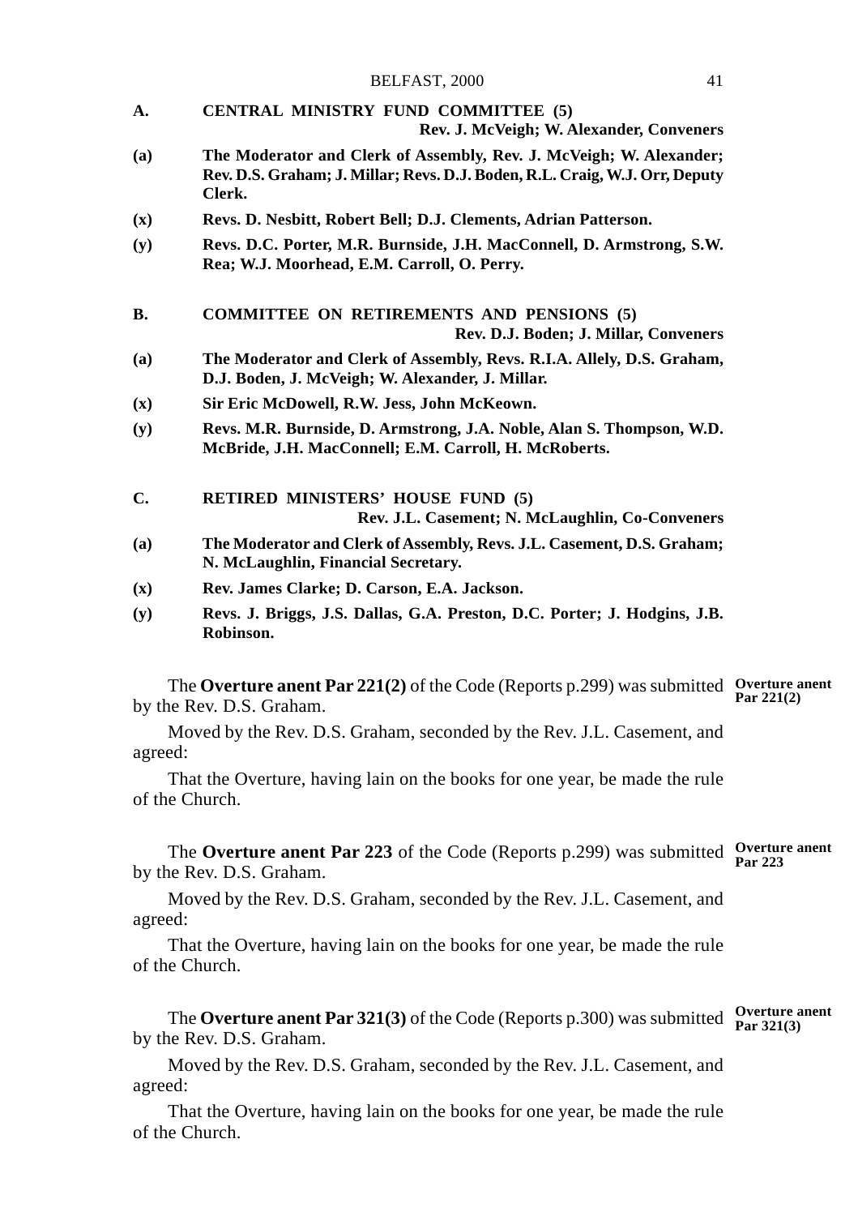**A. CENTRAL MINISTRY FUND COMMITTEE (5)**

**Rev. J. McVeigh; W. Alexander, Conveners**

**(a)** **The Moderator and Clerk of Assembly, Rev. J. McVeigh; W. Alexander; Rev. D.S. Graham; J. Millar; Revs. D.J. Boden, R.L. Craig, W.J. Orr, Deputy Clerk.**

**(x)** **Revs. D. Nesbitt, Robert Bell; D.J. Clements, Adrian Patterson.**

**(y)** **Revs. D.C. Porter, M.R. Burnside, J.H. MacConnell, D. Armstrong, S.W. Rea; W.J. Moorhead, E.M. Carroll, O. Perry.**

**B. COMMITTEE ON RETIREMENTS AND PENSIONS (5)**

**Rev. D.J. Boden; J. Millar, Conveners**

**(a)** **The Moderator and Clerk of Assembly, Revs. R.I.A. Allely, D.S. Graham, D.J. Boden, J. McVeigh; W. Alexander, J. Millar.**

**(x)** **Sir Eric McDowell, R.W. Jess, John McKeown.**

**(y)** **Revs. M.R. Burnside, D. Armstrong, J.A. Noble, Alan S. Thompson, W.D. McBride, J.H. MacConnell; E.M. Carroll, H. McRoberts.**

**C. RETIRED MINISTERS' HOUSE FUND (5)**

**Rev. J.L. Casement; N. McLaughlin, Co-Conveners**

**(a)** **The Moderator and Clerk of Assembly, Revs. J.L. Casement, D.S. Graham; N. McLaughlin, Financial Secretary.**

**(x)** **Rev. James Clarke; D. Carson, E.A. Jackson.**

**(y)** **Revs. J. Briggs, J.S. Dallas, G.A. Preston, D.C. Porter; J. Hodgins, J.B. Robinson.**

**Overture anent Par 221(2)**

The **Overture anent Par 221(2)** of the Code (Reports p.299) was submitted by the Rev. D.S. Graham.

Moved by the Rev. D.S. Graham, seconded by the Rev. J.L. Casement, and agreed:

That the Overture, having lain on the books for one year, be made the rule of the Church.

**Overture anent Par 223**

The **Overture anent Par 223** of the Code (Reports p.299) was submitted by the Rev. D.S. Graham.

Moved by the Rev. D.S. Graham, seconded by the Rev. J.L. Casement, and agreed:

That the Overture, having lain on the books for one year, be made the rule of the Church.

**Overture anent Par 321(3)**

The **Overture anent Par 321(3)** of the Code (Reports p.300) was submitted by the Rev. D.S. Graham.

Moved by the Rev. D.S. Graham, seconded by the Rev. J.L. Casement, and agreed:

That the Overture, having lain on the books for one year, be made the rule of the Church.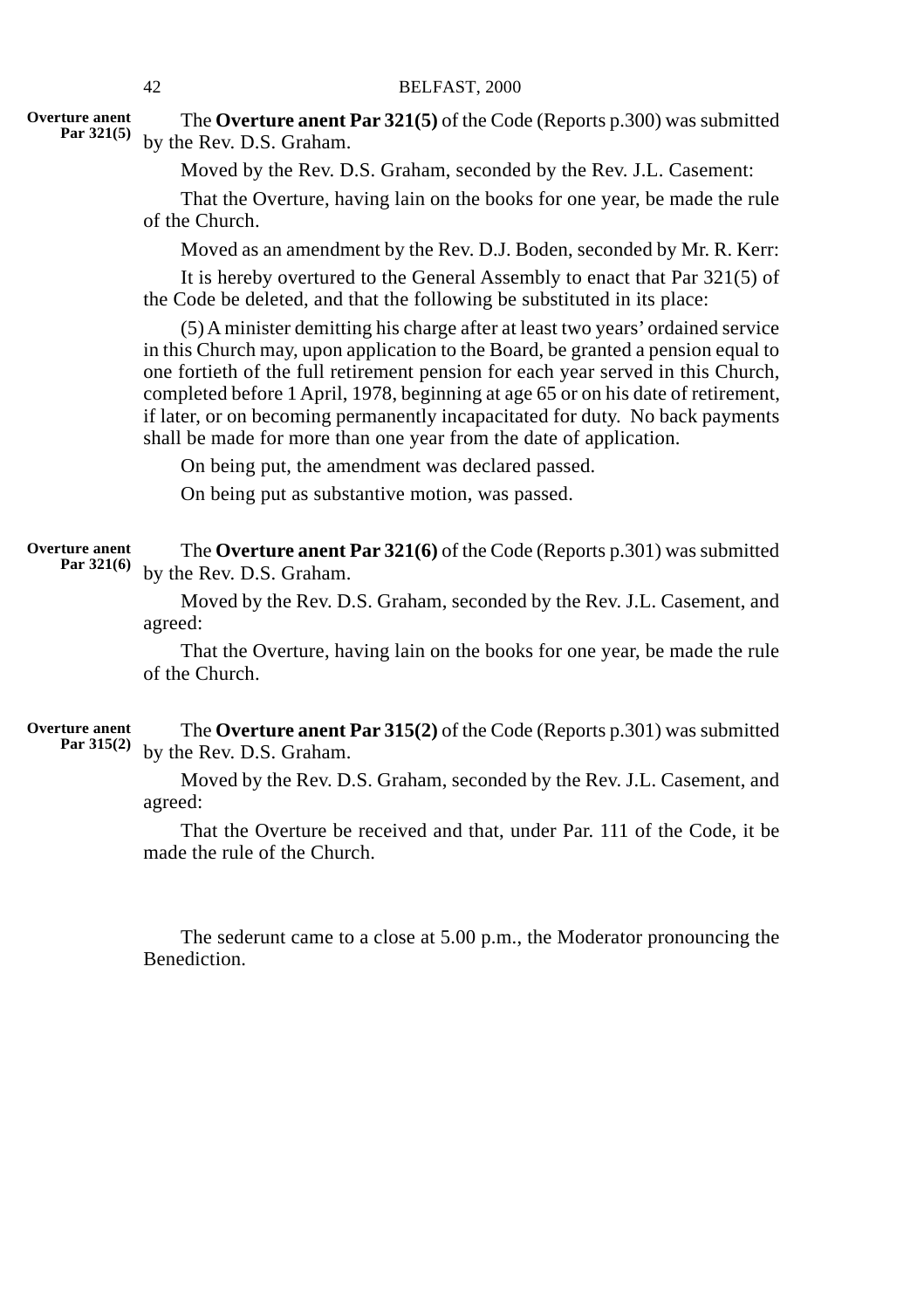**Overture anent Par 321(5)**

The **Overture anent Par 321(5)** of the Code (Reports p.300) was submitted by the Rev. D.S. Graham.

Moved by the Rev. D.S. Graham, seconded by the Rev. J.L. Casement:

That the Overture, having lain on the books for one year, be made the rule of the Church.

Moved as an amendment by the Rev. D.J. Boden, seconded by Mr. R. Kerr:

It is hereby overtured to the General Assembly to enact that Par 321(5) of the Code be deleted, and that the following be substituted in its place:

(5) A minister demitting his charge after at least two years' ordained service in this Church may, upon application to the Board, be granted a pension equal to one fortieth of the full retirement pension for each year served in this Church, completed before 1 April, 1978, beginning at age 65 or on his date of retirement, if later, or on becoming permanently incapacitated for duty. No back payments shall be made for more than one year from the date of application.

On being put, the amendment was declared passed.

On being put as substantive motion, was passed.

**Overture anent Par 321(6)**

The **Overture anent Par 321(6)** of the Code (Reports p.301) was submitted by the Rev. D.S. Graham.

Moved by the Rev. D.S. Graham, seconded by the Rev. J.L. Casement, and agreed:

That the Overture, having lain on the books for one year, be made the rule of the Church.

**Overture anent Par 315(2)**

The **Overture anent Par 315(2)** of the Code (Reports p.301) was submitted by the Rev. D.S. Graham.

Moved by the Rev. D.S. Graham, seconded by the Rev. J.L. Casement, and agreed:

That the Overture be received and that, under Par. 111 of the Code, it be made the rule of the Church.

The sederunt came to a close at 5.00 p.m., the Moderator pronouncing the Benediction.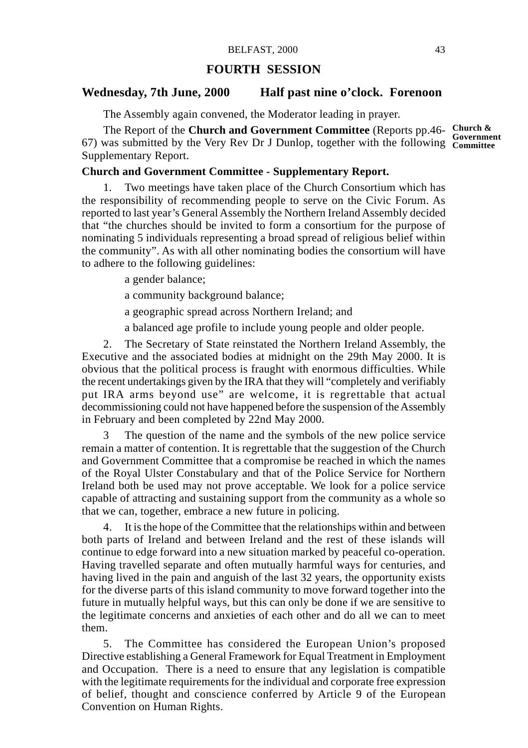## FOURTH SESSION

**Wednesday, 7th June, 2000 Half past nine o'clock. Forenoon**

The Assembly again convened, the Moderator leading in prayer.

**Church & Government Committee**

The Report of the **Church and Government Committee** (Reports pp.46-67) was submitted by the Very Rev Dr J Dunlop, together with the following Supplementary Report.

**Church and Government Committee - Supplementary Report.**

1. Two meetings have taken place of the Church Consortium which has the responsibility of recommending people to serve on the Civic Forum. As reported to last year's General Assembly the Northern Ireland Assembly decided that "the churches should be invited to form a consortium for the purpose of nominating 5 individuals representing a broad spread of religious belief within the community". As with all other nominating bodies the consortium will have to adhere to the following guidelines:

   a gender balance;

   a community background balance;

   a geographic spread across Northern Ireland; and

   a balanced age profile to include young people and older people.

2. The Secretary of State reinstated the Northern Ireland Assembly, the Executive and the associated bodies at midnight on the 29th May 2000. It is obvious that the political process is fraught with enormous difficulties. While the recent undertakings given by the IRA that they will "completely and verifiably put IRA arms beyond use" are welcome, it is regrettable that actual decommissioning could not have happened before the suspension of the Assembly in February and been completed by 22nd May 2000.

3 The question of the name and the symbols of the new police service remain a matter of contention. It is regrettable that the suggestion of the Church and Government Committee that a compromise be reached in which the names of the Royal Ulster Constabulary and that of the Police Service for Northern Ireland both be used may not prove acceptable. We look for a police service capable of attracting and sustaining support from the community as a whole so that we can, together, embrace a new future in policing.

4. It is the hope of the Committee that the relationships within and between both parts of Ireland and between Ireland and the rest of these islands will continue to edge forward into a new situation marked by peaceful co-operation. Having travelled separate and often mutually harmful ways for centuries, and having lived in the pain and anguish of the last 32 years, the opportunity exists for the diverse parts of this island community to move forward together into the future in mutually helpful ways, but this can only be done if we are sensitive to the legitimate concerns and anxieties of each other and do all we can to meet them.

5. The Committee has considered the European Union's proposed Directive establishing a General Framework for Equal Treatment in Employment and Occupation. There is a need to ensure that any legislation is compatible with the legitimate requirements for the individual and corporate free expression of belief, thought and conscience conferred by Article 9 of the European Convention on Human Rights.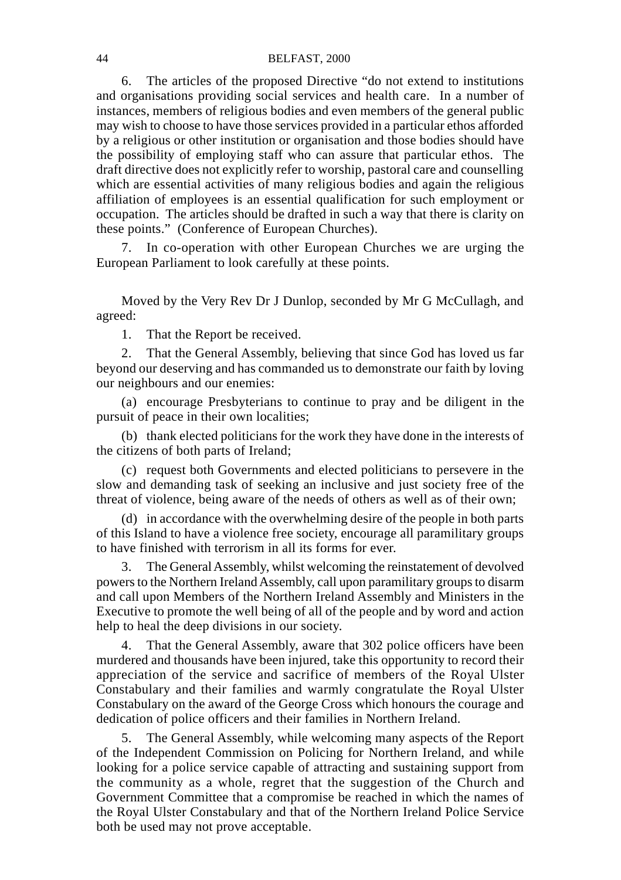6. The articles of the proposed Directive "do not extend to institutions and organisations providing social services and health care. In a number of instances, members of religious bodies and even members of the general public may wish to choose to have those services provided in a particular ethos afforded by a religious or other institution or organisation and those bodies should have the possibility of employing staff who can assure that particular ethos. The draft directive does not explicitly refer to worship, pastoral care and counselling which are essential activities of many religious bodies and again the religious affiliation of employees is an essential qualification for such employment or occupation. The articles should be drafted in such a way that there is clarity on these points." (Conference of European Churches).

7. In co-operation with other European Churches we are urging the European Parliament to look carefully at these points.

Moved by the Very Rev Dr J Dunlop, seconded by Mr G McCullagh, and agreed:

1. That the Report be received.

2. That the General Assembly, believing that since God has loved us far beyond our deserving and has commanded us to demonstrate our faith by loving our neighbours and our enemies:

(a) encourage Presbyterians to continue to pray and be diligent in the pursuit of peace in their own localities;

(b) thank elected politicians for the work they have done in the interests of the citizens of both parts of Ireland;

(c) request both Governments and elected politicians to persevere in the slow and demanding task of seeking an inclusive and just society free of the threat of violence, being aware of the needs of others as well as of their own;

(d) in accordance with the overwhelming desire of the people in both parts of this Island to have a violence free society, encourage all paramilitary groups to have finished with terrorism in all its forms for ever.

3. The General Assembly, whilst welcoming the reinstatement of devolved powers to the Northern Ireland Assembly, call upon paramilitary groups to disarm and call upon Members of the Northern Ireland Assembly and Ministers in the Executive to promote the well being of all of the people and by word and action help to heal the deep divisions in our society.

4. That the General Assembly, aware that 302 police officers have been murdered and thousands have been injured, take this opportunity to record their appreciation of the service and sacrifice of members of the Royal Ulster Constabulary and their families and warmly congratulate the Royal Ulster Constabulary on the award of the George Cross which honours the courage and dedication of police officers and their families in Northern Ireland.

5. The General Assembly, while welcoming many aspects of the Report of the Independent Commission on Policing for Northern Ireland, and while looking for a police service capable of attracting and sustaining support from the community as a whole, regret that the suggestion of the Church and Government Committee that a compromise be reached in which the names of the Royal Ulster Constabulary and that of the Northern Ireland Police Service both be used may not prove acceptable.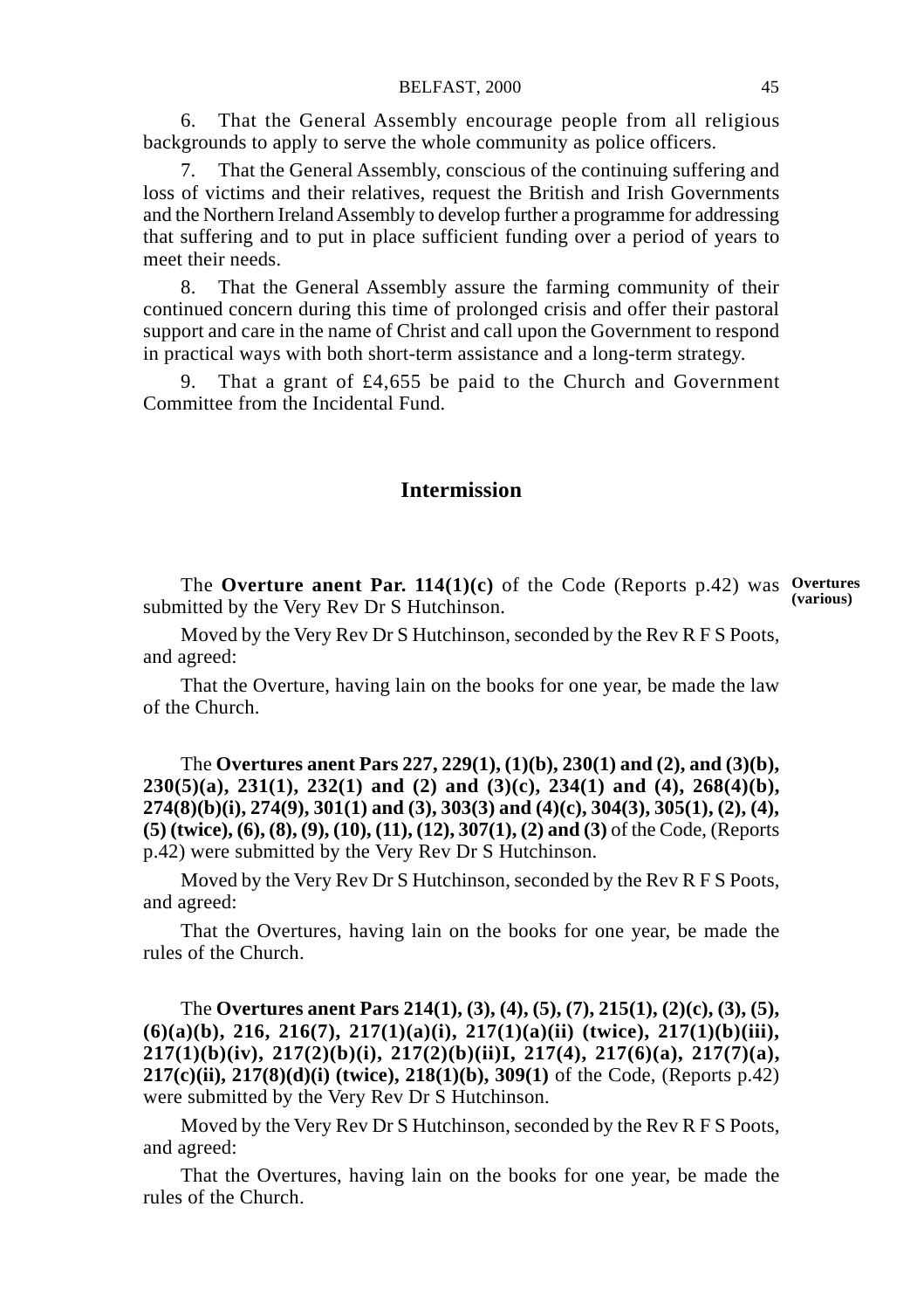6. That the General Assembly encourage people from all religious backgrounds to apply to serve the whole community as police officers.

7. That the General Assembly, conscious of the continuing suffering and loss of victims and their relatives, request the British and Irish Governments and the Northern Ireland Assembly to develop further a programme for addressing that suffering and to put in place sufficient funding over a period of years to meet their needs.

8. That the General Assembly assure the farming community of their continued concern during this time of prolonged crisis and offer their pastoral support and care in the name of Christ and call upon the Government to respond in practical ways with both short-term assistance and a long-term strategy.

9. That a grant of £4,655 be paid to the Church and Government Committee from the Incidental Fund.

## Intermission

**Overtures (various)**

The **Overture anent Par. 114(1)(c)** of the Code (Reports p.42) was submitted by the Very Rev Dr S Hutchinson.

Moved by the Very Rev Dr S Hutchinson, seconded by the Rev R F S Poots, and agreed:

That the Overture, having lain on the books for one year, be made the law of the Church.

The **Overtures anent Pars 227, 229(1), (1)(b), 230(1) and (2), and (3)(b), 230(5)(a), 231(1), 232(1) and (2) and (3)(c), 234(1) and (4), 268(4)(b), 274(8)(b)(i), 274(9), 301(1) and (3), 303(3) and (4)(c), 304(3), 305(1), (2), (4), (5) (twice), (6), (8), (9), (10), (11), (12), 307(1), (2) and (3)** of the Code, (Reports p.42) were submitted by the Very Rev Dr S Hutchinson.

Moved by the Very Rev Dr S Hutchinson, seconded by the Rev R F S Poots, and agreed:

That the Overtures, having lain on the books for one year, be made the rules of the Church.

The **Overtures anent Pars 214(1), (3), (4), (5), (7), 215(1), (2)(c), (3), (5), (6)(a)(b), 216, 216(7), 217(1)(a)(i), 217(1)(a)(ii) (twice), 217(1)(b)(iii), 217(1)(b)(iv), 217(2)(b)(i), 217(2)(b)(ii)I, 217(4), 217(6)(a), 217(7)(a), 217(c)(ii), 217(8)(d)(i) (twice), 218(1)(b), 309(1)** of the Code, (Reports p.42) were submitted by the Very Rev Dr S Hutchinson.

Moved by the Very Rev Dr S Hutchinson, seconded by the Rev R F S Poots, and agreed:

That the Overtures, having lain on the books for one year, be made the rules of the Church.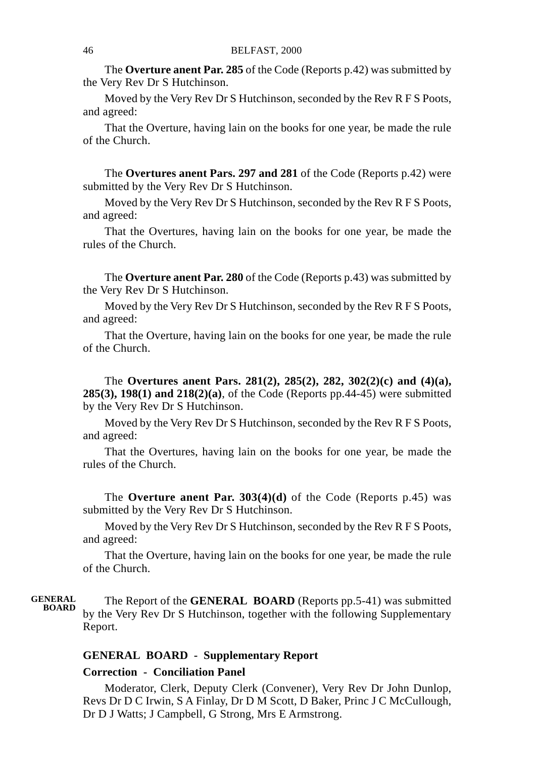The **Overture anent Par. 285** of the Code (Reports p.42) was submitted by the Very Rev Dr S Hutchinson.

Moved by the Very Rev Dr S Hutchinson, seconded by the Rev R F S Poots, and agreed:

That the Overture, having lain on the books for one year, be made the rule of the Church.

The **Overtures anent Pars. 297 and 281** of the Code (Reports p.42) were submitted by the Very Rev Dr S Hutchinson.

Moved by the Very Rev Dr S Hutchinson, seconded by the Rev R F S Poots, and agreed:

That the Overtures, having lain on the books for one year, be made the rules of the Church.

The **Overture anent Par. 280** of the Code (Reports p.43) was submitted by the Very Rev Dr S Hutchinson.

Moved by the Very Rev Dr S Hutchinson, seconded by the Rev R F S Poots, and agreed:

That the Overture, having lain on the books for one year, be made the rule of the Church.

The **Overtures anent Pars. 281(2), 285(2), 282, 302(2)(c) and (4)(a), 285(3), 198(1) and 218(2)(a)**, of the Code (Reports pp.44-45) were submitted by the Very Rev Dr S Hutchinson.

Moved by the Very Rev Dr S Hutchinson, seconded by the Rev R F S Poots, and agreed:

That the Overtures, having lain on the books for one year, be made the rules of the Church.

The **Overture anent Par. 303(4)(d)** of the Code (Reports p.45) was submitted by the Very Rev Dr S Hutchinson.

Moved by the Very Rev Dr S Hutchinson, seconded by the Rev R F S Poots, and agreed:

That the Overture, having lain on the books for one year, be made the rule of the Church.

**GENERAL BOARD**

The Report of the **GENERAL BOARD** (Reports pp.5-41) was submitted by the Very Rev Dr S Hutchinson, together with the following Supplementary Report.

**GENERAL BOARD - Supplementary Report**

**Correction - Conciliation Panel**

Moderator, Clerk, Deputy Clerk (Convener), Very Rev Dr John Dunlop, Revs Dr D C Irwin, S A Finlay, Dr D M Scott, D Baker, Princ J C McCullough, Dr D J Watts; J Campbell, G Strong, Mrs E Armstrong.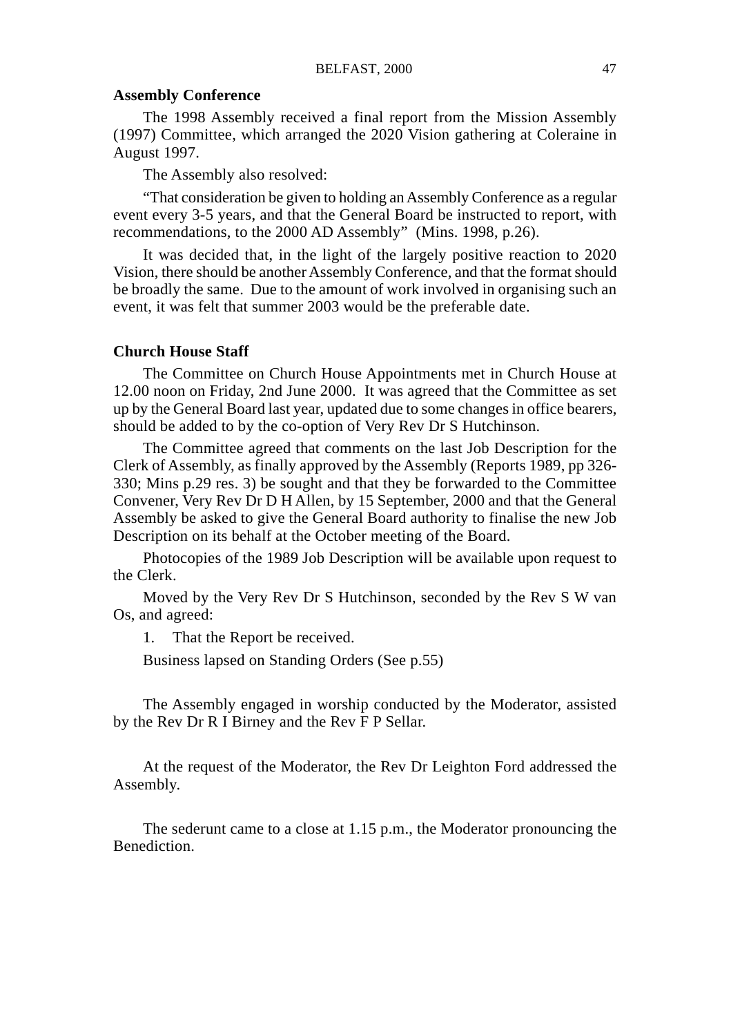**Assembly Conference**

The 1998 Assembly received a final report from the Mission Assembly (1997) Committee, which arranged the 2020 Vision gathering at Coleraine in August 1997.

The Assembly also resolved:

"That consideration be given to holding an Assembly Conference as a regular event every 3-5 years, and that the General Board be instructed to report, with recommendations, to the 2000 AD Assembly" (Mins. 1998, p.26).

It was decided that, in the light of the largely positive reaction to 2020 Vision, there should be another Assembly Conference, and that the format should be broadly the same. Due to the amount of work involved in organising such an event, it was felt that summer 2003 would be the preferable date.

**Church House Staff**

The Committee on Church House Appointments met in Church House at 12.00 noon on Friday, 2nd June 2000. It was agreed that the Committee as set up by the General Board last year, updated due to some changes in office bearers, should be added to by the co-option of Very Rev Dr S Hutchinson.

The Committee agreed that comments on the last Job Description for the Clerk of Assembly, as finally approved by the Assembly (Reports 1989, pp 326-330; Mins p.29 res. 3) be sought and that they be forwarded to the Committee Convener, Very Rev Dr D H Allen, by 15 September, 2000 and that the General Assembly be asked to give the General Board authority to finalise the new Job Description on its behalf at the October meeting of the Board.

Photocopies of the 1989 Job Description will be available upon request to the Clerk.

Moved by the Very Rev Dr S Hutchinson, seconded by the Rev S W van Os, and agreed:

1. That the Report be received.

Business lapsed on Standing Orders (See p.55)

The Assembly engaged in worship conducted by the Moderator, assisted by the Rev Dr R I Birney and the Rev F P Sellar.

At the request of the Moderator, the Rev Dr Leighton Ford addressed the Assembly.

The sederunt came to a close at 1.15 p.m., the Moderator pronouncing the Benediction.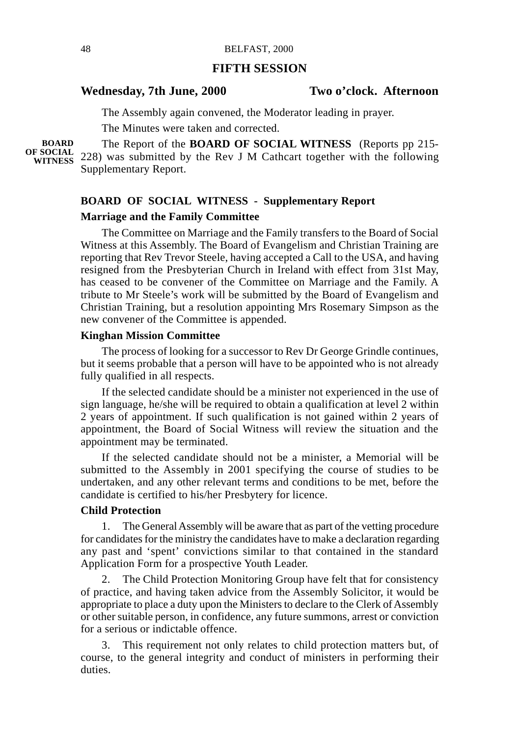## FIFTH SESSION

**Wednesday, 7th June, 2000** **Two o'clock. Afternoon**

The Assembly again convened, the Moderator leading in prayer.

The Minutes were taken and corrected.

**BOARD OF SOCIAL WITNESS**

The Report of the **BOARD OF SOCIAL WITNESS** (Reports pp 215-228) was submitted by the Rev J M Cathcart together with the following Supplementary Report.

### BOARD OF SOCIAL WITNESS - Supplementary Report

**Marriage and the Family Committee**

The Committee on Marriage and the Family transfers to the Board of Social Witness at this Assembly. The Board of Evangelism and Christian Training are reporting that Rev Trevor Steele, having accepted a Call to the USA, and having resigned from the Presbyterian Church in Ireland with effect from 31st May, has ceased to be convener of the Committee on Marriage and the Family. A tribute to Mr Steele's work will be submitted by the Board of Evangelism and Christian Training, but a resolution appointing Mrs Rosemary Simpson as the new convener of the Committee is appended.

**Kinghan Mission Committee**

The process of looking for a successor to Rev Dr George Grindle continues, but it seems probable that a person will have to be appointed who is not already fully qualified in all respects.

If the selected candidate should be a minister not experienced in the use of sign language, he/she will be required to obtain a qualification at level 2 within 2 years of appointment. If such qualification is not gained within 2 years of appointment, the Board of Social Witness will review the situation and the appointment may be terminated.

If the selected candidate should not be a minister, a Memorial will be submitted to the Assembly in 2001 specifying the course of studies to be undertaken, and any other relevant terms and conditions to be met, before the candidate is certified to his/her Presbytery for licence.

**Child Protection**

1. The General Assembly will be aware that as part of the vetting procedure for candidates for the ministry the candidates have to make a declaration regarding any past and 'spent' convictions similar to that contained in the standard Application Form for a prospective Youth Leader.

2. The Child Protection Monitoring Group have felt that for consistency of practice, and having taken advice from the Assembly Solicitor, it would be appropriate to place a duty upon the Ministers to declare to the Clerk of Assembly or other suitable person, in confidence, any future summons, arrest or conviction for a serious or indictable offence.

3. This requirement not only relates to child protection matters but, of course, to the general integrity and conduct of ministers in performing their duties.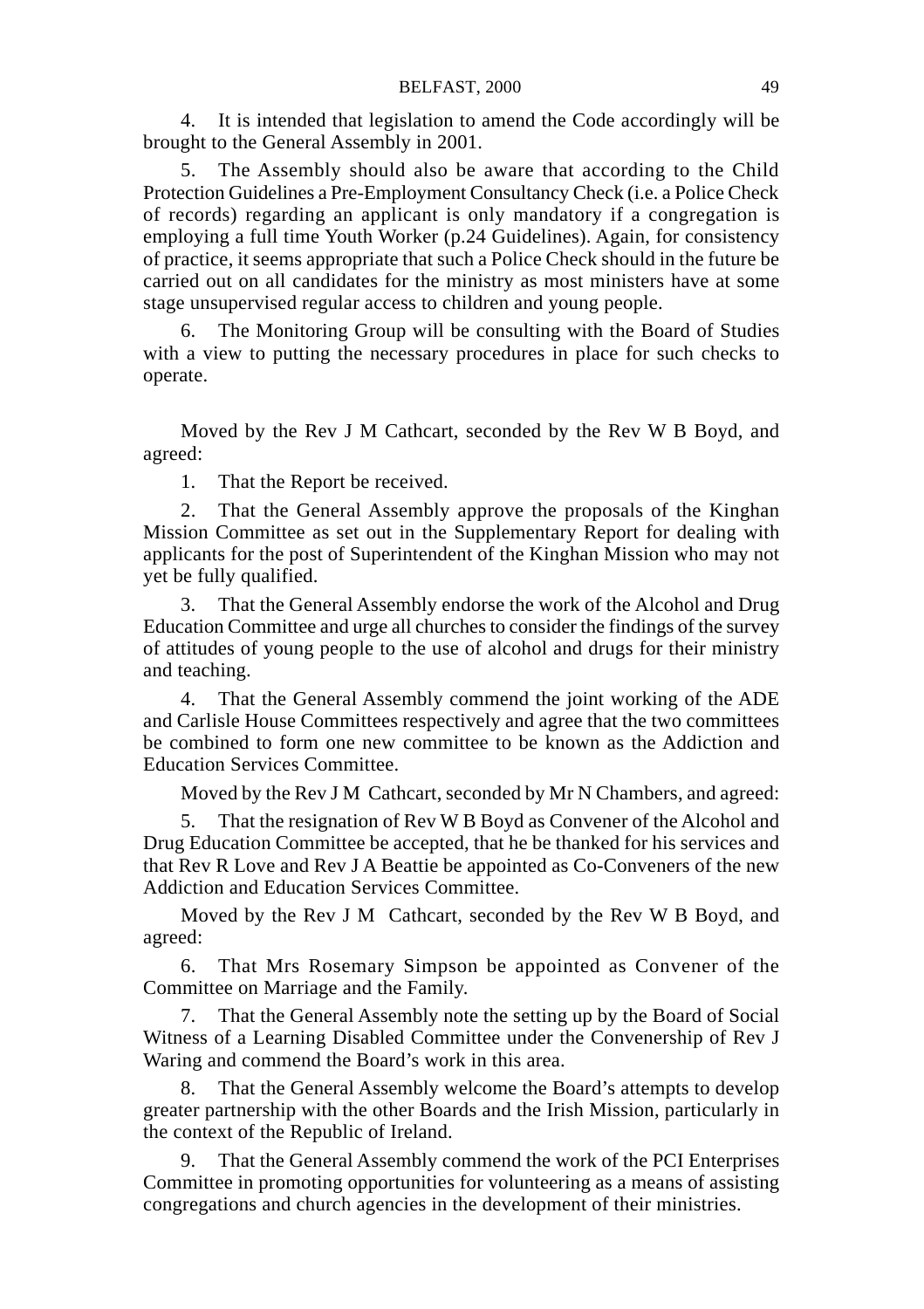4. It is intended that legislation to amend the Code accordingly will be brought to the General Assembly in 2001.

5. The Assembly should also be aware that according to the Child Protection Guidelines a Pre-Employment Consultancy Check (i.e. a Police Check of records) regarding an applicant is only mandatory if a congregation is employing a full time Youth Worker (p.24 Guidelines). Again, for consistency of practice, it seems appropriate that such a Police Check should in the future be carried out on all candidates for the ministry as most ministers have at some stage unsupervised regular access to children and young people.

6. The Monitoring Group will be consulting with the Board of Studies with a view to putting the necessary procedures in place for such checks to operate.

Moved by the Rev J M Cathcart, seconded by the Rev W B Boyd, and agreed:

1. That the Report be received.

2. That the General Assembly approve the proposals of the Kinghan Mission Committee as set out in the Supplementary Report for dealing with applicants for the post of Superintendent of the Kinghan Mission who may not yet be fully qualified.

3. That the General Assembly endorse the work of the Alcohol and Drug Education Committee and urge all churches to consider the findings of the survey of attitudes of young people to the use of alcohol and drugs for their ministry and teaching.

4. That the General Assembly commend the joint working of the ADE and Carlisle House Committees respectively and agree that the two committees be combined to form one new committee to be known as the Addiction and Education Services Committee.

Moved by the Rev J M Cathcart, seconded by Mr N Chambers, and agreed:

5. That the resignation of Rev W B Boyd as Convener of the Alcohol and Drug Education Committee be accepted, that he be thanked for his services and that Rev R Love and Rev J A Beattie be appointed as Co-Conveners of the new Addiction and Education Services Committee.

Moved by the Rev J M Cathcart, seconded by the Rev W B Boyd, and agreed:

6. That Mrs Rosemary Simpson be appointed as Convener of the Committee on Marriage and the Family.

7. That the General Assembly note the setting up by the Board of Social Witness of a Learning Disabled Committee under the Convenership of Rev J Waring and commend the Board's work in this area.

8. That the General Assembly welcome the Board's attempts to develop greater partnership with the other Boards and the Irish Mission, particularly in the context of the Republic of Ireland.

9. That the General Assembly commend the work of the PCI Enterprises Committee in promoting opportunities for volunteering as a means of assisting congregations and church agencies in the development of their ministries.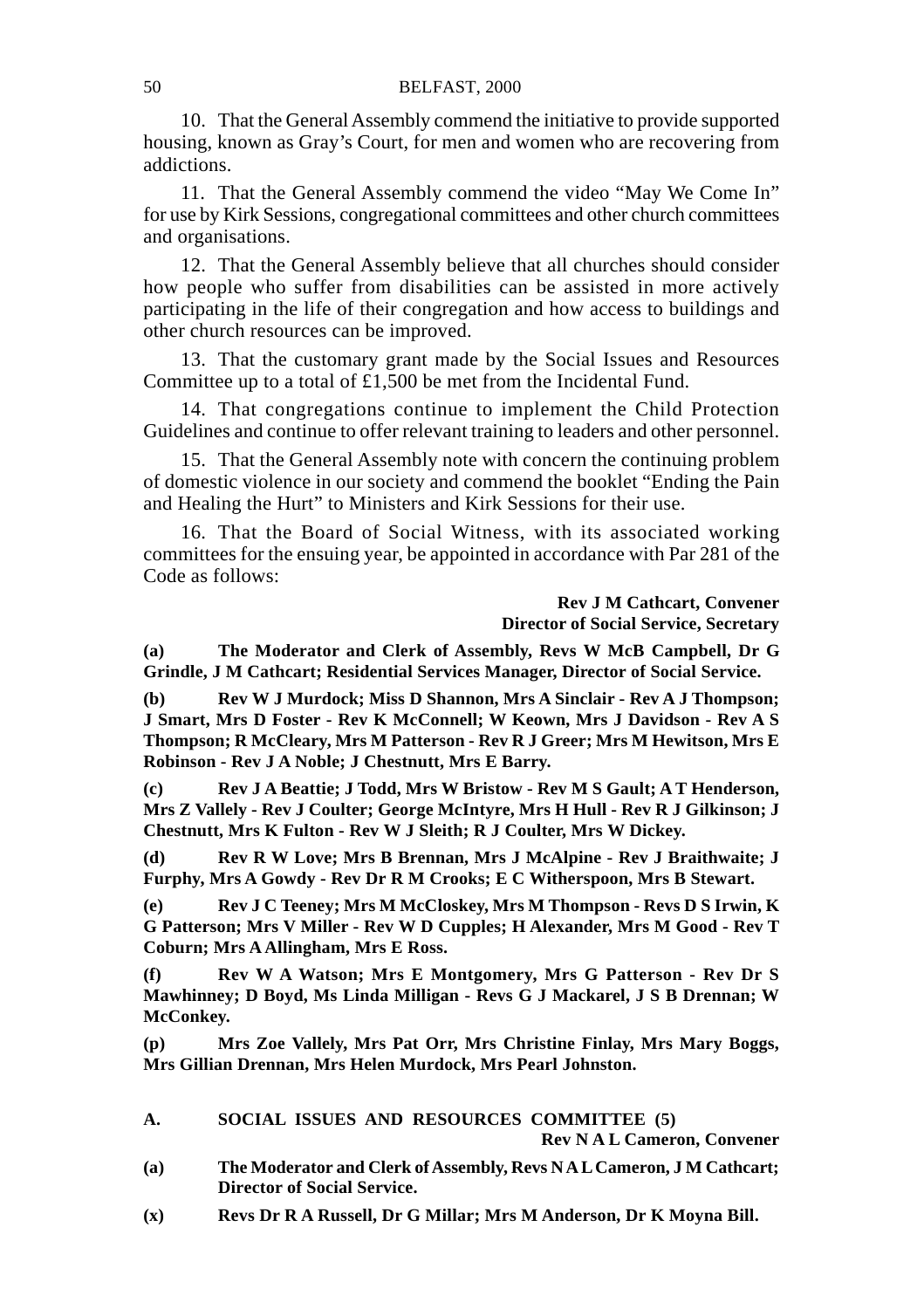10. That the General Assembly commend the initiative to provide supported housing, known as Gray's Court, for men and women who are recovering from addictions.

11. That the General Assembly commend the video "May We Come In" for use by Kirk Sessions, congregational committees and other church committees and organisations.

12. That the General Assembly believe that all churches should consider how people who suffer from disabilities can be assisted in more actively participating in the life of their congregation and how access to buildings and other church resources can be improved.

13. That the customary grant made by the Social Issues and Resources Committee up to a total of £1,500 be met from the Incidental Fund.

14. That congregations continue to implement the Child Protection Guidelines and continue to offer relevant training to leaders and other personnel.

15. That the General Assembly note with concern the continuing problem of domestic violence in our society and commend the booklet "Ending the Pain and Healing the Hurt" to Ministers and Kirk Sessions for their use.

16. That the Board of Social Witness, with its associated working committees for the ensuing year, be appointed in accordance with Par 281 of the Code as follows:

**Rev J M Cathcart, Convener**
**Director of Social Service, Secretary**

**(a) The Moderator and Clerk of Assembly, Revs W McB Campbell, Dr G Grindle, J M Cathcart; Residential Services Manager, Director of Social Service.**

**(b) Rev W J Murdock; Miss D Shannon, Mrs A Sinclair - Rev A J Thompson; J Smart, Mrs D Foster - Rev K McConnell; W Keown, Mrs J Davidson - Rev A S Thompson; R McCleary, Mrs M Patterson - Rev R J Greer; Mrs M Hewitson, Mrs E Robinson - Rev J A Noble; J Chestnutt, Mrs E Barry.**

**(c) Rev J A Beattie; J Todd, Mrs W Bristow - Rev M S Gault; A T Henderson, Mrs Z Vallely - Rev J Coulter; George McIntyre, Mrs H Hull - Rev R J Gilkinson; J Chestnutt, Mrs K Fulton - Rev W J Sleith; R J Coulter, Mrs W Dickey.**

**(d) Rev R W Love; Mrs B Brennan, Mrs J McAlpine - Rev J Braithwaite; J Furphy, Mrs A Gowdy - Rev Dr R M Crooks; E C Witherspoon, Mrs B Stewart.**

**(e) Rev J C Teeney; Mrs M McCloskey, Mrs M Thompson - Revs D S Irwin, K G Patterson; Mrs V Miller - Rev W D Cupples; H Alexander, Mrs M Good - Rev T Coburn; Mrs A Allingham, Mrs E Ross.**

**(f) Rev W A Watson; Mrs E Montgomery, Mrs G Patterson - Rev Dr S Mawhinney; D Boyd, Ms Linda Milligan - Revs G J Mackarel, J S B Drennan; W McConkey.**

**(p) Mrs Zoe Vallely, Mrs Pat Orr, Mrs Christine Finlay, Mrs Mary Boggs, Mrs Gillian Drennan, Mrs Helen Murdock, Mrs Pearl Johnston.**

**A. SOCIAL ISSUES AND RESOURCES COMMITTEE (5)**

**Rev N A L Cameron, Convener**

**(a) The Moderator and Clerk of Assembly, Revs N A L Cameron, J M Cathcart; Director of Social Service.**

**(x) Revs Dr R A Russell, Dr G Millar; Mrs M Anderson, Dr K Moyna Bill.**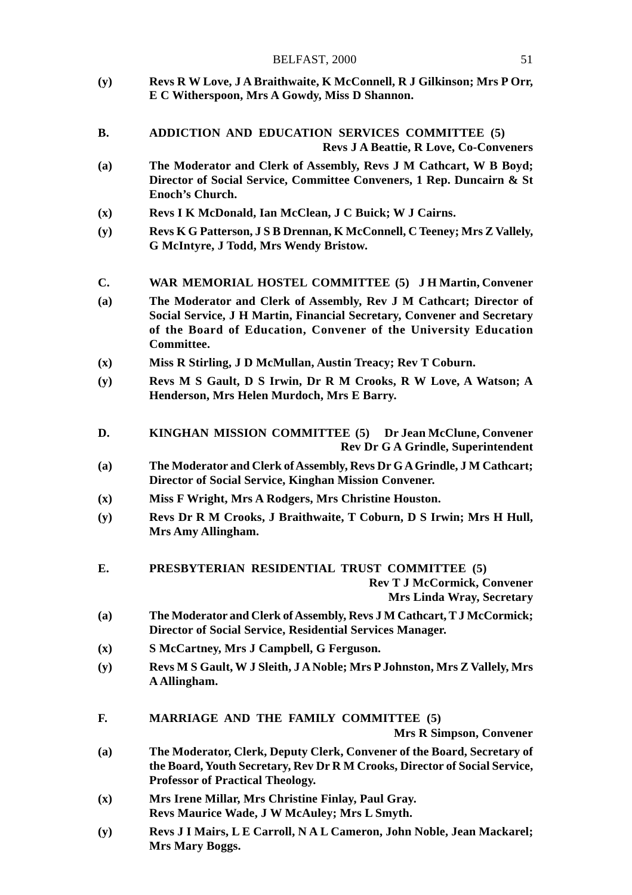**(y)** **Revs R W Love, J A Braithwaite, K McConnell, R J Gilkinson; Mrs P Orr, E C Witherspoon, Mrs A Gowdy, Miss D Shannon.**

**B. ADDICTION AND EDUCATION SERVICES COMMITTEE (5)**
**Revs J A Beattie, R Love, Co-Conveners**

**(a)** **The Moderator and Clerk of Assembly, Revs J M Cathcart, W B Boyd; Director of Social Service, Committee Conveners, 1 Rep. Duncairn & St Enoch's Church.**

**(x)** **Revs I K McDonald, Ian McClean, J C Buick; W J Cairns.**

**(y)** **Revs K G Patterson, J S B Drennan, K McConnell, C Teeney; Mrs Z Vallely, G McIntyre, J Todd, Mrs Wendy Bristow.**

**C. WAR MEMORIAL HOSTEL COMMITTEE (5) J H Martin, Convener**

**(a)** **The Moderator and Clerk of Assembly, Rev J M Cathcart; Director of Social Service, J H Martin, Financial Secretary, Convener and Secretary of the Board of Education, Convener of the University Education Committee.**

**(x)** **Miss R Stirling, J D McMullan, Austin Treacy; Rev T Coburn.**

**(y)** **Revs M S Gault, D S Irwin, Dr R M Crooks, R W Love, A Watson; A Henderson, Mrs Helen Murdoch, Mrs E Barry.**

**D. KINGHAN MISSION COMMITTEE (5) Dr Jean McClune, Convener**
**Rev Dr G A Grindle, Superintendent**

**(a)** **The Moderator and Clerk of Assembly, Revs Dr G A Grindle, J M Cathcart; Director of Social Service, Kinghan Mission Convener.**

**(x)** **Miss F Wright, Mrs A Rodgers, Mrs Christine Houston.**

**(y)** **Revs Dr R M Crooks, J Braithwaite, T Coburn, D S Irwin; Mrs H Hull, Mrs Amy Allingham.**

**E. PRESBYTERIAN RESIDENTIAL TRUST COMMITTEE (5)**
**Rev T J McCormick, Convener**
**Mrs Linda Wray, Secretary**

**(a)** **The Moderator and Clerk of Assembly, Revs J M Cathcart, T J McCormick; Director of Social Service, Residential Services Manager.**

**(x)** **S McCartney, Mrs J Campbell, G Ferguson.**

**(y)** **Revs M S Gault, W J Sleith, J A Noble; Mrs P Johnston, Mrs Z Vallely, Mrs A Allingham.**

**F. MARRIAGE AND THE FAMILY COMMITTEE (5)**
**Mrs R Simpson, Convener**

**(a)** **The Moderator, Clerk, Deputy Clerk, Convener of the Board, Secretary of the Board, Youth Secretary, Rev Dr R M Crooks, Director of Social Service, Professor of Practical Theology.**

**(x)** **Mrs Irene Millar, Mrs Christine Finlay, Paul Gray.**
**Revs Maurice Wade, J W McAuley; Mrs L Smyth.**

**(y)** **Revs J I Mairs, L E Carroll, N A L Cameron, John Noble, Jean Mackarel; Mrs Mary Boggs.**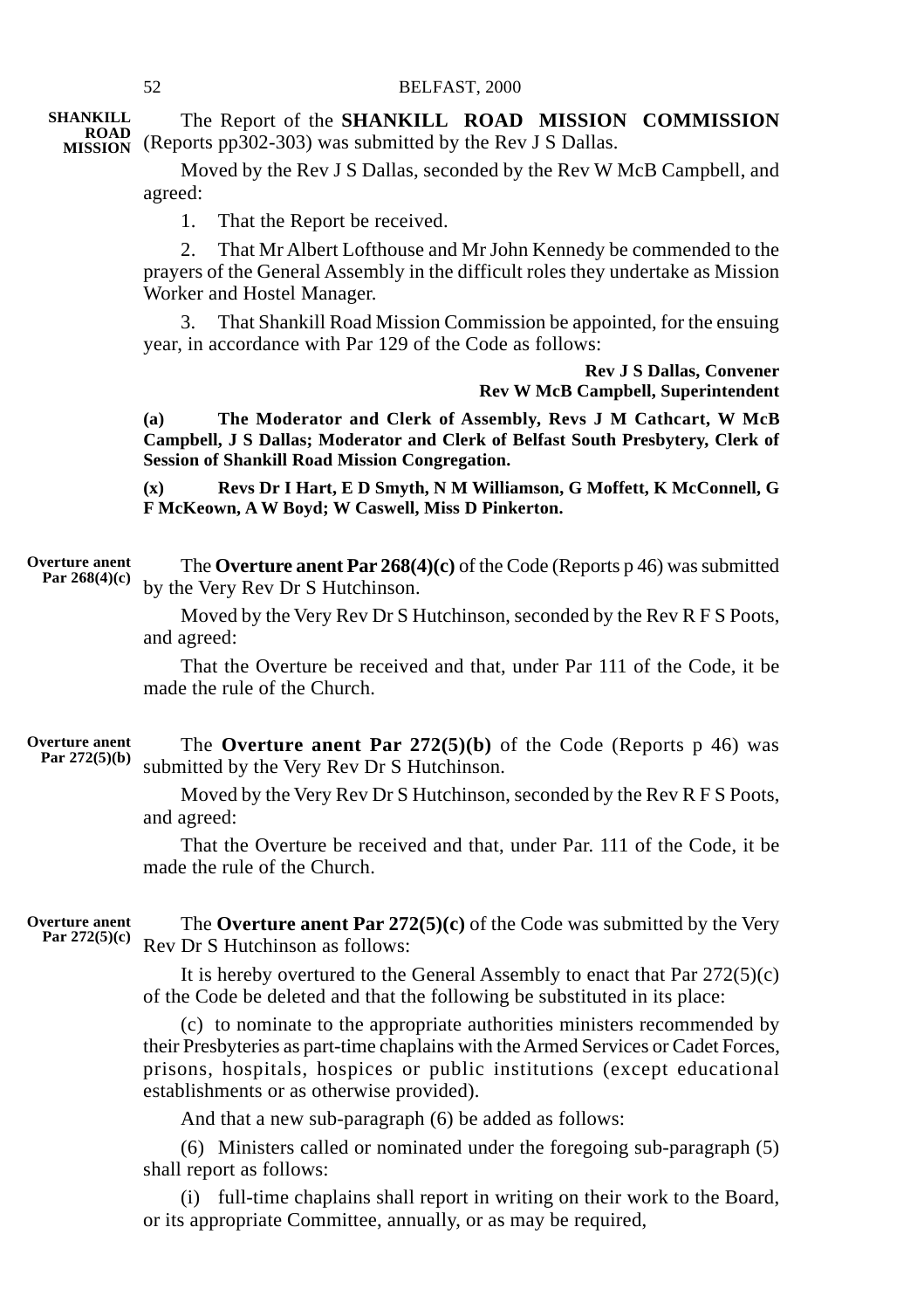**SHANKILL ROAD MISSION**

The Report of the **SHANKILL ROAD MISSION COMMISSION** (Reports pp302-303) was submitted by the Rev J S Dallas.

Moved by the Rev J S Dallas, seconded by the Rev W McB Campbell, and agreed:

1. That the Report be received.

2. That Mr Albert Lofthouse and Mr John Kennedy be commended to the prayers of the General Assembly in the difficult roles they undertake as Mission Worker and Hostel Manager.

3. That Shankill Road Mission Commission be appointed, for the ensuing year, in accordance with Par 129 of the Code as follows:

**Rev J S Dallas, Convener**
**Rev W McB Campbell, Superintendent**

**(a) The Moderator and Clerk of Assembly, Revs J M Cathcart, W McB Campbell, J S Dallas; Moderator and Clerk of Belfast South Presbytery, Clerk of Session of Shankill Road Mission Congregation.**

**(x) Revs Dr I Hart, E D Smyth, N M Williamson, G Moffett, K McConnell, G F McKeown, A W Boyd; W Caswell, Miss D Pinkerton.**

**Overture anent Par 268(4)(c)**

The **Overture anent Par 268(4)(c)** of the Code (Reports p 46) was submitted by the Very Rev Dr S Hutchinson.

Moved by the Very Rev Dr S Hutchinson, seconded by the Rev R F S Poots, and agreed:

That the Overture be received and that, under Par 111 of the Code, it be made the rule of the Church.

**Overture anent Par 272(5)(b)**

The **Overture anent Par 272(5)(b)** of the Code (Reports p 46) was submitted by the Very Rev Dr S Hutchinson.

Moved by the Very Rev Dr S Hutchinson, seconded by the Rev R F S Poots, and agreed:

That the Overture be received and that, under Par. 111 of the Code, it be made the rule of the Church.

**Overture anent Par 272(5)(c)**

The **Overture anent Par 272(5)(c)** of the Code was submitted by the Very Rev Dr S Hutchinson as follows:

It is hereby overtured to the General Assembly to enact that Par 272(5)(c) of the Code be deleted and that the following be substituted in its place:

(c) to nominate to the appropriate authorities ministers recommended by their Presbyteries as part-time chaplains with the Armed Services or Cadet Forces, prisons, hospitals, hospices or public institutions (except educational establishments or as otherwise provided).

And that a new sub-paragraph (6) be added as follows:

(6) Ministers called or nominated under the foregoing sub-paragraph (5) shall report as follows:

(i) full-time chaplains shall report in writing on their work to the Board, or its appropriate Committee, annually, or as may be required,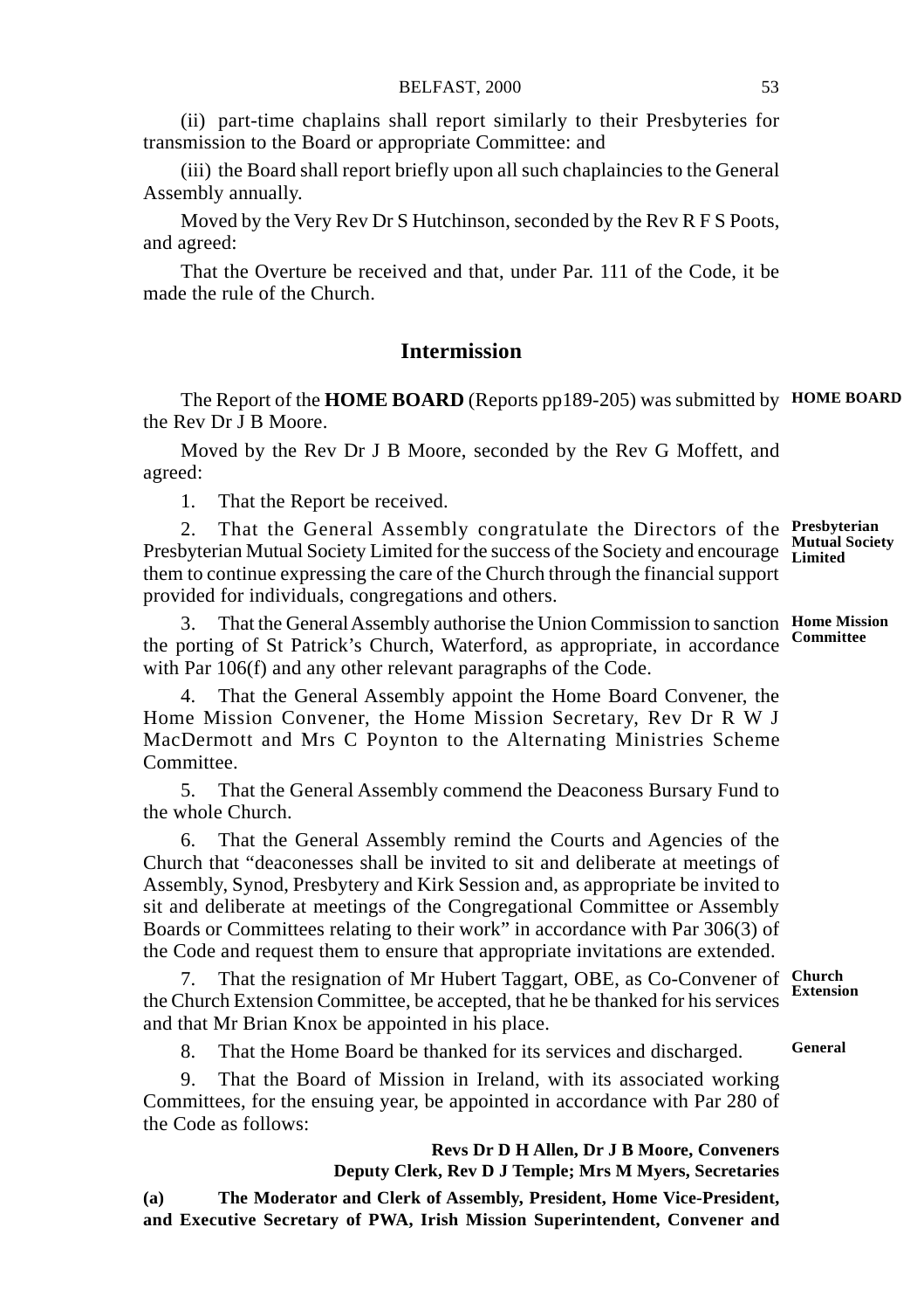(ii) part-time chaplains shall report similarly to their Presbyteries for transmission to the Board or appropriate Committee: and

(iii) the Board shall report briefly upon all such chaplaincies to the General Assembly annually.

Moved by the Very Rev Dr S Hutchinson, seconded by the Rev R F S Poots, and agreed:

That the Overture be received and that, under Par. 111 of the Code, it be made the rule of the Church.

## Intermission

**HOME BOARD**

The Report of the **HOME BOARD** (Reports pp189-205) was submitted by the Rev Dr J B Moore.

Moved by the Rev Dr J B Moore, seconded by the Rev G Moffett, and agreed:

1. That the Report be received.

**Presbyterian Mutual Society Limited**

2. That the General Assembly congratulate the Directors of the Presbyterian Mutual Society Limited for the success of the Society and encourage them to continue expressing the care of the Church through the financial support provided for individuals, congregations and others.

**Home Mission Committee**

3. That the General Assembly authorise the Union Commission to sanction the porting of St Patrick's Church, Waterford, as appropriate, in accordance with Par 106(f) and any other relevant paragraphs of the Code.

4. That the General Assembly appoint the Home Board Convener, the Home Mission Convener, the Home Mission Secretary, Rev Dr R W J MacDermott and Mrs C Poynton to the Alternating Ministries Scheme Committee.

5. That the General Assembly commend the Deaconess Bursary Fund to the whole Church.

6. That the General Assembly remind the Courts and Agencies of the Church that "deaconesses shall be invited to sit and deliberate at meetings of Assembly, Synod, Presbytery and Kirk Session and, as appropriate be invited to sit and deliberate at meetings of the Congregational Committee or Assembly Boards or Committees relating to their work" in accordance with Par 306(3) of the Code and request them to ensure that appropriate invitations are extended.

**Church Extension**

7. That the resignation of Mr Hubert Taggart, OBE, as Co-Convener of the Church Extension Committee, be accepted, that he be thanked for his services and that Mr Brian Knox be appointed in his place.

**General**

8. That the Home Board be thanked for its services and discharged.

9. That the Board of Mission in Ireland, with its associated working Committees, for the ensuing year, be appointed in accordance with Par 280 of the Code as follows:

**Revs Dr D H Allen, Dr J B Moore, Conveners**
**Deputy Clerk, Rev D J Temple; Mrs M Myers, Secretaries**

**(a) The Moderator and Clerk of Assembly, President, Home Vice-President, and Executive Secretary of PWA, Irish Mission Superintendent, Convener and**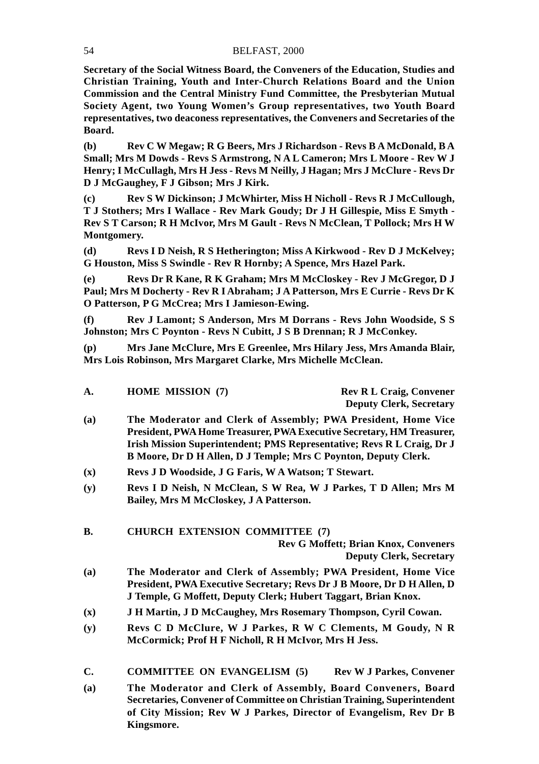**Secretary of the Social Witness Board, the Conveners of the Education, Studies and Christian Training, Youth and Inter-Church Relations Board and the Union Commission and the Central Ministry Fund Committee, the Presbyterian Mutual Society Agent, two Young Women's Group representatives, two Youth Board representatives, two deaconess representatives, the Conveners and Secretaries of the Board.**

**(b) Rev C W Megaw; R G Beers, Mrs J Richardson - Revs B A McDonald, B A Small; Mrs M Dowds - Revs S Armstrong, N A L Cameron; Mrs L Moore - Rev W J Henry; I McCullagh, Mrs H Jess - Revs M Neilly, J Hagan; Mrs J McClure - Revs Dr D J McGaughey, F J Gibson; Mrs J Kirk.**

**(c) Rev S W Dickinson; J McWhirter, Miss H Nicholl - Revs R J McCullough, T J Stothers; Mrs I Wallace - Rev Mark Goudy; Dr J H Gillespie, Miss E Smyth - Rev S T Carson; R H McIvor, Mrs M Gault - Revs N McClean, T Pollock; Mrs H W Montgomery.**

**(d) Revs I D Neish, R S Hetherington; Miss A Kirkwood - Rev D J McKelvey; G Houston, Miss S Swindle - Rev R Hornby; A Spence, Mrs Hazel Park.**

**(e) Revs Dr R Kane, R K Graham; Mrs M McCloskey - Rev J McGregor, D J Paul; Mrs M Docherty - Rev R I Abraham; J A Patterson, Mrs E Currie - Revs Dr K O Patterson, P G McCrea; Mrs I Jamieson-Ewing.**

**(f) Rev J Lamont; S Anderson, Mrs M Dorrans - Revs John Woodside, S S Johnston; Mrs C Poynton - Revs N Cubitt, J S B Drennan; R J McConkey.**

**(p) Mrs Jane McClure, Mrs E Greenlee, Mrs Hilary Jess, Mrs Amanda Blair, Mrs Lois Robinson, Mrs Margaret Clarke, Mrs Michelle McClean.**

**A. HOME MISSION (7)** — **Rev R L Craig, Convener; Deputy Clerk, Secretary**

**(a) The Moderator and Clerk of Assembly; PWA President, Home Vice President, PWA Home Treasurer, PWA Executive Secretary, HM Treasurer, Irish Mission Superintendent; PMS Representative; Revs R L Craig, Dr J B Moore, Dr D H Allen, D J Temple; Mrs C Poynton, Deputy Clerk.**

**(x) Revs J D Woodside, J G Faris, W A Watson; T Stewart.**

**(y) Revs I D Neish, N McClean, S W Rea, W J Parkes, T D Allen; Mrs M Bailey, Mrs M McCloskey, J A Patterson.**

**B. CHURCH EXTENSION COMMITTEE (7)** — **Rev G Moffett; Brian Knox, Conveners; Deputy Clerk, Secretary**

**(a) The Moderator and Clerk of Assembly; PWA President, Home Vice President, PWA Executive Secretary; Revs Dr J B Moore, Dr D H Allen, D J Temple, G Moffett, Deputy Clerk; Hubert Taggart, Brian Knox.**

**(x) J H Martin, J D McCaughey, Mrs Rosemary Thompson, Cyril Cowan.**

**(y) Revs C D McClure, W J Parkes, R W C Clements, M Goudy, N R McCormick; Prof H F Nicholl, R H McIvor, Mrs H Jess.**

**C. COMMITTEE ON EVANGELISM (5)** — **Rev W J Parkes, Convener**

**(a) The Moderator and Clerk of Assembly, Board Conveners, Board Secretaries, Convener of Committee on Christian Training, Superintendent of City Mission; Rev W J Parkes, Director of Evangelism, Rev Dr B Kingsmore.**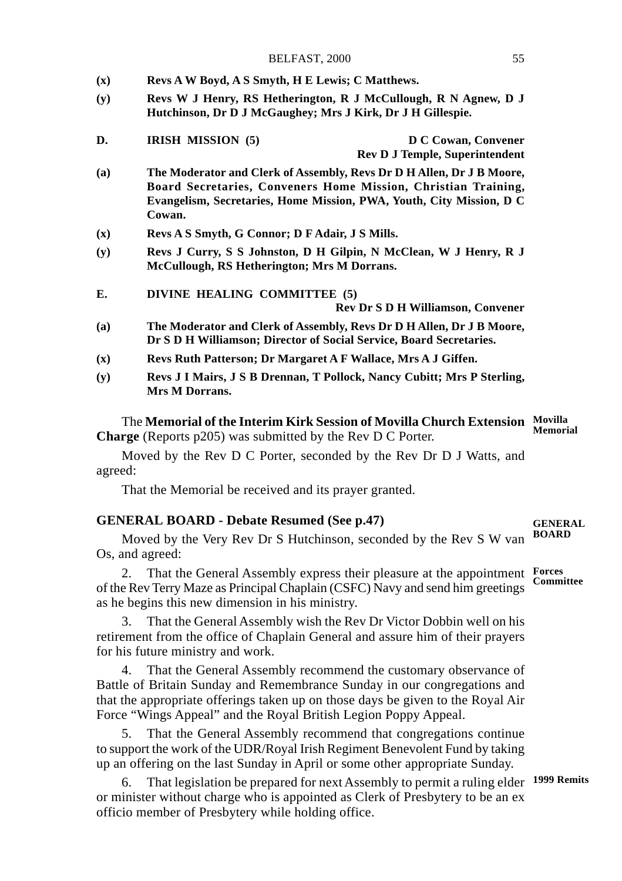**(x)** **Revs A W Boyd, A S Smyth, H E Lewis; C Matthews.**

**(y)** **Revs W J Henry, RS Hetherington, R J McCullough, R N Agnew, D J Hutchinson, Dr D J McGaughey; Mrs J Kirk, Dr J H Gillespie.**

**D.** **IRISH MISSION (5)** **D C Cowan, Convener**
**Rev D J Temple, Superintendent**

**(a)** **The Moderator and Clerk of Assembly, Revs Dr D H Allen, Dr J B Moore, Board Secretaries, Conveners Home Mission, Christian Training, Evangelism, Secretaries, Home Mission, PWA, Youth, City Mission, D C Cowan.**

**(x)** **Revs A S Smyth, G Connor; D F Adair, J S Mills.**

**(y)** **Revs J Curry, S S Johnston, D H Gilpin, N McClean, W J Henry, R J McCullough, RS Hetherington; Mrs M Dorrans.**

**E.** **DIVINE HEALING COMMITTEE (5)**
**Rev Dr S D H Williamson, Convener**

**(a)** **The Moderator and Clerk of Assembly, Revs Dr D H Allen, Dr J B Moore, Dr S D H Williamson; Director of Social Service, Board Secretaries.**

**(x)** **Revs Ruth Patterson; Dr Margaret A F Wallace, Mrs A J Giffen.**

**(y)** **Revs J I Mairs, J S B Drennan, T Pollock, Nancy Cubitt; Mrs P Sterling, Mrs M Dorrans.**

**Movilla Memorial**

The **Memorial of the Interim Kirk Session of Movilla Church Extension Charge** (Reports p205) was submitted by the Rev D C Porter.

Moved by the Rev D C Porter, seconded by the Rev Dr D J Watts, and agreed:

That the Memorial be received and its prayer granted.

## GENERAL BOARD - Debate Resumed (See p.47)

**GENERAL BOARD**

Moved by the Very Rev Dr S Hutchinson, seconded by the Rev S W van Os, and agreed:

**Forces Committee**

2. That the General Assembly express their pleasure at the appointment of the Rev Terry Maze as Principal Chaplain (CSFC) Navy and send him greetings as he begins this new dimension in his ministry.

3. That the General Assembly wish the Rev Dr Victor Dobbin well on his retirement from the office of Chaplain General and assure him of their prayers for his future ministry and work.

4. That the General Assembly recommend the customary observance of Battle of Britain Sunday and Remembrance Sunday in our congregations and that the appropriate offerings taken up on those days be given to the Royal Air Force "Wings Appeal" and the Royal British Legion Poppy Appeal.

5. That the General Assembly recommend that congregations continue to support the work of the UDR/Royal Irish Regiment Benevolent Fund by taking up an offering on the last Sunday in April or some other appropriate Sunday.

**1999 Remits**

6. That legislation be prepared for next Assembly to permit a ruling elder or minister without charge who is appointed as Clerk of Presbytery to be an ex officio member of Presbytery while holding office.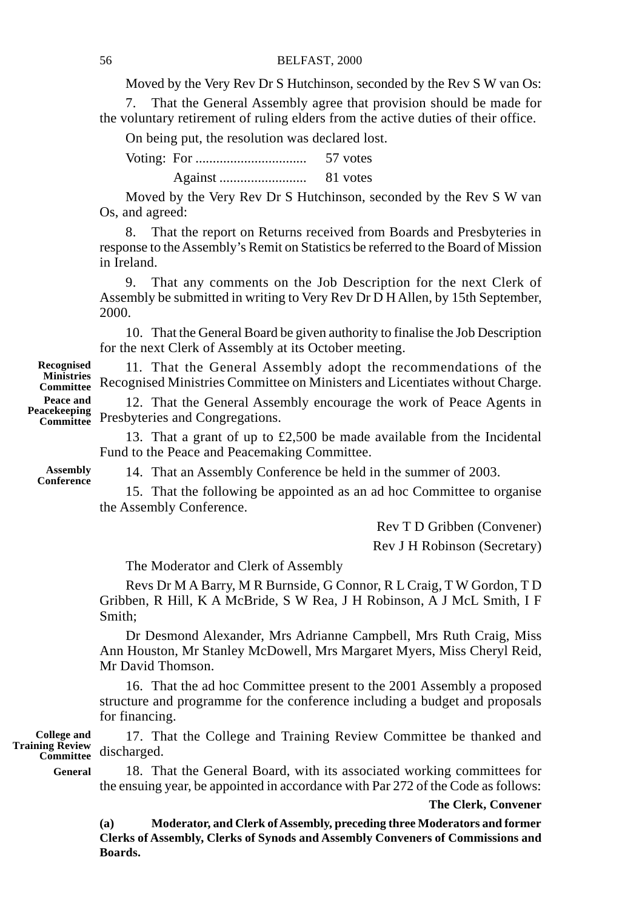Moved by the Very Rev Dr S Hutchinson, seconded by the Rev S W van Os:

7. That the General Assembly agree that provision should be made for the voluntary retirement of ruling elders from the active duties of their office.

On being put, the resolution was declared lost.

Voting: For ................................ 57 votes

Against ......................... 81 votes

Moved by the Very Rev Dr S Hutchinson, seconded by the Rev S W van Os, and agreed:

8. That the report on Returns received from Boards and Presbyteries in response to the Assembly's Remit on Statistics be referred to the Board of Mission in Ireland.

9. That any comments on the Job Description for the next Clerk of Assembly be submitted in writing to Very Rev Dr D H Allen, by 15th September, 2000.

10. That the General Board be given authority to finalise the Job Description for the next Clerk of Assembly at its October meeting.

**Recognised Ministries Committee**

11. That the General Assembly adopt the recommendations of the Recognised Ministries Committee on Ministers and Licentiates without Charge.

**Peace and Peacekeeping Committee**

12. That the General Assembly encourage the work of Peace Agents in Presbyteries and Congregations.

13. That a grant of up to £2,500 be made available from the Incidental Fund to the Peace and Peacemaking Committee.

**Assembly Conference**

14. That an Assembly Conference be held in the summer of 2003.

15. That the following be appointed as an ad hoc Committee to organise the Assembly Conference.

Rev T D Gribben (Convener)

Rev J H Robinson (Secretary)

The Moderator and Clerk of Assembly

Revs Dr M A Barry, M R Burnside, G Connor, R L Craig, T W Gordon, T D Gribben, R Hill, K A McBride, S W Rea, J H Robinson, A J McL Smith, I F Smith;

Dr Desmond Alexander, Mrs Adrianne Campbell, Mrs Ruth Craig, Miss Ann Houston, Mr Stanley McDowell, Mrs Margaret Myers, Miss Cheryl Reid, Mr David Thomson.

16. That the ad hoc Committee present to the 2001 Assembly a proposed structure and programme for the conference including a budget and proposals for financing.

**College and Training Review Committee**

17. That the College and Training Review Committee be thanked and discharged.

**General**

18. That the General Board, with its associated working committees for the ensuing year, be appointed in accordance with Par 272 of the Code as follows:

**The Clerk, Convener**

**(a) Moderator, and Clerk of Assembly, preceding three Moderators and former Clerks of Assembly, Clerks of Synods and Assembly Conveners of Commissions and Boards.**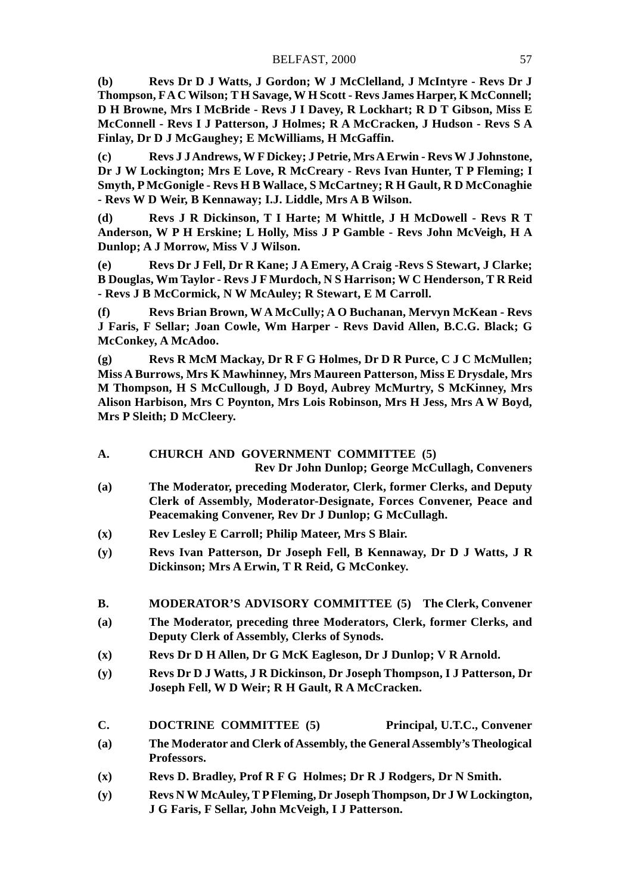**(b)** **Revs Dr D J Watts, J Gordon; W J McClelland, J McIntyre - Revs Dr J Thompson, F A C Wilson; T H Savage, W H Scott - Revs James Harper, K McConnell; D H Browne, Mrs I McBride - Revs J I Davey, R Lockhart; R D T Gibson, Miss E McConnell - Revs I J Patterson, J Holmes; R A McCracken, J Hudson - Revs S A Finlay, Dr D J McGaughey; E McWilliams, H McGaffin.**

**(c)** **Revs J J Andrews, W F Dickey; J Petrie, Mrs A Erwin - Revs W J Johnstone, Dr J W Lockington; Mrs E Love, R McCreary - Revs Ivan Hunter, T P Fleming; I Smyth, P McGonigle - Revs H B Wallace, S McCartney; R H Gault, R D McConaghie - Revs W D Weir, B Kennaway; I.J. Liddle, Mrs A B Wilson.**

**(d)** **Revs J R Dickinson, T I Harte; M Whittle, J H McDowell - Revs R T Anderson, W P H Erskine; L Holly, Miss J P Gamble - Revs John McVeigh, H A Dunlop; A J Morrow, Miss V J Wilson.**

**(e)** **Revs Dr J Fell, Dr R Kane; J A Emery, A Craig -Revs S Stewart, J Clarke; B Douglas, Wm Taylor - Revs J F Murdoch, N S Harrison; W C Henderson, T R Reid - Revs J B McCormick, N W McAuley; R Stewart, E M Carroll.**

**(f)** **Revs Brian Brown, W A McCully; A O Buchanan, Mervyn McKean - Revs J Faris, F Sellar; Joan Cowle, Wm Harper - Revs David Allen, B.C.G. Black; G McConkey, A McAdoo.**

**(g)** **Revs R McM Mackay, Dr R F G Holmes, Dr D R Purce, C J C McMullen; Miss A Burrows, Mrs K Mawhinney, Mrs Maureen Patterson, Miss E Drysdale, Mrs M Thompson, H S McCullough, J D Boyd, Aubrey McMurtry, S McKinney, Mrs Alison Harbison, Mrs C Poynton, Mrs Lois Robinson, Mrs H Jess, Mrs A W Boyd, Mrs P Sleith; D McCleery.**

## A. CHURCH AND GOVERNMENT COMMITTEE (5)
**Rev Dr John Dunlop; George McCullagh, Conveners**

**(a)** **The Moderator, preceding Moderator, Clerk, former Clerks, and Deputy Clerk of Assembly, Moderator-Designate, Forces Convener, Peace and Peacemaking Convener, Rev Dr J Dunlop; G McCullagh.**

**(x)** **Rev Lesley E Carroll; Philip Mateer, Mrs S Blair.**

**(y)** **Revs Ivan Patterson, Dr Joseph Fell, B Kennaway, Dr D J Watts, J R Dickinson; Mrs A Erwin, T R Reid, G McConkey.**

## B. MODERATOR'S ADVISORY COMMITTEE (5) The Clerk, Convener

**(a)** **The Moderator, preceding three Moderators, Clerk, former Clerks, and Deputy Clerk of Assembly, Clerks of Synods.**

**(x)** **Revs Dr D H Allen, Dr G McK Eagleson, Dr J Dunlop; V R Arnold.**

**(y)** **Revs Dr D J Watts, J R Dickinson, Dr Joseph Thompson, I J Patterson, Dr Joseph Fell, W D Weir; R H Gault, R A McCracken.**

## C. DOCTRINE COMMITTEE (5) Principal, U.T.C., Convener

**(a)** **The Moderator and Clerk of Assembly, the General Assembly's Theological Professors.**

**(x)** **Revs D. Bradley, Prof R F G Holmes; Dr R J Rodgers, Dr N Smith.**

**(y)** **Revs N W McAuley, T P Fleming, Dr Joseph Thompson, Dr J W Lockington, J G Faris, F Sellar, John McVeigh, I J Patterson.**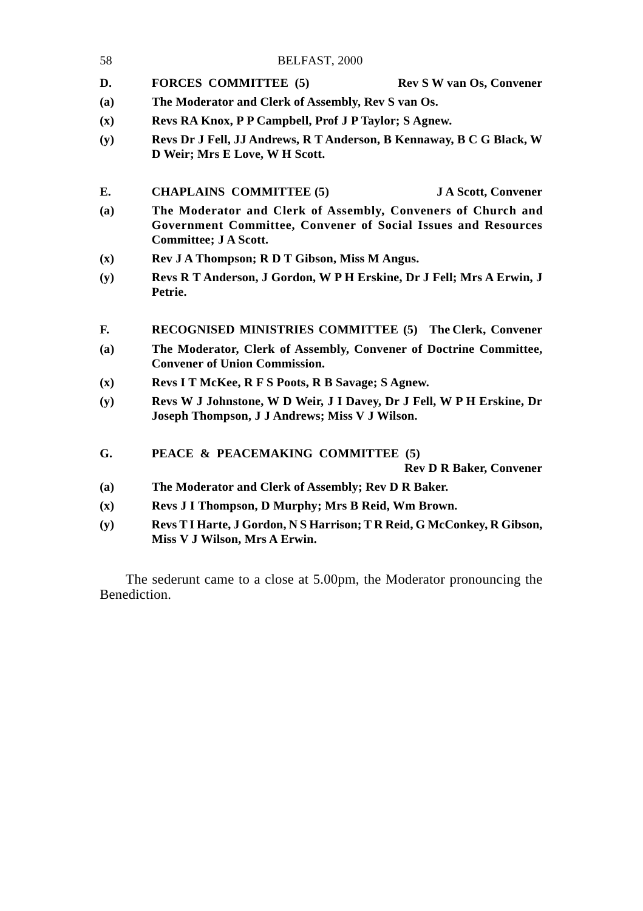**D.** **FORCES COMMITTEE (5)** **Rev S W van Os, Convener**

**(a)** **The Moderator and Clerk of Assembly, Rev S van Os.**

**(x)** **Revs RA Knox, P P Campbell, Prof J P Taylor; S Agnew.**

**(y)** **Revs Dr J Fell, JJ Andrews, R T Anderson, B Kennaway, B C G Black, W D Weir; Mrs E Love, W H Scott.**

**E.** **CHAPLAINS COMMITTEE (5)** **J A Scott, Convener**

**(a)** **The Moderator and Clerk of Assembly, Conveners of Church and Government Committee, Convener of Social Issues and Resources Committee; J A Scott.**

**(x)** **Rev J A Thompson; R D T Gibson, Miss M Angus.**

**(y)** **Revs R T Anderson, J Gordon, W P H Erskine, Dr J Fell; Mrs A Erwin, J Petrie.**

**F.** **RECOGNISED MINISTRIES COMMITTEE (5)** **The Clerk, Convener**

**(a)** **The Moderator, Clerk of Assembly, Convener of Doctrine Committee, Convener of Union Commission.**

**(x)** **Revs I T McKee, R F S Poots, R B Savage; S Agnew.**

**(y)** **Revs W J Johnstone, W D Weir, J I Davey, Dr J Fell, W P H Erskine, Dr Joseph Thompson, J J Andrews; Miss V J Wilson.**

**G.** **PEACE & PEACEMAKING COMMITTEE (5)** **Rev D R Baker, Convener**

**(a)** **The Moderator and Clerk of Assembly; Rev D R Baker.**

**(x)** **Revs J I Thompson, D Murphy; Mrs B Reid, Wm Brown.**

**(y)** **Revs T I Harte, J Gordon, N S Harrison; T R Reid, G McConkey, R Gibson, Miss V J Wilson, Mrs A Erwin.**

The sederunt came to a close at 5.00pm, the Moderator pronouncing the Benediction.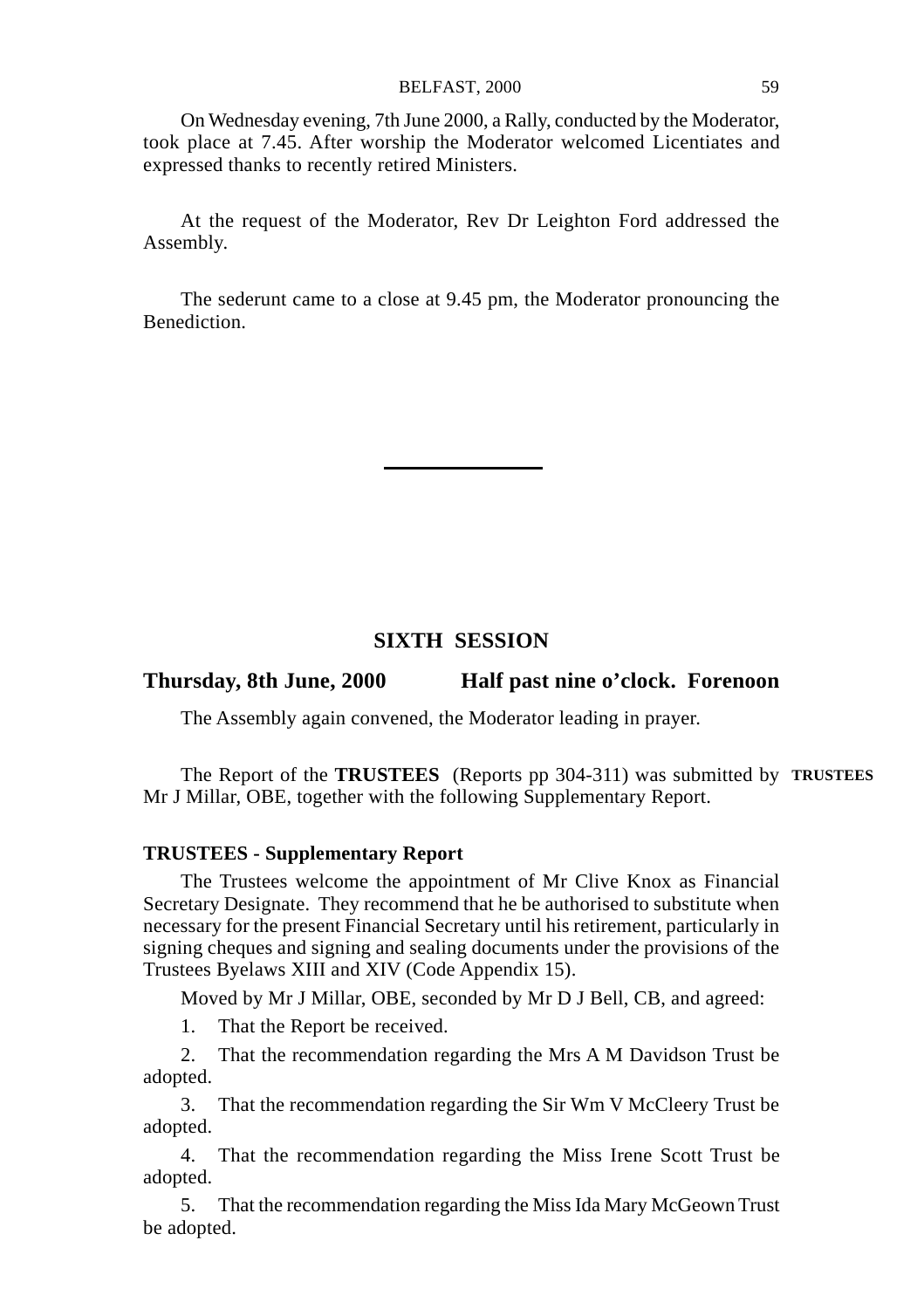On Wednesday evening, 7th June 2000, a Rally, conducted by the Moderator, took place at 7.45. After worship the Moderator welcomed Licentiates and expressed thanks to recently retired Ministers.

At the request of the Moderator, Rev Dr Leighton Ford addressed the Assembly.

The sederunt came to a close at 9.45 pm, the Moderator pronouncing the Benediction.

---

## SIXTH SESSION

**Thursday, 8th June, 2000 Half past nine o'clock. Forenoon**

The Assembly again convened, the Moderator leading in prayer.

**TRUSTEES**

The Report of the **TRUSTEES** (Reports pp 304-311) was submitted by Mr J Millar, OBE, together with the following Supplementary Report.

**TRUSTEES - Supplementary Report**

The Trustees welcome the appointment of Mr Clive Knox as Financial Secretary Designate. They recommend that he be authorised to substitute when necessary for the present Financial Secretary until his retirement, particularly in signing cheques and signing and sealing documents under the provisions of the Trustees Byelaws XIII and XIV (Code Appendix 15).

Moved by Mr J Millar, OBE, seconded by Mr D J Bell, CB, and agreed:

1. That the Report be received.

2. That the recommendation regarding the Mrs A M Davidson Trust be adopted.

3. That the recommendation regarding the Sir Wm V McCleery Trust be adopted.

4. That the recommendation regarding the Miss Irene Scott Trust be adopted.

5. That the recommendation regarding the Miss Ida Mary McGeown Trust be adopted.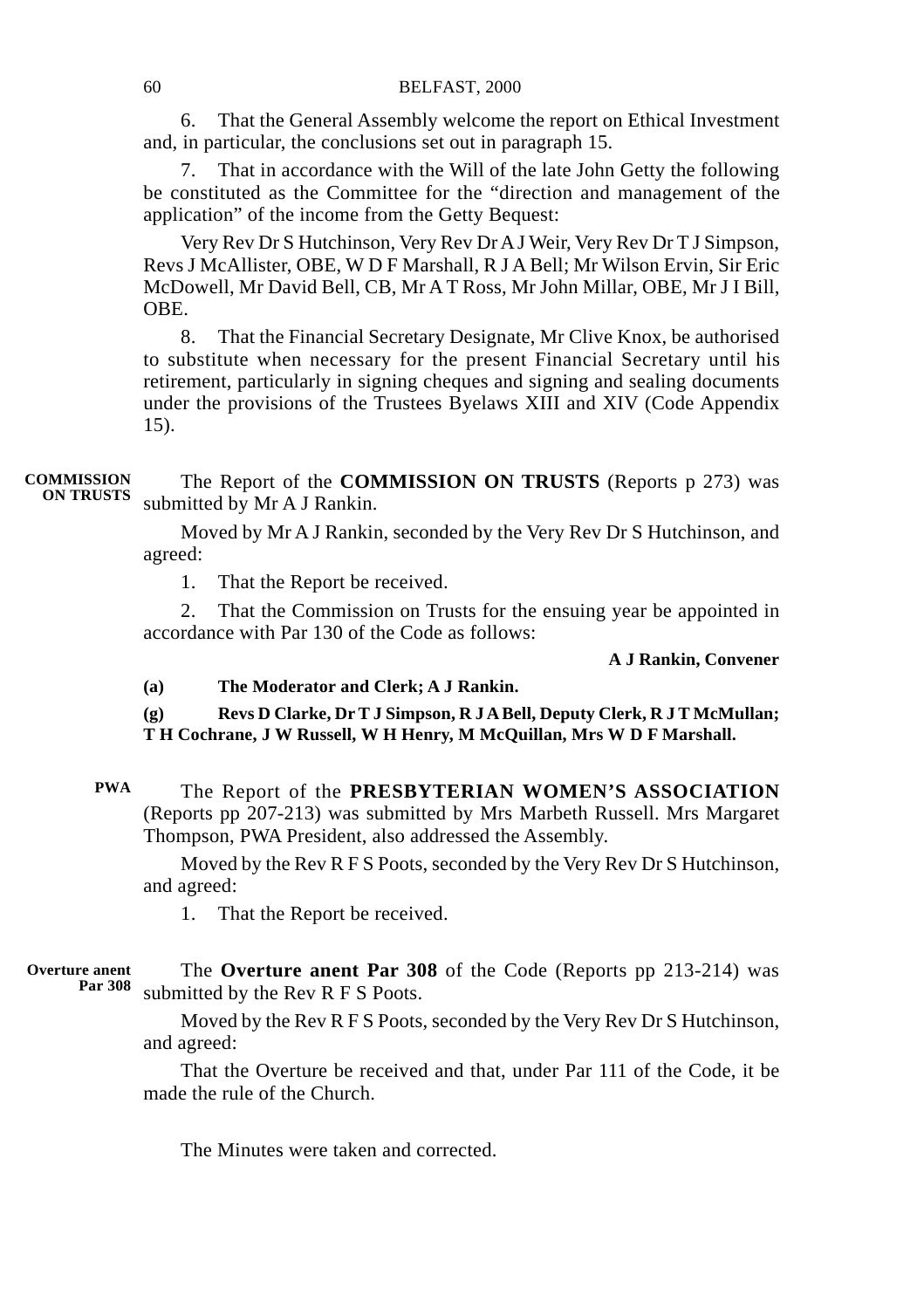6. That the General Assembly welcome the report on Ethical Investment and, in particular, the conclusions set out in paragraph 15.

7. That in accordance with the Will of the late John Getty the following be constituted as the Committee for the "direction and management of the application" of the income from the Getty Bequest:

Very Rev Dr S Hutchinson, Very Rev Dr A J Weir, Very Rev Dr T J Simpson, Revs J McAllister, OBE, W D F Marshall, R J A Bell; Mr Wilson Ervin, Sir Eric McDowell, Mr David Bell, CB, Mr A T Ross, Mr John Millar, OBE, Mr J I Bill, OBE.

8. That the Financial Secretary Designate, Mr Clive Knox, be authorised to substitute when necessary for the present Financial Secretary until his retirement, particularly in signing cheques and signing and sealing documents under the provisions of the Trustees Byelaws XIII and XIV (Code Appendix 15).

**COMMISSION ON TRUSTS**

The Report of the **COMMISSION ON TRUSTS** (Reports p 273) was submitted by Mr A J Rankin.

Moved by Mr A J Rankin, seconded by the Very Rev Dr S Hutchinson, and agreed:

1. That the Report be received.

2. That the Commission on Trusts for the ensuing year be appointed in accordance with Par 130 of the Code as follows:

**A J Rankin, Convener**

**(a) The Moderator and Clerk; A J Rankin.**

**(g) Revs D Clarke, Dr T J Simpson, R J A Bell, Deputy Clerk, R J T McMullan; T H Cochrane, J W Russell, W H Henry, M McQuillan, Mrs W D F Marshall.**

**PWA**

The Report of the **PRESBYTERIAN WOMEN'S ASSOCIATION** (Reports pp 207-213) was submitted by Mrs Marbeth Russell. Mrs Margaret Thompson, PWA President, also addressed the Assembly.

Moved by the Rev R F S Poots, seconded by the Very Rev Dr S Hutchinson, and agreed:

1. That the Report be received.

**Overture anent Par 308**

The **Overture anent Par 308** of the Code (Reports pp 213-214) was submitted by the Rev R F S Poots.

Moved by the Rev R F S Poots, seconded by the Very Rev Dr S Hutchinson, and agreed:

That the Overture be received and that, under Par 111 of the Code, it be made the rule of the Church.

The Minutes were taken and corrected.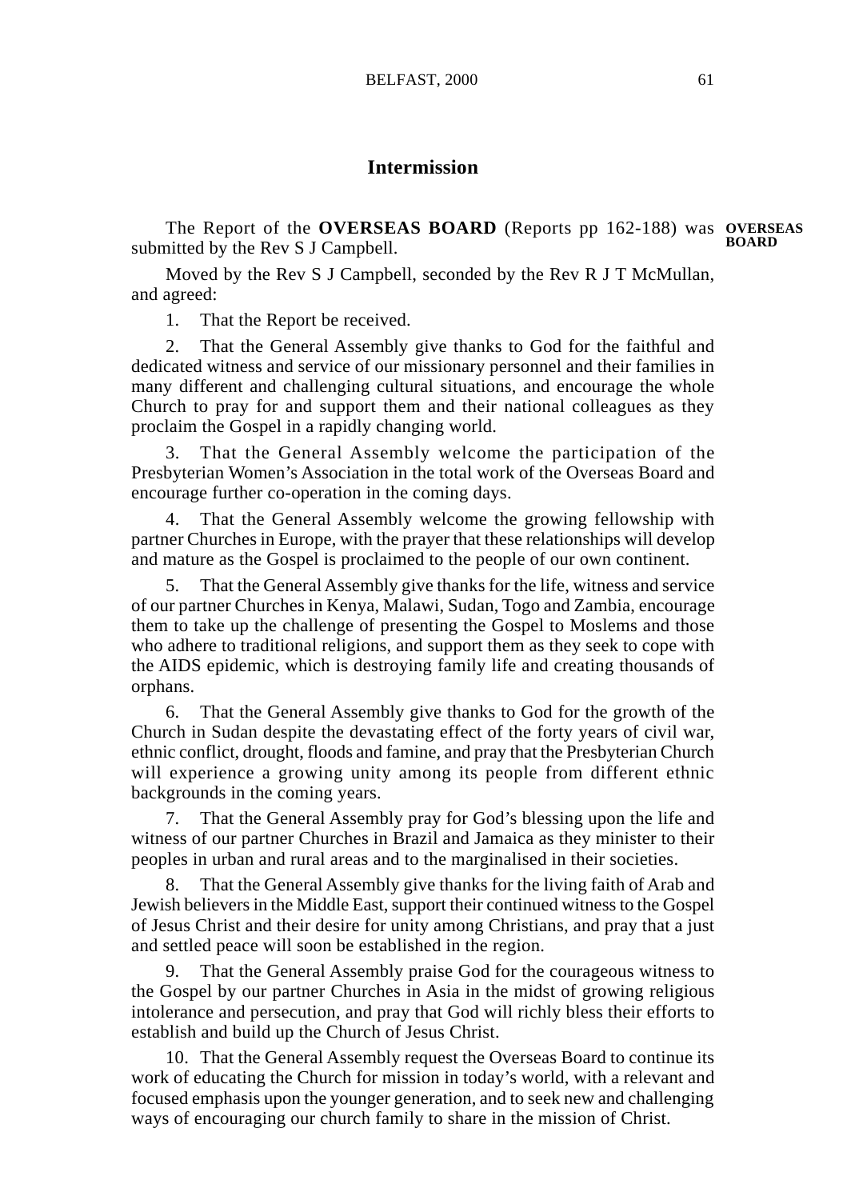## Intermission

The Report of the **OVERSEAS BOARD** (Reports pp 162-188) was submitted by the Rev S J Campbell.

**OVERSEAS BOARD**

Moved by the Rev S J Campbell, seconded by the Rev R J T McMullan, and agreed:

1. That the Report be received.

2. That the General Assembly give thanks to God for the faithful and dedicated witness and service of our missionary personnel and their families in many different and challenging cultural situations, and encourage the whole Church to pray for and support them and their national colleagues as they proclaim the Gospel in a rapidly changing world.

3. That the General Assembly welcome the participation of the Presbyterian Women's Association in the total work of the Overseas Board and encourage further co-operation in the coming days.

4. That the General Assembly welcome the growing fellowship with partner Churches in Europe, with the prayer that these relationships will develop and mature as the Gospel is proclaimed to the people of our own continent.

5. That the General Assembly give thanks for the life, witness and service of our partner Churches in Kenya, Malawi, Sudan, Togo and Zambia, encourage them to take up the challenge of presenting the Gospel to Moslems and those who adhere to traditional religions, and support them as they seek to cope with the AIDS epidemic, which is destroying family life and creating thousands of orphans.

6. That the General Assembly give thanks to God for the growth of the Church in Sudan despite the devastating effect of the forty years of civil war, ethnic conflict, drought, floods and famine, and pray that the Presbyterian Church will experience a growing unity among its people from different ethnic backgrounds in the coming years.

7. That the General Assembly pray for God's blessing upon the life and witness of our partner Churches in Brazil and Jamaica as they minister to their peoples in urban and rural areas and to the marginalised in their societies.

8. That the General Assembly give thanks for the living faith of Arab and Jewish believers in the Middle East, support their continued witness to the Gospel of Jesus Christ and their desire for unity among Christians, and pray that a just and settled peace will soon be established in the region.

9. That the General Assembly praise God for the courageous witness to the Gospel by our partner Churches in Asia in the midst of growing religious intolerance and persecution, and pray that God will richly bless their efforts to establish and build up the Church of Jesus Christ.

10. That the General Assembly request the Overseas Board to continue its work of educating the Church for mission in today's world, with a relevant and focused emphasis upon the younger generation, and to seek new and challenging ways of encouraging our church family to share in the mission of Christ.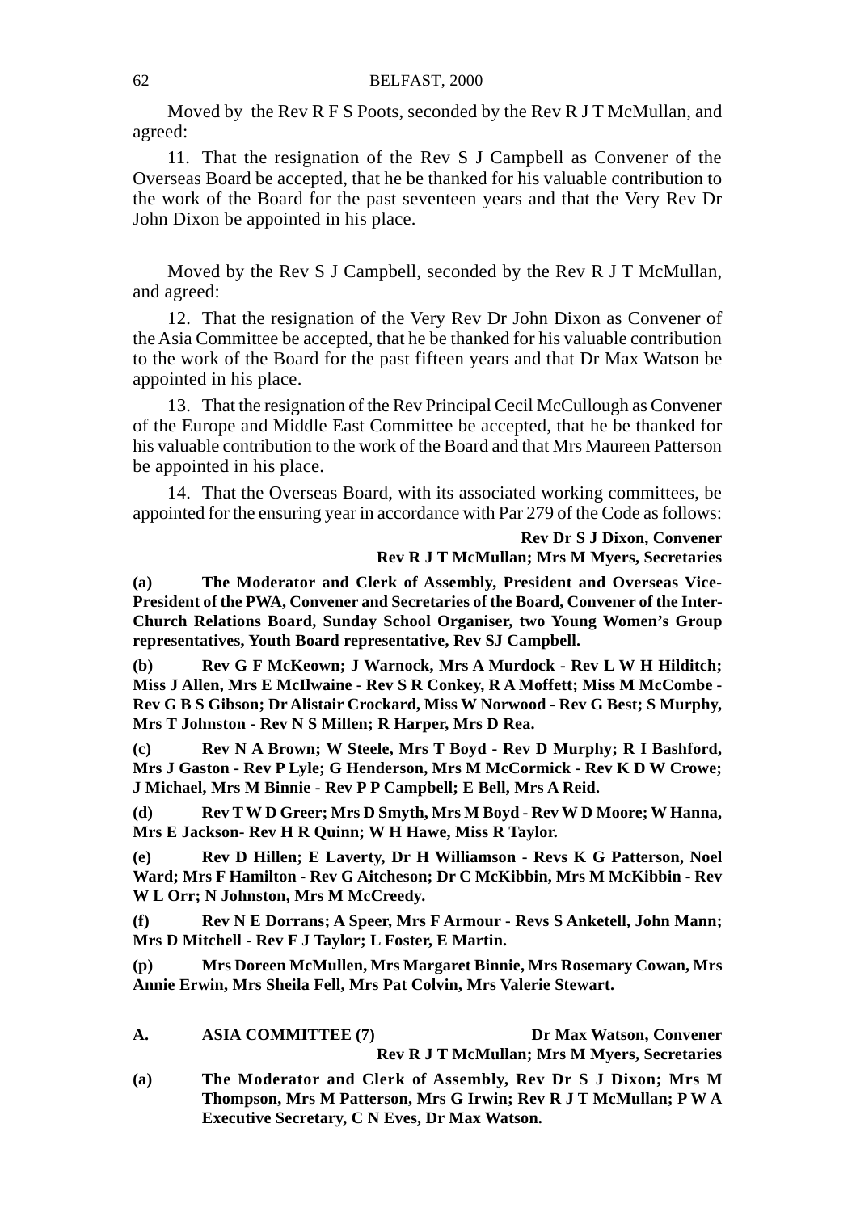Moved by the Rev R F S Poots, seconded by the Rev R J T McMullan, and agreed:

11. That the resignation of the Rev S J Campbell as Convener of the Overseas Board be accepted, that he be thanked for his valuable contribution to the work of the Board for the past seventeen years and that the Very Rev Dr John Dixon be appointed in his place.

Moved by the Rev S J Campbell, seconded by the Rev R J T McMullan, and agreed:

12. That the resignation of the Very Rev Dr John Dixon as Convener of the Asia Committee be accepted, that he be thanked for his valuable contribution to the work of the Board for the past fifteen years and that Dr Max Watson be appointed in his place.

13. That the resignation of the Rev Principal Cecil McCullough as Convener of the Europe and Middle East Committee be accepted, that he be thanked for his valuable contribution to the work of the Board and that Mrs Maureen Patterson be appointed in his place.

14. That the Overseas Board, with its associated working committees, be appointed for the ensuring year in accordance with Par 279 of the Code as follows:

**Rev Dr S J Dixon, Convener**
**Rev R J T McMullan; Mrs M Myers, Secretaries**

**(a) The Moderator and Clerk of Assembly, President and Overseas Vice-President of the PWA, Convener and Secretaries of the Board, Convener of the Inter-Church Relations Board, Sunday School Organiser, two Young Women's Group representatives, Youth Board representative, Rev SJ Campbell.**

**(b) Rev G F McKeown; J Warnock, Mrs A Murdock - Rev L W H Hilditch; Miss J Allen, Mrs E McIlwaine - Rev S R Conkey, R A Moffett; Miss M McCombe - Rev G B S Gibson; Dr Alistair Crockard, Miss W Norwood - Rev G Best; S Murphy, Mrs T Johnston - Rev N S Millen; R Harper, Mrs D Rea.**

**(c) Rev N A Brown; W Steele, Mrs T Boyd - Rev D Murphy; R I Bashford, Mrs J Gaston - Rev P Lyle; G Henderson, Mrs M McCormick - Rev K D W Crowe; J Michael, Mrs M Binnie - Rev P P Campbell; E Bell, Mrs A Reid.**

**(d) Rev T W D Greer; Mrs D Smyth, Mrs M Boyd - Rev W D Moore; W Hanna, Mrs E Jackson- Rev H R Quinn; W H Hawe, Miss R Taylor.**

**(e) Rev D Hillen; E Laverty, Dr H Williamson - Revs K G Patterson, Noel Ward; Mrs F Hamilton - Rev G Aitcheson; Dr C McKibbin, Mrs M McKibbin - Rev W L Orr; N Johnston, Mrs M McCreedy.**

**(f) Rev N E Dorrans; A Speer, Mrs F Armour - Revs S Anketell, John Mann; Mrs D Mitchell - Rev F J Taylor; L Foster, E Martin.**

**(p) Mrs Doreen McMullen, Mrs Margaret Binnie, Mrs Rosemary Cowan, Mrs Annie Erwin, Mrs Sheila Fell, Mrs Pat Colvin, Mrs Valerie Stewart.**

**A. ASIA COMMITTEE (7)** **Dr Max Watson, Convener**
**Rev R J T McMullan; Mrs M Myers, Secretaries**

**(a) The Moderator and Clerk of Assembly, Rev Dr S J Dixon; Mrs M Thompson, Mrs M Patterson, Mrs G Irwin; Rev R J T McMullan; P W A Executive Secretary, C N Eves, Dr Max Watson.**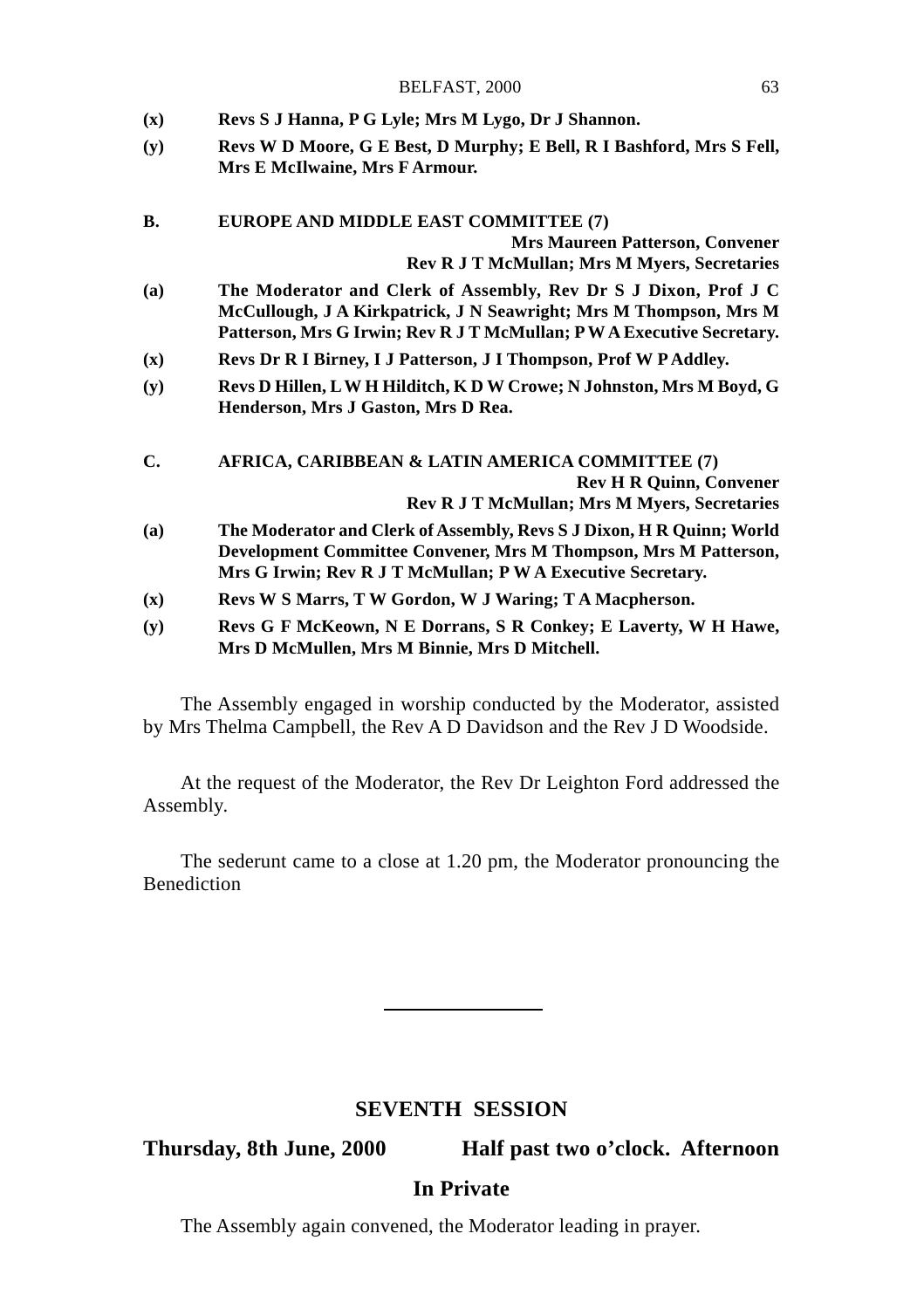**(x)** **Revs S J Hanna, P G Lyle; Mrs M Lygo, Dr J Shannon.**

**(y)** **Revs W D Moore, G E Best, D Murphy; E Bell, R I Bashford, Mrs S Fell, Mrs E McIlwaine, Mrs F Armour.**

**B. EUROPE AND MIDDLE EAST COMMITTEE (7)**

**Mrs Maureen Patterson, Convener**
**Rev R J T McMullan; Mrs M Myers, Secretaries**

**(a)** **The Moderator and Clerk of Assembly, Rev Dr S J Dixon, Prof J C McCullough, J A Kirkpatrick, J N Seawright; Mrs M Thompson, Mrs M Patterson, Mrs G Irwin; Rev R J T McMullan; P W A Executive Secretary.**

**(x)** **Revs Dr R I Birney, I J Patterson, J I Thompson, Prof W P Addley.**

**(y)** **Revs D Hillen, L W H Hilditch, K D W Crowe; N Johnston, Mrs M Boyd, G Henderson, Mrs J Gaston, Mrs D Rea.**

**C. AFRICA, CARIBBEAN & LATIN AMERICA COMMITTEE (7)**

**Rev H R Quinn, Convener**
**Rev R J T McMullan; Mrs M Myers, Secretaries**

**(a)** **The Moderator and Clerk of Assembly, Revs S J Dixon, H R Quinn; World Development Committee Convener, Mrs M Thompson, Mrs M Patterson, Mrs G Irwin; Rev R J T McMullan; P W A Executive Secretary.**

**(x)** **Revs W S Marrs, T W Gordon, W J Waring; T A Macpherson.**

**(y)** **Revs G F McKeown, N E Dorrans, S R Conkey; E Laverty, W H Hawe, Mrs D McMullen, Mrs M Binnie, Mrs D Mitchell.**

The Assembly engaged in worship conducted by the Moderator, assisted by Mrs Thelma Campbell, the Rev A D Davidson and the Rev J D Woodside.

At the request of the Moderator, the Rev Dr Leighton Ford addressed the Assembly.

The sederunt came to a close at 1.20 pm, the Moderator pronouncing the Benediction

---

## SEVENTH SESSION

**Thursday, 8th June, 2000 Half past two o'clock. Afternoon**

### In Private

The Assembly again convened, the Moderator leading in prayer.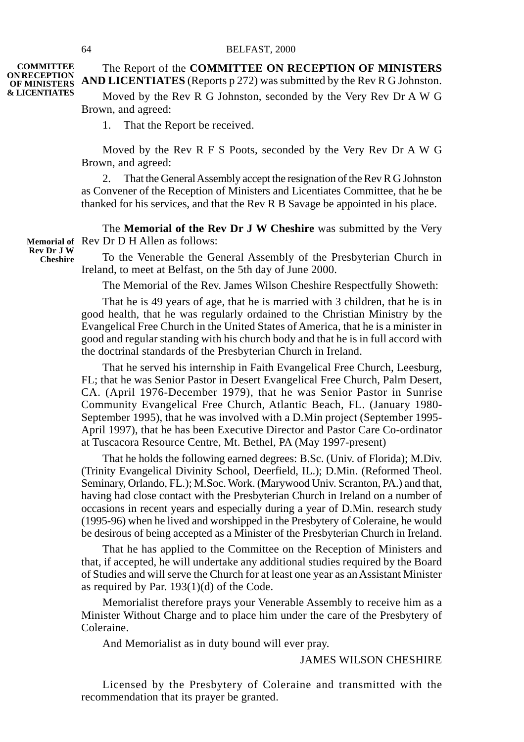**COMMITTEE ON RECEPTION OF MINISTERS & LICENTIATES**

The Report of the **COMMITTEE ON RECEPTION OF MINISTERS AND LICENTIATES** (Reports p 272) was submitted by the Rev R G Johnston.

Moved by the Rev R G Johnston, seconded by the Very Rev Dr A W G Brown, and agreed:

1. That the Report be received.

Moved by the Rev R F S Poots, seconded by the Very Rev Dr A W G Brown, and agreed:

2. That the General Assembly accept the resignation of the Rev R G Johnston as Convener of the Reception of Ministers and Licentiates Committee, that he be thanked for his services, and that the Rev R B Savage be appointed in his place.

**Memorial of Rev Dr J W Cheshire**

The **Memorial of the Rev Dr J W Cheshire** was submitted by the Very Rev Dr D H Allen as follows:

To the Venerable the General Assembly of the Presbyterian Church in Ireland, to meet at Belfast, on the 5th day of June 2000.

The Memorial of the Rev. James Wilson Cheshire Respectfully Showeth:

That he is 49 years of age, that he is married with 3 children, that he is in good health, that he was regularly ordained to the Christian Ministry by the Evangelical Free Church in the United States of America, that he is a minister in good and regular standing with his church body and that he is in full accord with the doctrinal standards of the Presbyterian Church in Ireland.

That he served his internship in Faith Evangelical Free Church, Leesburg, FL; that he was Senior Pastor in Desert Evangelical Free Church, Palm Desert, CA. (April 1976-December 1979), that he was Senior Pastor in Sunrise Community Evangelical Free Church, Atlantic Beach, FL. (January 1980-September 1995), that he was involved with a D.Min project (September 1995-April 1997), that he has been Executive Director and Pastor Care Co-ordinator at Tuscacora Resource Centre, Mt. Bethel, PA (May 1997-present)

That he holds the following earned degrees: B.Sc. (Univ. of Florida); M.Div. (Trinity Evangelical Divinity School, Deerfield, IL.); D.Min. (Reformed Theol. Seminary, Orlando, FL.); M.Soc. Work. (Marywood Univ. Scranton, PA.) and that, having had close contact with the Presbyterian Church in Ireland on a number of occasions in recent years and especially during a year of D.Min. research study (1995-96) when he lived and worshipped in the Presbytery of Coleraine, he would be desirous of being accepted as a Minister of the Presbyterian Church in Ireland.

That he has applied to the Committee on the Reception of Ministers and that, if accepted, he will undertake any additional studies required by the Board of Studies and will serve the Church for at least one year as an Assistant Minister as required by Par. 193(1)(d) of the Code.

Memorialist therefore prays your Venerable Assembly to receive him as a Minister Without Charge and to place him under the care of the Presbytery of Coleraine.

And Memorialist as in duty bound will ever pray.

JAMES WILSON CHESHIRE

Licensed by the Presbytery of Coleraine and transmitted with the recommendation that its prayer be granted.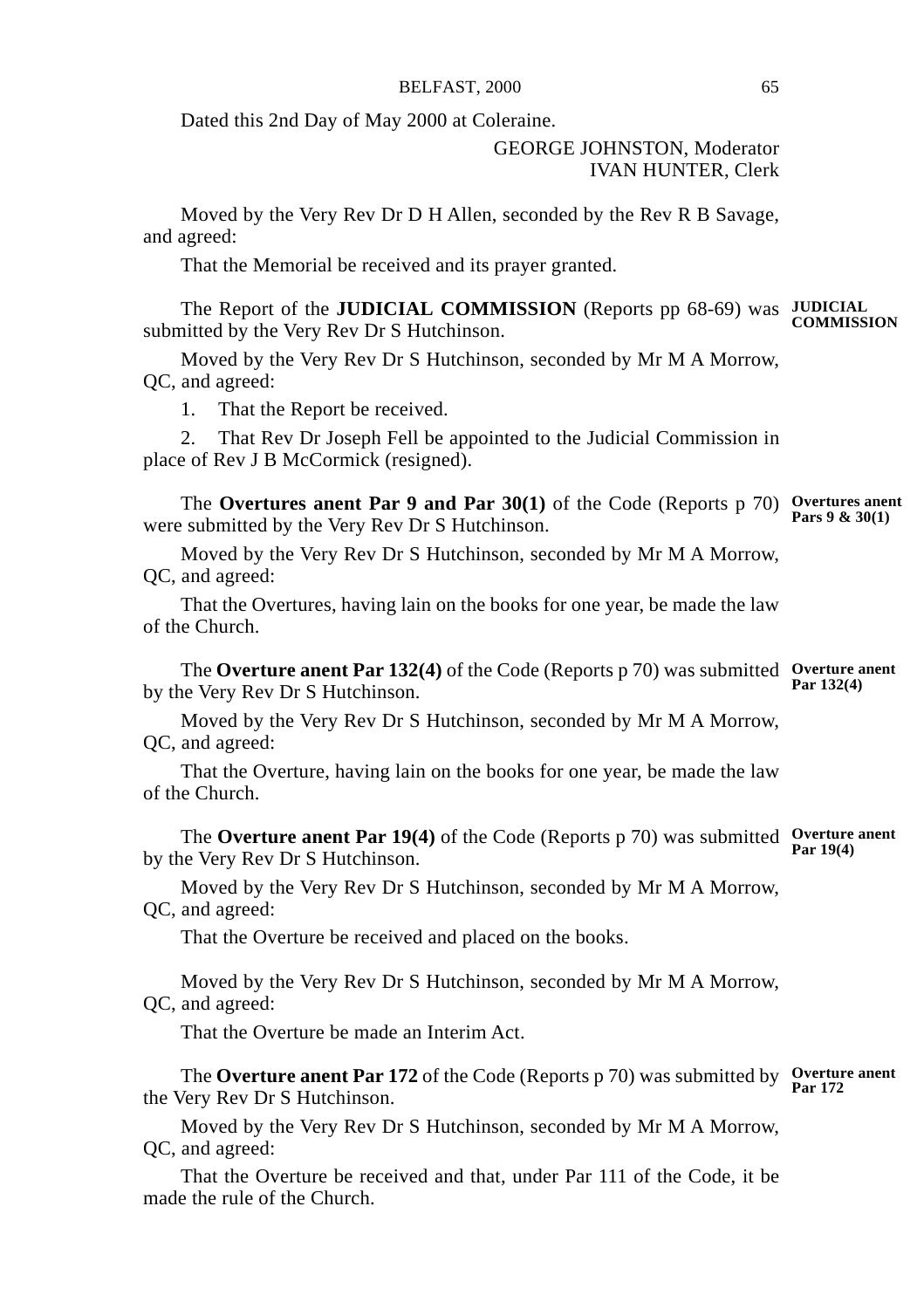Dated this 2nd Day of May 2000 at Coleraine.

GEORGE JOHNSTON, Moderator
IVAN HUNTER, Clerk

Moved by the Very Rev Dr D H Allen, seconded by the Rev R B Savage, and agreed:

That the Memorial be received and its prayer granted.

**JUDICIAL COMMISSION**

The Report of the **JUDICIAL COMMISSION** (Reports pp 68-69) was submitted by the Very Rev Dr S Hutchinson.

Moved by the Very Rev Dr S Hutchinson, seconded by Mr M A Morrow, QC, and agreed:

1. That the Report be received.

2. That Rev Dr Joseph Fell be appointed to the Judicial Commission in place of Rev J B McCormick (resigned).

**Overtures anent Pars 9 & 30(1)**

The **Overtures anent Par 9 and Par 30(1)** of the Code (Reports p 70) were submitted by the Very Rev Dr S Hutchinson.

Moved by the Very Rev Dr S Hutchinson, seconded by Mr M A Morrow, QC, and agreed:

That the Overtures, having lain on the books for one year, be made the law of the Church.

**Overture anent Par 132(4)**

The **Overture anent Par 132(4)** of the Code (Reports p 70) was submitted by the Very Rev Dr S Hutchinson.

Moved by the Very Rev Dr S Hutchinson, seconded by Mr M A Morrow, QC, and agreed:

That the Overture, having lain on the books for one year, be made the law of the Church.

**Overture anent Par 19(4)**

The **Overture anent Par 19(4)** of the Code (Reports p 70) was submitted by the Very Rev Dr S Hutchinson.

Moved by the Very Rev Dr S Hutchinson, seconded by Mr M A Morrow, QC, and agreed:

That the Overture be received and placed on the books.

Moved by the Very Rev Dr S Hutchinson, seconded by Mr M A Morrow, QC, and agreed:

That the Overture be made an Interim Act.

**Overture anent Par 172**

The **Overture anent Par 172** of the Code (Reports p 70) was submitted by the Very Rev Dr S Hutchinson.

Moved by the Very Rev Dr S Hutchinson, seconded by Mr M A Morrow, QC, and agreed:

That the Overture be received and that, under Par 111 of the Code, it be made the rule of the Church.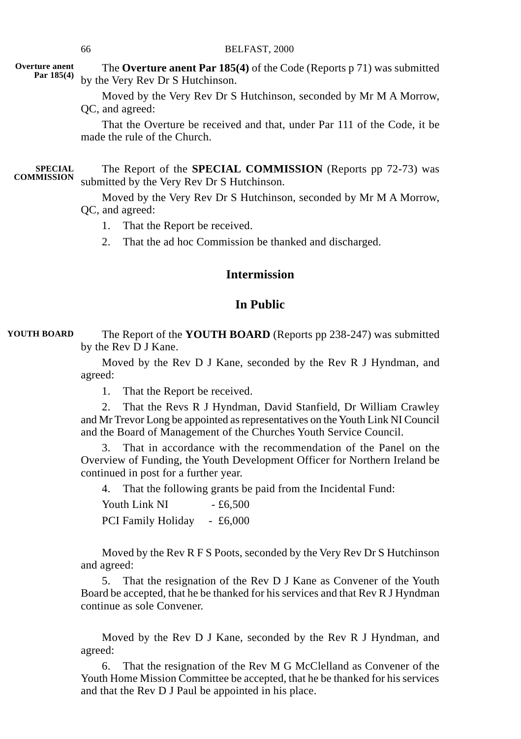**Overture anent Par 185(4)**

The **Overture anent Par 185(4)** of the Code (Reports p 71) was submitted by the Very Rev Dr S Hutchinson.

Moved by the Very Rev Dr S Hutchinson, seconded by Mr M A Morrow, QC, and agreed:

That the Overture be received and that, under Par 111 of the Code, it be made the rule of the Church.

**SPECIAL COMMISSION**

The Report of the **SPECIAL COMMISSION** (Reports pp 72-73) was submitted by the Very Rev Dr S Hutchinson.

Moved by the Very Rev Dr S Hutchinson, seconded by Mr M A Morrow, QC, and agreed:

1. That the Report be received.
2. That the ad hoc Commission be thanked and discharged.

## Intermission

## In Public

**YOUTH BOARD**

The Report of the **YOUTH BOARD** (Reports pp 238-247) was submitted by the Rev D J Kane.

Moved by the Rev D J Kane, seconded by the Rev R J Hyndman, and agreed:

1. That the Report be received.
2. That the Revs R J Hyndman, David Stanfield, Dr William Crawley and Mr Trevor Long be appointed as representatives on the Youth Link NI Council and the Board of Management of the Churches Youth Service Council.
3. That in accordance with the recommendation of the Panel on the Overview of Funding, the Youth Development Officer for Northern Ireland be continued in post for a further year.
4. That the following grants be paid from the Incidental Fund:

Youth Link NI - £6,500

PCI Family Holiday - £6,000

Moved by the Rev R F S Poots, seconded by the Very Rev Dr S Hutchinson and agreed:

5. That the resignation of the Rev D J Kane as Convener of the Youth Board be accepted, that he be thanked for his services and that Rev R J Hyndman continue as sole Convener.

Moved by the Rev D J Kane, seconded by the Rev R J Hyndman, and agreed:

6. That the resignation of the Rev M G McClelland as Convener of the Youth Home Mission Committee be accepted, that he be thanked for his services and that the Rev D J Paul be appointed in his place.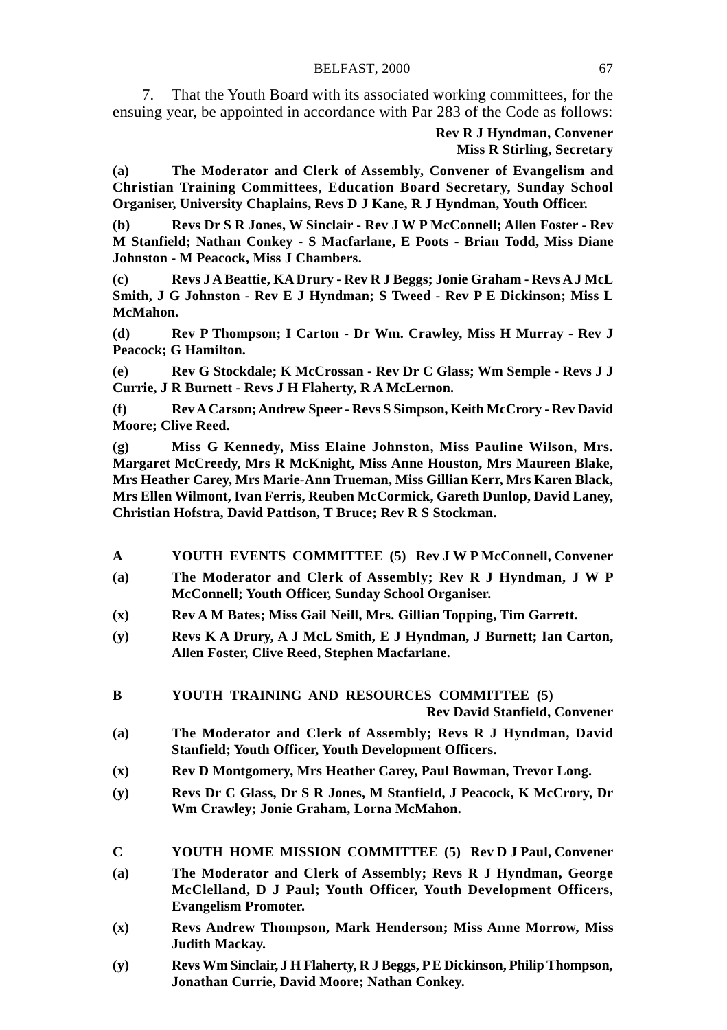7. That the Youth Board with its associated working committees, for the ensuing year, be appointed in accordance with Par 283 of the Code as follows:

**Rev R J Hyndman, Convener**
**Miss R Stirling, Secretary**

**(a) The Moderator and Clerk of Assembly, Convener of Evangelism and Christian Training Committees, Education Board Secretary, Sunday School Organiser, University Chaplains, Revs D J Kane, R J Hyndman, Youth Officer.**

**(b) Revs Dr S R Jones, W Sinclair - Rev J W P McConnell; Allen Foster - Rev M Stanfield; Nathan Conkey - S Macfarlane, E Poots - Brian Todd, Miss Diane Johnston - M Peacock, Miss J Chambers.**

**(c) Revs J A Beattie, K A Drury - Rev R J Beggs; Jonie Graham - Revs A J McL Smith, J G Johnston - Rev E J Hyndman; S Tweed - Rev P E Dickinson; Miss L McMahon.**

**(d) Rev P Thompson; I Carton - Dr Wm. Crawley, Miss H Murray - Rev J Peacock; G Hamilton.**

**(e) Rev G Stockdale; K McCrossan - Rev Dr C Glass; Wm Semple - Revs J J Currie, J R Burnett - Revs J H Flaherty, R A McLernon.**

**(f) Rev A Carson; Andrew Speer - Revs S Simpson, Keith McCrory - Rev David Moore; Clive Reed.**

**(g) Miss G Kennedy, Miss Elaine Johnston, Miss Pauline Wilson, Mrs. Margaret McCreedy, Mrs R McKnight, Miss Anne Houston, Mrs Maureen Blake, Mrs Heather Carey, Mrs Marie-Ann Trueman, Miss Gillian Kerr, Mrs Karen Black, Mrs Ellen Wilmont, Ivan Ferris, Reuben McCormick, Gareth Dunlop, David Laney, Christian Hofstra, David Pattison, T Bruce; Rev R S Stockman.**

**A YOUTH EVENTS COMMITTEE (5) Rev J W P McConnell, Convener**

**(a) The Moderator and Clerk of Assembly; Rev R J Hyndman, J W P McConnell; Youth Officer, Sunday School Organiser.**

**(x) Rev A M Bates; Miss Gail Neill, Mrs. Gillian Topping, Tim Garrett.**

**(y) Revs K A Drury, A J McL Smith, E J Hyndman, J Burnett; Ian Carton, Allen Foster, Clive Reed, Stephen Macfarlane.**

**B YOUTH TRAINING AND RESOURCES COMMITTEE (5)**
**Rev David Stanfield, Convener**

**(a) The Moderator and Clerk of Assembly; Revs R J Hyndman, David Stanfield; Youth Officer, Youth Development Officers.**

**(x) Rev D Montgomery, Mrs Heather Carey, Paul Bowman, Trevor Long.**

**(y) Revs Dr C Glass, Dr S R Jones, M Stanfield, J Peacock, K McCrory, Dr Wm Crawley; Jonie Graham, Lorna McMahon.**

**C YOUTH HOME MISSION COMMITTEE (5) Rev D J Paul, Convener**

**(a) The Moderator and Clerk of Assembly; Revs R J Hyndman, George McClelland, D J Paul; Youth Officer, Youth Development Officers, Evangelism Promoter.**

**(x) Revs Andrew Thompson, Mark Henderson; Miss Anne Morrow, Miss Judith Mackay.**

**(y) Revs Wm Sinclair, J H Flaherty, R J Beggs, P E Dickinson, Philip Thompson, Jonathan Currie, David Moore; Nathan Conkey.**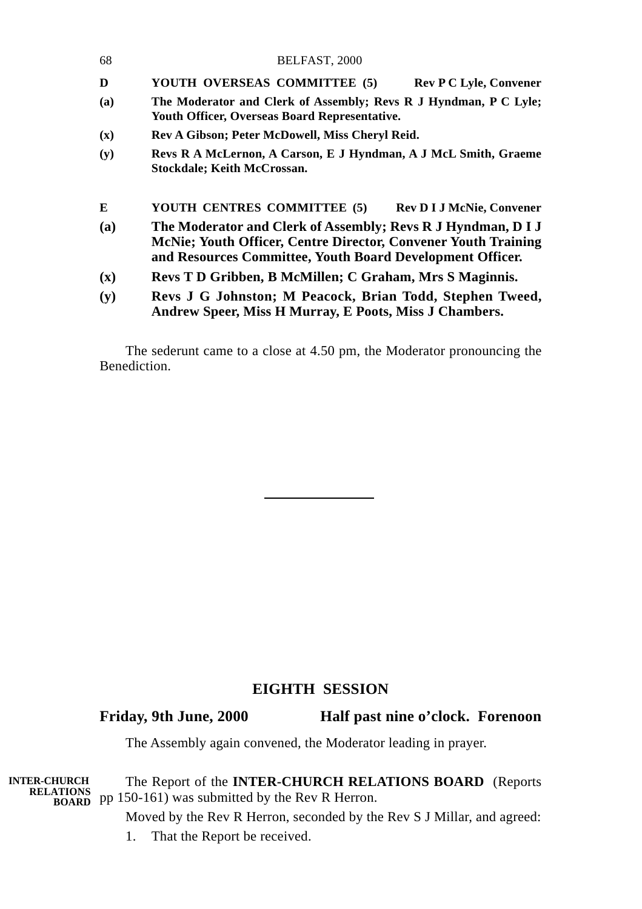**D YOUTH OVERSEAS COMMITTEE (5) Rev P C Lyle, Convener**

**(a) The Moderator and Clerk of Assembly; Revs R J Hyndman, P C Lyle; Youth Officer, Overseas Board Representative.**

**(x) Rev A Gibson; Peter McDowell, Miss Cheryl Reid.**

**(y) Revs R A McLernon, A Carson, E J Hyndman, A J McL Smith, Graeme Stockdale; Keith McCrossan.**

**E YOUTH CENTRES COMMITTEE (5) Rev D I J McNie, Convener**

**(a) The Moderator and Clerk of Assembly; Revs R J Hyndman, D I J McNie; Youth Officer, Centre Director, Convener Youth Training and Resources Committee, Youth Board Development Officer.**

**(x) Revs T D Gribben, B McMillen; C Graham, Mrs S Maginnis.**

**(y) Revs J G Johnston; M Peacock, Brian Todd, Stephen Tweed, Andrew Speer, Miss H Murray, E Poots, Miss J Chambers.**

The sederunt came to a close at 4.50 pm, the Moderator pronouncing the Benediction.

---

## EIGHTH SESSION

**Friday, 9th June, 2000 Half past nine o'clock. Forenoon**

The Assembly again convened, the Moderator leading in prayer.

**INTER-CHURCH RELATIONS BOARD**

The Report of the **INTER-CHURCH RELATIONS BOARD** (Reports pp 150-161) was submitted by the Rev R Herron.

Moved by the Rev R Herron, seconded by the Rev S J Millar, and agreed:

1. That the Report be received.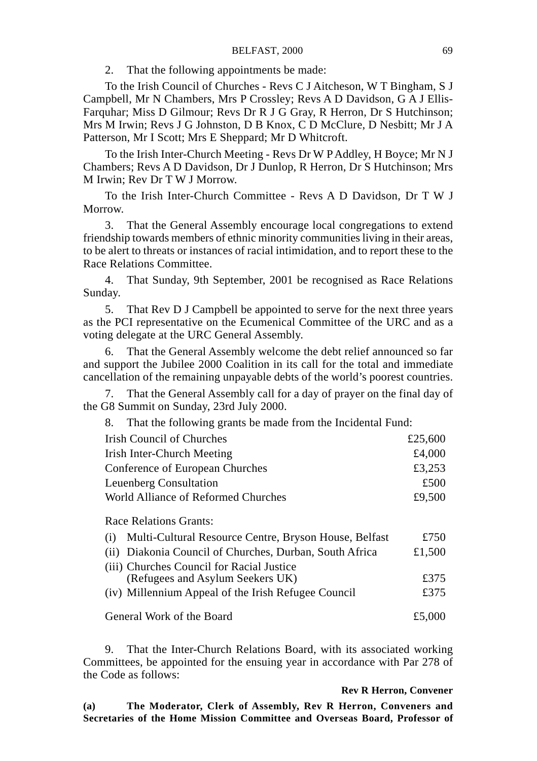2. That the following appointments be made:

To the Irish Council of Churches - Revs C J Aitcheson, W T Bingham, S J Campbell, Mr N Chambers, Mrs P Crossley; Revs A D Davidson, G A J Ellis-Farquhar; Miss D Gilmour; Revs Dr R J G Gray, R Herron, Dr S Hutchinson; Mrs M Irwin; Revs J G Johnston, D B Knox, C D McClure, D Nesbitt; Mr J A Patterson, Mr I Scott; Mrs E Sheppard; Mr D Whitcroft.

To the Irish Inter-Church Meeting - Revs Dr W P Addley, H Boyce; Mr N J Chambers; Revs A D Davidson, Dr J Dunlop, R Herron, Dr S Hutchinson; Mrs M Irwin; Rev Dr T W J Morrow.

To the Irish Inter-Church Committee - Revs A D Davidson, Dr T W J Morrow.

3. That the General Assembly encourage local congregations to extend friendship towards members of ethnic minority communities living in their areas, to be alert to threats or instances of racial intimidation, and to report these to the Race Relations Committee.

4. That Sunday, 9th September, 2001 be recognised as Race Relations Sunday.

5. That Rev D J Campbell be appointed to serve for the next three years as the PCI representative on the Ecumenical Committee of the URC and as a voting delegate at the URC General Assembly.

6. That the General Assembly welcome the debt relief announced so far and support the Jubilee 2000 Coalition in its call for the total and immediate cancellation of the remaining unpayable debts of the world's poorest countries.

7. That the General Assembly call for a day of prayer on the final day of the G8 Summit on Sunday, 23rd July 2000.

8. That the following grants be made from the Incidental Fund:

| | |
|---|---|
| Irish Council of Churches | £25,600 |
| Irish Inter-Church Meeting | £4,000 |
| Conference of European Churches | £3,253 |
| Leuenberg Consultation | £500 |
| World Alliance of Reformed Churches | £9,500 |
| Race Relations Grants: | |
| (i) Multi-Cultural Resource Centre, Bryson House, Belfast | £750 |
| (ii) Diakonia Council of Churches, Durban, South Africa | £1,500 |
| (iii) Churches Council for Racial Justice (Refugees and Asylum Seekers UK) | £375 |
| (iv) Millennium Appeal of the Irish Refugee Council | £375 |
| General Work of the Board | £5,000 |

9. That the Inter-Church Relations Board, with its associated working Committees, be appointed for the ensuing year in accordance with Par 278 of the Code as follows:

**Rev R Herron, Convener**

**(a) The Moderator, Clerk of Assembly, Rev R Herron, Conveners and Secretaries of the Home Mission Committee and Overseas Board, Professor of**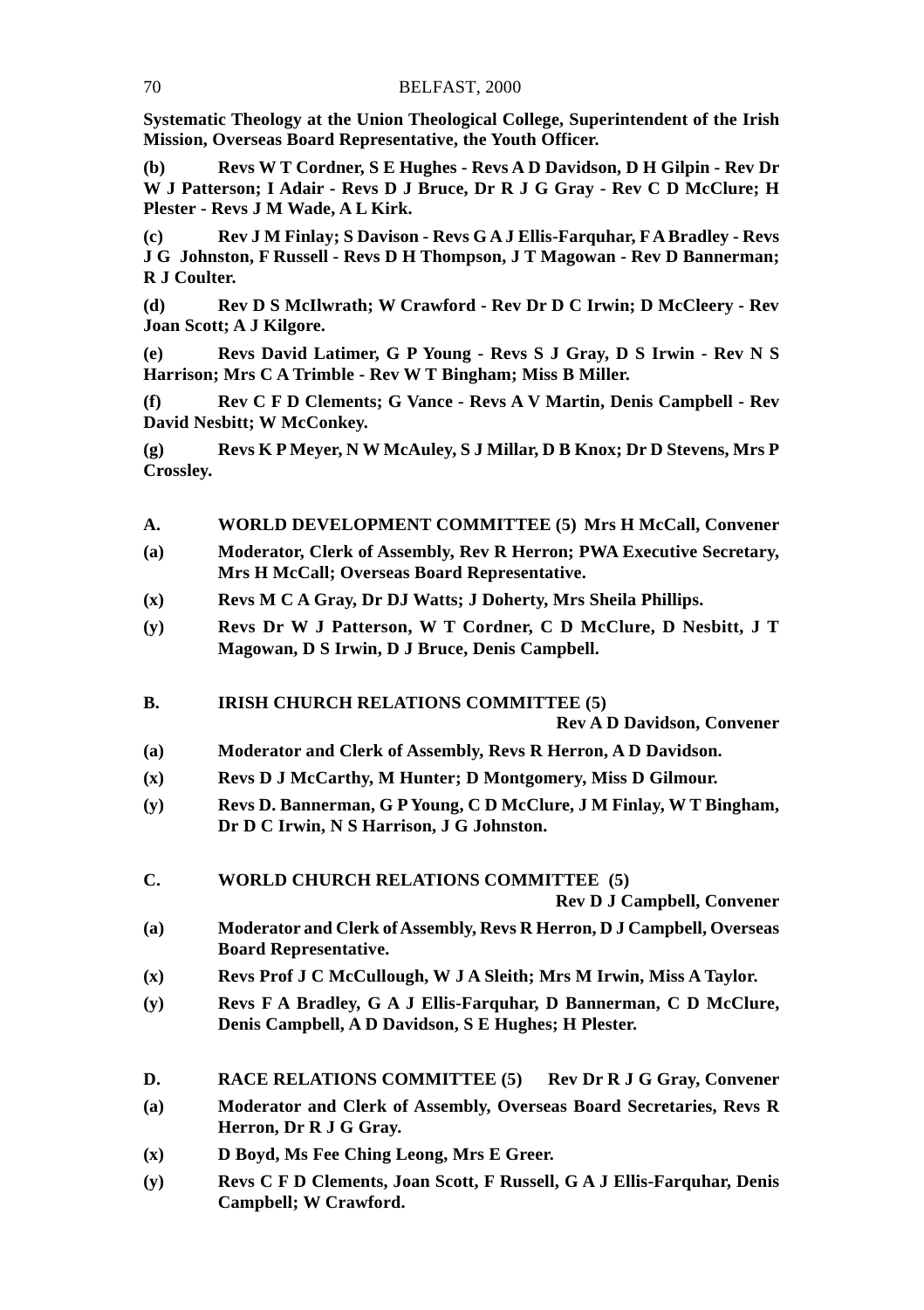**Systematic Theology at the Union Theological College, Superintendent of the Irish Mission, Overseas Board Representative, the Youth Officer.**

**(b) Revs W T Cordner, S E Hughes - Revs A D Davidson, D H Gilpin - Rev Dr W J Patterson; I Adair - Revs D J Bruce, Dr R J G Gray - Rev C D McClure; H Plester - Revs J M Wade, A L Kirk.**

**(c) Rev J M Finlay; S Davison - Revs G A J Ellis-Farquhar, F A Bradley - Revs J G Johnston, F Russell - Revs D H Thompson, J T Magowan - Rev D Bannerman; R J Coulter.**

**(d) Rev D S McIlwrath; W Crawford - Rev Dr D C Irwin; D McCleery - Rev Joan Scott; A J Kilgore.**

**(e) Revs David Latimer, G P Young - Revs S J Gray, D S Irwin - Rev N S Harrison; Mrs C A Trimble - Rev W T Bingham; Miss B Miller.**

**(f) Rev C F D Clements; G Vance - Revs A V Martin, Denis Campbell - Rev David Nesbitt; W McConkey.**

**(g) Revs K P Meyer, N W McAuley, S J Millar, D B Knox; Dr D Stevens, Mrs P Crossley.**

**A. WORLD DEVELOPMENT COMMITTEE (5) Mrs H McCall, Convener**

**(a) Moderator, Clerk of Assembly, Rev R Herron; PWA Executive Secretary, Mrs H McCall; Overseas Board Representative.**

**(x) Revs M C A Gray, Dr DJ Watts; J Doherty, Mrs Sheila Phillips.**

**(y) Revs Dr W J Patterson, W T Cordner, C D McClure, D Nesbitt, J T Magowan, D S Irwin, D J Bruce, Denis Campbell.**

**B. IRISH CHURCH RELATIONS COMMITTEE (5) Rev A D Davidson, Convener**

**(a) Moderator and Clerk of Assembly, Revs R Herron, A D Davidson.**

**(x) Revs D J McCarthy, M Hunter; D Montgomery, Miss D Gilmour.**

**(y) Revs D. Bannerman, G P Young, C D McClure, J M Finlay, W T Bingham, Dr D C Irwin, N S Harrison, J G Johnston.**

**C. WORLD CHURCH RELATIONS COMMITTEE (5) Rev D J Campbell, Convener**

**(a) Moderator and Clerk of Assembly, Revs R Herron, D J Campbell, Overseas Board Representative.**

**(x) Revs Prof J C McCullough, W J A Sleith; Mrs M Irwin, Miss A Taylor.**

**(y) Revs F A Bradley, G A J Ellis-Farquhar, D Bannerman, C D McClure, Denis Campbell, A D Davidson, S E Hughes; H Plester.**

**D. RACE RELATIONS COMMITTEE (5) Rev Dr R J G Gray, Convener**

**(a) Moderator and Clerk of Assembly, Overseas Board Secretaries, Revs R Herron, Dr R J G Gray.**

**(x) D Boyd, Ms Fee Ching Leong, Mrs E Greer.**

**(y) Revs C F D Clements, Joan Scott, F Russell, G A J Ellis-Farquhar, Denis Campbell; W Crawford.**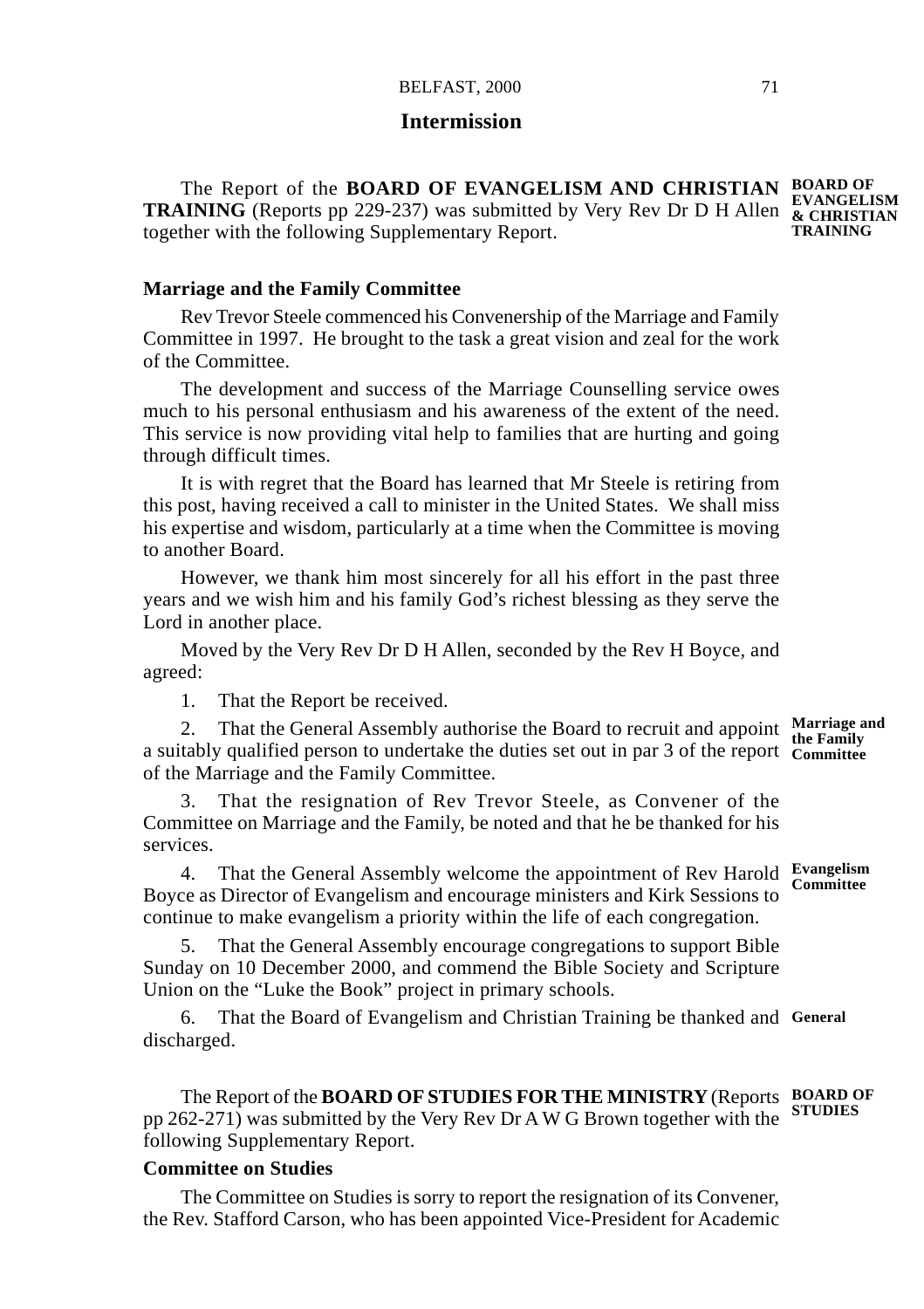## Intermission

**BOARD OF EVANGELISM & CHRISTIAN TRAINING**

The Report of the **BOARD OF EVANGELISM AND CHRISTIAN TRAINING** (Reports pp 229-237) was submitted by Very Rev Dr D H Allen together with the following Supplementary Report.

### Marriage and the Family Committee

Rev Trevor Steele commenced his Convenership of the Marriage and Family Committee in 1997. He brought to the task a great vision and zeal for the work of the Committee.

The development and success of the Marriage Counselling service owes much to his personal enthusiasm and his awareness of the extent of the need. This service is now providing vital help to families that are hurting and going through difficult times.

It is with regret that the Board has learned that Mr Steele is retiring from this post, having received a call to minister in the United States. We shall miss his expertise and wisdom, particularly at a time when the Committee is moving to another Board.

However, we thank him most sincerely for all his effort in the past three years and we wish him and his family God's richest blessing as they serve the Lord in another place.

Moved by the Very Rev Dr D H Allen, seconded by the Rev H Boyce, and agreed:

1. That the Report be received.

**Marriage and the Family Committee**

2. That the General Assembly authorise the Board to recruit and appoint a suitably qualified person to undertake the duties set out in par 3 of the report of the Marriage and the Family Committee.

3. That the resignation of Rev Trevor Steele, as Convener of the Committee on Marriage and the Family, be noted and that he be thanked for his services.

**Evangelism Committee**

4. That the General Assembly welcome the appointment of Rev Harold Boyce as Director of Evangelism and encourage ministers and Kirk Sessions to continue to make evangelism a priority within the life of each congregation.

5. That the General Assembly encourage congregations to support Bible Sunday on 10 December 2000, and commend the Bible Society and Scripture Union on the "Luke the Book" project in primary schools.

**General**

6. That the Board of Evangelism and Christian Training be thanked and discharged.

**BOARD OF STUDIES**

The Report of the **BOARD OF STUDIES FOR THE MINISTRY** (Reports pp 262-271) was submitted by the Very Rev Dr A W G Brown together with the following Supplementary Report.

### Committee on Studies

The Committee on Studies is sorry to report the resignation of its Convener, the Rev. Stafford Carson, who has been appointed Vice-President for Academic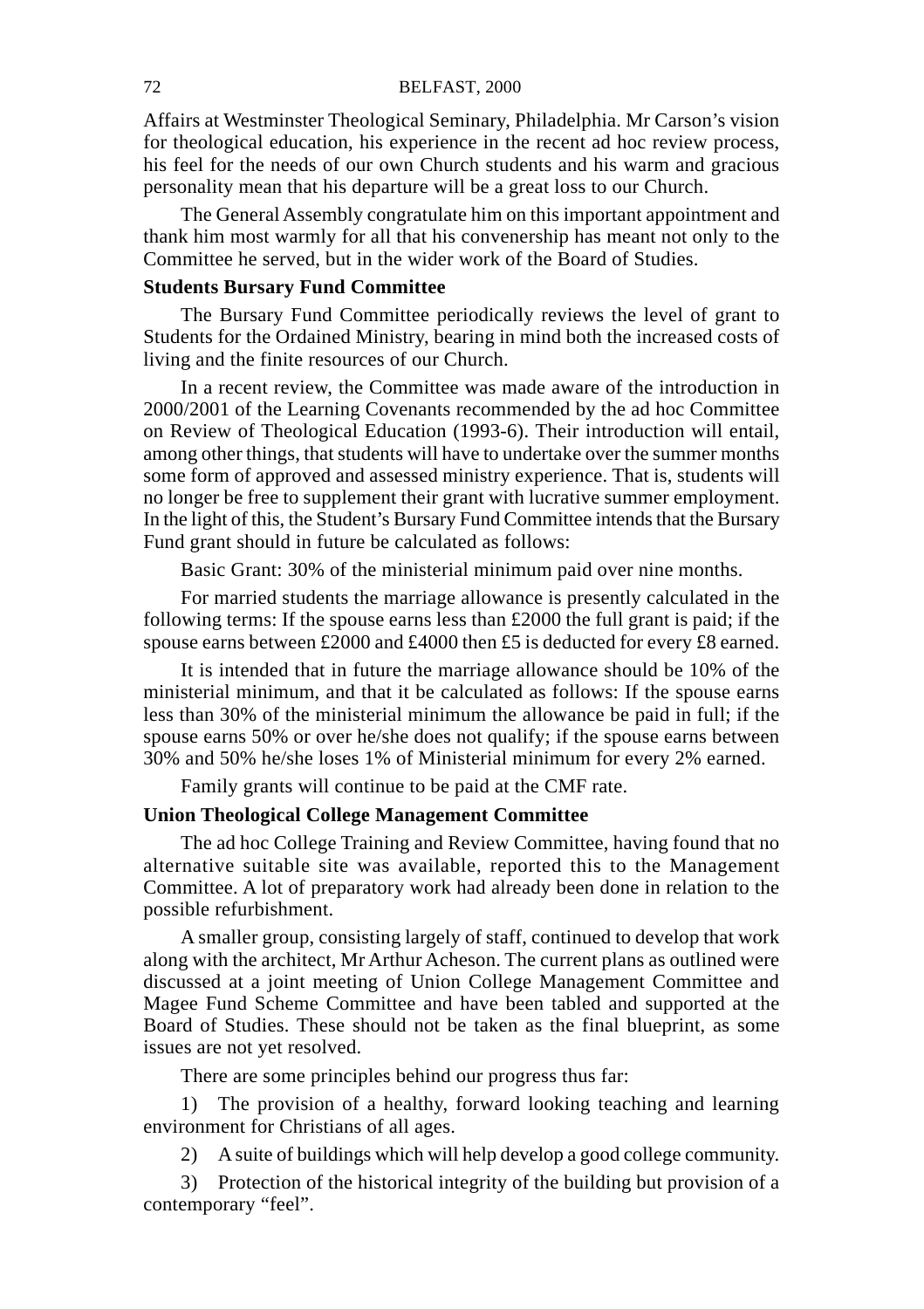Affairs at Westminster Theological Seminary, Philadelphia. Mr Carson's vision for theological education, his experience in the recent ad hoc review process, his feel for the needs of our own Church students and his warm and gracious personality mean that his departure will be a great loss to our Church.

The General Assembly congratulate him on this important appointment and thank him most warmly for all that his convenership has meant not only to the Committee he served, but in the wider work of the Board of Studies.

**Students Bursary Fund Committee**

The Bursary Fund Committee periodically reviews the level of grant to Students for the Ordained Ministry, bearing in mind both the increased costs of living and the finite resources of our Church.

In a recent review, the Committee was made aware of the introduction in 2000/2001 of the Learning Covenants recommended by the ad hoc Committee on Review of Theological Education (1993-6). Their introduction will entail, among other things, that students will have to undertake over the summer months some form of approved and assessed ministry experience. That is, students will no longer be free to supplement their grant with lucrative summer employment. In the light of this, the Student's Bursary Fund Committee intends that the Bursary Fund grant should in future be calculated as follows:

Basic Grant: 30% of the ministerial minimum paid over nine months.

For married students the marriage allowance is presently calculated in the following terms: If the spouse earns less than £2000 the full grant is paid; if the spouse earns between £2000 and £4000 then £5 is deducted for every £8 earned.

It is intended that in future the marriage allowance should be 10% of the ministerial minimum, and that it be calculated as follows: If the spouse earns less than 30% of the ministerial minimum the allowance be paid in full; if the spouse earns 50% or over he/she does not qualify; if the spouse earns between 30% and 50% he/she loses 1% of Ministerial minimum for every 2% earned.

Family grants will continue to be paid at the CMF rate.

**Union Theological College Management Committee**

The ad hoc College Training and Review Committee, having found that no alternative suitable site was available, reported this to the Management Committee. A lot of preparatory work had already been done in relation to the possible refurbishment.

A smaller group, consisting largely of staff, continued to develop that work along with the architect, Mr Arthur Acheson. The current plans as outlined were discussed at a joint meeting of Union College Management Committee and Magee Fund Scheme Committee and have been tabled and supported at the Board of Studies. These should not be taken as the final blueprint, as some issues are not yet resolved.

There are some principles behind our progress thus far:

1) The provision of a healthy, forward looking teaching and learning environment for Christians of all ages.

2) A suite of buildings which will help develop a good college community.

3) Protection of the historical integrity of the building but provision of a contemporary "feel".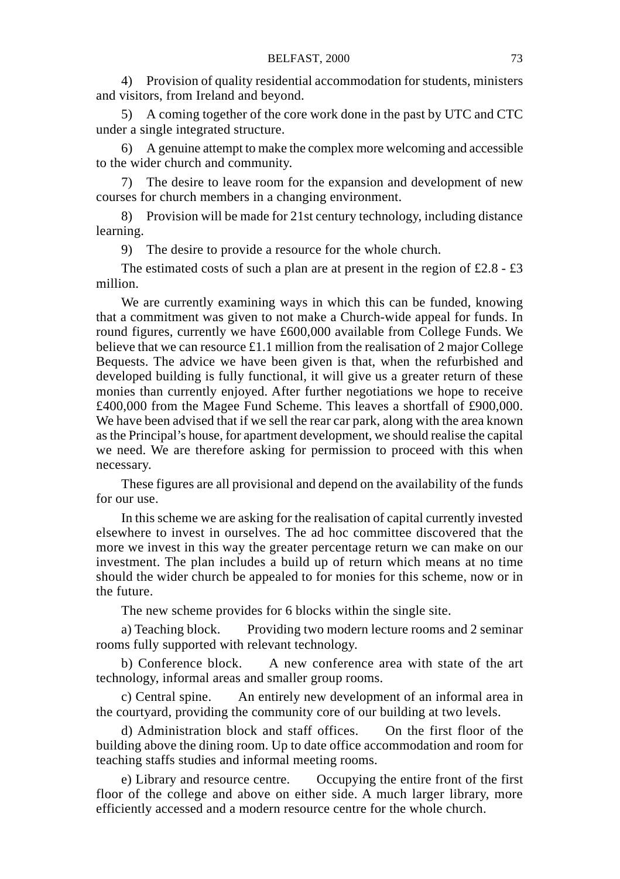4) Provision of quality residential accommodation for students, ministers and visitors, from Ireland and beyond.

5) A coming together of the core work done in the past by UTC and CTC under a single integrated structure.

6) A genuine attempt to make the complex more welcoming and accessible to the wider church and community.

7) The desire to leave room for the expansion and development of new courses for church members in a changing environment.

8) Provision will be made for 21st century technology, including distance learning.

9) The desire to provide a resource for the whole church.

The estimated costs of such a plan are at present in the region of £2.8 - £3 million.

We are currently examining ways in which this can be funded, knowing that a commitment was given to not make a Church-wide appeal for funds. In round figures, currently we have £600,000 available from College Funds. We believe that we can resource £1.1 million from the realisation of 2 major College Bequests. The advice we have been given is that, when the refurbished and developed building is fully functional, it will give us a greater return of these monies than currently enjoyed. After further negotiations we hope to receive £400,000 from the Magee Fund Scheme. This leaves a shortfall of £900,000. We have been advised that if we sell the rear car park, along with the area known as the Principal's house, for apartment development, we should realise the capital we need. We are therefore asking for permission to proceed with this when necessary.

These figures are all provisional and depend on the availability of the funds for our use.

In this scheme we are asking for the realisation of capital currently invested elsewhere to invest in ourselves. The ad hoc committee discovered that the more we invest in this way the greater percentage return we can make on our investment. The plan includes a build up of return which means at no time should the wider church be appealed to for monies for this scheme, now or in the future.

The new scheme provides for 6 blocks within the single site.

a) Teaching block. Providing two modern lecture rooms and 2 seminar rooms fully supported with relevant technology.

b) Conference block. A new conference area with state of the art technology, informal areas and smaller group rooms.

c) Central spine. An entirely new development of an informal area in the courtyard, providing the community core of our building at two levels.

d) Administration block and staff offices. On the first floor of the building above the dining room. Up to date office accommodation and room for teaching staffs studies and informal meeting rooms.

e) Library and resource centre. Occupying the entire front of the first floor of the college and above on either side. A much larger library, more efficiently accessed and a modern resource centre for the whole church.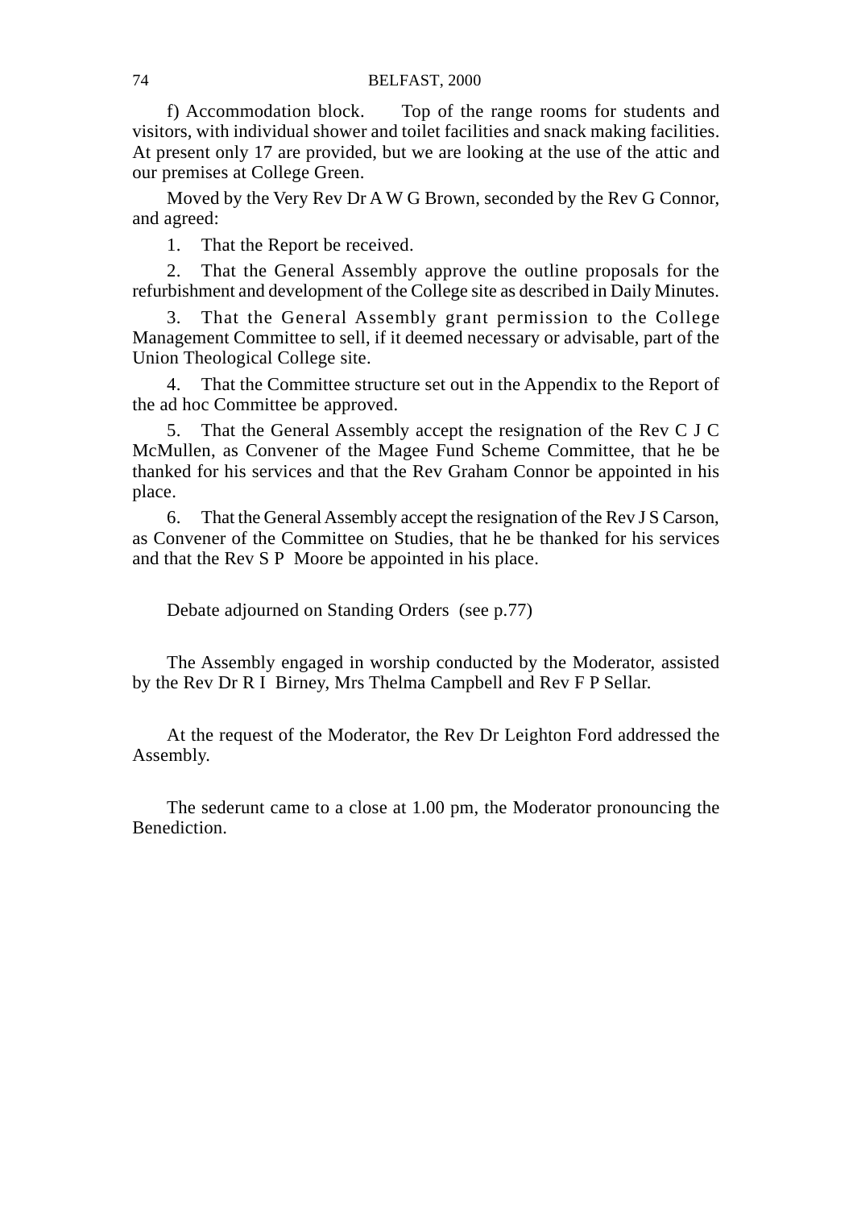f) Accommodation block. Top of the range rooms for students and visitors, with individual shower and toilet facilities and snack making facilities. At present only 17 are provided, but we are looking at the use of the attic and our premises at College Green.

Moved by the Very Rev Dr A W G Brown, seconded by the Rev G Connor, and agreed:

1. That the Report be received.

2. That the General Assembly approve the outline proposals for the refurbishment and development of the College site as described in Daily Minutes.

3. That the General Assembly grant permission to the College Management Committee to sell, if it deemed necessary or advisable, part of the Union Theological College site.

4. That the Committee structure set out in the Appendix to the Report of the ad hoc Committee be approved.

5. That the General Assembly accept the resignation of the Rev C J C McMullen, as Convener of the Magee Fund Scheme Committee, that he be thanked for his services and that the Rev Graham Connor be appointed in his place.

6. That the General Assembly accept the resignation of the Rev J S Carson, as Convener of the Committee on Studies, that he be thanked for his services and that the Rev S P Moore be appointed in his place.

Debate adjourned on Standing Orders (see p.77)

The Assembly engaged in worship conducted by the Moderator, assisted by the Rev Dr R I Birney, Mrs Thelma Campbell and Rev F P Sellar.

At the request of the Moderator, the Rev Dr Leighton Ford addressed the Assembly.

The sederunt came to a close at 1.00 pm, the Moderator pronouncing the Benediction.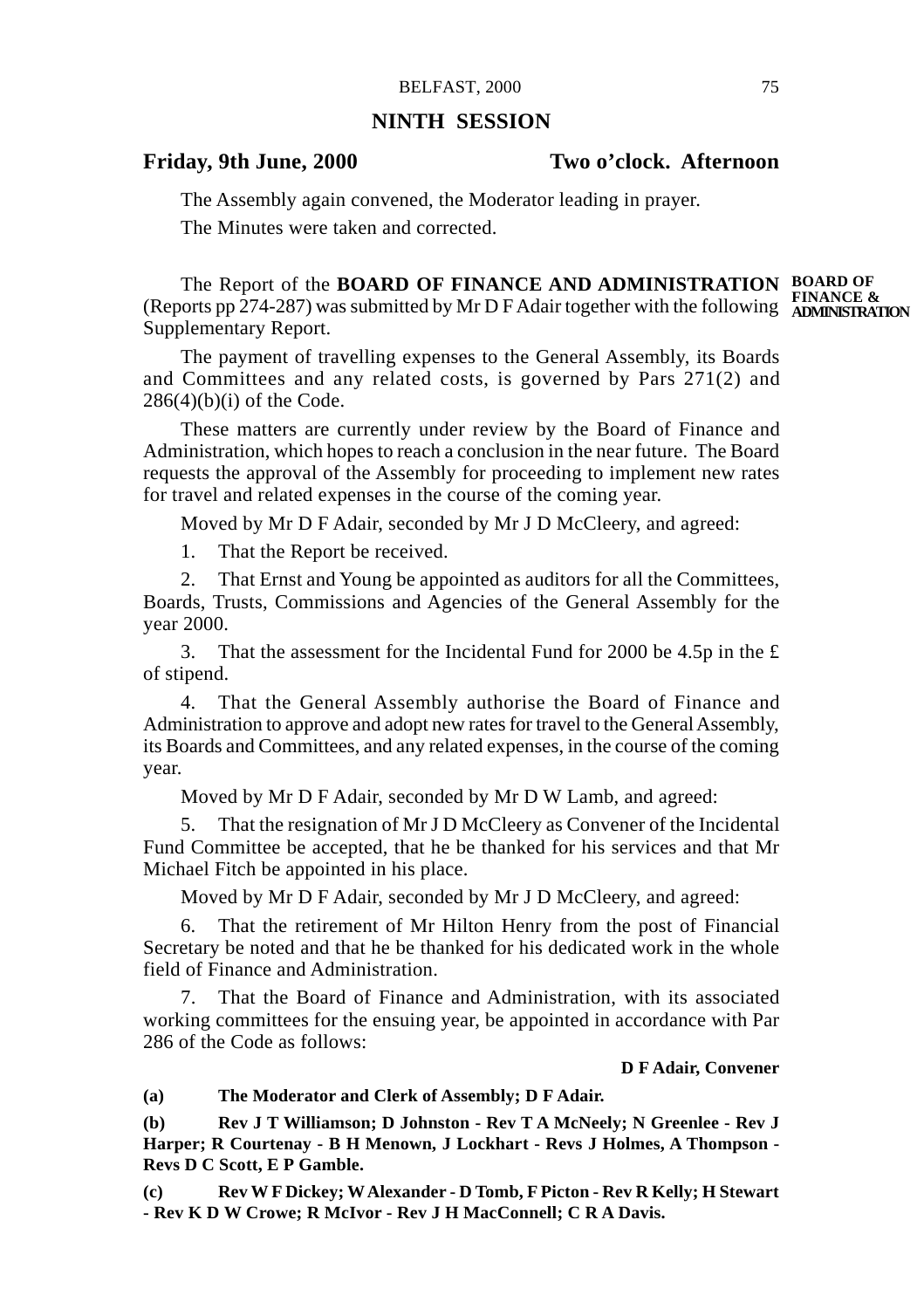## NINTH SESSION

**Friday, 9th June, 2000** **Two o'clock. Afternoon**

The Assembly again convened, the Moderator leading in prayer.

The Minutes were taken and corrected.

**BOARD OF FINANCE & ADMINISTRATION**

The Report of the **BOARD OF FINANCE AND ADMINISTRATION** (Reports pp 274-287) was submitted by Mr D F Adair together with the following Supplementary Report.

The payment of travelling expenses to the General Assembly, its Boards and Committees and any related costs, is governed by Pars 271(2) and 286(4)(b)(i) of the Code.

These matters are currently under review by the Board of Finance and Administration, which hopes to reach a conclusion in the near future. The Board requests the approval of the Assembly for proceeding to implement new rates for travel and related expenses in the course of the coming year.

Moved by Mr D F Adair, seconded by Mr J D McCleery, and agreed:

1. That the Report be received.

2. That Ernst and Young be appointed as auditors for all the Committees, Boards, Trusts, Commissions and Agencies of the General Assembly for the year 2000.

3. That the assessment for the Incidental Fund for 2000 be 4.5p in the £ of stipend.

4. That the General Assembly authorise the Board of Finance and Administration to approve and adopt new rates for travel to the General Assembly, its Boards and Committees, and any related expenses, in the course of the coming year.

Moved by Mr D F Adair, seconded by Mr D W Lamb, and agreed:

5. That the resignation of Mr J D McCleery as Convener of the Incidental Fund Committee be accepted, that he be thanked for his services and that Mr Michael Fitch be appointed in his place.

Moved by Mr D F Adair, seconded by Mr J D McCleery, and agreed:

6. That the retirement of Mr Hilton Henry from the post of Financial Secretary be noted and that he be thanked for his dedicated work in the whole field of Finance and Administration.

7. That the Board of Finance and Administration, with its associated working committees for the ensuing year, be appointed in accordance with Par 286 of the Code as follows:

**D F Adair, Convener**

**(a) The Moderator and Clerk of Assembly; D F Adair.**

**(b) Rev J T Williamson; D Johnston - Rev T A McNeely; N Greenlee - Rev J Harper; R Courtenay - B H Menown, J Lockhart - Revs J Holmes, A Thompson - Revs D C Scott, E P Gamble.**

**(c) Rev W F Dickey; W Alexander - D Tomb, F Picton - Rev R Kelly; H Stewart - Rev K D W Crowe; R McIvor - Rev J H MacConnell; C R A Davis.**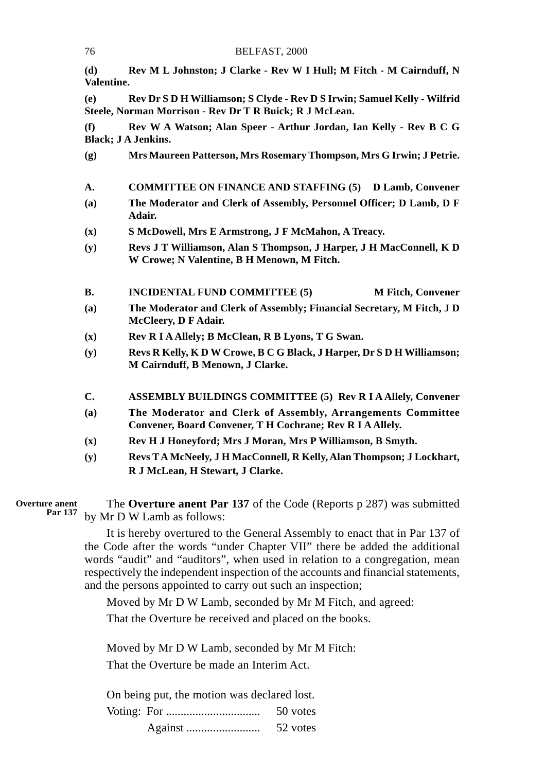**(d) Rev M L Johnston; J Clarke - Rev W I Hull; M Fitch - M Cairnduff, N Valentine.**

**(e) Rev Dr S D H Williamson; S Clyde - Rev D S Irwin; Samuel Kelly - Wilfrid Steele, Norman Morrison - Rev Dr T R Buick; R J McLean.**

**(f) Rev W A Watson; Alan Speer - Arthur Jordan, Ian Kelly - Rev B C G Black; J A Jenkins.**

**(g) Mrs Maureen Patterson, Mrs Rosemary Thompson, Mrs G Irwin; J Petrie.**

**A. COMMITTEE ON FINANCE AND STAFFING (5) D Lamb, Convener**

**(a) The Moderator and Clerk of Assembly, Personnel Officer; D Lamb, D F Adair.**

**(x) S McDowell, Mrs E Armstrong, J F McMahon, A Treacy.**

**(y) Revs J T Williamson, Alan S Thompson, J Harper, J H MacConnell, K D W Crowe; N Valentine, B H Menown, M Fitch.**

**B. INCIDENTAL FUND COMMITTEE (5) M Fitch, Convener**

**(a) The Moderator and Clerk of Assembly; Financial Secretary, M Fitch, J D McCleery, D F Adair.**

**(x) Rev R I A Allely; B McClean, R B Lyons, T G Swan.**

**(y) Revs R Kelly, K D W Crowe, B C G Black, J Harper, Dr S D H Williamson; M Cairnduff, B Menown, J Clarke.**

**C. ASSEMBLY BUILDINGS COMMITTEE (5) Rev R I A Allely, Convener**

**(a) The Moderator and Clerk of Assembly, Arrangements Committee Convener, Board Convener, T H Cochrane; Rev R I A Allely.**

**(x) Rev H J Honeyford; Mrs J Moran, Mrs P Williamson, B Smyth.**

**(y) Revs T A McNeely, J H MacConnell, R Kelly, Alan Thompson; J Lockhart, R J McLean, H Stewart, J Clarke.**

**Overture anent Par 137**

The **Overture anent Par 137** of the Code (Reports p 287) was submitted by Mr D W Lamb as follows:

It is hereby overtured to the General Assembly to enact that in Par 137 of the Code after the words "under Chapter VII" there be added the additional words "audit" and "auditors", when used in relation to a congregation, mean respectively the independent inspection of the accounts and financial statements, and the persons appointed to carry out such an inspection;

Moved by Mr D W Lamb, seconded by Mr M Fitch, and agreed:

That the Overture be received and placed on the books.

Moved by Mr D W Lamb, seconded by Mr M Fitch:

That the Overture be made an Interim Act.

On being put, the motion was declared lost.

Voting: For ................................ 50 votes

Against ......................... 52 votes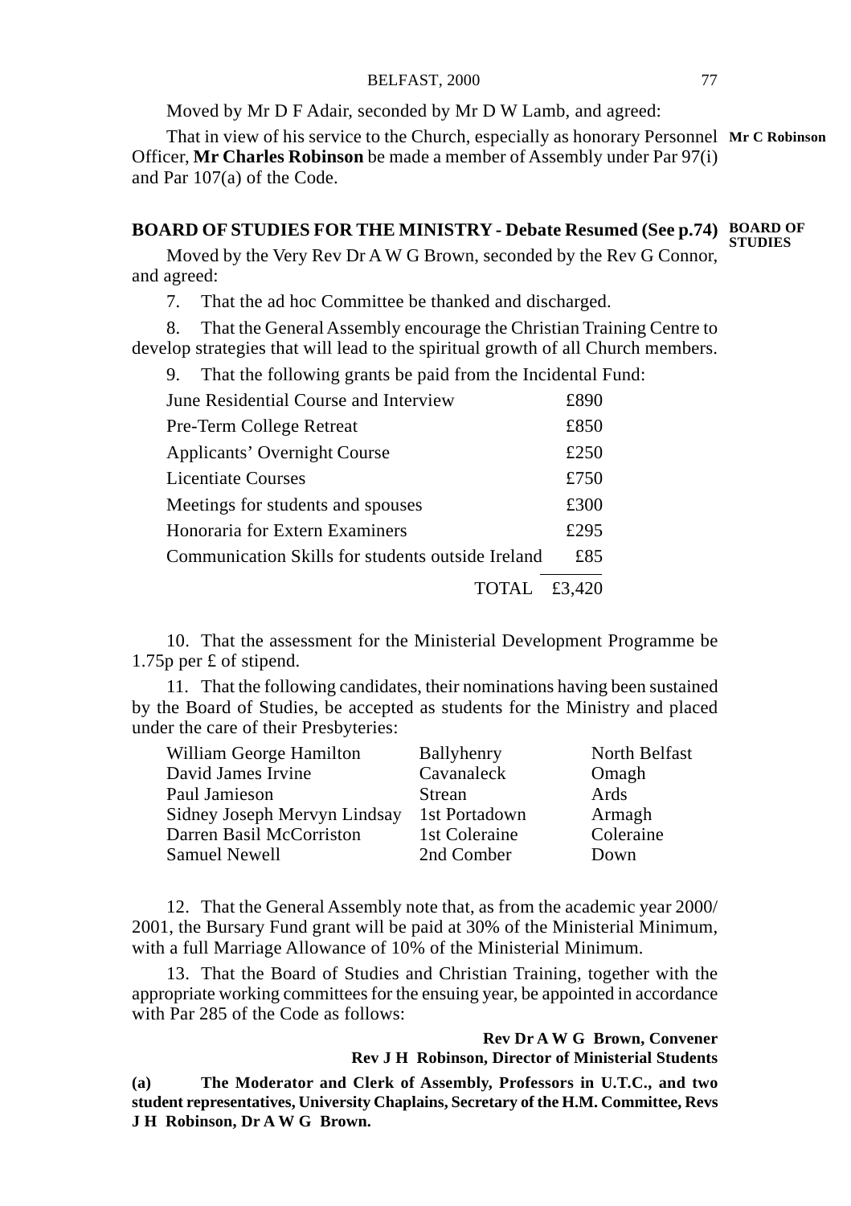Moved by Mr D F Adair, seconded by Mr D W Lamb, and agreed:

That in view of his service to the Church, especially as honorary Personnel Officer, **Mr Charles Robinson** be made a member of Assembly under Par 97(i) and Par 107(a) of the Code.

**Mr C Robinson**

## BOARD OF STUDIES FOR THE MINISTRY - Debate Resumed (See p.74)

**BOARD OF STUDIES**

Moved by the Very Rev Dr A W G Brown, seconded by the Rev G Connor, and agreed:

7. That the ad hoc Committee be thanked and discharged.

8. That the General Assembly encourage the Christian Training Centre to develop strategies that will lead to the spiritual growth of all Church members.

9. That the following grants be paid from the Incidental Fund:

| | |
|---|---|
| June Residential Course and Interview | £890 |
| Pre-Term College Retreat | £850 |
| Applicants' Overnight Course | £250 |
| Licentiate Courses | £750 |
| Meetings for students and spouses | £300 |
| Honoraria for Extern Examiners | £295 |
| Communication Skills for students outside Ireland | £85 |
| TOTAL | £3,420 |

10. That the assessment for the Ministerial Development Programme be 1.75p per £ of stipend.

11. That the following candidates, their nominations having been sustained by the Board of Studies, be accepted as students for the Ministry and placed under the care of their Presbyteries:

| | | |
|---|---|---|
| William George Hamilton | Ballyhenry | North Belfast |
| David James Irvine | Cavanaleck | Omagh |
| Paul Jamieson | Strean | Ards |
| Sidney Joseph Mervyn Lindsay | 1st Portadown | Armagh |
| Darren Basil McCorriston | 1st Coleraine | Coleraine |
| Samuel Newell | 2nd Comber | Down |

12. That the General Assembly note that, as from the academic year 2000/2001, the Bursary Fund grant will be paid at 30% of the Ministerial Minimum, with a full Marriage Allowance of 10% of the Ministerial Minimum.

13. That the Board of Studies and Christian Training, together with the appropriate working committees for the ensuing year, be appointed in accordance with Par 285 of the Code as follows:

**Rev Dr A W G Brown, Convener**
**Rev J H Robinson, Director of Ministerial Students**

**(a) The Moderator and Clerk of Assembly, Professors in U.T.C., and two student representatives, University Chaplains, Secretary of the H.M. Committee, Revs J H Robinson, Dr A W G Brown.**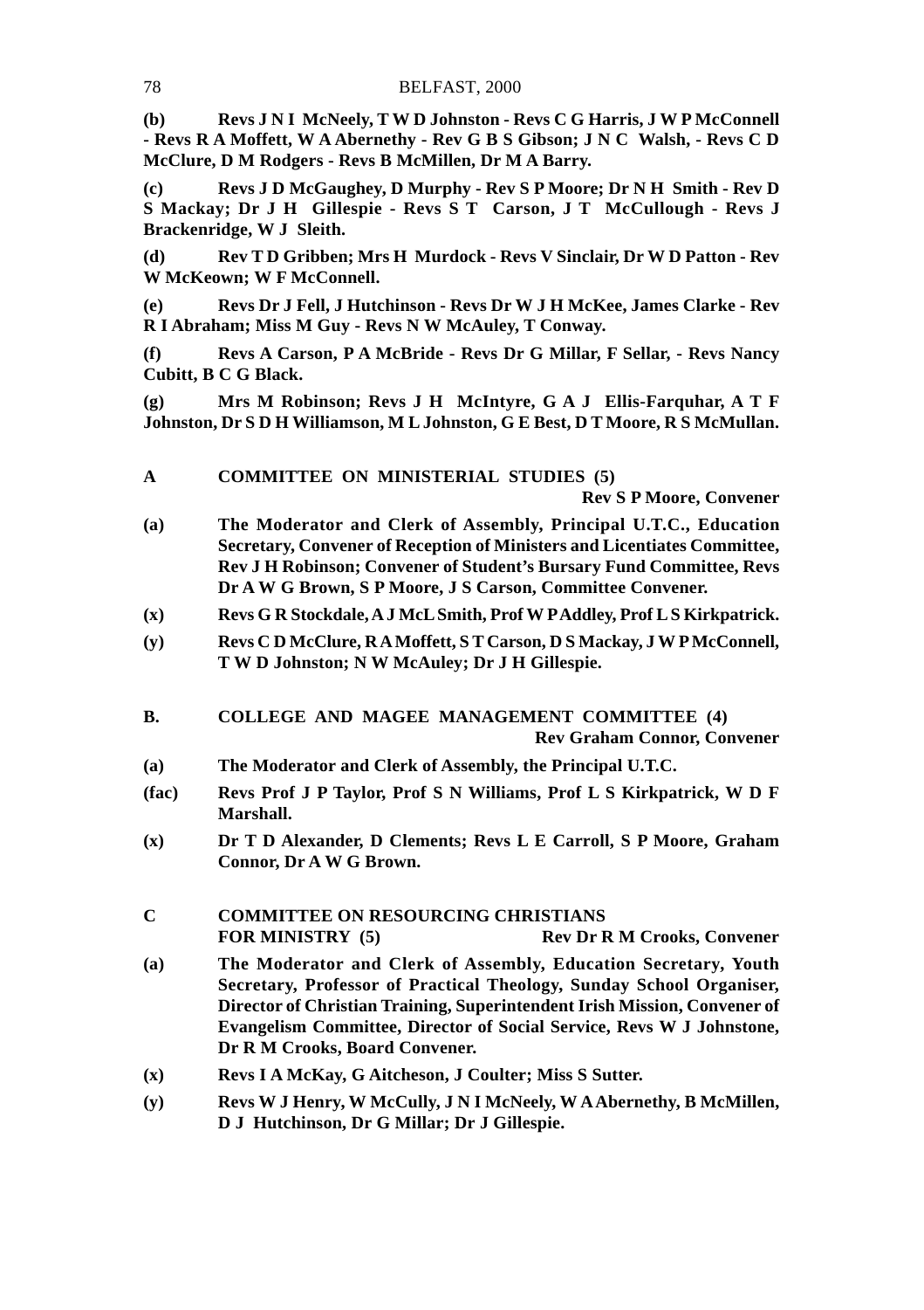**(b)** **Revs J N I McNeely, T W D Johnston - Revs C G Harris, J W P McConnell - Revs R A Moffett, W A Abernethy - Rev G B S Gibson; J N C Walsh, - Revs C D McClure, D M Rodgers - Revs B McMillen, Dr M A Barry.**

**(c)** **Revs J D McGaughey, D Murphy - Rev S P Moore; Dr N H Smith - Rev D S Mackay; Dr J H Gillespie - Revs S T Carson, J T McCullough - Revs J Brackenridge, W J Sleith.**

**(d)** **Rev T D Gribben; Mrs H Murdock - Revs V Sinclair, Dr W D Patton - Rev W McKeown; W F McConnell.**

**(e)** **Revs Dr J Fell, J Hutchinson - Revs Dr W J H McKee, James Clarke - Rev R I Abraham; Miss M Guy - Revs N W McAuley, T Conway.**

**(f)** **Revs A Carson, P A McBride - Revs Dr G Millar, F Sellar, - Revs Nancy Cubitt, B C G Black.**

**(g)** **Mrs M Robinson; Revs J H McIntyre, G A J Ellis-Farquhar, A T F Johnston, Dr S D H Williamson, M L Johnston, G E Best, D T Moore, R S McMullan.**

## A COMMITTEE ON MINISTERIAL STUDIES (5)

**Rev S P Moore, Convener**

**(a)** **The Moderator and Clerk of Assembly, Principal U.T.C., Education Secretary, Convener of Reception of Ministers and Licentiates Committee, Rev J H Robinson; Convener of Student's Bursary Fund Committee, Revs Dr A W G Brown, S P Moore, J S Carson, Committee Convener.**

**(x)** **Revs G R Stockdale, A J McL Smith, Prof W P Addley, Prof L S Kirkpatrick.**

**(y)** **Revs C D McClure, R A Moffett, S T Carson, D S Mackay, J W P McConnell, T W D Johnston; N W McAuley; Dr J H Gillespie.**

## B. COLLEGE AND MAGEE MANAGEMENT COMMITTEE (4)

**Rev Graham Connor, Convener**

**(a)** **The Moderator and Clerk of Assembly, the Principal U.T.C.**

**(fac)** **Revs Prof J P Taylor, Prof S N Williams, Prof L S Kirkpatrick, W D F Marshall.**

**(x)** **Dr T D Alexander, D Clements; Revs L E Carroll, S P Moore, Graham Connor, Dr A W G Brown.**

## C COMMITTEE ON RESOURCING CHRISTIANS FOR MINISTRY (5)

**Rev Dr R M Crooks, Convener**

**(a)** **The Moderator and Clerk of Assembly, Education Secretary, Youth Secretary, Professor of Practical Theology, Sunday School Organiser, Director of Christian Training, Superintendent Irish Mission, Convener of Evangelism Committee, Director of Social Service, Revs W J Johnstone, Dr R M Crooks, Board Convener.**

**(x)** **Revs I A McKay, G Aitcheson, J Coulter; Miss S Sutter.**

**(y)** **Revs W J Henry, W McCully, J N I McNeely, W A Abernethy, B McMillen, D J Hutchinson, Dr G Millar; Dr J Gillespie.**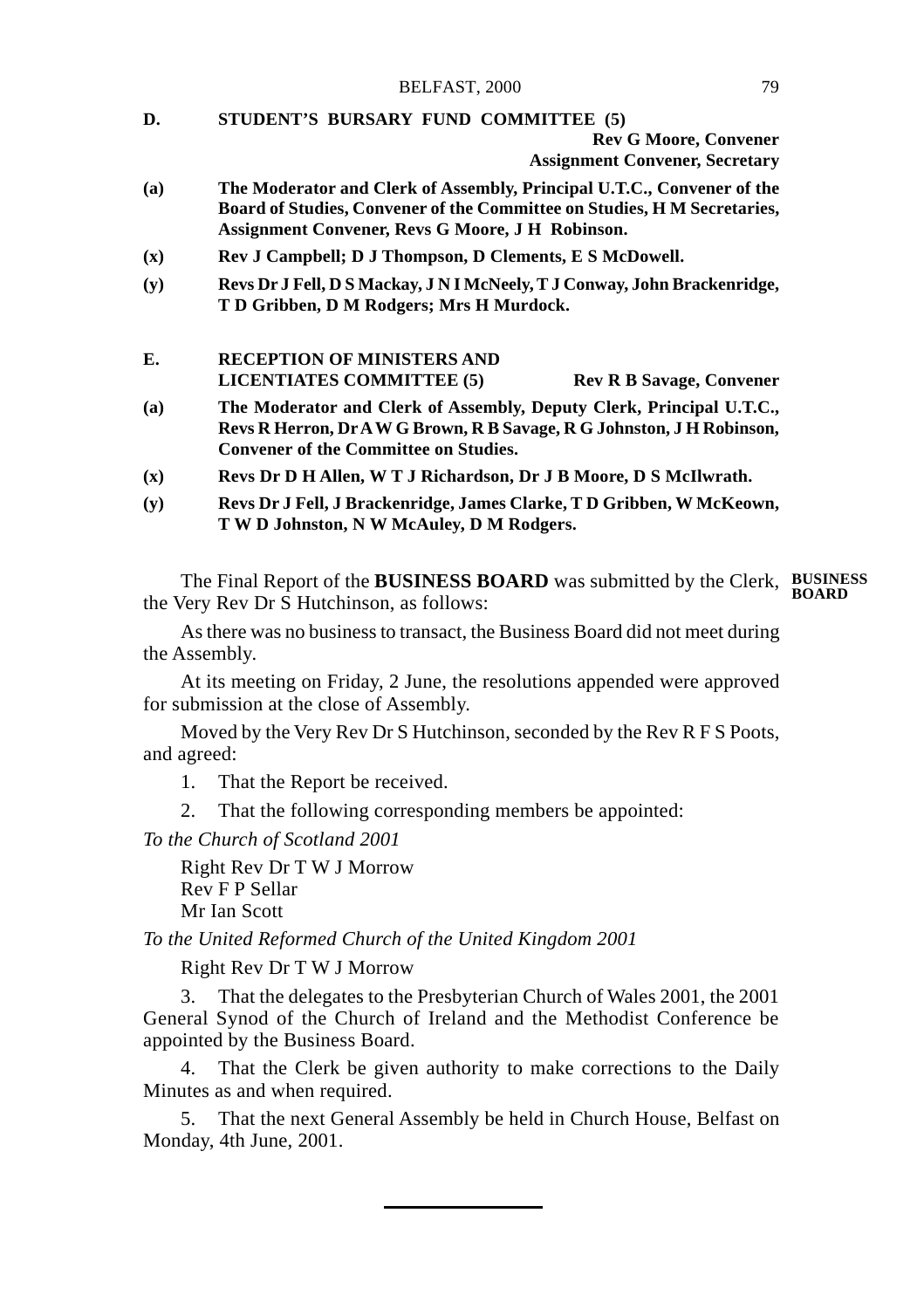**D. STUDENT'S BURSARY FUND COMMITTEE (5)**

**Rev G Moore, Convener**
**Assignment Convener, Secretary**

**(a)** **The Moderator and Clerk of Assembly, Principal U.T.C., Convener of the Board of Studies, Convener of the Committee on Studies, H M Secretaries, Assignment Convener, Revs G Moore, J H Robinson.**

**(x)** **Rev J Campbell; D J Thompson, D Clements, E S McDowell.**

**(y)** **Revs Dr J Fell, D S Mackay, J N I McNeely, T J Conway, John Brackenridge, T D Gribben, D M Rodgers; Mrs H Murdock.**

**E. RECEPTION OF MINISTERS AND LICENTIATES COMMITTEE (5)** **Rev R B Savage, Convener**

**(a)** **The Moderator and Clerk of Assembly, Deputy Clerk, Principal U.T.C., Revs R Herron, Dr A W G Brown, R B Savage, R G Johnston, J H Robinson, Convener of the Committee on Studies.**

**(x)** **Revs Dr D H Allen, W T J Richardson, Dr J B Moore, D S McIlwrath.**

**(y)** **Revs Dr J Fell, J Brackenridge, James Clarke, T D Gribben, W McKeown, T W D Johnston, N W McAuley, D M Rodgers.**

**BUSINESS BOARD**

The Final Report of the **BUSINESS BOARD** was submitted by the Clerk, the Very Rev Dr S Hutchinson, as follows:

As there was no business to transact, the Business Board did not meet during the Assembly.

At its meeting on Friday, 2 June, the resolutions appended were approved for submission at the close of Assembly.

Moved by the Very Rev Dr S Hutchinson, seconded by the Rev R F S Poots, and agreed:

1. That the Report be received.
2. That the following corresponding members be appointed:

*To the Church of Scotland 2001*

Right Rev Dr T W J Morrow
Rev F P Sellar
Mr Ian Scott

*To the United Reformed Church of the United Kingdom 2001*

Right Rev Dr T W J Morrow

3. That the delegates to the Presbyterian Church of Wales 2001, the 2001 General Synod of the Church of Ireland and the Methodist Conference be appointed by the Business Board.
4. That the Clerk be given authority to make corrections to the Daily Minutes as and when required.
5. That the next General Assembly be held in Church House, Belfast on Monday, 4th June, 2001.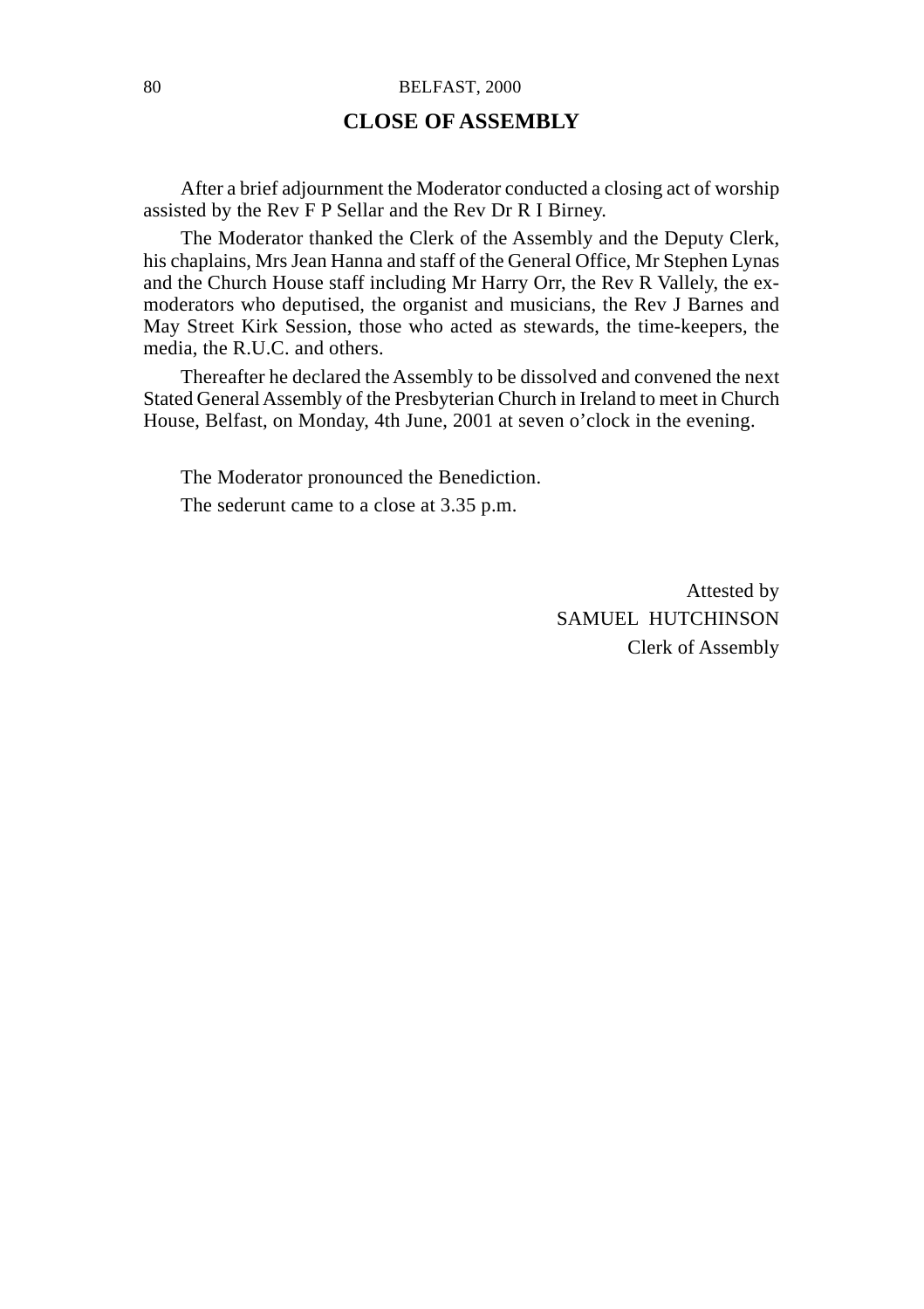## CLOSE OF ASSEMBLY

After a brief adjournment the Moderator conducted a closing act of worship assisted by the Rev F P Sellar and the Rev Dr R I Birney.

The Moderator thanked the Clerk of the Assembly and the Deputy Clerk, his chaplains, Mrs Jean Hanna and staff of the General Office, Mr Stephen Lynas and the Church House staff including Mr Harry Orr, the Rev R Vallely, the ex-moderators who deputised, the organist and musicians, the Rev J Barnes and May Street Kirk Session, those who acted as stewards, the time-keepers, the media, the R.U.C. and others.

Thereafter he declared the Assembly to be dissolved and convened the next Stated General Assembly of the Presbyterian Church in Ireland to meet in Church House, Belfast, on Monday, 4th June, 2001 at seven o'clock in the evening.

The Moderator pronounced the Benediction.

The sederunt came to a close at 3.35 p.m.

Attested by
SAMUEL HUTCHINSON
Clerk of Assembly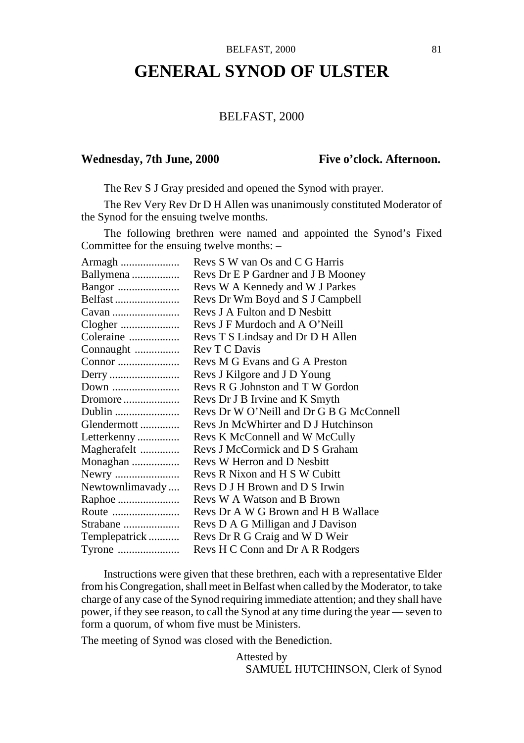# GENERAL SYNOD OF ULSTER

BELFAST, 2000

**Wednesday, 7th June, 2000** **Five o'clock. Afternoon.**

The Rev S J Gray presided and opened the Synod with prayer.

The Rev Very Rev Dr D H Allen was unanimously constituted Moderator of the Synod for the ensuing twelve months.

The following brethren were named and appointed the Synod's Fixed Committee for the ensuing twelve months: –

| | |
|---|---|
| Armagh | Revs S W van Os and C G Harris |
| Ballymena | Revs Dr E P Gardner and J B Mooney |
| Bangor | Revs W A Kennedy and W J Parkes |
| Belfast | Revs Dr Wm Boyd and S J Campbell |
| Cavan | Revs J A Fulton and D Nesbitt |
| Clogher | Revs J F Murdoch and A O'Neill |
| Coleraine | Revs T S Lindsay and Dr D H Allen |
| Connaught | Rev T C Davis |
| Connor | Revs M G Evans and G A Preston |
| Derry | Revs J Kilgore and J D Young |
| Down | Revs R G Johnston and T W Gordon |
| Dromore | Revs Dr J B Irvine and K Smyth |
| Dublin | Revs Dr W O'Neill and Dr G B G McConnell |
| Glendermott | Revs Jn McWhirter and D J Hutchinson |
| Letterkenny | Revs K McConnell and W McCully |
| Magherafelt | Revs J McCormick and D S Graham |
| Monaghan | Revs W Herron and D Nesbitt |
| Newry | Revs R Nixon and H S W Cubitt |
| Newtownlimavady | Revs D J H Brown and D S Irwin |
| Raphoe | Revs W A Watson and B Brown |
| Route | Revs Dr A W G Brown and H B Wallace |
| Strabane | Revs D A G Milligan and J Davison |
| Templepatrick | Revs Dr R G Craig and W D Weir |
| Tyrone | Revs H C Conn and Dr A R Rodgers |

Instructions were given that these brethren, each with a representative Elder from his Congregation, shall meet in Belfast when called by the Moderator, to take charge of any case of the Synod requiring immediate attention; and they shall have power, if they see reason, to call the Synod at any time during the year — seven to form a quorum, of whom five must be Ministers.

The meeting of Synod was closed with the Benediction.

Attested by
SAMUEL HUTCHINSON, Clerk of Synod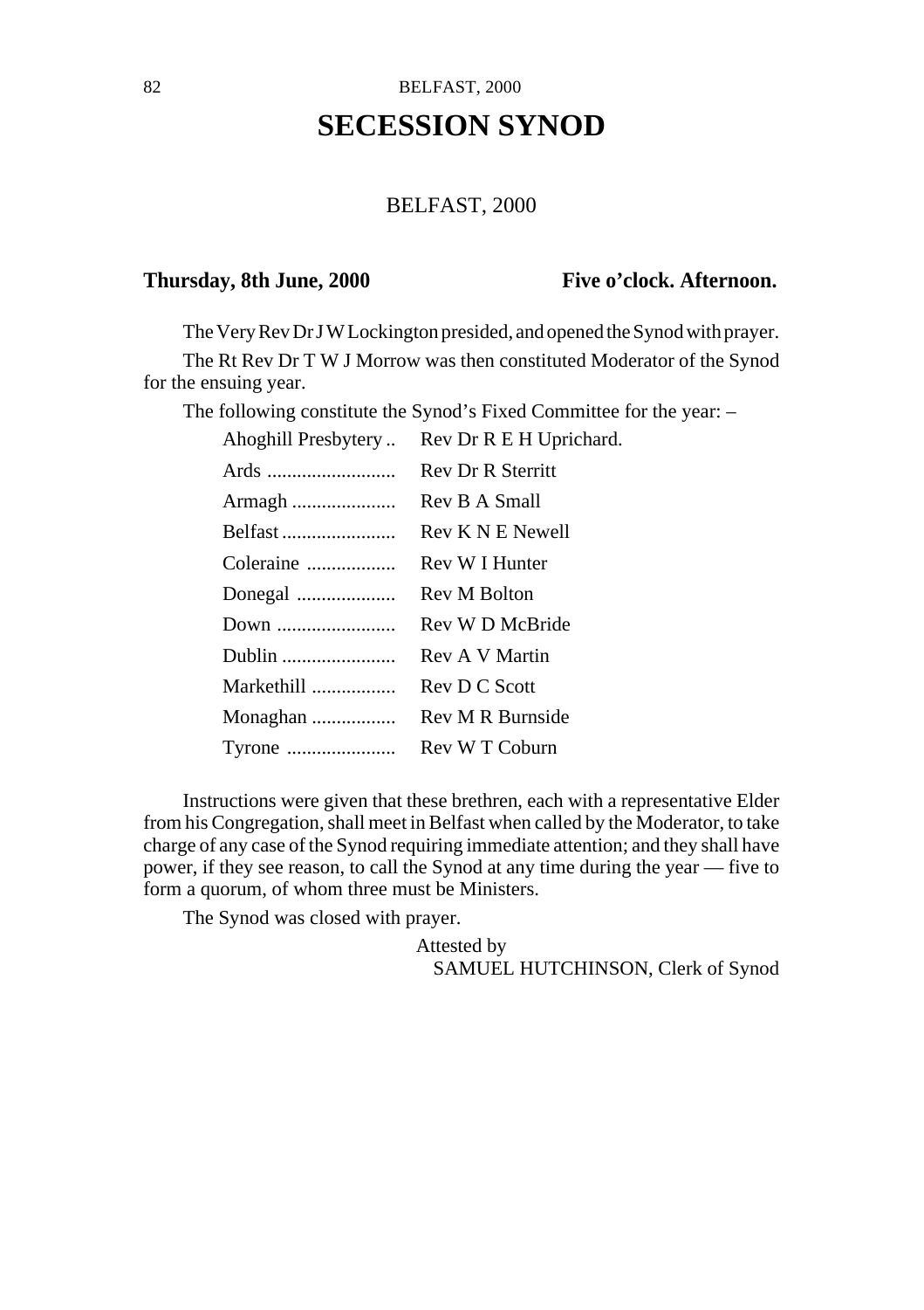# SECESSION SYNOD

BELFAST, 2000

**Thursday, 8th June, 2000** **Five o'clock. Afternoon.**

The Very Rev Dr J W Lockington presided, and opened the Synod with prayer.

The Rt Rev Dr T W J Morrow was then constituted Moderator of the Synod for the ensuing year.

The following constitute the Synod's Fixed Committee for the year: –

| | |
|---|---|
| Ahoghill Presbytery .. | Rev Dr R E H Uprichard. |
| Ards .......................... | Rev Dr R Sterritt |
| Armagh ..................... | Rev B A Small |
| Belfast ....................... | Rev K N E Newell |
| Coleraine .................. | Rev W I Hunter |
| Donegal .................... | Rev M Bolton |
| Down ........................ | Rev W D McBride |
| Dublin ....................... | Rev A V Martin |
| Markethill ................. | Rev D C Scott |
| Monaghan ................. | Rev M R Burnside |
| Tyrone ...................... | Rev W T Coburn |

Instructions were given that these brethren, each with a representative Elder from his Congregation, shall meet in Belfast when called by the Moderator, to take charge of any case of the Synod requiring immediate attention; and they shall have power, if they see reason, to call the Synod at any time during the year — five to form a quorum, of whom three must be Ministers.

The Synod was closed with prayer.

Attested by
SAMUEL HUTCHINSON, Clerk of Synod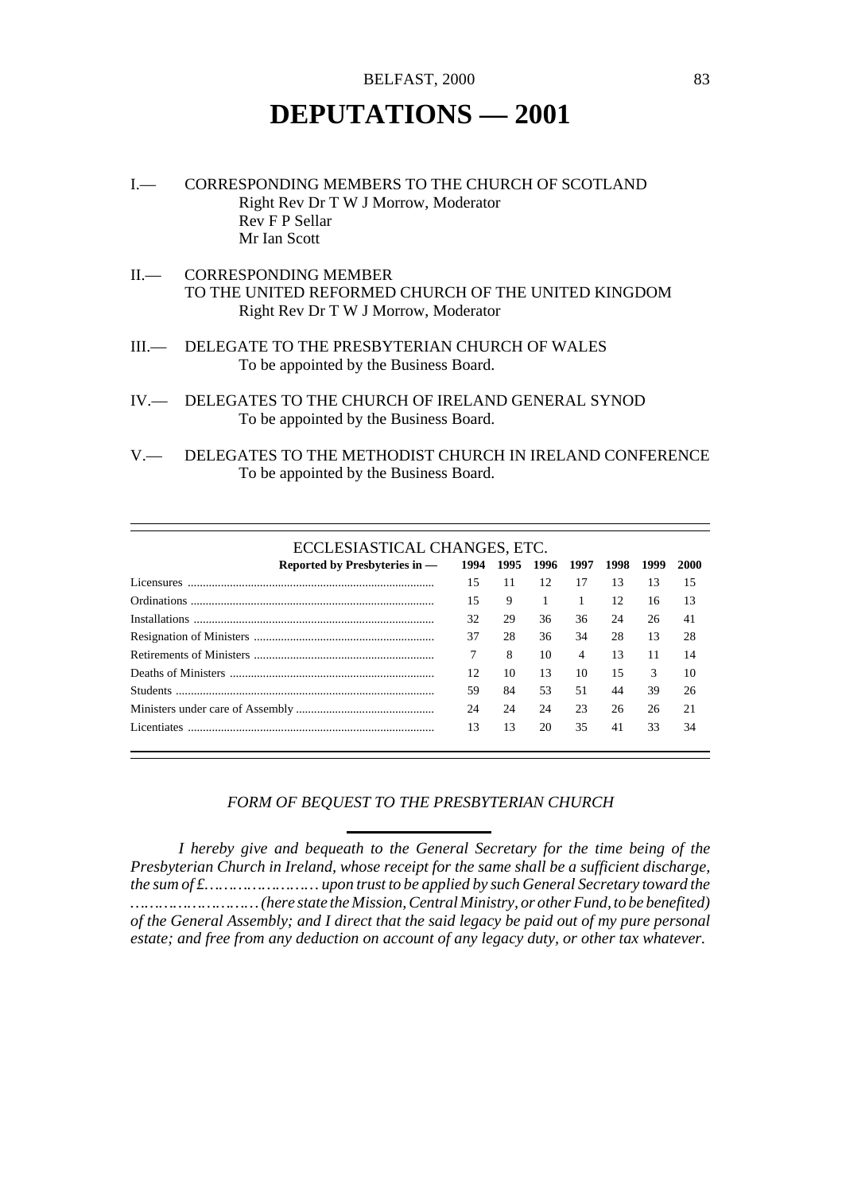# DEPUTATIONS — 2001

I.— CORRESPONDING MEMBERS TO THE CHURCH OF SCOTLAND
Right Rev Dr T W J Morrow, Moderator
Rev F P Sellar
Mr Ian Scott

II.— CORRESPONDING MEMBER
TO THE UNITED REFORMED CHURCH OF THE UNITED KINGDOM
Right Rev Dr T W J Morrow, Moderator

III.— DELEGATE TO THE PRESBYTERIAN CHURCH OF WALES
To be appointed by the Business Board.

IV.— DELEGATES TO THE CHURCH OF IRELAND GENERAL SYNOD
To be appointed by the Business Board.

V.— DELEGATES TO THE METHODIST CHURCH IN IRELAND CONFERENCE
To be appointed by the Business Board.

ECCLESIASTICAL CHANGES, ETC.

| Reported by Presbyteries in — | 1994 | 1995 | 1996 | 1997 | 1998 | 1999 | 2000 |
|---|---|---|---|---|---|---|---|
| Licensures | 15 | 11 | 12 | 17 | 13 | 13 | 15 |
| Ordinations | 15 | 9 | 1 | 1 | 12 | 16 | 13 |
| Installations | 32 | 29 | 36 | 36 | 24 | 26 | 41 |
| Resignation of Ministers | 37 | 28 | 36 | 34 | 28 | 13 | 28 |
| Retirements of Ministers | 7 | 8 | 10 | 4 | 13 | 11 | 14 |
| Deaths of Ministers | 12 | 10 | 13 | 10 | 15 | 3 | 10 |
| Students | 59 | 84 | 53 | 51 | 44 | 39 | 26 |
| Ministers under care of Assembly | 24 | 24 | 24 | 23 | 26 | 26 | 21 |
| Licentiates | 13 | 13 | 20 | 35 | 41 | 33 | 34 |

*FORM OF BEQUEST TO THE PRESBYTERIAN CHURCH*

*I hereby give and bequeath to the General Secretary for the time being of the Presbyterian Church in Ireland, whose receipt for the same shall be a sufficient discharge, the sum of £………………… upon trust to be applied by such General Secretary toward the …………………… (here state the Mission, Central Ministry, or other Fund, to be benefited) of the General Assembly; and I direct that the said legacy be paid out of my pure personal estate; and free from any deduction on account of any legacy duty, or other tax whatever.*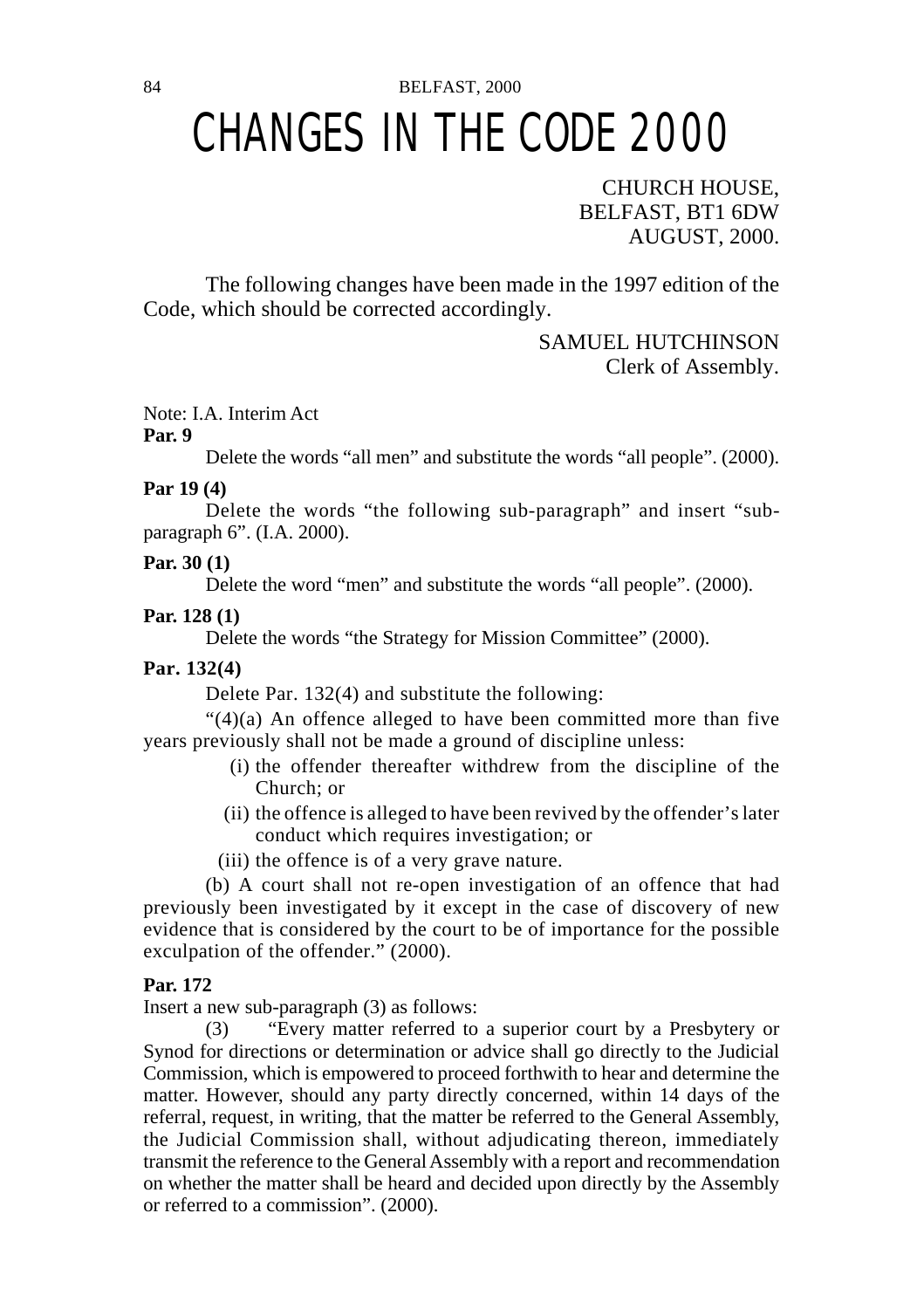# CHANGES IN THE CODE 2000

CHURCH HOUSE,
BELFAST, BT1 6DW
AUGUST, 2000.

The following changes have been made in the 1997 edition of the Code, which should be corrected accordingly.

SAMUEL HUTCHINSON
Clerk of Assembly.

Note: I.A. Interim Act

**Par. 9**

Delete the words "all men" and substitute the words "all people". (2000).

**Par 19 (4)**

Delete the words "the following sub-paragraph" and insert "sub-paragraph 6". (I.A. 2000).

**Par. 30 (1)**

Delete the word "men" and substitute the words "all people". (2000).

**Par. 128 (1)**

Delete the words "the Strategy for Mission Committee" (2000).

**Par. 132(4)**

Delete Par. 132(4) and substitute the following:

"(4)(a) An offence alleged to have been committed more than five years previously shall not be made a ground of discipline unless:

(i) the offender thereafter withdrew from the discipline of the Church; or

(ii) the offence is alleged to have been revived by the offender's later conduct which requires investigation; or

(iii) the offence is of a very grave nature.

(b) A court shall not re-open investigation of an offence that had previously been investigated by it except in the case of discovery of new evidence that is considered by the court to be of importance for the possible exculpation of the offender." (2000).

**Par. 172**

Insert a new sub-paragraph (3) as follows:

(3) "Every matter referred to a superior court by a Presbytery or Synod for directions or determination or advice shall go directly to the Judicial Commission, which is empowered to proceed forthwith to hear and determine the matter. However, should any party directly concerned, within 14 days of the referral, request, in writing, that the matter be referred to the General Assembly, the Judicial Commission shall, without adjudicating thereon, immediately transmit the reference to the General Assembly with a report and recommendation on whether the matter shall be heard and decided upon directly by the Assembly or referred to a commission". (2000).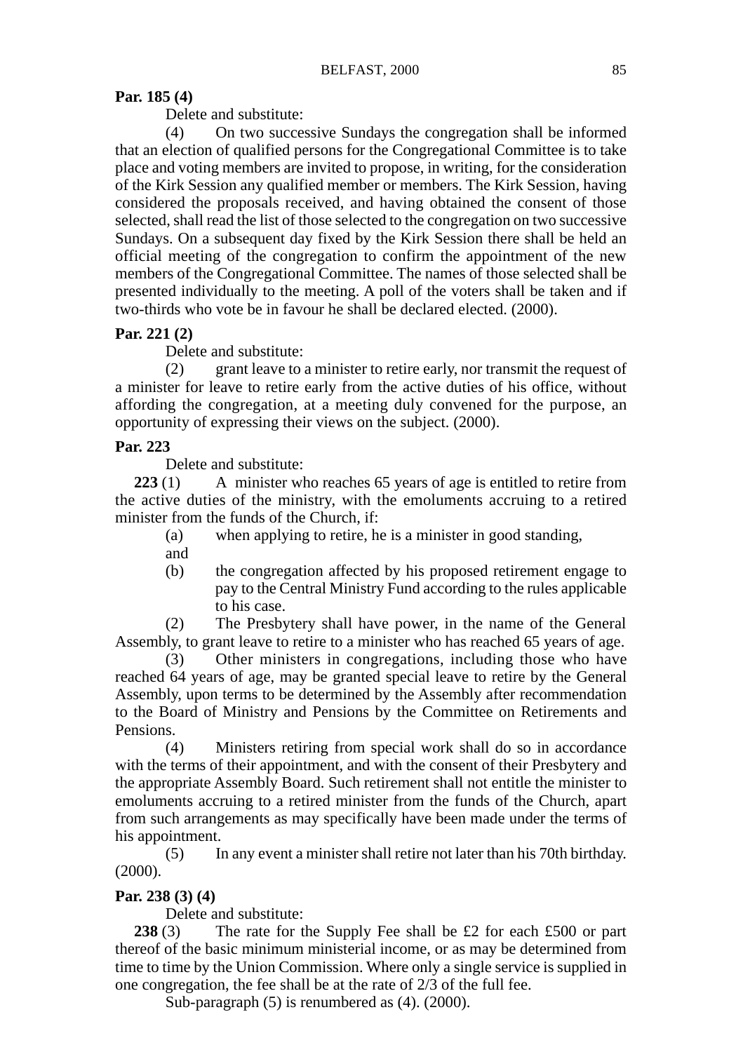**Par. 185 (4)**

Delete and substitute:

(4) On two successive Sundays the congregation shall be informed that an election of qualified persons for the Congregational Committee is to take place and voting members are invited to propose, in writing, for the consideration of the Kirk Session any qualified member or members. The Kirk Session, having considered the proposals received, and having obtained the consent of those selected, shall read the list of those selected to the congregation on two successive Sundays. On a subsequent day fixed by the Kirk Session there shall be held an official meeting of the congregation to confirm the appointment of the new members of the Congregational Committee. The names of those selected shall be presented individually to the meeting. A poll of the voters shall be taken and if two-thirds who vote be in favour he shall be declared elected. (2000).

**Par. 221 (2)**

Delete and substitute:

(2) grant leave to a minister to retire early, nor transmit the request of a minister for leave to retire early from the active duties of his office, without affording the congregation, at a meeting duly convened for the purpose, an opportunity of expressing their views on the subject. (2000).

**Par. 223**

Delete and substitute:

**223** (1) A minister who reaches 65 years of age is entitled to retire from the active duties of the ministry, with the emoluments accruing to a retired minister from the funds of the Church, if:

(a) when applying to retire, he is a minister in good standing,

and

(b) the congregation affected by his proposed retirement engage to pay to the Central Ministry Fund according to the rules applicable to his case.

(2) The Presbytery shall have power, in the name of the General Assembly, to grant leave to retire to a minister who has reached 65 years of age.

(3) Other ministers in congregations, including those who have reached 64 years of age, may be granted special leave to retire by the General Assembly, upon terms to be determined by the Assembly after recommendation to the Board of Ministry and Pensions by the Committee on Retirements and Pensions.

(4) Ministers retiring from special work shall do so in accordance with the terms of their appointment, and with the consent of their Presbytery and the appropriate Assembly Board. Such retirement shall not entitle the minister to emoluments accruing to a retired minister from the funds of the Church, apart from such arrangements as may specifically have been made under the terms of his appointment.

(5) In any event a minister shall retire not later than his 70th birthday. (2000).

**Par. 238 (3) (4)**

Delete and substitute:

**238** (3) The rate for the Supply Fee shall be £2 for each £500 or part thereof of the basic minimum ministerial income, or as may be determined from time to time by the Union Commission. Where only a single service is supplied in one congregation, the fee shall be at the rate of 2/3 of the full fee.

Sub-paragraph (5) is renumbered as (4). (2000).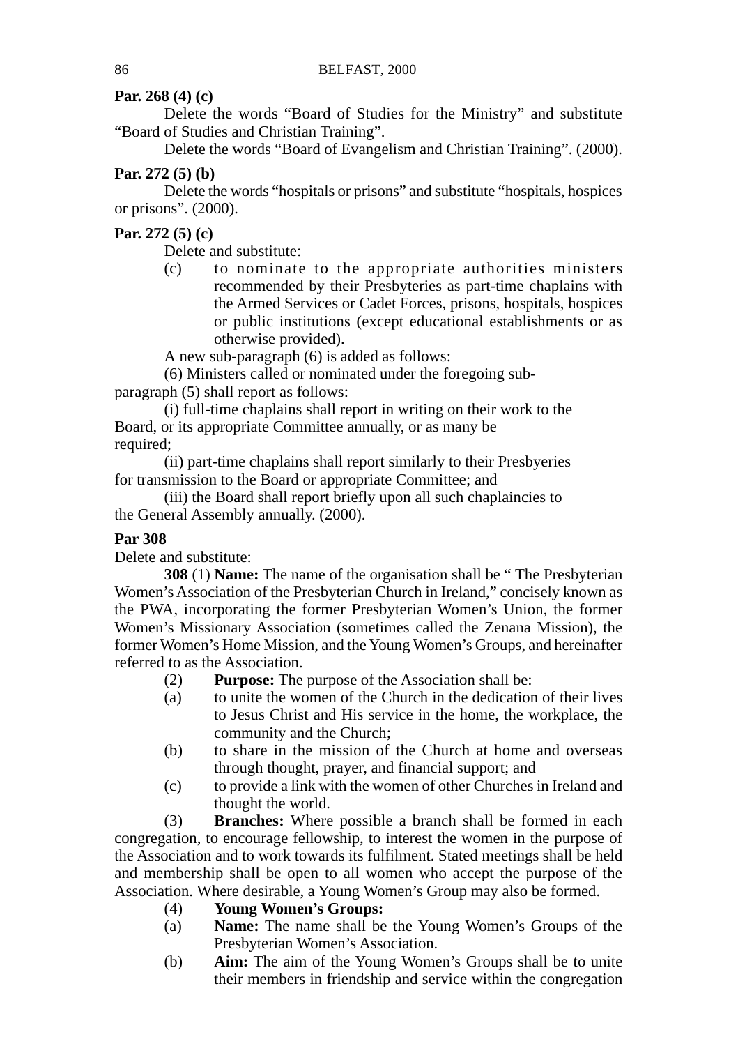**Par. 268 (4) (c)**

Delete the words "Board of Studies for the Ministry" and substitute "Board of Studies and Christian Training".

Delete the words "Board of Evangelism and Christian Training". (2000).

**Par. 272 (5) (b)**

Delete the words "hospitals or prisons" and substitute "hospitals, hospices or prisons". (2000).

**Par. 272 (5) (c)**

Delete and substitute:

(c) to nominate to the appropriate authorities ministers recommended by their Presbyteries as part-time chaplains with the Armed Services or Cadet Forces, prisons, hospitals, hospices or public institutions (except educational establishments or as otherwise provided).

A new sub-paragraph (6) is added as follows:

(6) Ministers called or nominated under the foregoing sub-paragraph (5) shall report as follows:

(i) full-time chaplains shall report in writing on their work to the Board, or its appropriate Committee annually, or as many be required;

(ii) part-time chaplains shall report similarly to their Presbyeries for transmission to the Board or appropriate Committee; and

(iii) the Board shall report briefly upon all such chaplaincies to the General Assembly annually. (2000).

**Par 308**

Delete and substitute:

**308** (1) **Name:** The name of the organisation shall be " The Presbyterian Women's Association of the Presbyterian Church in Ireland," concisely known as the PWA, incorporating the former Presbyterian Women's Union, the former Women's Missionary Association (sometimes called the Zenana Mission), the former Women's Home Mission, and the Young Women's Groups, and hereinafter referred to as the Association.

(2) **Purpose:** The purpose of the Association shall be:

(a) to unite the women of the Church in the dedication of their lives to Jesus Christ and His service in the home, the workplace, the community and the Church;

(b) to share in the mission of the Church at home and overseas through thought, prayer, and financial support; and

(c) to provide a link with the women of other Churches in Ireland and thought the world.

(3) **Branches:** Where possible a branch shall be formed in each congregation, to encourage fellowship, to interest the women in the purpose of the Association and to work towards its fulfilment. Stated meetings shall be held and membership shall be open to all women who accept the purpose of the Association. Where desirable, a Young Women's Group may also be formed.

(4) **Young Women's Groups:**

(a) **Name:** The name shall be the Young Women's Groups of the Presbyterian Women's Association.

(b) **Aim:** The aim of the Young Women's Groups shall be to unite their members in friendship and service within the congregation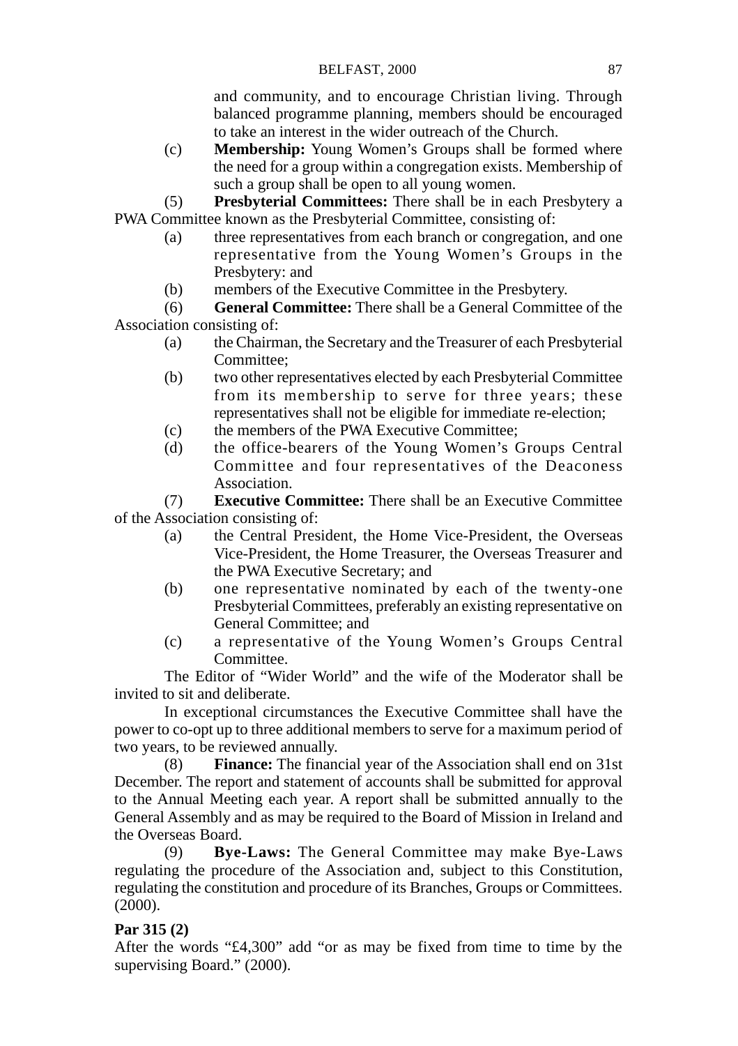and community, and to encourage Christian living. Through balanced programme planning, members should be encouraged to take an interest in the wider outreach of the Church.

(c) **Membership:** Young Women's Groups shall be formed where the need for a group within a congregation exists. Membership of such a group shall be open to all young women.

(5) **Presbyterial Committees:** There shall be in each Presbytery a PWA Committee known as the Presbyterial Committee, consisting of:

(a) three representatives from each branch or congregation, and one representative from the Young Women's Groups in the Presbytery: and

(b) members of the Executive Committee in the Presbytery.

(6) **General Committee:** There shall be a General Committee of the Association consisting of:

(a) the Chairman, the Secretary and the Treasurer of each Presbyterial Committee;

(b) two other representatives elected by each Presbyterial Committee from its membership to serve for three years; these representatives shall not be eligible for immediate re-election;

(c) the members of the PWA Executive Committee;

(d) the office-bearers of the Young Women's Groups Central Committee and four representatives of the Deaconess Association.

(7) **Executive Committee:** There shall be an Executive Committee of the Association consisting of:

(a) the Central President, the Home Vice-President, the Overseas Vice-President, the Home Treasurer, the Overseas Treasurer and the PWA Executive Secretary; and

(b) one representative nominated by each of the twenty-one Presbyterial Committees, preferably an existing representative on General Committee; and

(c) a representative of the Young Women's Groups Central Committee.

The Editor of "Wider World" and the wife of the Moderator shall be invited to sit and deliberate.

In exceptional circumstances the Executive Committee shall have the power to co-opt up to three additional members to serve for a maximum period of two years, to be reviewed annually.

(8) **Finance:** The financial year of the Association shall end on 31st December. The report and statement of accounts shall be submitted for approval to the Annual Meeting each year. A report shall be submitted annually to the General Assembly and as may be required to the Board of Mission in Ireland and the Overseas Board.

(9) **Bye-Laws:** The General Committee may make Bye-Laws regulating the procedure of the Association and, subject to this Constitution, regulating the constitution and procedure of its Branches, Groups or Committees. (2000).

**Par 315 (2)**

After the words "£4,300" add "or as may be fixed from time to time by the supervising Board." (2000).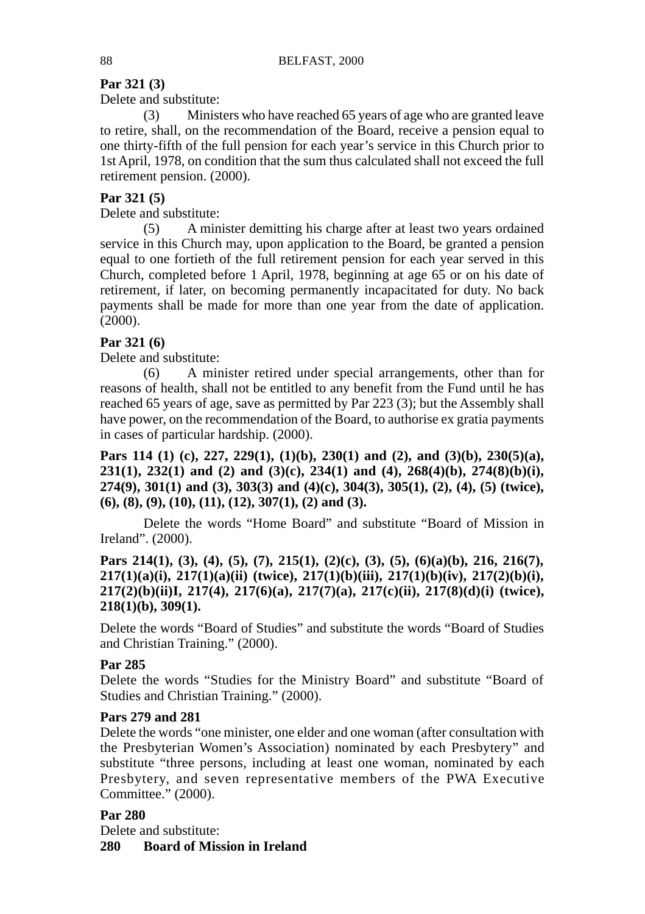**Par 321 (3)**

Delete and substitute:

(3) Ministers who have reached 65 years of age who are granted leave to retire, shall, on the recommendation of the Board, receive a pension equal to one thirty-fifth of the full pension for each year's service in this Church prior to 1st April, 1978, on condition that the sum thus calculated shall not exceed the full retirement pension. (2000).

**Par 321 (5)**

Delete and substitute:

(5) A minister demitting his charge after at least two years ordained service in this Church may, upon application to the Board, be granted a pension equal to one fortieth of the full retirement pension for each year served in this Church, completed before 1 April, 1978, beginning at age 65 or on his date of retirement, if later, on becoming permanently incapacitated for duty. No back payments shall be made for more than one year from the date of application. (2000).

**Par 321 (6)**

Delete and substitute:

(6) A minister retired under special arrangements, other than for reasons of health, shall not be entitled to any benefit from the Fund until he has reached 65 years of age, save as permitted by Par 223 (3); but the Assembly shall have power, on the recommendation of the Board, to authorise ex gratia payments in cases of particular hardship. (2000).

**Pars 114 (1) (c), 227, 229(1), (1)(b), 230(1) and (2), and (3)(b), 230(5)(a), 231(1), 232(1) and (2) and (3)(c), 234(1) and (4), 268(4)(b), 274(8)(b)(i), 274(9), 301(1) and (3), 303(3) and (4)(c), 304(3), 305(1), (2), (4), (5) (twice), (6), (8), (9), (10), (11), (12), 307(1), (2) and (3).**

Delete the words "Home Board" and substitute "Board of Mission in Ireland". (2000).

**Pars 214(1), (3), (4), (5), (7), 215(1), (2)(c), (3), (5), (6)(a)(b), 216, 216(7), 217(1)(a)(i), 217(1)(a)(ii) (twice), 217(1)(b)(iii), 217(1)(b)(iv), 217(2)(b)(i), 217(2)(b)(ii)I, 217(4), 217(6)(a), 217(7)(a), 217(c)(ii), 217(8)(d)(i) (twice), 218(1)(b), 309(1).**

Delete the words "Board of Studies" and substitute the words "Board of Studies and Christian Training." (2000).

**Par 285**

Delete the words "Studies for the Ministry Board" and substitute "Board of Studies and Christian Training." (2000).

**Pars 279 and 281**

Delete the words "one minister, one elder and one woman (after consultation with the Presbyterian Women's Association) nominated by each Presbytery" and substitute "three persons, including at least one woman, nominated by each Presbytery, and seven representative members of the PWA Executive Committee." (2000).

**Par 280**

Delete and substitute:

**280 Board of Mission in Ireland**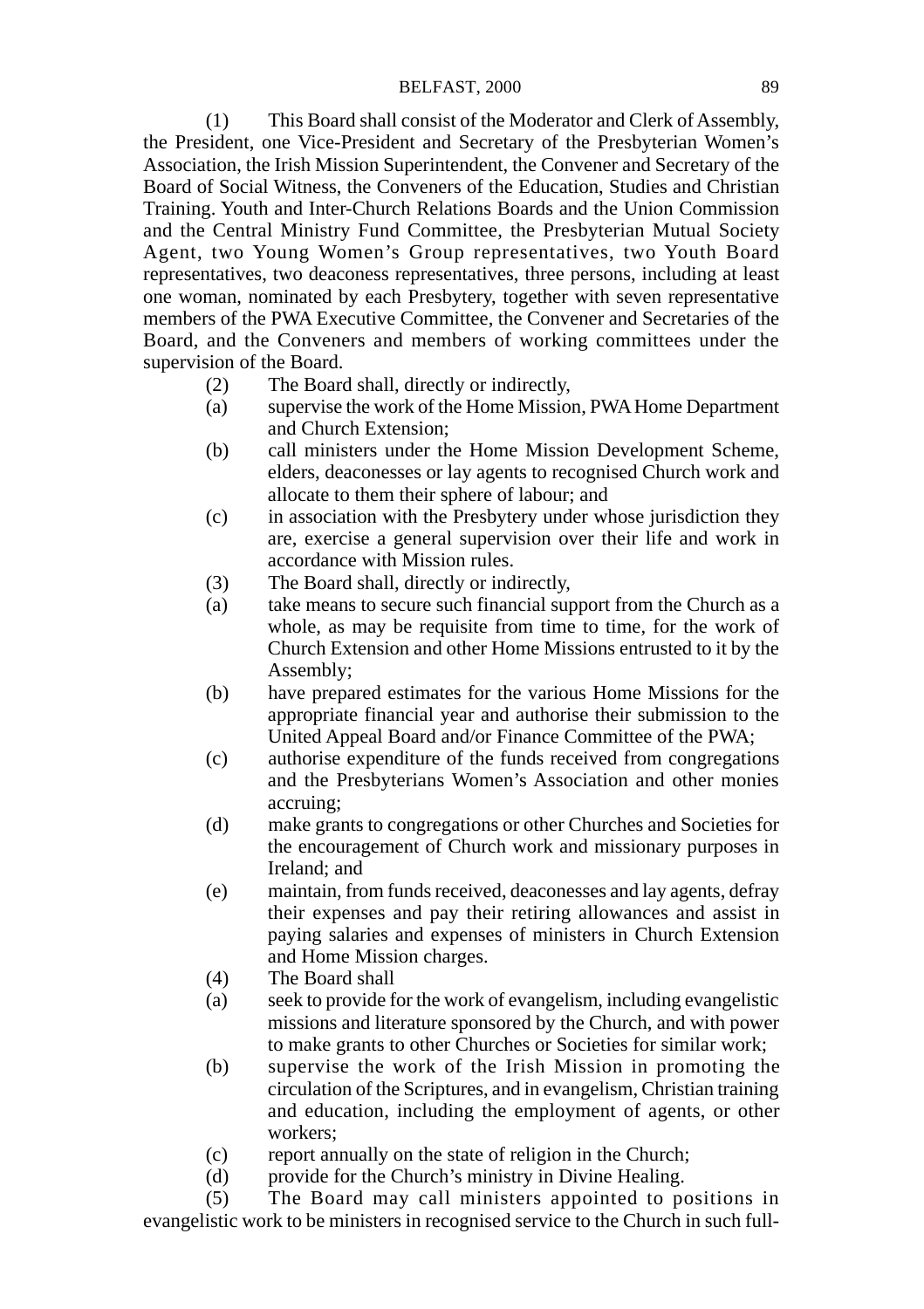(1) This Board shall consist of the Moderator and Clerk of Assembly, the President, one Vice-President and Secretary of the Presbyterian Women's Association, the Irish Mission Superintendent, the Convener and Secretary of the Board of Social Witness, the Conveners of the Education, Studies and Christian Training. Youth and Inter-Church Relations Boards and the Union Commission and the Central Ministry Fund Committee, the Presbyterian Mutual Society Agent, two Young Women's Group representatives, two Youth Board representatives, two deaconess representatives, three persons, including at least one woman, nominated by each Presbytery, together with seven representative members of the PWA Executive Committee, the Convener and Secretaries of the Board, and the Conveners and members of working committees under the supervision of the Board.

(2) The Board shall, directly or indirectly,

(a) supervise the work of the Home Mission, PWA Home Department and Church Extension;

(b) call ministers under the Home Mission Development Scheme, elders, deaconesses or lay agents to recognised Church work and allocate to them their sphere of labour; and

(c) in association with the Presbytery under whose jurisdiction they are, exercise a general supervision over their life and work in accordance with Mission rules.

(3) The Board shall, directly or indirectly,

(a) take means to secure such financial support from the Church as a whole, as may be requisite from time to time, for the work of Church Extension and other Home Missions entrusted to it by the Assembly;

(b) have prepared estimates for the various Home Missions for the appropriate financial year and authorise their submission to the United Appeal Board and/or Finance Committee of the PWA;

(c) authorise expenditure of the funds received from congregations and the Presbyterians Women's Association and other monies accruing;

(d) make grants to congregations or other Churches and Societies for the encouragement of Church work and missionary purposes in Ireland; and

(e) maintain, from funds received, deaconesses and lay agents, defray their expenses and pay their retiring allowances and assist in paying salaries and expenses of ministers in Church Extension and Home Mission charges.

(4) The Board shall

(a) seek to provide for the work of evangelism, including evangelistic missions and literature sponsored by the Church, and with power to make grants to other Churches or Societies for similar work;

(b) supervise the work of the Irish Mission in promoting the circulation of the Scriptures, and in evangelism, Christian training and education, including the employment of agents, or other workers;

(c) report annually on the state of religion in the Church;

(d) provide for the Church's ministry in Divine Healing.

(5) The Board may call ministers appointed to positions in evangelistic work to be ministers in recognised service to the Church in such full-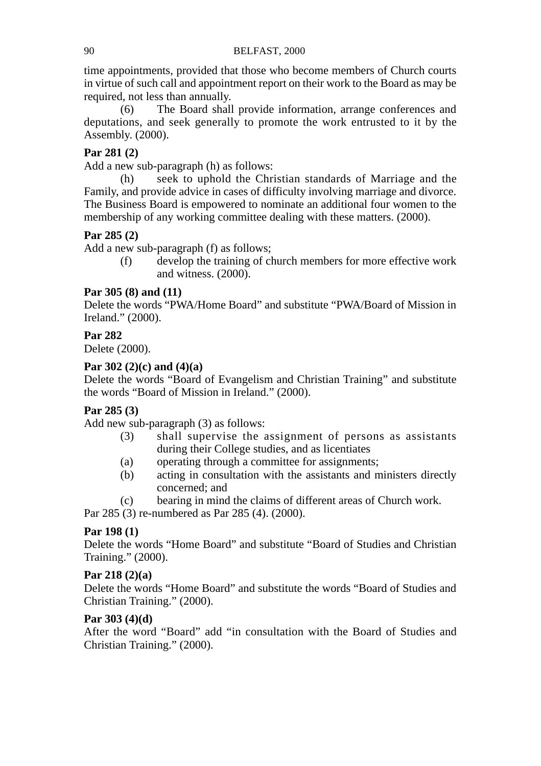time appointments, provided that those who become members of Church courts in virtue of such call and appointment report on their work to the Board as may be required, not less than annually.

(6) The Board shall provide information, arrange conferences and deputations, and seek generally to promote the work entrusted to it by the Assembly. (2000).

**Par 281 (2)**

Add a new sub-paragraph (h) as follows:

(h) seek to uphold the Christian standards of Marriage and the Family, and provide advice in cases of difficulty involving marriage and divorce. The Business Board is empowered to nominate an additional four women to the membership of any working committee dealing with these matters. (2000).

**Par 285 (2)**

Add a new sub-paragraph (f) as follows;

(f) develop the training of church members for more effective work and witness. (2000).

**Par 305 (8) and (11)**

Delete the words "PWA/Home Board" and substitute "PWA/Board of Mission in Ireland." (2000).

**Par 282**

Delete (2000).

**Par 302 (2)(c) and (4)(a)**

Delete the words "Board of Evangelism and Christian Training" and substitute the words "Board of Mission in Ireland." (2000).

**Par 285 (3)**

Add new sub-paragraph (3) as follows:

(3) shall supervise the assignment of persons as assistants during their College studies, and as licentiates

(a) operating through a committee for assignments;

(b) acting in consultation with the assistants and ministers directly concerned; and

(c) bearing in mind the claims of different areas of Church work.

Par 285 (3) re-numbered as Par 285 (4). (2000).

**Par 198 (1)**

Delete the words "Home Board" and substitute "Board of Studies and Christian Training." (2000).

**Par 218 (2)(a)**

Delete the words "Home Board" and substitute the words "Board of Studies and Christian Training." (2000).

**Par 303 (4)(d)**

After the word "Board" add "in consultation with the Board of Studies and Christian Training." (2000).